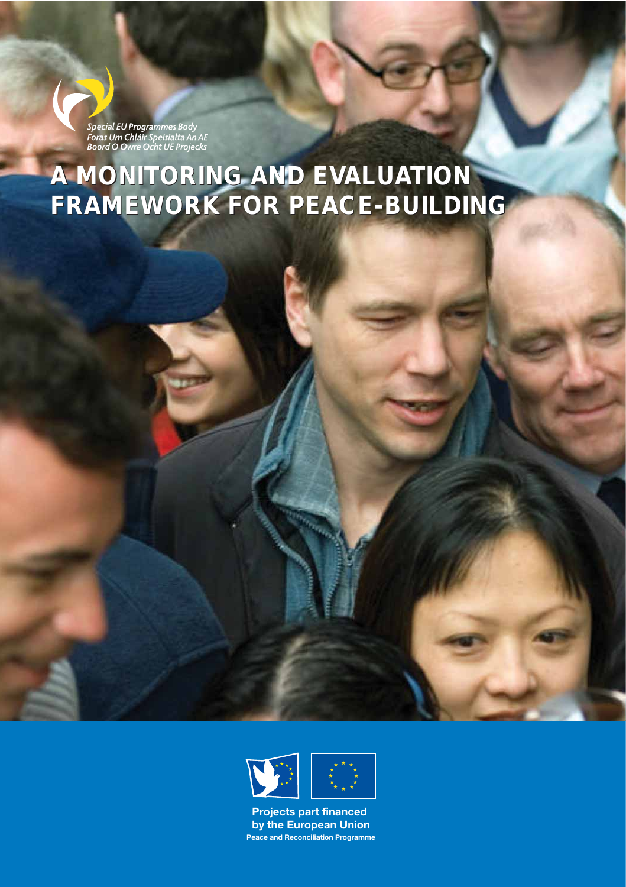Special EU Programmes Body
Foras Um Chláir Speisialta An AE
Boord O Owre Ocht UE Projecks

# A MONITORING AND EVALUATION FRAMEWORK FOR PEACE-BUILDING

Projects part financed by the European Union
Peace and Reconciliation Programme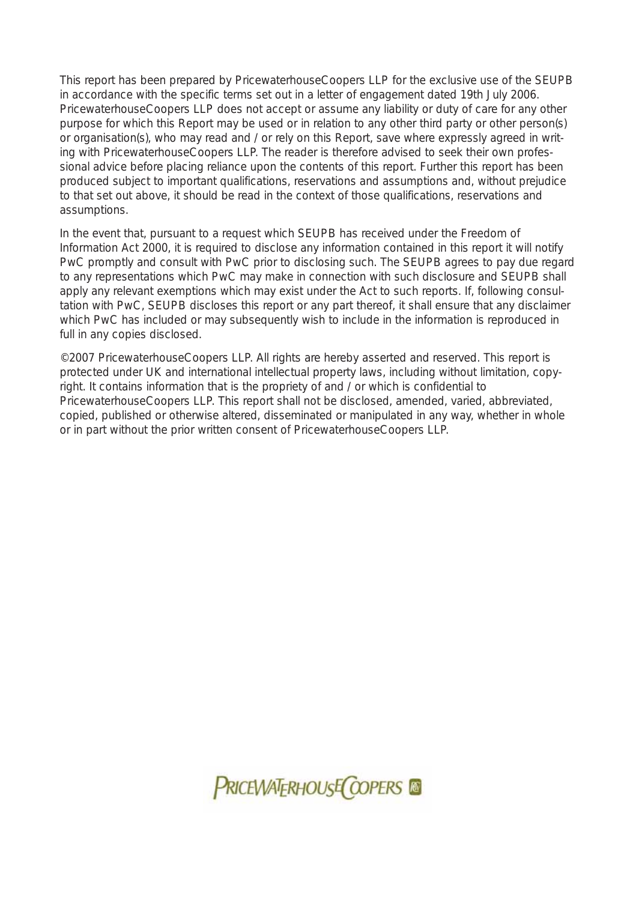This report has been prepared by PricewaterhouseCoopers LLP for the exclusive use of the SEUPB in accordance with the specific terms set out in a letter of engagement dated 19th July 2006. PricewaterhouseCoopers LLP does not accept or assume any liability or duty of care for any other purpose for which this Report may be used or in relation to any other third party or other person(s) or organisation(s), who may read and / or rely on this Report, save where expressly agreed in writing with PricewaterhouseCoopers LLP. The reader is therefore advised to seek their own professional advice before placing reliance upon the contents of this report. Further this report has been produced subject to important qualifications, reservations and assumptions and, without prejudice to that set out above, it should be read in the context of those qualifications, reservations and assumptions.

In the event that, pursuant to a request which SEUPB has received under the Freedom of Information Act 2000, it is required to disclose any information contained in this report it will notify PwC promptly and consult with PwC prior to disclosing such. The SEUPB agrees to pay due regard to any representations which PwC may make in connection with such disclosure and SEUPB shall apply any relevant exemptions which may exist under the Act to such reports. If, following consultation with PwC, SEUPB discloses this report or any part thereof, it shall ensure that any disclaimer which PwC has included or may subsequently wish to include in the information is reproduced in full in any copies disclosed.

©2007 PricewaterhouseCoopers LLP. All rights are hereby asserted and reserved. This report is protected under UK and international intellectual property laws, including without limitation, copyright. It contains information that is the propriety of and / or which is confidential to PricewaterhouseCoopers LLP. This report shall not be disclosed, amended, varied, abbreviated, copied, published or otherwise altered, disseminated or manipulated in any way, whether in whole or in part without the prior written consent of PricewaterhouseCoopers LLP.

PRICEWATERHOUSECOOPERS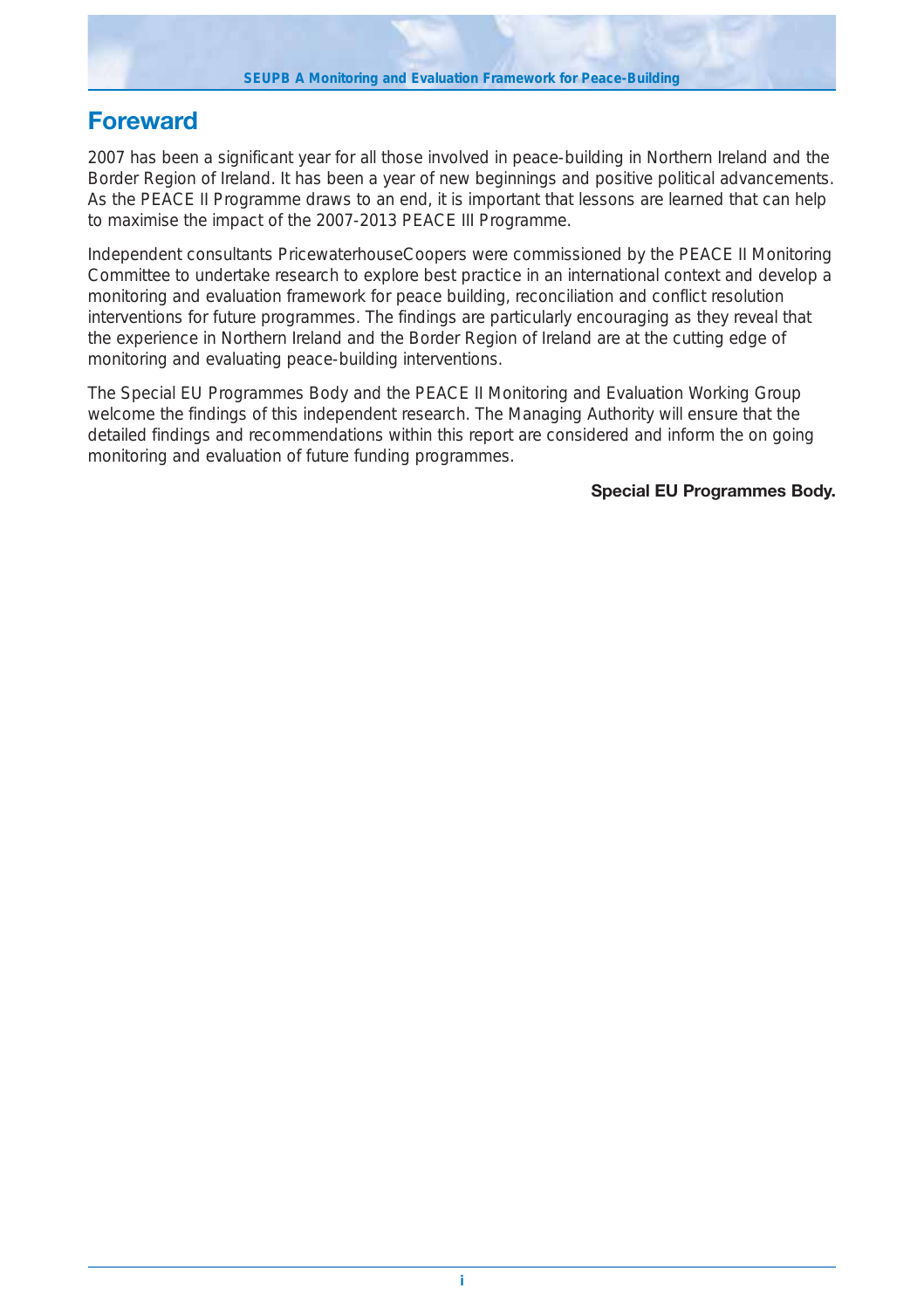# Foreward

2007 has been a significant year for all those involved in peace-building in Northern Ireland and the Border Region of Ireland. It has been a year of new beginnings and positive political advancements. As the PEACE II Programme draws to an end, it is important that lessons are learned that can help to maximise the impact of the 2007-2013 PEACE III Programme.

Independent consultants PricewaterhouseCoopers were commissioned by the PEACE II Monitoring Committee to undertake research to explore best practice in an international context and develop a monitoring and evaluation framework for peace building, reconciliation and conflict resolution interventions for future programmes. The findings are particularly encouraging as they reveal that the experience in Northern Ireland and the Border Region of Ireland are at the cutting edge of monitoring and evaluating peace-building interventions.

The Special EU Programmes Body and the PEACE II Monitoring and Evaluation Working Group welcome the findings of this independent research. The Managing Authority will ensure that the detailed findings and recommendations within this report are considered and inform the on going monitoring and evaluation of future funding programmes.

**Special EU Programmes Body.**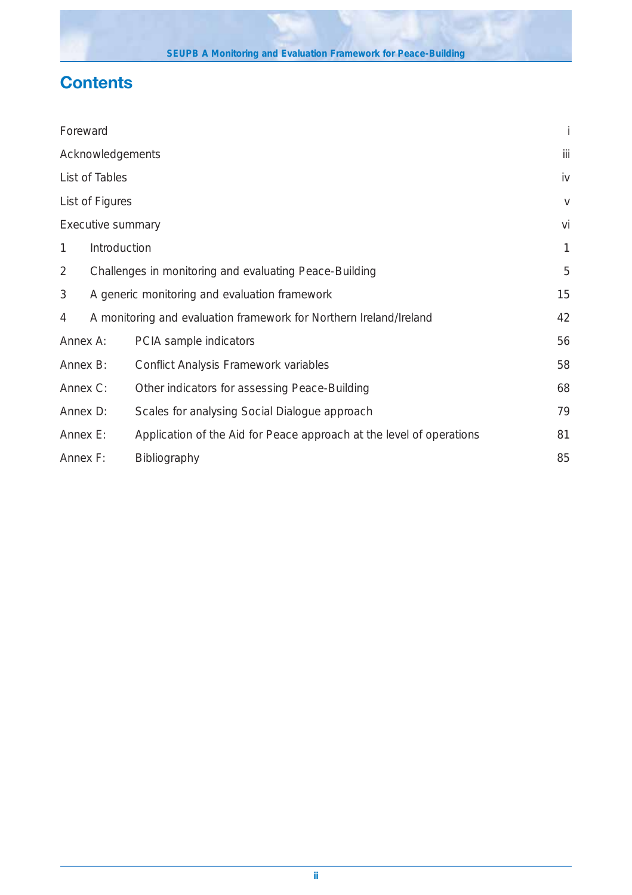# Contents

| | |
|---|---|
| Foreward | i |
| Acknowledgements | iii |
| List of Tables | iv |
| List of Figures | v |
| Executive summary | vi |
| 1 Introduction | 1 |
| 2 Challenges in monitoring and evaluating Peace-Building | 5 |
| 3 A generic monitoring and evaluation framework | 15 |
| 4 A monitoring and evaluation framework for Northern Ireland/Ireland | 42 |
| Annex A: PCIA sample indicators | 56 |
| Annex B: Conflict Analysis Framework variables | 58 |
| Annex C: Other indicators for assessing Peace-Building | 68 |
| Annex D: Scales for analysing Social Dialogue approach | 79 |
| Annex E: Application of the Aid for Peace approach at the level of operations | 81 |
| Annex F: Bibliography | 85 |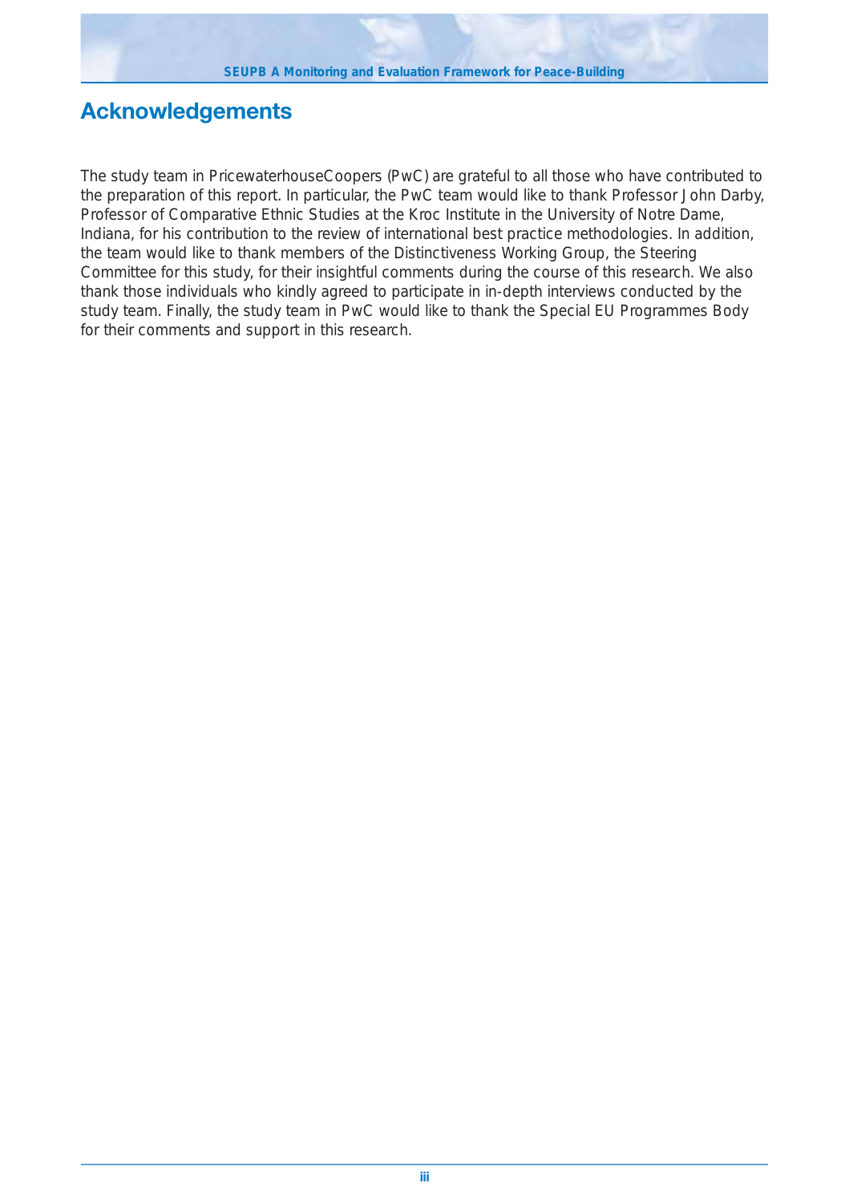# Acknowledgements

The study team in PricewaterhouseCoopers (PwC) are grateful to all those who have contributed to the preparation of this report. In particular, the PwC team would like to thank Professor John Darby, Professor of Comparative Ethnic Studies at the Kroc Institute in the University of Notre Dame, Indiana, for his contribution to the review of international best practice methodologies. In addition, the team would like to thank members of the Distinctiveness Working Group, the Steering Committee for this study, for their insightful comments during the course of this research. We also thank those individuals who kindly agreed to participate in in-depth interviews conducted by the study team. Finally, the study team in PwC would like to thank the Special EU Programmes Body for their comments and support in this research.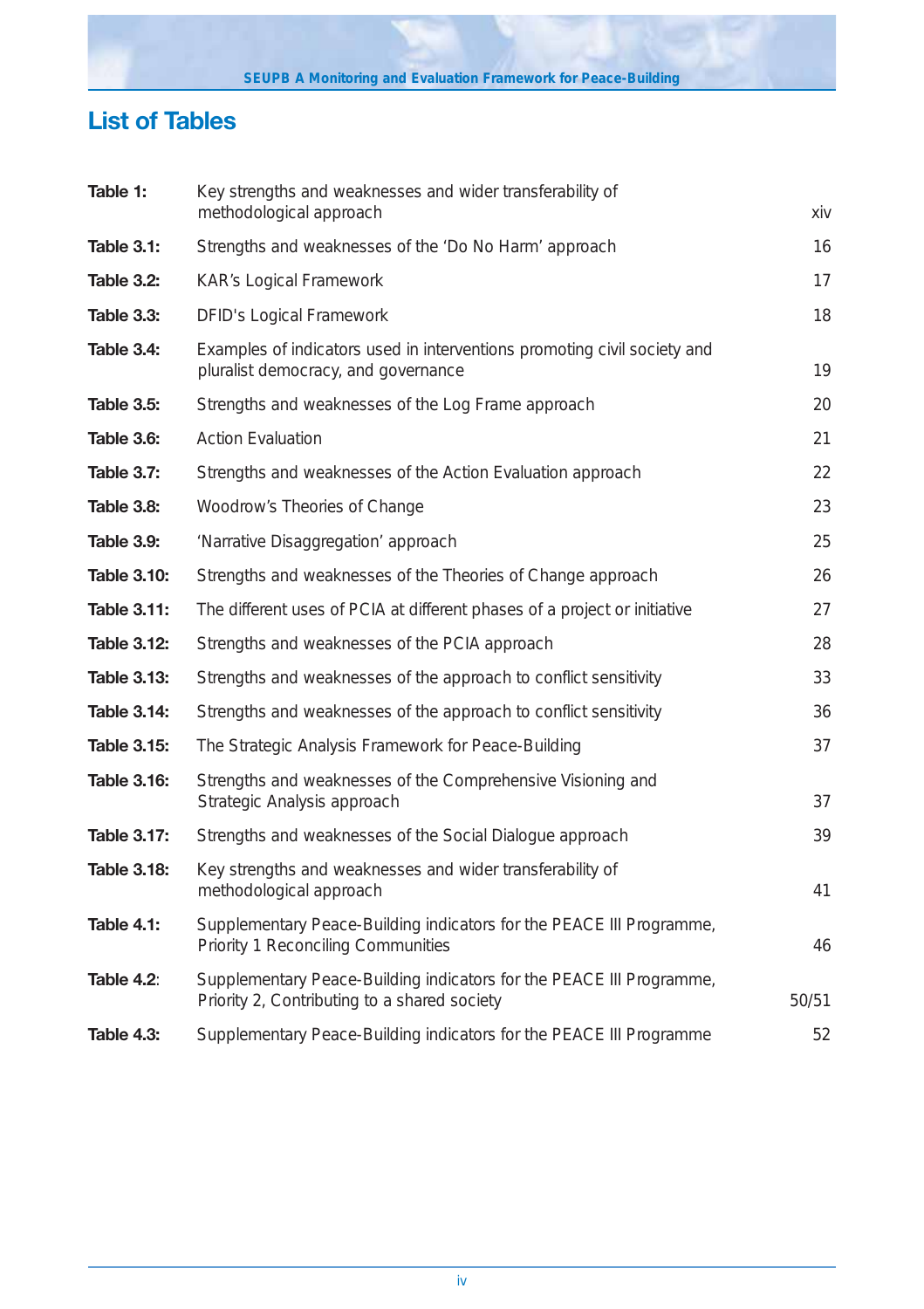## List of Tables

| | | |
|---|---|---|
| **Table 1:** | Key strengths and weaknesses and wider transferability of methodological approach | xiv |
| **Table 3.1:** | Strengths and weaknesses of the 'Do No Harm' approach | 16 |
| **Table 3.2:** | KAR's Logical Framework | 17 |
| **Table 3.3:** | DFID's Logical Framework | 18 |
| **Table 3.4:** | Examples of indicators used in interventions promoting civil society and pluralist democracy, and governance | 19 |
| **Table 3.5:** | Strengths and weaknesses of the Log Frame approach | 20 |
| **Table 3.6:** | Action Evaluation | 21 |
| **Table 3.7:** | Strengths and weaknesses of the Action Evaluation approach | 22 |
| **Table 3.8:** | Woodrow's Theories of Change | 23 |
| **Table 3.9:** | 'Narrative Disaggregation' approach | 25 |
| **Table 3.10:** | Strengths and weaknesses of the Theories of Change approach | 26 |
| **Table 3.11:** | The different uses of PCIA at different phases of a project or initiative | 27 |
| **Table 3.12:** | Strengths and weaknesses of the PCIA approach | 28 |
| **Table 3.13:** | Strengths and weaknesses of the approach to conflict sensitivity | 33 |
| **Table 3.14:** | Strengths and weaknesses of the approach to conflict sensitivity | 36 |
| **Table 3.15:** | The Strategic Analysis Framework for Peace-Building | 37 |
| **Table 3.16:** | Strengths and weaknesses of the Comprehensive Visioning and Strategic Analysis approach | 37 |
| **Table 3.17:** | Strengths and weaknesses of the Social Dialogue approach | 39 |
| **Table 3.18:** | Key strengths and weaknesses and wider transferability of methodological approach | 41 |
| **Table 4.1:** | Supplementary Peace-Building indicators for the PEACE III Programme, Priority 1 Reconciling Communities | 46 |
| **Table 4.2:** | Supplementary Peace-Building indicators for the PEACE III Programme, Priority 2, Contributing to a shared society | 50/51 |
| **Table 4.3:** | Supplementary Peace-Building indicators for the PEACE III Programme | 52 |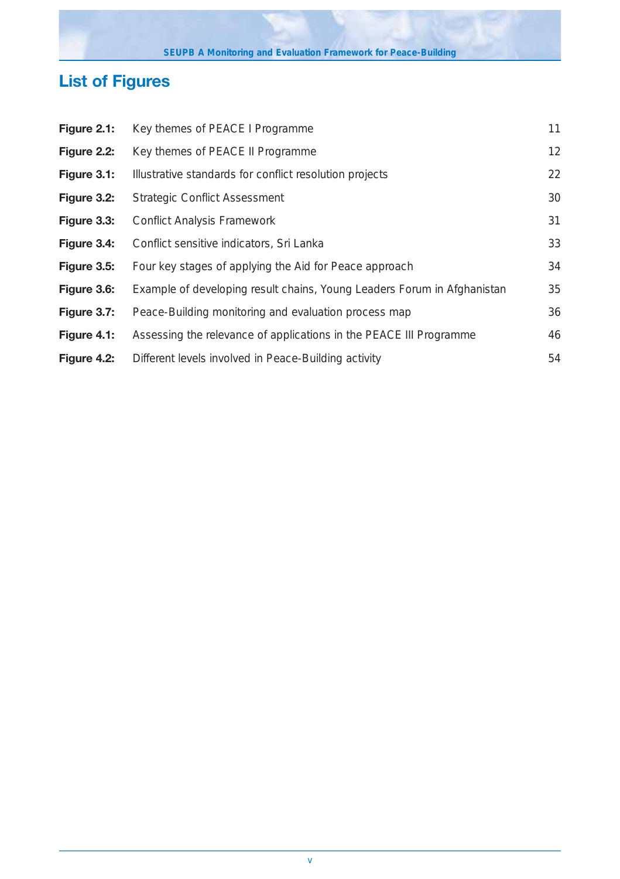# List of Figures

| | | |
|---|---|---|
| **Figure 2.1:** | Key themes of PEACE I Programme | 11 |
| **Figure 2.2:** | Key themes of PEACE II Programme | 12 |
| **Figure 3.1:** | Illustrative standards for conflict resolution projects | 22 |
| **Figure 3.2:** | Strategic Conflict Assessment | 30 |
| **Figure 3.3:** | Conflict Analysis Framework | 31 |
| **Figure 3.4:** | Conflict sensitive indicators, Sri Lanka | 33 |
| **Figure 3.5:** | Four key stages of applying the Aid for Peace approach | 34 |
| **Figure 3.6:** | Example of developing result chains, Young Leaders Forum in Afghanistan | 35 |
| **Figure 3.7:** | Peace-Building monitoring and evaluation process map | 36 |
| **Figure 4.1:** | Assessing the relevance of applications in the PEACE III Programme | 46 |
| **Figure 4.2:** | Different levels involved in Peace-Building activity | 54 |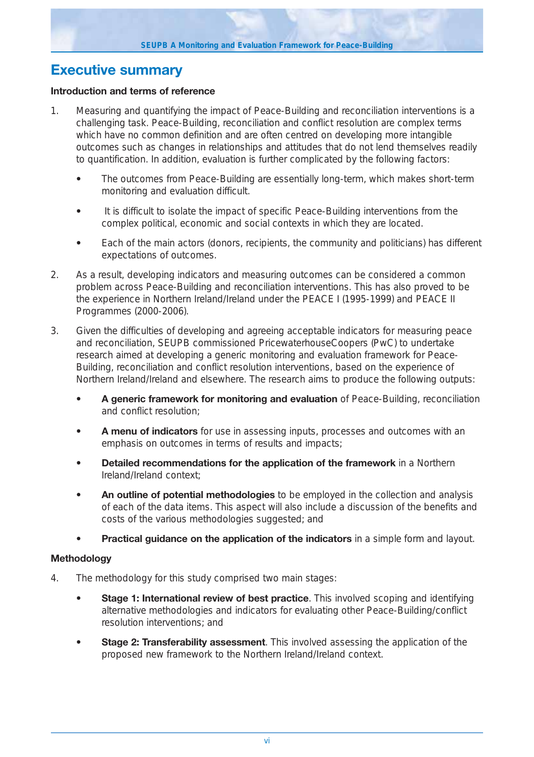# Executive summary

### Introduction and terms of reference

1. Measuring and quantifying the impact of Peace-Building and reconciliation interventions is a challenging task. Peace-Building, reconciliation and conflict resolution are complex terms which have no common definition and are often centred on developing more intangible outcomes such as changes in relationships and attitudes that do not lend themselves readily to quantification. In addition, evaluation is further complicated by the following factors:

   - The outcomes from Peace-Building are essentially long-term, which makes short-term monitoring and evaluation difficult.
   - It is difficult to isolate the impact of specific Peace-Building interventions from the complex political, economic and social contexts in which they are located.
   - Each of the main actors (donors, recipients, the community and politicians) has different expectations of outcomes.

2. As a result, developing indicators and measuring outcomes can be considered a common problem across Peace-Building and reconciliation interventions. This has also proved to be the experience in Northern Ireland/Ireland under the PEACE I (1995-1999) and PEACE II Programmes (2000-2006).

3. Given the difficulties of developing and agreeing acceptable indicators for measuring peace and reconciliation, SEUPB commissioned PricewaterhouseCoopers (PwC) to undertake research aimed at developing a generic monitoring and evaluation framework for Peace-Building, reconciliation and conflict resolution interventions, based on the experience of Northern Ireland/Ireland and elsewhere. The research aims to produce the following outputs:

   - **A generic framework for monitoring and evaluation** of Peace-Building, reconciliation and conflict resolution;
   - **A menu of indicators** for use in assessing inputs, processes and outcomes with an emphasis on outcomes in terms of results and impacts;
   - **Detailed recommendations for the application of the framework** in a Northern Ireland/Ireland context;
   - **An outline of potential methodologies** to be employed in the collection and analysis of each of the data items. This aspect will also include a discussion of the benefits and costs of the various methodologies suggested; and
   - **Practical guidance on the application of the indicators** in a simple form and layout.

### Methodology

4. The methodology for this study comprised two main stages:

   - **Stage 1: International review of best practice**. This involved scoping and identifying alternative methodologies and indicators for evaluating other Peace-Building/conflict resolution interventions; and
   - **Stage 2: Transferability assessment**. This involved assessing the application of the proposed new framework to the Northern Ireland/Ireland context.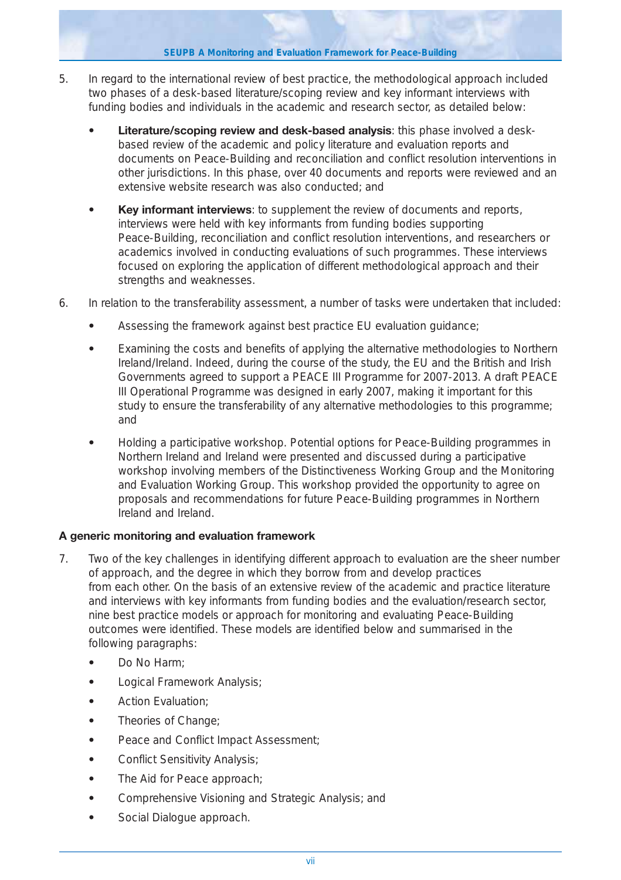5. In regard to the international review of best practice, the methodological approach included two phases of a desk-based literature/scoping review and key informant interviews with funding bodies and individuals in the academic and research sector, as detailed below:

   - **Literature/scoping review and desk-based analysis**: this phase involved a desk-based review of the academic and policy literature and evaluation reports and documents on Peace-Building and reconciliation and conflict resolution interventions in other jurisdictions. In this phase, over 40 documents and reports were reviewed and an extensive website research was also conducted; and

   - **Key informant interviews**: to supplement the review of documents and reports, interviews were held with key informants from funding bodies supporting Peace-Building, reconciliation and conflict resolution interventions, and researchers or academics involved in conducting evaluations of such programmes. These interviews focused on exploring the application of different methodological approach and their strengths and weaknesses.

6. In relation to the transferability assessment, a number of tasks were undertaken that included:

   - Assessing the framework against best practice EU evaluation guidance;

   - Examining the costs and benefits of applying the alternative methodologies to Northern Ireland/Ireland. Indeed, during the course of the study, the EU and the British and Irish Governments agreed to support a PEACE III Programme for 2007-2013. A draft PEACE III Operational Programme was designed in early 2007, making it important for this study to ensure the transferability of any alternative methodologies to this programme; and

   - Holding a participative workshop. Potential options for Peace-Building programmes in Northern Ireland and Ireland were presented and discussed during a participative workshop involving members of the Distinctiveness Working Group and the Monitoring and Evaluation Working Group. This workshop provided the opportunity to agree on proposals and recommendations for future Peace-Building programmes in Northern Ireland and Ireland.

**A generic monitoring and evaluation framework**

7. Two of the key challenges in identifying different approach to evaluation are the sheer number of approach, and the degree in which they borrow from and develop practices from each other. On the basis of an extensive review of the academic and practice literature and interviews with key informants from funding bodies and the evaluation/research sector, nine best practice models or approach for monitoring and evaluating Peace-Building outcomes were identified. These models are identified below and summarised in the following paragraphs:

   - Do No Harm;
   - Logical Framework Analysis;
   - Action Evaluation;
   - Theories of Change;
   - Peace and Conflict Impact Assessment;
   - Conflict Sensitivity Analysis;
   - The Aid for Peace approach;
   - Comprehensive Visioning and Strategic Analysis; and
   - Social Dialogue approach.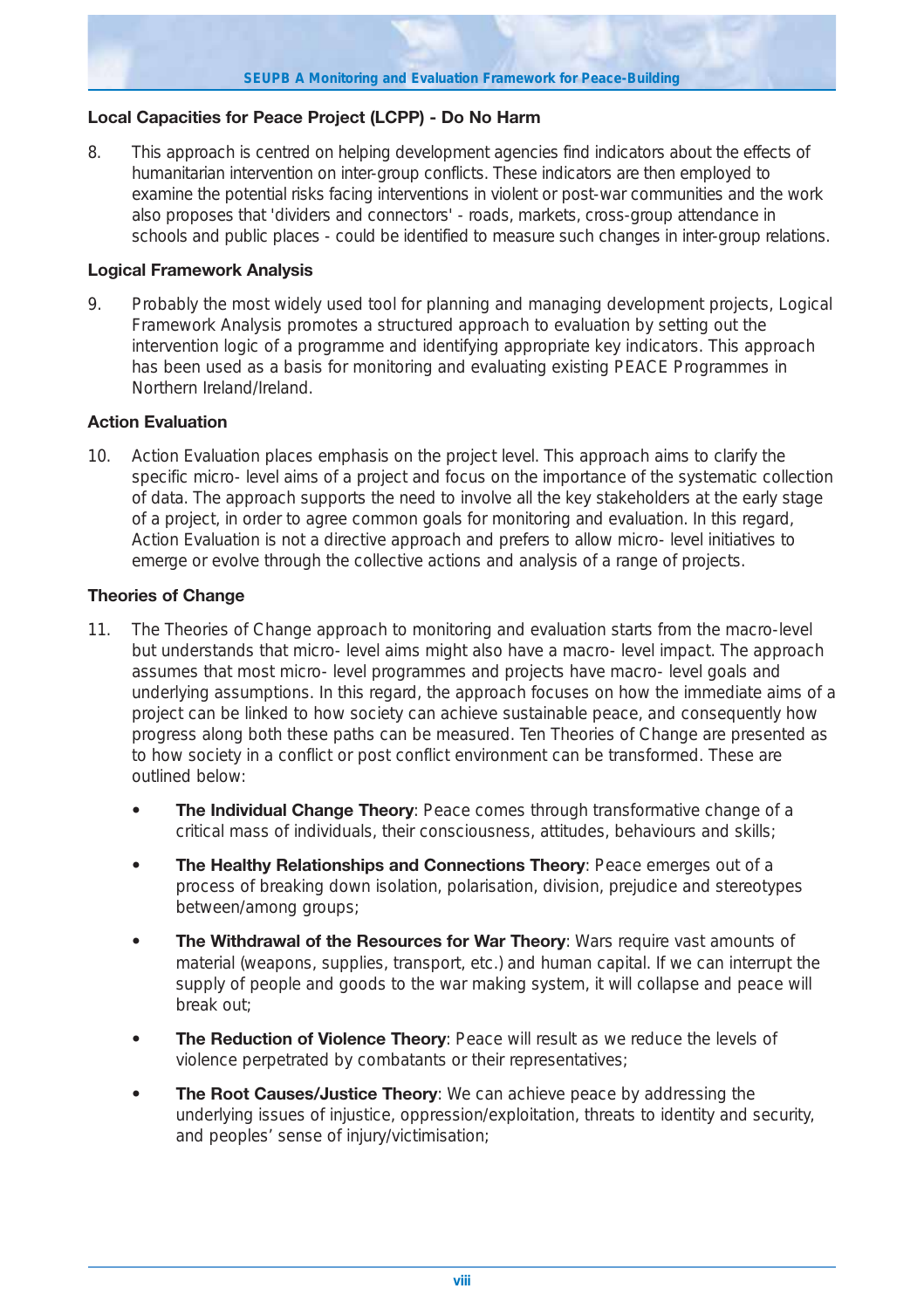### Local Capacities for Peace Project (LCPP) - Do No Harm

8. This approach is centred on helping development agencies find indicators about the effects of humanitarian intervention on inter-group conflicts. These indicators are then employed to examine the potential risks facing interventions in violent or post-war communities and the work also proposes that 'dividers and connectors' - roads, markets, cross-group attendance in schools and public places - could be identified to measure such changes in inter-group relations.

### Logical Framework Analysis

9. Probably the most widely used tool for planning and managing development projects, Logical Framework Analysis promotes a structured approach to evaluation by setting out the intervention logic of a programme and identifying appropriate key indicators. This approach has been used as a basis for monitoring and evaluating existing PEACE Programmes in Northern Ireland/Ireland.

### Action Evaluation

10. Action Evaluation places emphasis on the project level. This approach aims to clarify the specific micro- level aims of a project and focus on the importance of the systematic collection of data. The approach supports the need to involve all the key stakeholders at the early stage of a project, in order to agree common goals for monitoring and evaluation. In this regard, Action Evaluation is not a directive approach and prefers to allow micro- level initiatives to emerge or evolve through the collective actions and analysis of a range of projects.

### Theories of Change

11. The Theories of Change approach to monitoring and evaluation starts from the macro-level but understands that micro- level aims might also have a macro- level impact. The approach assumes that most micro- level programmes and projects have macro- level goals and underlying assumptions. In this regard, the approach focuses on how the immediate aims of a project can be linked to how society can achieve sustainable peace, and consequently how progress along both these paths can be measured. Ten Theories of Change are presented as to how society in a conflict or post conflict environment can be transformed. These are outlined below:

    - **The Individual Change Theory**: Peace comes through transformative change of a critical mass of individuals, their consciousness, attitudes, behaviours and skills;
    - **The Healthy Relationships and Connections Theory**: Peace emerges out of a process of breaking down isolation, polarisation, division, prejudice and stereotypes between/among groups;
    - **The Withdrawal of the Resources for War Theory**: Wars require vast amounts of material (weapons, supplies, transport, etc.) and human capital. If we can interrupt the supply of people and goods to the war making system, it will collapse and peace will break out;
    - **The Reduction of Violence Theory**: Peace will result as we reduce the levels of violence perpetrated by combatants or their representatives;
    - **The Root Causes/Justice Theory**: We can achieve peace by addressing the underlying issues of injustice, oppression/exploitation, threats to identity and security, and peoples' sense of injury/victimisation;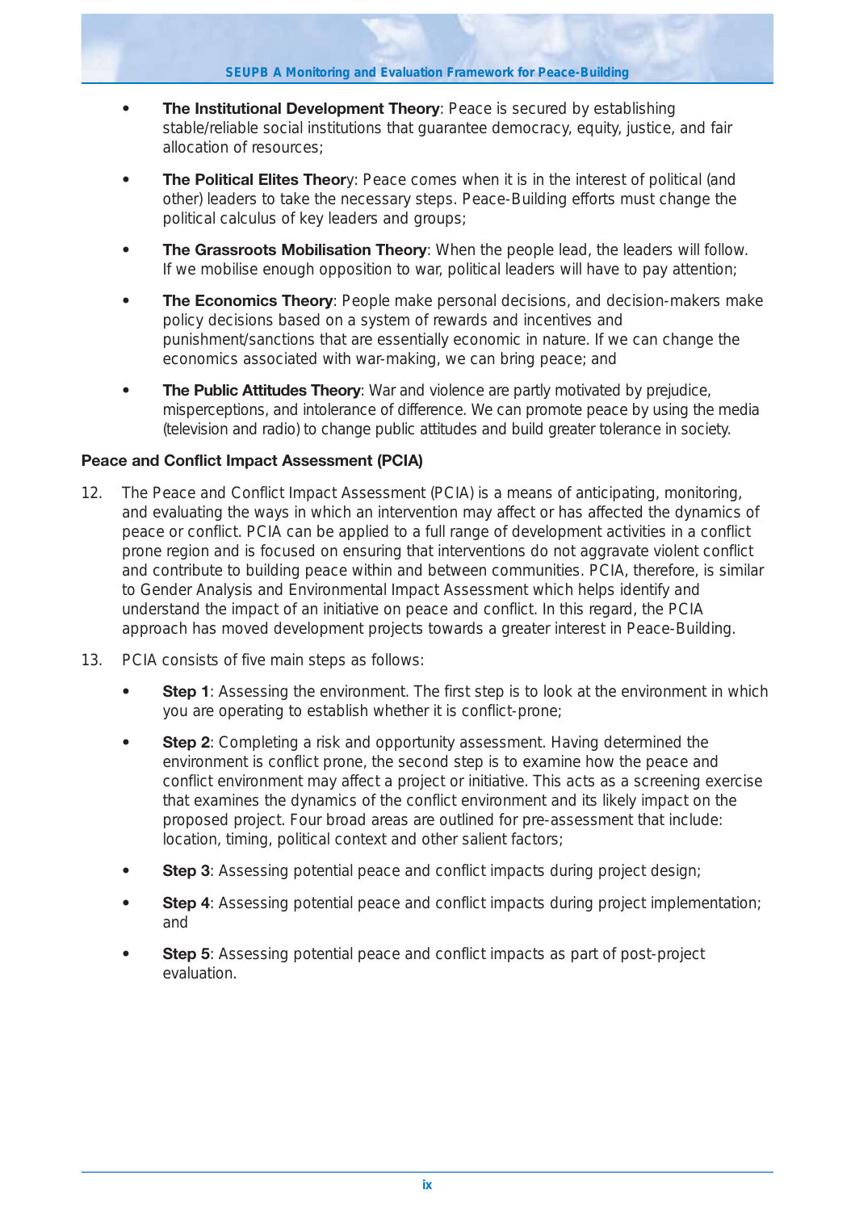- **The Institutional Development Theory**: Peace is secured by establishing stable/reliable social institutions that guarantee democracy, equity, justice, and fair allocation of resources;

- **The Political Elites Theory**: Peace comes when it is in the interest of political (and other) leaders to take the necessary steps. Peace-Building efforts must change the political calculus of key leaders and groups;

- **The Grassroots Mobilisation Theory**: When the people lead, the leaders will follow. If we mobilise enough opposition to war, political leaders will have to pay attention;

- **The Economics Theory**: People make personal decisions, and decision-makers make policy decisions based on a system of rewards and incentives and punishment/sanctions that are essentially economic in nature. If we can change the economics associated with war-making, we can bring peace; and

- **The Public Attitudes Theory**: War and violence are partly motivated by prejudice, misperceptions, and intolerance of difference. We can promote peace by using the media (television and radio) to change public attitudes and build greater tolerance in society.

**Peace and Conflict Impact Assessment (PCIA)**

12. The Peace and Conflict Impact Assessment (PCIA) is a means of anticipating, monitoring, and evaluating the ways in which an intervention may affect or has affected the dynamics of peace or conflict. PCIA can be applied to a full range of development activities in a conflict prone region and is focused on ensuring that interventions do not aggravate violent conflict and contribute to building peace within and between communities. PCIA, therefore, is similar to Gender Analysis and Environmental Impact Assessment which helps identify and understand the impact of an initiative on peace and conflict. In this regard, the PCIA approach has moved development projects towards a greater interest in Peace-Building.

13. PCIA consists of five main steps as follows:

    - **Step 1**: Assessing the environment. The first step is to look at the environment in which you are operating to establish whether it is conflict-prone;

    - **Step 2**: Completing a risk and opportunity assessment. Having determined the environment is conflict prone, the second step is to examine how the peace and conflict environment may affect a project or initiative. This acts as a screening exercise that examines the dynamics of the conflict environment and its likely impact on the proposed project. Four broad areas are outlined for pre-assessment that include: location, timing, political context and other salient factors;

    - **Step 3**: Assessing potential peace and conflict impacts during project design;

    - **Step 4**: Assessing potential peace and conflict impacts during project implementation; and

    - **Step 5**: Assessing potential peace and conflict impacts as part of post-project evaluation.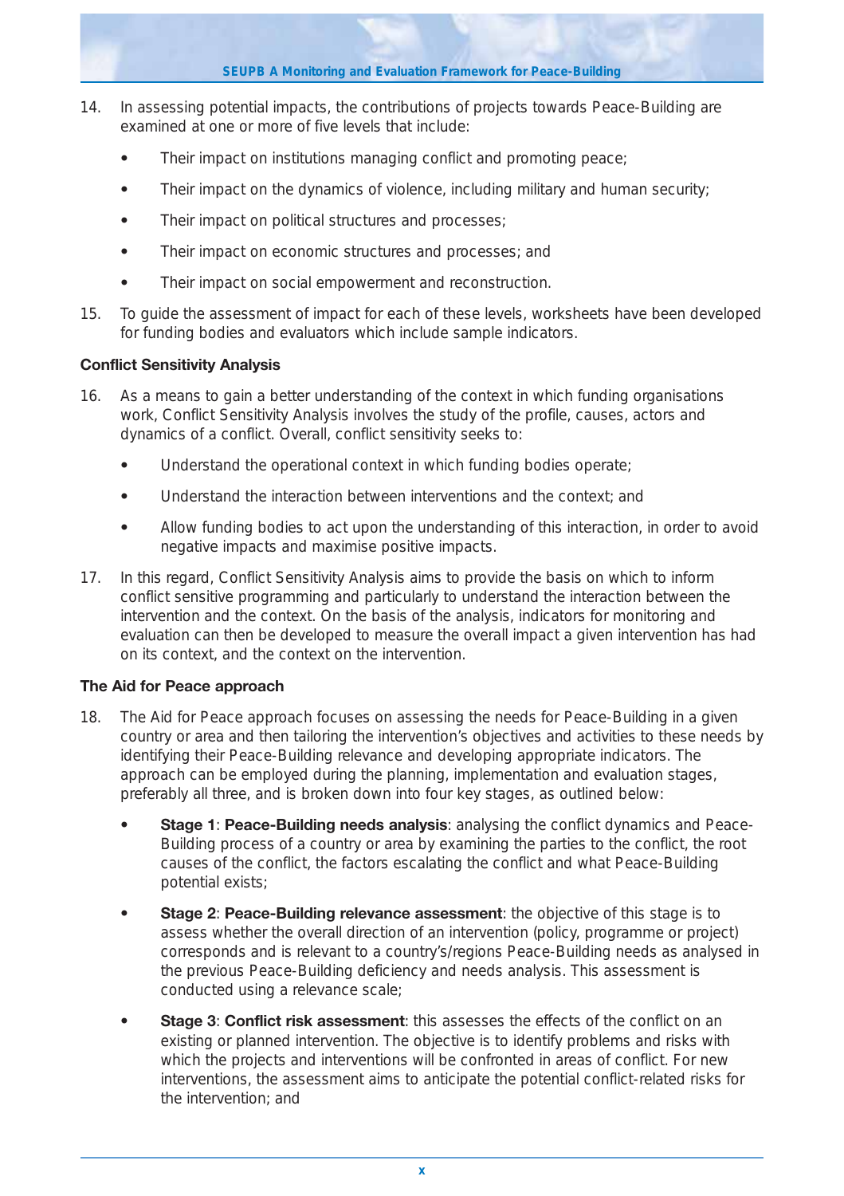14. In assessing potential impacts, the contributions of projects towards Peace-Building are examined at one or more of five levels that include:

    - Their impact on institutions managing conflict and promoting peace;
    - Their impact on the dynamics of violence, including military and human security;
    - Their impact on political structures and processes;
    - Their impact on economic structures and processes; and
    - Their impact on social empowerment and reconstruction.

15. To guide the assessment of impact for each of these levels, worksheets have been developed for funding bodies and evaluators which include sample indicators.

**Conflict Sensitivity Analysis**

16. As a means to gain a better understanding of the context in which funding organisations work, Conflict Sensitivity Analysis involves the study of the profile, causes, actors and dynamics of a conflict. Overall, conflict sensitivity seeks to:

    - Understand the operational context in which funding bodies operate;
    - Understand the interaction between interventions and the context; and
    - Allow funding bodies to act upon the understanding of this interaction, in order to avoid negative impacts and maximise positive impacts.

17. In this regard, Conflict Sensitivity Analysis aims to provide the basis on which to inform conflict sensitive programming and particularly to understand the interaction between the intervention and the context. On the basis of the analysis, indicators for monitoring and evaluation can then be developed to measure the overall impact a given intervention has had on its context, and the context on the intervention.

**The Aid for Peace approach**

18. The Aid for Peace approach focuses on assessing the needs for Peace-Building in a given country or area and then tailoring the intervention's objectives and activities to these needs by identifying their Peace-Building relevance and developing appropriate indicators. The approach can be employed during the planning, implementation and evaluation stages, preferably all three, and is broken down into four key stages, as outlined below:

    - **Stage 1**: **Peace-Building needs analysis**: analysing the conflict dynamics and Peace-Building process of a country or area by examining the parties to the conflict, the root causes of the conflict, the factors escalating the conflict and what Peace-Building potential exists;
    - **Stage 2**: **Peace-Building relevance assessment**: the objective of this stage is to assess whether the overall direction of an intervention (policy, programme or project) corresponds and is relevant to a country's/regions Peace-Building needs as analysed in the previous Peace-Building deficiency and needs analysis. This assessment is conducted using a relevance scale;
    - **Stage 3**: **Conflict risk assessment**: this assesses the effects of the conflict on an existing or planned intervention. The objective is to identify problems and risks with which the projects and interventions will be confronted in areas of conflict. For new interventions, the assessment aims to anticipate the potential conflict-related risks for the intervention; and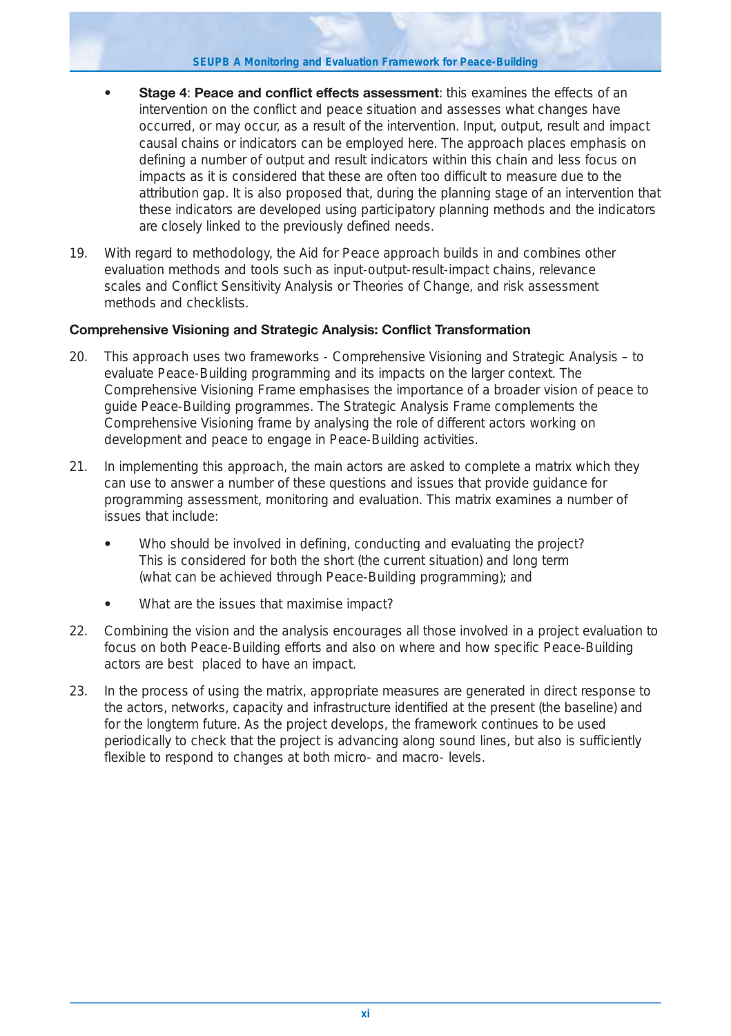- **Stage 4**: **Peace and conflict effects assessment**: this examines the effects of an intervention on the conflict and peace situation and assesses what changes have occurred, or may occur, as a result of the intervention. Input, output, result and impact causal chains or indicators can be employed here. The approach places emphasis on defining a number of output and result indicators within this chain and less focus on impacts as it is considered that these are often too difficult to measure due to the attribution gap. It is also proposed that, during the planning stage of an intervention that these indicators are developed using participatory planning methods and the indicators are closely linked to the previously defined needs.

19. With regard to methodology, the Aid for Peace approach builds in and combines other evaluation methods and tools such as input-output-result-impact chains, relevance scales and Conflict Sensitivity Analysis or Theories of Change, and risk assessment methods and checklists.

**Comprehensive Visioning and Strategic Analysis: Conflict Transformation**

20. This approach uses two frameworks - Comprehensive Visioning and Strategic Analysis – to evaluate Peace-Building programming and its impacts on the larger context. The Comprehensive Visioning Frame emphasises the importance of a broader vision of peace to guide Peace-Building programmes. The Strategic Analysis Frame complements the Comprehensive Visioning frame by analysing the role of different actors working on development and peace to engage in Peace-Building activities.

21. In implementing this approach, the main actors are asked to complete a matrix which they can use to answer a number of these questions and issues that provide guidance for programming assessment, monitoring and evaluation. This matrix examines a number of issues that include:

    - Who should be involved in defining, conducting and evaluating the project? This is considered for both the short (the current situation) and long term (what can be achieved through Peace-Building programming); and

    - What are the issues that maximise impact?

22. Combining the vision and the analysis encourages all those involved in a project evaluation to focus on both Peace-Building efforts and also on where and how specific Peace-Building actors are best placed to have an impact.

23. In the process of using the matrix, appropriate measures are generated in direct response to the actors, networks, capacity and infrastructure identified at the present (the baseline) and for the longterm future. As the project develops, the framework continues to be used periodically to check that the project is advancing along sound lines, but also is sufficiently flexible to respond to changes at both micro- and macro- levels.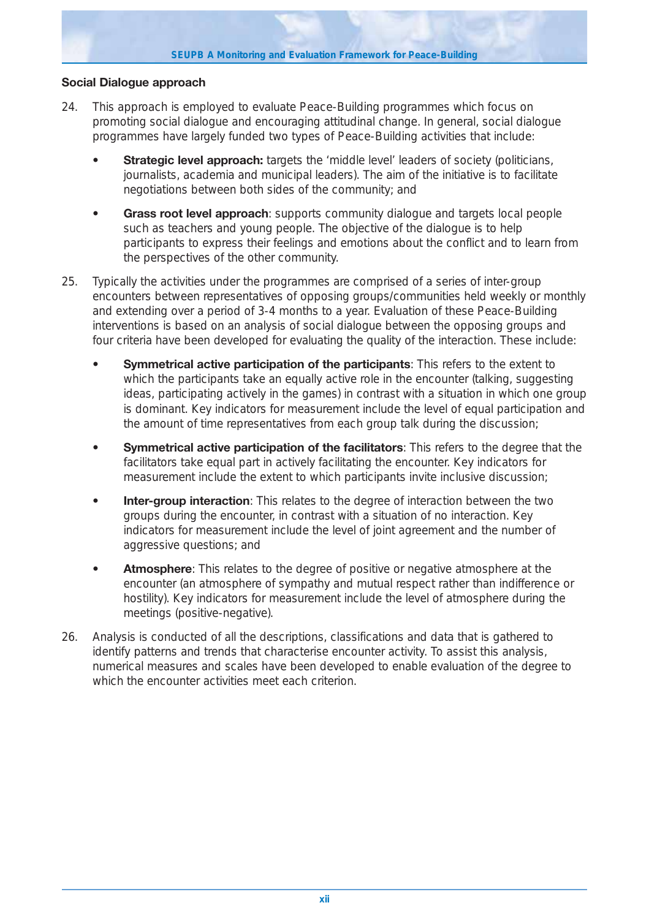**Social Dialogue approach**

24. This approach is employed to evaluate Peace-Building programmes which focus on promoting social dialogue and encouraging attitudinal change. In general, social dialogue programmes have largely funded two types of Peace-Building activities that include:

    - **Strategic level approach:** targets the 'middle level' leaders of society (politicians, journalists, academia and municipal leaders). The aim of the initiative is to facilitate negotiations between both sides of the community; and

    - **Grass root level approach**: supports community dialogue and targets local people such as teachers and young people. The objective of the dialogue is to help participants to express their feelings and emotions about the conflict and to learn from the perspectives of the other community.

25. Typically the activities under the programmes are comprised of a series of inter-group encounters between representatives of opposing groups/communities held weekly or monthly and extending over a period of 3-4 months to a year. Evaluation of these Peace-Building interventions is based on an analysis of social dialogue between the opposing groups and four criteria have been developed for evaluating the quality of the interaction. These include:

    - **Symmetrical active participation of the participants**: This refers to the extent to which the participants take an equally active role in the encounter (talking, suggesting ideas, participating actively in the games) in contrast with a situation in which one group is dominant. Key indicators for measurement include the level of equal participation and the amount of time representatives from each group talk during the discussion;

    - **Symmetrical active participation of the facilitators**: This refers to the degree that the facilitators take equal part in actively facilitating the encounter. Key indicators for measurement include the extent to which participants invite inclusive discussion;

    - **Inter-group interaction**: This relates to the degree of interaction between the two groups during the encounter, in contrast with a situation of no interaction. Key indicators for measurement include the level of joint agreement and the number of aggressive questions; and

    - **Atmosphere**: This relates to the degree of positive or negative atmosphere at the encounter (an atmosphere of sympathy and mutual respect rather than indifference or hostility). Key indicators for measurement include the level of atmosphere during the meetings (positive-negative).

26. Analysis is conducted of all the descriptions, classifications and data that is gathered to identify patterns and trends that characterise encounter activity. To assist this analysis, numerical measures and scales have been developed to enable evaluation of the degree to which the encounter activities meet each criterion.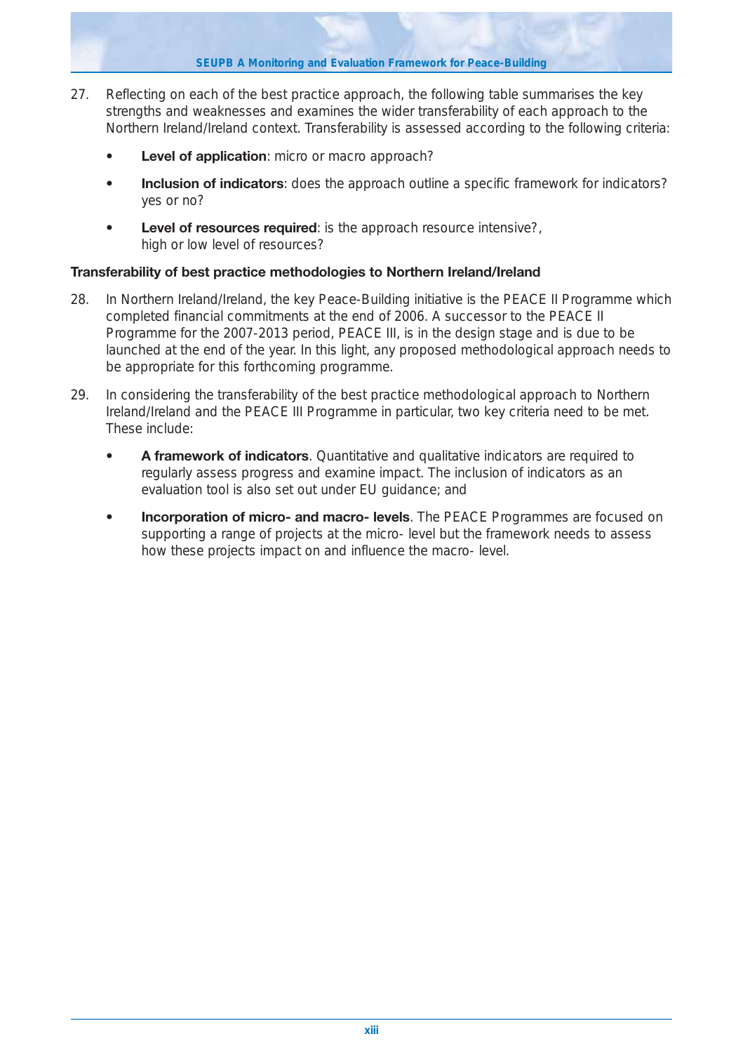27. Reflecting on each of the best practice approach, the following table summarises the key strengths and weaknesses and examines the wider transferability of each approach to the Northern Ireland/Ireland context. Transferability is assessed according to the following criteria:

    - **Level of application**: micro or macro approach?
    - **Inclusion of indicators**: does the approach outline a specific framework for indicators? yes or no?
    - **Level of resources required**: is the approach resource intensive?, high or low level of resources?

**Transferability of best practice methodologies to Northern Ireland/Ireland**

28. In Northern Ireland/Ireland, the key Peace-Building initiative is the PEACE II Programme which completed financial commitments at the end of 2006. A successor to the PEACE II Programme for the 2007-2013 period, PEACE III, is in the design stage and is due to be launched at the end of the year. In this light, any proposed methodological approach needs to be appropriate for this forthcoming programme.

29. In considering the transferability of the best practice methodological approach to Northern Ireland/Ireland and the PEACE III Programme in particular, two key criteria need to be met. These include:

    - **A framework of indicators**. Quantitative and qualitative indicators are required to regularly assess progress and examine impact. The inclusion of indicators as an evaluation tool is also set out under EU guidance; and
    - **Incorporation of micro- and macro- levels**. The PEACE Programmes are focused on supporting a range of projects at the micro- level but the framework needs to assess how these projects impact on and influence the macro- level.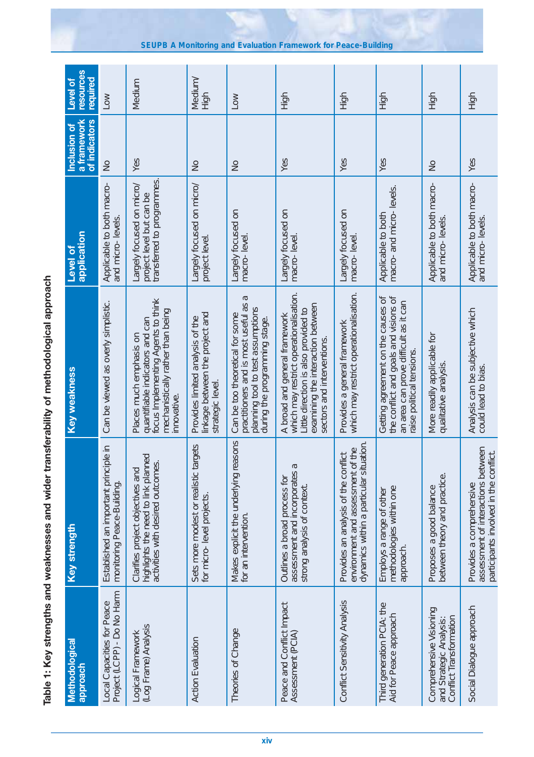**Table 1: Key strengths and weaknesses and wider transferability of methodological approach**

| Methodological approach | Key strength | Key weakness | Level of application | Inclusion of a framework of indicators | Level of resources required |
|---|---|---|---|---|---|
| Local Capacities for Peace Project (LCPP) - Do No Harm | Established an important principle in monitoring Peace-Building. | Can be viewed as overly simplistic. | Applicable to both macro- and micro- levels. | No | Low |
| Logical Framework (Log Frame) Analysis | Clarifies project objectives and highlights the need to link planned activities with desired outcomes. | Places much emphasis on quantifiable indicators and can focus Implementing Agents to think mechanistically rather than being innovative. | Largely focused on micro/ project level but can be transferred to programmes. | Yes | Medium |
| Action Evaluation | Sets more modest or realistic targets for micro- level projects. | Provides limited analysis of the linkage between the project and strategic level. | Largely focused on micro/ project level. | No | Medium/ High |
| Theories of Change | Makes explicit the underlying reasons for an intervention. | Can be too theoretical for some practitioners and is most useful as a planning tool to test assumptions during the programming stage. | Largely focused on macro- level. | No | Low |
| Peace and Conflict Impact Assessment (PCIA) | Outlines a broad process for assessment and incorporates a strong analysis of context. | A broad and general framework which may restrict operationalisation. Little direction is also provided to examining the interaction between sectors and interventions. | Largely focused on macro- level. | Yes | High |
| Conflict Sensitivity Analysis | Provides an analysis of the conflict environment and assessment of the dynamics within a particular situation. | Provides a general framework which may restrict operationalisation. | Largely focused on macro- level. | Yes | High |
| Third generation PCIA: the Aid for Peace approach | Employs a range of other methodologies within one approach. | Getting agreement on the causes of the conflict and goals and visions of an area can prove difficult as it can raise political tensions. | Applicable to both macro- and micro- levels. | Yes | High |
| Comprehensive Visioning and Strategic Analysis: Conflict Transformation | Proposes a good balance between theory and practice. | More readily applicable for qualitative analysis. | Applicable to both macro- and micro- levels. | No | High |
| Social Dialogue approach | Provides a comprehensive assessment of interactions between participants involved in the conflict. | Analysis can be subjective which could lead to bias. | Applicable to both macro- and micro- levels. | Yes | High |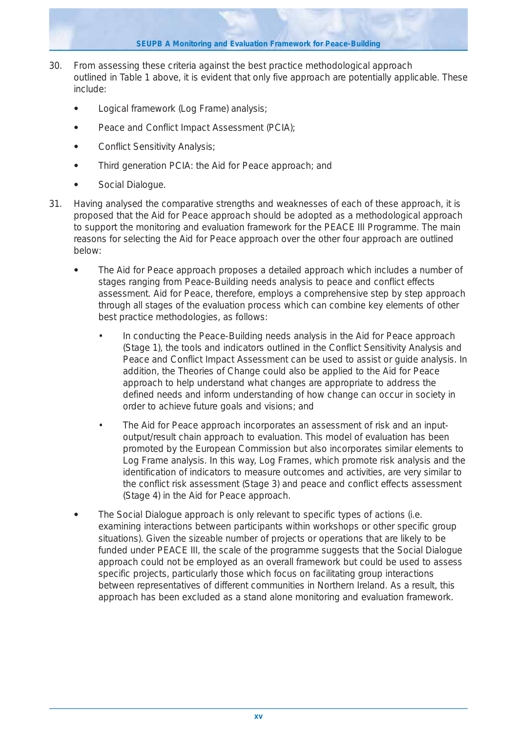30. From assessing these criteria against the best practice methodological approach outlined in Table 1 above, it is evident that only five approach are potentially applicable. These include:

    - Logical framework (Log Frame) analysis;
    - Peace and Conflict Impact Assessment (PCIA);
    - Conflict Sensitivity Analysis;
    - Third generation PCIA: the Aid for Peace approach; and
    - Social Dialogue.

31. Having analysed the comparative strengths and weaknesses of each of these approach, it is proposed that the Aid for Peace approach should be adopted as a methodological approach to support the monitoring and evaluation framework for the PEACE III Programme. The main reasons for selecting the Aid for Peace approach over the other four approach are outlined below:

    - The Aid for Peace approach proposes a detailed approach which includes a number of stages ranging from Peace-Building needs analysis to peace and conflict effects assessment. Aid for Peace, therefore, employs a comprehensive step by step approach through all stages of the evaluation process which can combine key elements of other best practice methodologies, as follows:

        - In conducting the Peace-Building needs analysis in the Aid for Peace approach (Stage 1), the tools and indicators outlined in the Conflict Sensitivity Analysis and Peace and Conflict Impact Assessment can be used to assist or guide analysis. In addition, the Theories of Change could also be applied to the Aid for Peace approach to help understand what changes are appropriate to address the defined needs and inform understanding of how change can occur in society in order to achieve future goals and visions; and

        - The Aid for Peace approach incorporates an assessment of risk and an input-output/result chain approach to evaluation. This model of evaluation has been promoted by the European Commission but also incorporates similar elements to Log Frame analysis. In this way, Log Frames, which promote risk analysis and the identification of indicators to measure outcomes and activities, are very similar to the conflict risk assessment (Stage 3) and peace and conflict effects assessment (Stage 4) in the Aid for Peace approach.

    - The Social Dialogue approach is only relevant to specific types of actions (i.e. examining interactions between participants within workshops or other specific group situations). Given the sizeable number of projects or operations that are likely to be funded under PEACE III, the scale of the programme suggests that the Social Dialogue approach could not be employed as an overall framework but could be used to assess specific projects, particularly those which focus on facilitating group interactions between representatives of different communities in Northern Ireland. As a result, this approach has been excluded as a stand alone monitoring and evaluation framework.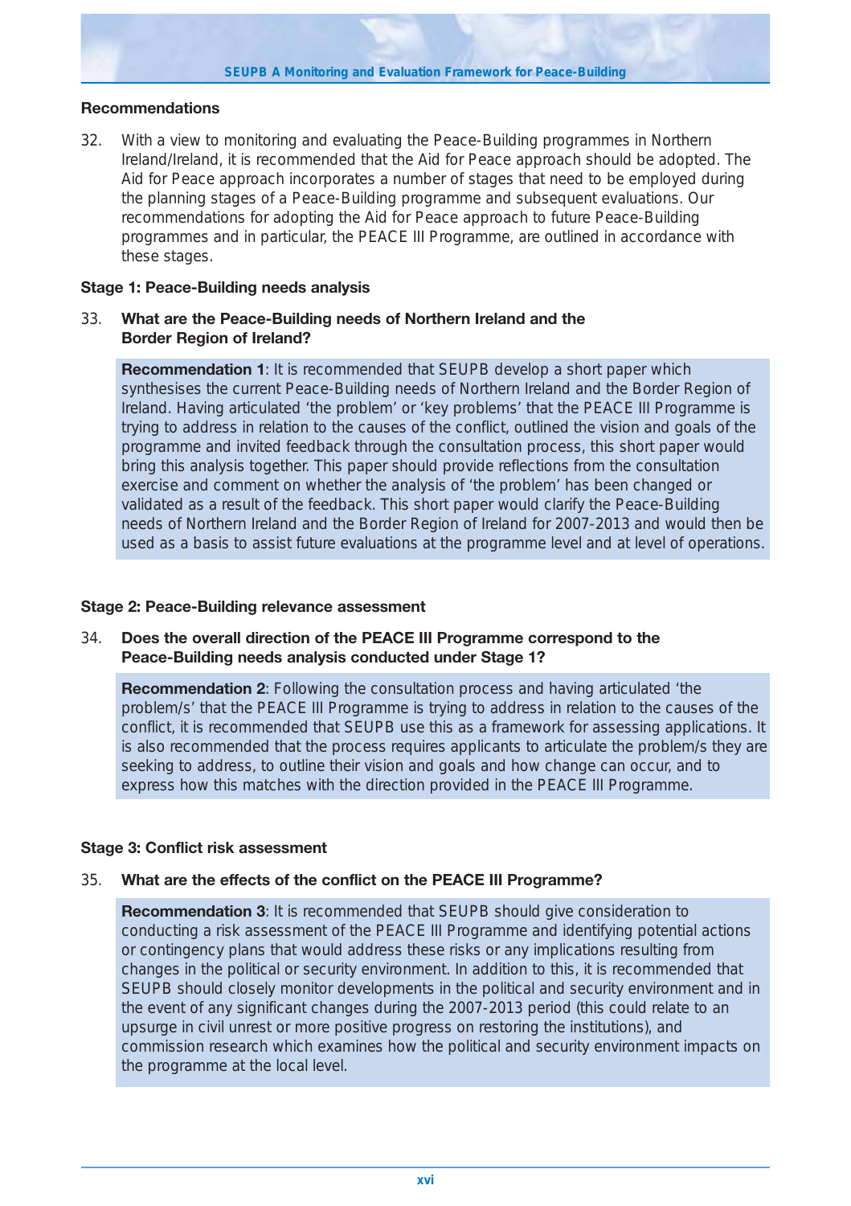## Recommendations

32. With a view to monitoring and evaluating the Peace-Building programmes in Northern Ireland/Ireland, it is recommended that the Aid for Peace approach should be adopted. The Aid for Peace approach incorporates a number of stages that need to be employed during the planning stages of a Peace-Building programme and subsequent evaluations. Our recommendations for adopting the Aid for Peace approach to future Peace-Building programmes and in particular, the PEACE III Programme, are outlined in accordance with these stages.

### Stage 1: Peace-Building needs analysis

33. **What are the Peace-Building needs of Northern Ireland and the Border Region of Ireland?**

**Recommendation 1**: It is recommended that SEUPB develop a short paper which synthesises the current Peace-Building needs of Northern Ireland and the Border Region of Ireland. Having articulated 'the problem' or 'key problems' that the PEACE III Programme is trying to address in relation to the causes of the conflict, outlined the vision and goals of the programme and invited feedback through the consultation process, this short paper would bring this analysis together. This paper should provide reflections from the consultation exercise and comment on whether the analysis of 'the problem' has been changed or validated as a result of the feedback. This short paper would clarify the Peace-Building needs of Northern Ireland and the Border Region of Ireland for 2007-2013 and would then be used as a basis to assist future evaluations at the programme level and at level of operations.

### Stage 2: Peace-Building relevance assessment

34. **Does the overall direction of the PEACE III Programme correspond to the Peace-Building needs analysis conducted under Stage 1?**

**Recommendation 2**: Following the consultation process and having articulated 'the problem/s' that the PEACE III Programme is trying to address in relation to the causes of the conflict, it is recommended that SEUPB use this as a framework for assessing applications. It is also recommended that the process requires applicants to articulate the problem/s they are seeking to address, to outline their vision and goals and how change can occur, and to express how this matches with the direction provided in the PEACE III Programme.

### Stage 3: Conflict risk assessment

35. **What are the effects of the conflict on the PEACE III Programme?**

**Recommendation 3**: It is recommended that SEUPB should give consideration to conducting a risk assessment of the PEACE III Programme and identifying potential actions or contingency plans that would address these risks or any implications resulting from changes in the political or security environment. In addition to this, it is recommended that SEUPB should closely monitor developments in the political and security environment and in the event of any significant changes during the 2007-2013 period (this could relate to an upsurge in civil unrest or more positive progress on restoring the institutions), and commission research which examines how the political and security environment impacts on the programme at the local level.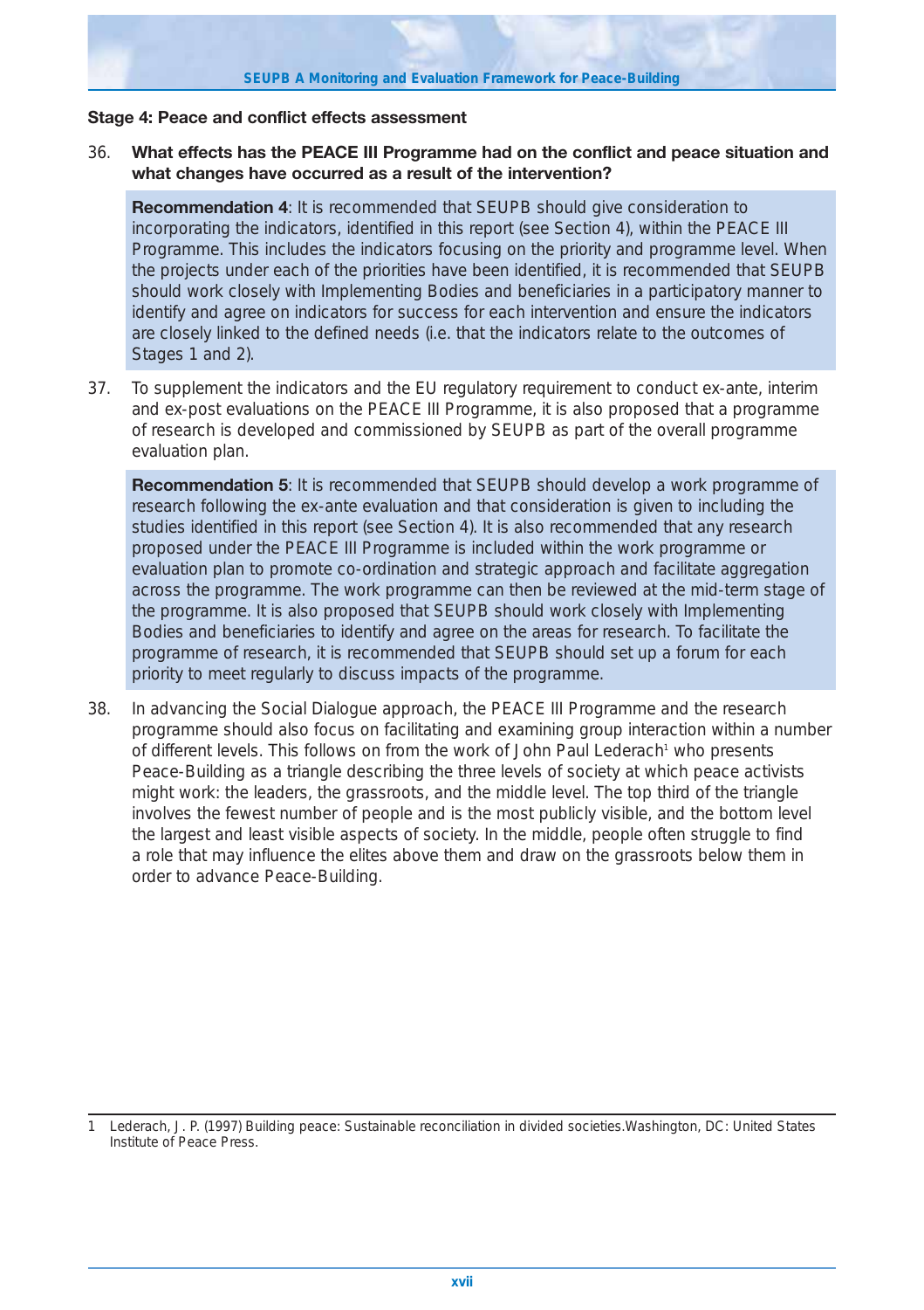### Stage 4: Peace and conflict effects assessment

36. **What effects has the PEACE III Programme had on the conflict and peace situation and what changes have occurred as a result of the intervention?**

> **Recommendation 4**: It is recommended that SEUPB should give consideration to incorporating the indicators, identified in this report (see Section 4), within the PEACE III Programme. This includes the indicators focusing on the priority and programme level. When the projects under each of the priorities have been identified, it is recommended that SEUPB should work closely with Implementing Bodies and beneficiaries in a participatory manner to identify and agree on indicators for success for each intervention and ensure the indicators are closely linked to the defined needs (i.e. that the indicators relate to the outcomes of Stages 1 and 2).

37. To supplement the indicators and the EU regulatory requirement to conduct ex-ante, interim and ex-post evaluations on the PEACE III Programme, it is also proposed that a programme of research is developed and commissioned by SEUPB as part of the overall programme evaluation plan.

> **Recommendation 5**: It is recommended that SEUPB should develop a work programme of research following the ex-ante evaluation and that consideration is given to including the studies identified in this report (see Section 4). It is also recommended that any research proposed under the PEACE III Programme is included within the work programme or evaluation plan to promote co-ordination and strategic approach and facilitate aggregation across the programme. The work programme can then be reviewed at the mid-term stage of the programme. It is also proposed that SEUPB should work closely with Implementing Bodies and beneficiaries to identify and agree on the areas for research. To facilitate the programme of research, it is recommended that SEUPB should set up a forum for each priority to meet regularly to discuss impacts of the programme.

38. In advancing the Social Dialogue approach, the PEACE III Programme and the research programme should also focus on facilitating and examining group interaction within a number of different levels. This follows on from the work of John Paul Lederach[1] who presents Peace-Building as a triangle describing the three levels of society at which peace activists might work: the leaders, the grassroots, and the middle level. The top third of the triangle involves the fewest number of people and is the most publicly visible, and the bottom level the largest and least visible aspects of society. In the middle, people often struggle to find a role that may influence the elites above them and draw on the grassroots below them in order to advance Peace-Building.

---

1 Lederach, J. P. (1997) Building peace: Sustainable reconciliation in divided societies.Washington, DC: United States Institute of Peace Press.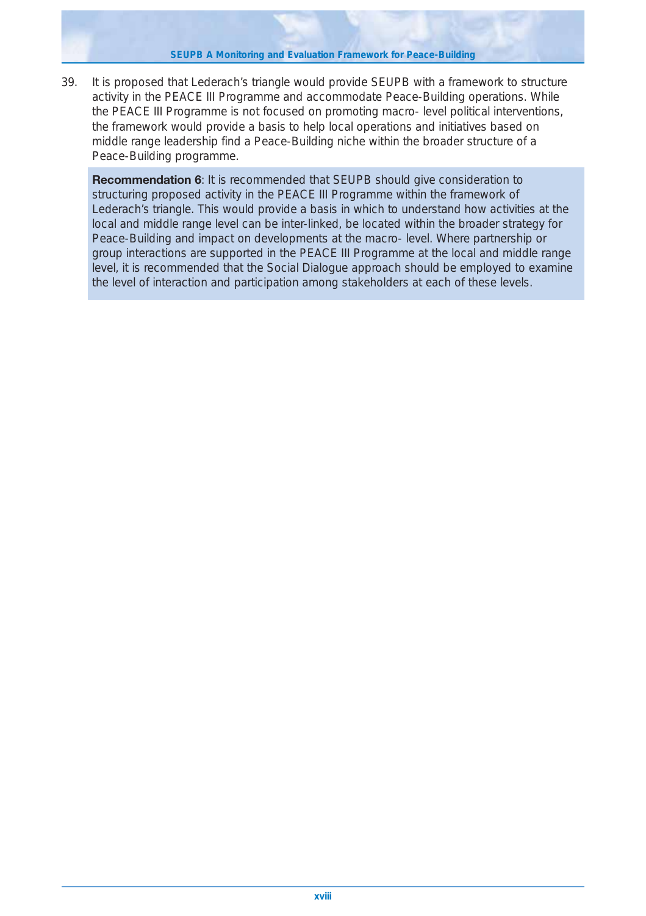39. It is proposed that Lederach's triangle would provide SEUPB with a framework to structure activity in the PEACE III Programme and accommodate Peace-Building operations. While the PEACE III Programme is not focused on promoting macro- level political interventions, the framework would provide a basis to help local operations and initiatives based on middle range leadership find a Peace-Building niche within the broader structure of a Peace-Building programme.

> **Recommendation 6**: It is recommended that SEUPB should give consideration to structuring proposed activity in the PEACE III Programme within the framework of Lederach's triangle. This would provide a basis in which to understand how activities at the local and middle range level can be inter-linked, be located within the broader strategy for Peace-Building and impact on developments at the macro- level. Where partnership or group interactions are supported in the PEACE III Programme at the local and middle range level, it is recommended that the Social Dialogue approach should be employed to examine the level of interaction and participation among stakeholders at each of these levels.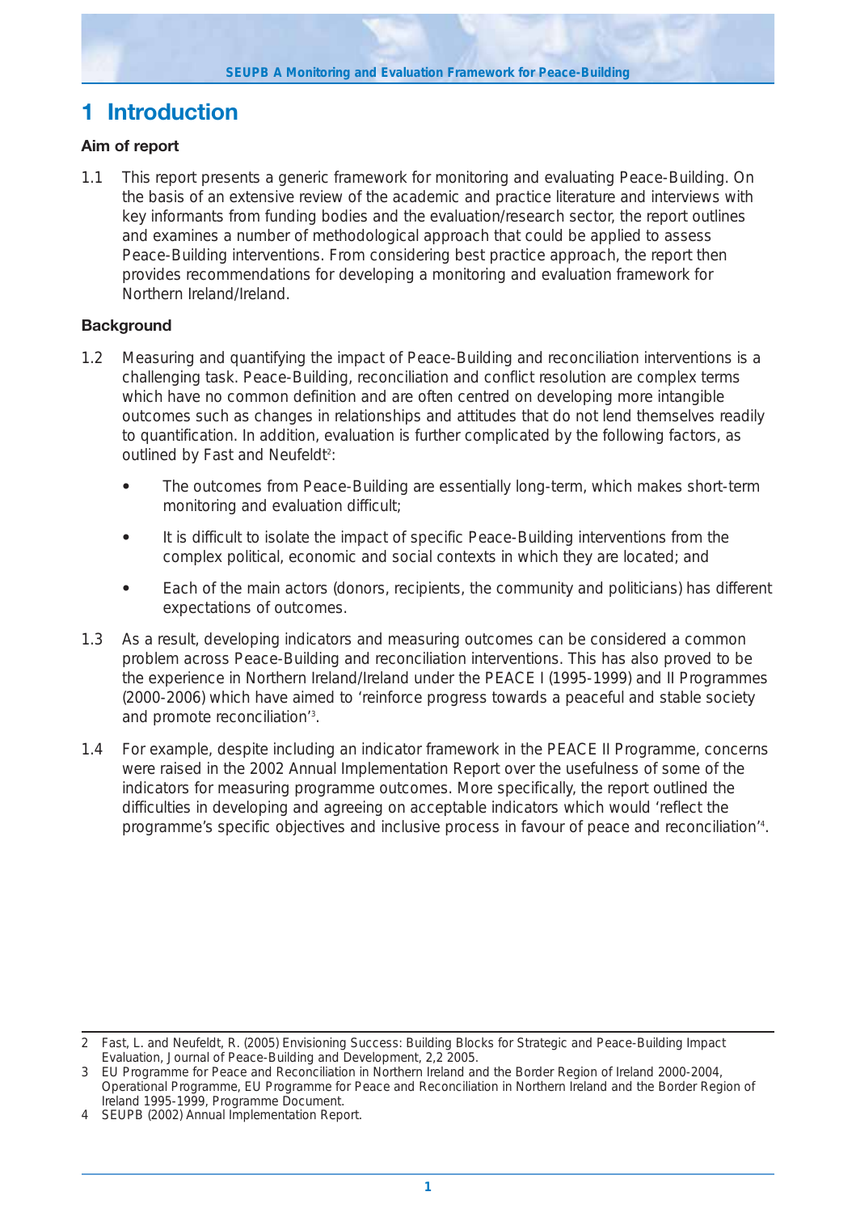# 1 Introduction

**Aim of report**

1.1 This report presents a generic framework for monitoring and evaluating Peace-Building. On the basis of an extensive review of the academic and practice literature and interviews with key informants from funding bodies and the evaluation/research sector, the report outlines and examines a number of methodological approach that could be applied to assess Peace-Building interventions. From considering best practice approach, the report then provides recommendations for developing a monitoring and evaluation framework for Northern Ireland/Ireland.

**Background**

1.2 Measuring and quantifying the impact of Peace-Building and reconciliation interventions is a challenging task. Peace-Building, reconciliation and conflict resolution are complex terms which have no common definition and are often centred on developing more intangible outcomes such as changes in relationships and attitudes that do not lend themselves readily to quantification. In addition, evaluation is further complicated by the following factors, as outlined by Fast and Neufeldt[2]:

- The outcomes from Peace-Building are essentially long-term, which makes short-term monitoring and evaluation difficult;
- It is difficult to isolate the impact of specific Peace-Building interventions from the complex political, economic and social contexts in which they are located; and
- Each of the main actors (donors, recipients, the community and politicians) has different expectations of outcomes.

1.3 As a result, developing indicators and measuring outcomes can be considered a common problem across Peace-Building and reconciliation interventions. This has also proved to be the experience in Northern Ireland/Ireland under the PEACE I (1995-1999) and II Programmes (2000-2006) which have aimed to 'reinforce progress towards a peaceful and stable society and promote reconciliation'[3].

1.4 For example, despite including an indicator framework in the PEACE II Programme, concerns were raised in the 2002 Annual Implementation Report over the usefulness of some of the indicators for measuring programme outcomes. More specifically, the report outlined the difficulties in developing and agreeing on acceptable indicators which would 'reflect the programme's specific objectives and inclusive process in favour of peace and reconciliation'[4].

---

2 Fast, L. and Neufeldt, R. (2005) Envisioning Success: Building Blocks for Strategic and Peace-Building Impact Evaluation, Journal of Peace-Building and Development, 2,2 2005.

3 EU Programme for Peace and Reconciliation in Northern Ireland and the Border Region of Ireland 2000-2004, Operational Programme, EU Programme for Peace and Reconciliation in Northern Ireland and the Border Region of Ireland 1995-1999, Programme Document.

4 SEUPB (2002) Annual Implementation Report.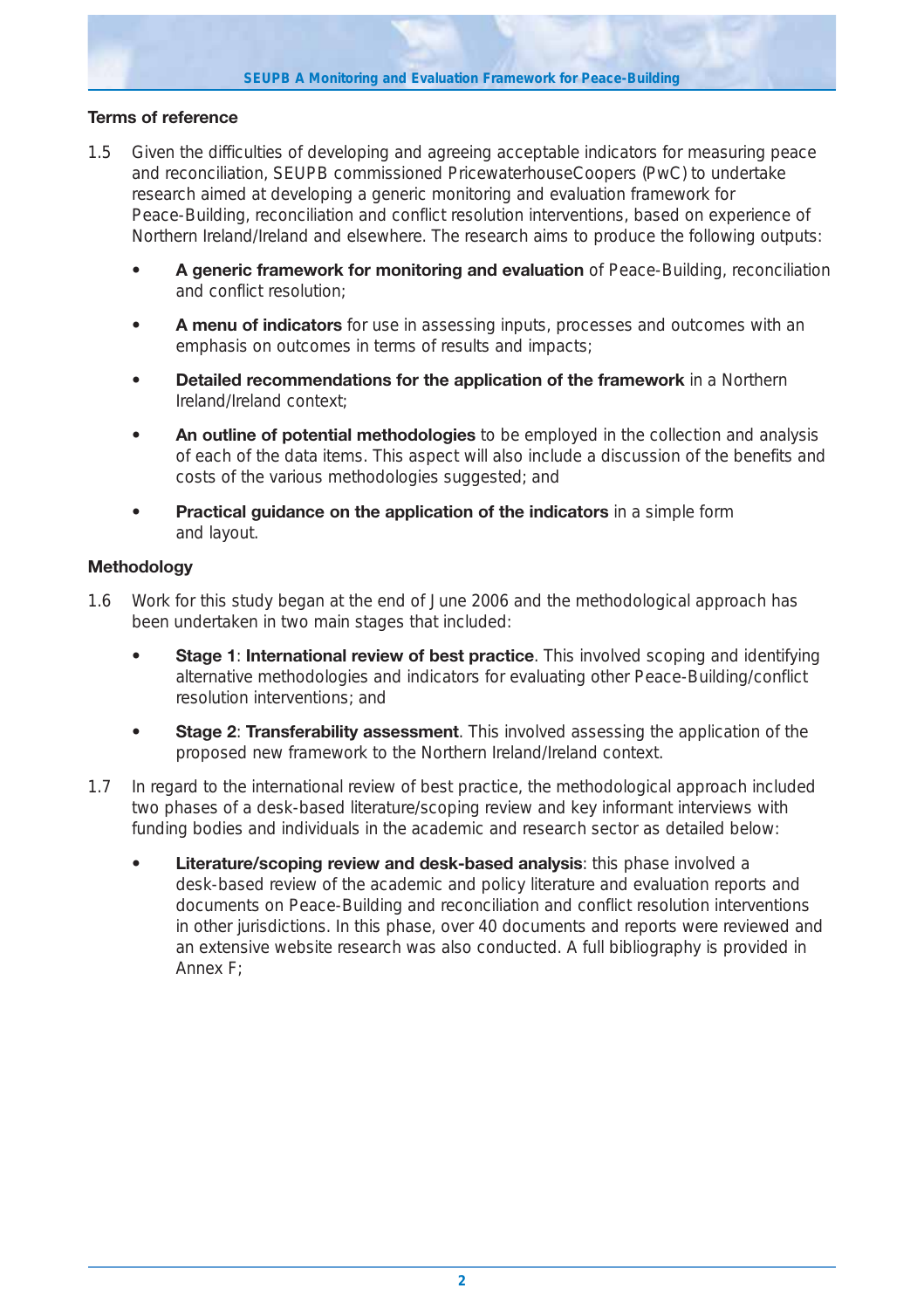### Terms of reference

1.5 Given the difficulties of developing and agreeing acceptable indicators for measuring peace and reconciliation, SEUPB commissioned PricewaterhouseCoopers (PwC) to undertake research aimed at developing a generic monitoring and evaluation framework for Peace-Building, reconciliation and conflict resolution interventions, based on experience of Northern Ireland/Ireland and elsewhere. The research aims to produce the following outputs:

- **A generic framework for monitoring and evaluation** of Peace-Building, reconciliation and conflict resolution;
- **A menu of indicators** for use in assessing inputs, processes and outcomes with an emphasis on outcomes in terms of results and impacts;
- **Detailed recommendations for the application of the framework** in a Northern Ireland/Ireland context;
- **An outline of potential methodologies** to be employed in the collection and analysis of each of the data items. This aspect will also include a discussion of the benefits and costs of the various methodologies suggested; and
- **Practical guidance on the application of the indicators** in a simple form and layout.

### Methodology

1.6 Work for this study began at the end of June 2006 and the methodological approach has been undertaken in two main stages that included:

- **Stage 1**: **International review of best practice**. This involved scoping and identifying alternative methodologies and indicators for evaluating other Peace-Building/conflict resolution interventions; and
- **Stage 2**: **Transferability assessment**. This involved assessing the application of the proposed new framework to the Northern Ireland/Ireland context.

1.7 In regard to the international review of best practice, the methodological approach included two phases of a desk-based literature/scoping review and key informant interviews with funding bodies and individuals in the academic and research sector as detailed below:

- **Literature/scoping review and desk-based analysis**: this phase involved a desk-based review of the academic and policy literature and evaluation reports and documents on Peace-Building and reconciliation and conflict resolution interventions in other jurisdictions. In this phase, over 40 documents and reports were reviewed and an extensive website research was also conducted. A full bibliography is provided in Annex F;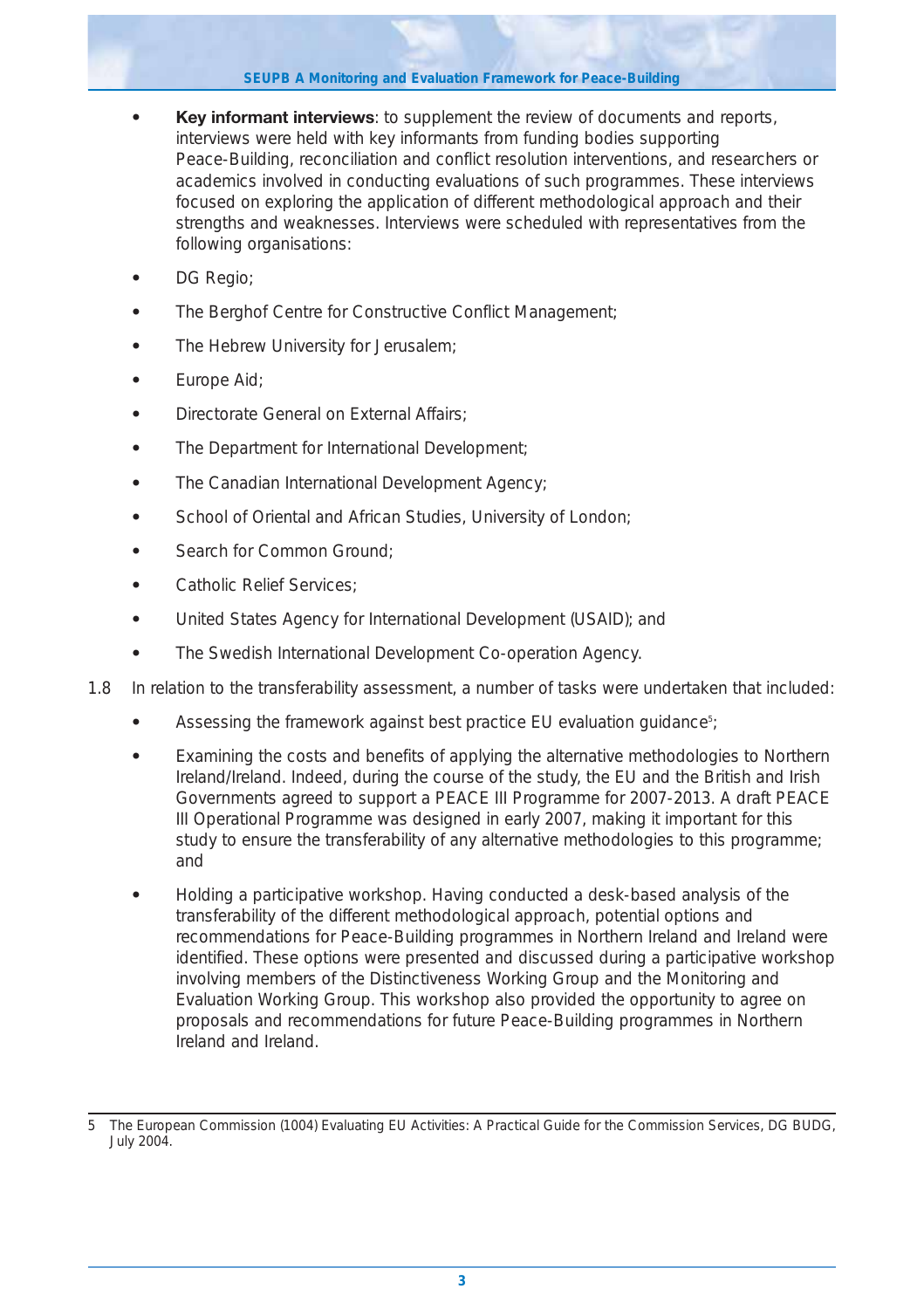- **Key informant interviews**: to supplement the review of documents and reports, interviews were held with key informants from funding bodies supporting Peace-Building, reconciliation and conflict resolution interventions, and researchers or academics involved in conducting evaluations of such programmes. These interviews focused on exploring the application of different methodological approach and their strengths and weaknesses. Interviews were scheduled with representatives from the following organisations:
- DG Regio;
- The Berghof Centre for Constructive Conflict Management;
- The Hebrew University for Jerusalem;
- Europe Aid;
- Directorate General on External Affairs;
- The Department for International Development;
- The Canadian International Development Agency;
- School of Oriental and African Studies, University of London;
- Search for Common Ground;
- Catholic Relief Services;
- United States Agency for International Development (USAID); and
- The Swedish International Development Co-operation Agency.

1.8 In relation to the transferability assessment, a number of tasks were undertaken that included:

- Assessing the framework against best practice EU evaluation guidance[5];
- Examining the costs and benefits of applying the alternative methodologies to Northern Ireland/Ireland. Indeed, during the course of the study, the EU and the British and Irish Governments agreed to support a PEACE III Programme for 2007-2013. A draft PEACE III Operational Programme was designed in early 2007, making it important for this study to ensure the transferability of any alternative methodologies to this programme; and
- Holding a participative workshop. Having conducted a desk-based analysis of the transferability of the different methodological approach, potential options and recommendations for Peace-Building programmes in Northern Ireland and Ireland were identified. These options were presented and discussed during a participative workshop involving members of the Distinctiveness Working Group and the Monitoring and Evaluation Working Group. This workshop also provided the opportunity to agree on proposals and recommendations for future Peace-Building programmes in Northern Ireland and Ireland.

5 The European Commission (1004) Evaluating EU Activities: A Practical Guide for the Commission Services, DG BUDG, July 2004.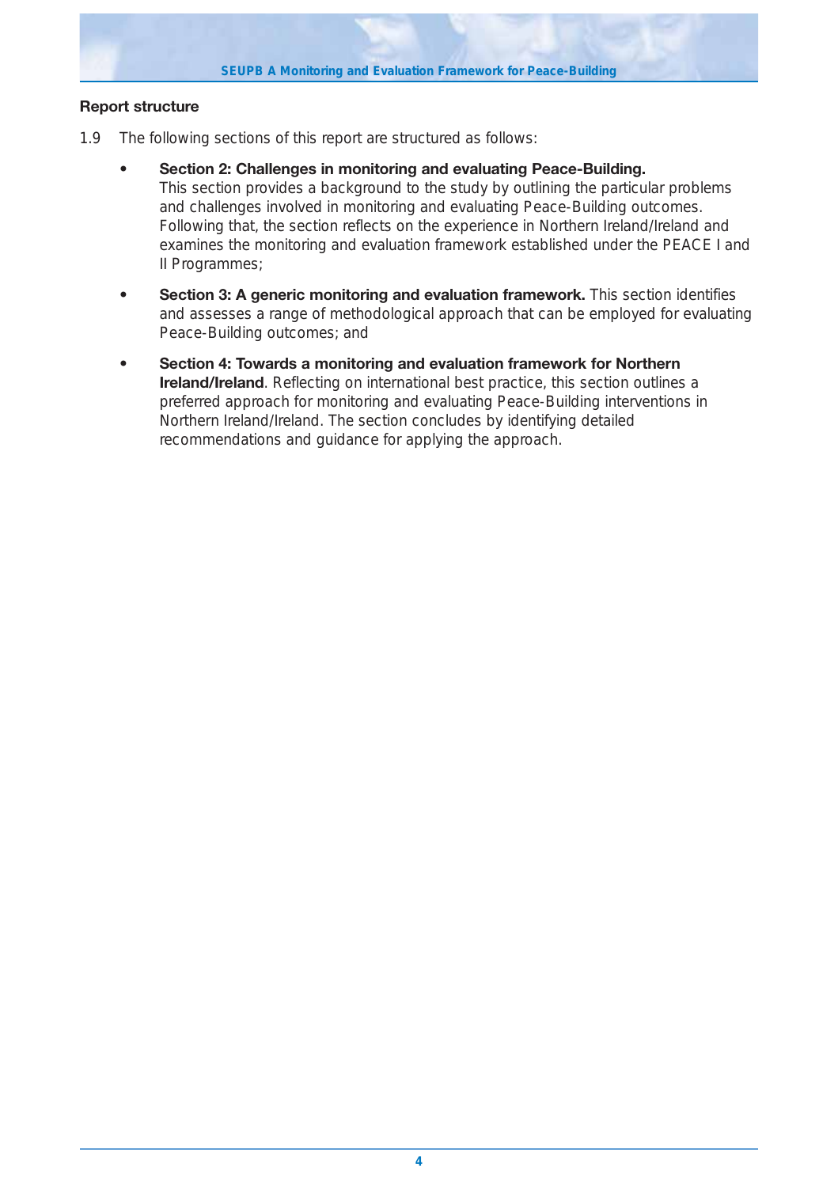### Report structure

1.9 The following sections of this report are structured as follows:

- **Section 2: Challenges in monitoring and evaluating Peace-Building.** This section provides a background to the study by outlining the particular problems and challenges involved in monitoring and evaluating Peace-Building outcomes. Following that, the section reflects on the experience in Northern Ireland/Ireland and examines the monitoring and evaluation framework established under the PEACE I and II Programmes;

- **Section 3: A generic monitoring and evaluation framework.** This section identifies and assesses a range of methodological approach that can be employed for evaluating Peace-Building outcomes; and

- **Section 4: Towards a monitoring and evaluation framework for Northern Ireland/Ireland**. Reflecting on international best practice, this section outlines a preferred approach for monitoring and evaluating Peace-Building interventions in Northern Ireland/Ireland. The section concludes by identifying detailed recommendations and guidance for applying the approach.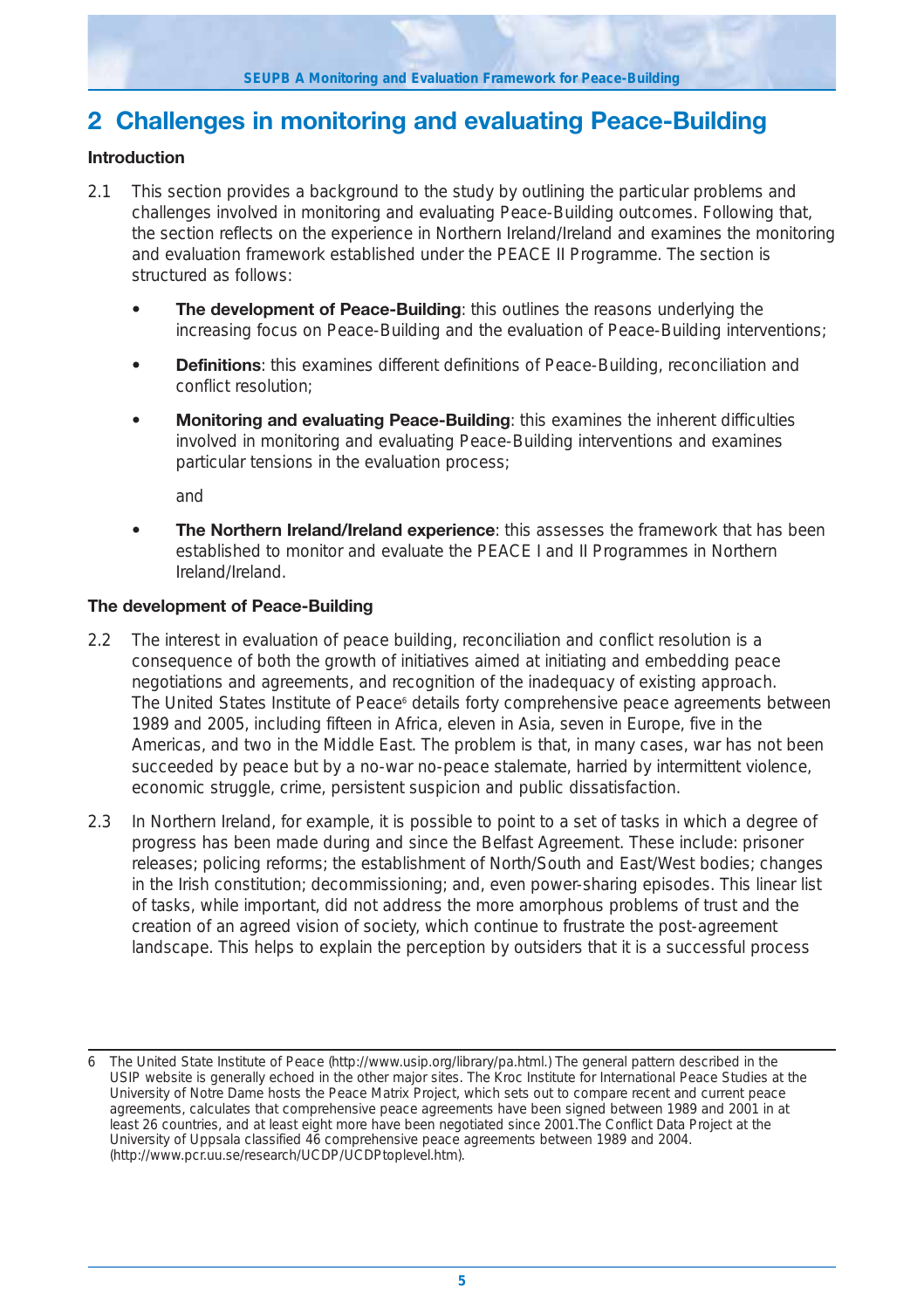## 2 Challenges in monitoring and evaluating Peace-Building

### Introduction

2.1 This section provides a background to the study by outlining the particular problems and challenges involved in monitoring and evaluating Peace-Building outcomes. Following that, the section reflects on the experience in Northern Ireland/Ireland and examines the monitoring and evaluation framework established under the PEACE II Programme. The section is structured as follows:

- **The development of Peace-Building**: this outlines the reasons underlying the increasing focus on Peace-Building and the evaluation of Peace-Building interventions;
- **Definitions**: this examines different definitions of Peace-Building, reconciliation and conflict resolution;
- **Monitoring and evaluating Peace-Building**: this examines the inherent difficulties involved in monitoring and evaluating Peace-Building interventions and examines particular tensions in the evaluation process;

  and
- **The Northern Ireland/Ireland experience**: this assesses the framework that has been established to monitor and evaluate the PEACE I and II Programmes in Northern Ireland/Ireland.

### The development of Peace-Building

2.2 The interest in evaluation of peace building, reconciliation and conflict resolution is a consequence of both the growth of initiatives aimed at initiating and embedding peace negotiations and agreements, and recognition of the inadequacy of existing approach. The United States Institute of Peace[6] details forty comprehensive peace agreements between 1989 and 2005, including fifteen in Africa, eleven in Asia, seven in Europe, five in the Americas, and two in the Middle East. The problem is that, in many cases, war has not been succeeded by peace but by a no-war no-peace stalemate, harried by intermittent violence, economic struggle, crime, persistent suspicion and public dissatisfaction.

2.3 In Northern Ireland, for example, it is possible to point to a set of tasks in which a degree of progress has been made during and since the Belfast Agreement. These include: prisoner releases; policing reforms; the establishment of North/South and East/West bodies; changes in the Irish constitution; decommissioning; and, even power-sharing episodes. This linear list of tasks, while important, did not address the more amorphous problems of trust and the creation of an agreed vision of society, which continue to frustrate the post-agreement landscape. This helps to explain the perception by outsiders that it is a successful process

---

6 The United State Institute of Peace (http://www.usip.org/library/pa.html.) The general pattern described in the USIP website is generally echoed in the other major sites. The Kroc Institute for International Peace Studies at the University of Notre Dame hosts the Peace Matrix Project, which sets out to compare recent and current peace agreements, calculates that comprehensive peace agreements have been signed between 1989 and 2001 in at least 26 countries, and at least eight more have been negotiated since 2001.The Conflict Data Project at the University of Uppsala classified 46 comprehensive peace agreements between 1989 and 2004. (http://www.pcr.uu.se/research/UCDP/UCDPtoplevel.htm).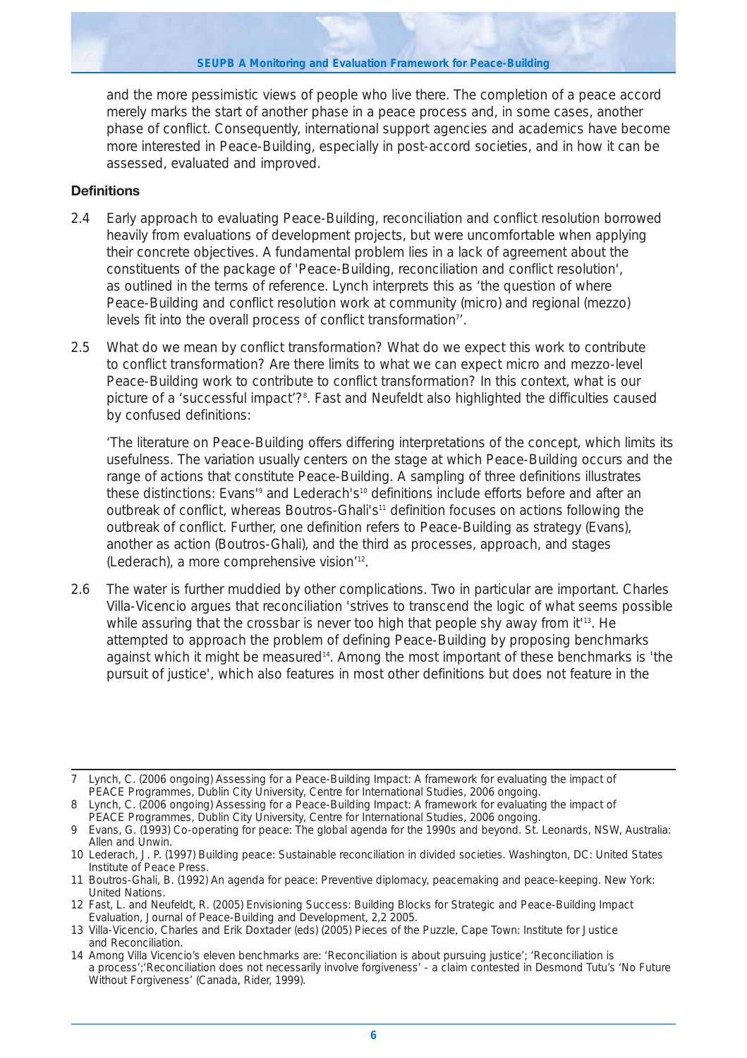and the more pessimistic views of people who live there. The completion of a peace accord merely marks the start of another phase in a peace process and, in some cases, another phase of conflict. Consequently, international support agencies and academics have become more interested in Peace-Building, especially in post-accord societies, and in how it can be assessed, evaluated and improved.

**Definitions**

2.4 Early approach to evaluating Peace-Building, reconciliation and conflict resolution borrowed heavily from evaluations of development projects, but were uncomfortable when applying their concrete objectives. A fundamental problem lies in a lack of agreement about the constituents of the package of 'Peace-Building, reconciliation and conflict resolution', as outlined in the terms of reference. Lynch interprets this as 'the question of where Peace-Building and conflict resolution work at community (micro) and regional (mezzo) levels fit into the overall process of conflict transformation[7]'.

2.5 What do we mean by conflict transformation? What do we expect this work to contribute to conflict transformation? Are there limits to what we can expect micro and mezzo-level Peace-Building work to contribute to conflict transformation? In this context, what is our picture of a 'successful impact'?[8]. Fast and Neufeldt also highlighted the difficulties caused by confused definitions:

'The literature on Peace-Building offers differing interpretations of the concept, which limits its usefulness. The variation usually centers on the stage at which Peace-Building occurs and the range of actions that constitute Peace-Building. A sampling of three definitions illustrates these distinctions: Evans'[9] and Lederach's[10] definitions include efforts before and after an outbreak of conflict, whereas Boutros-Ghali's[11] definition focuses on actions following the outbreak of conflict. Further, one definition refers to Peace-Building as strategy (Evans), another as action (Boutros-Ghali), and the third as processes, approach, and stages (Lederach), a more comprehensive vision'[12].

2.6 The water is further muddied by other complications. Two in particular are important. Charles Villa-Vicencio argues that reconciliation 'strives to transcend the logic of what seems possible while assuring that the crossbar is never too high that people shy away from it'[13]. He attempted to approach the problem of defining Peace-Building by proposing benchmarks against which it might be measured[14]. Among the most important of these benchmarks is 'the pursuit of justice', which also features in most other definitions but does not feature in the

---

7 Lynch, C. (2006 ongoing) Assessing for a Peace-Building Impact: A framework for evaluating the impact of PEACE Programmes, Dublin City University, Centre for International Studies, 2006 ongoing.

8 Lynch, C. (2006 ongoing) Assessing for a Peace-Building Impact: A framework for evaluating the impact of PEACE Programmes, Dublin City University, Centre for International Studies, 2006 ongoing.

9 Evans, G. (1993) Co-operating for peace: The global agenda for the 1990s and beyond. St. Leonards, NSW, Australia: Allen and Unwin.

10 Lederach, J. P. (1997) Building peace: Sustainable reconciliation in divided societies. Washington, DC: United States Institute of Peace Press.

11 Boutros-Ghali, B. (1992) An agenda for peace: Preventive diplomacy, peacemaking and peace-keeping. New York: United Nations.

12 Fast, L. and Neufeldt, R. (2005) Envisioning Success: Building Blocks for Strategic and Peace-Building Impact Evaluation, Journal of Peace-Building and Development, 2,2 2005.

13 Villa-Vicencio, Charles and Erik Doxtader (eds) (2005) Pieces of the Puzzle, Cape Town: Institute for Justice and Reconciliation.

14 Among Villa Vicencio's eleven benchmarks are: 'Reconciliation is about pursuing justice'; 'Reconciliation is a process';'Reconciliation does not necessarily involve forgiveness' - a claim contested in Desmond Tutu's 'No Future Without Forgiveness' (Canada, Rider, 1999).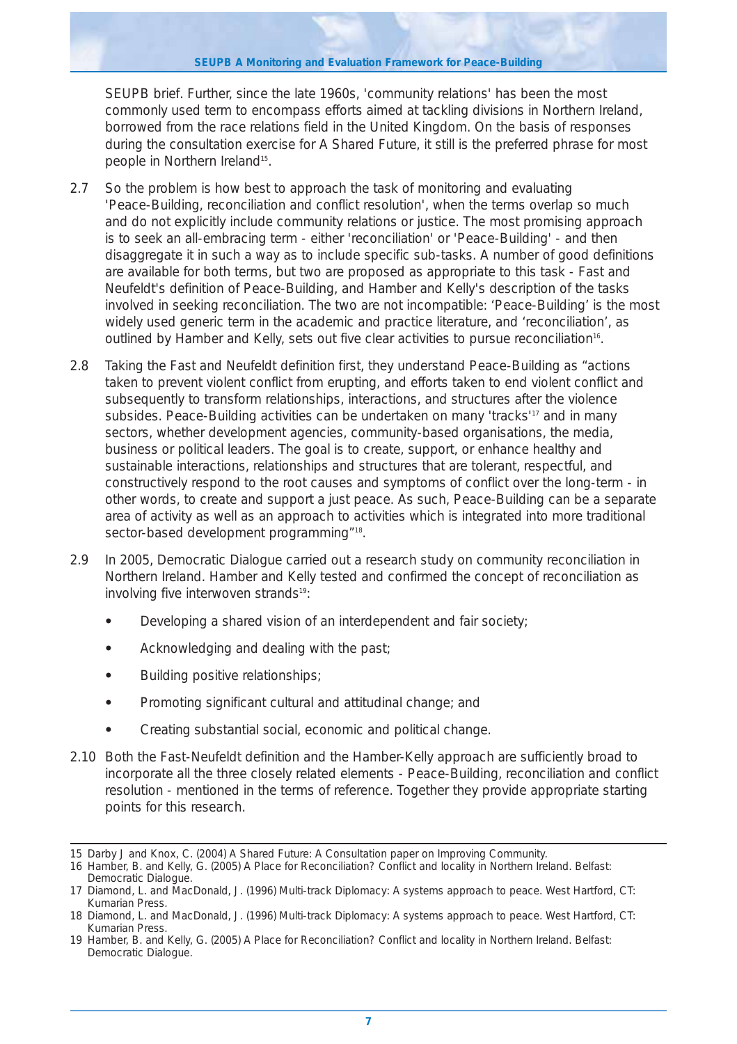SEUPB brief. Further, since the late 1960s, 'community relations' has been the most commonly used term to encompass efforts aimed at tackling divisions in Northern Ireland, borrowed from the race relations field in the United Kingdom. On the basis of responses during the consultation exercise for A Shared Future, it still is the preferred phrase for most people in Northern Ireland[15].

2.7 So the problem is how best to approach the task of monitoring and evaluating 'Peace-Building, reconciliation and conflict resolution', when the terms overlap so much and do not explicitly include community relations or justice. The most promising approach is to seek an all-embracing term - either 'reconciliation' or 'Peace-Building' - and then disaggregate it in such a way as to include specific sub-tasks. A number of good definitions are available for both terms, but two are proposed as appropriate to this task - Fast and Neufeldt's definition of Peace-Building, and Hamber and Kelly's description of the tasks involved in seeking reconciliation. The two are not incompatible: 'Peace-Building' is the most widely used generic term in the academic and practice literature, and 'reconciliation', as outlined by Hamber and Kelly, sets out five clear activities to pursue reconciliation[16].

2.8 Taking the Fast and Neufeldt definition first, they understand Peace-Building as "actions taken to prevent violent conflict from erupting, and efforts taken to end violent conflict and subsequently to transform relationships, interactions, and structures after the violence subsides. Peace-Building activities can be undertaken on many 'tracks'[17] and in many sectors, whether development agencies, community-based organisations, the media, business or political leaders. The goal is to create, support, or enhance healthy and sustainable interactions, relationships and structures that are tolerant, respectful, and constructively respond to the root causes and symptoms of conflict over the long-term - in other words, to create and support a just peace. As such, Peace-Building can be a separate area of activity as well as an approach to activities which is integrated into more traditional sector-based development programming"[18].

2.9 In 2005, Democratic Dialogue carried out a research study on community reconciliation in Northern Ireland. Hamber and Kelly tested and confirmed the concept of reconciliation as involving five interwoven strands[19]:

- Developing a shared vision of an interdependent and fair society;
- Acknowledging and dealing with the past;
- Building positive relationships;
- Promoting significant cultural and attitudinal change; and
- Creating substantial social, economic and political change.

2.10 Both the Fast-Neufeldt definition and the Hamber-Kelly approach are sufficiently broad to incorporate all the three closely related elements - Peace-Building, reconciliation and conflict resolution - mentioned in the terms of reference. Together they provide appropriate starting points for this research.

---

15 Darby J and Knox, C. (2004) A Shared Future: A Consultation paper on Improving Community.

16 Hamber, B. and Kelly, G. (2005) A Place for Reconciliation? Conflict and locality in Northern Ireland. Belfast: Democratic Dialogue.

17 Diamond, L. and MacDonald, J. (1996) Multi-track Diplomacy: A systems approach to peace. West Hartford, CT: Kumarian Press.

18 Diamond, L. and MacDonald, J. (1996) Multi-track Diplomacy: A systems approach to peace. West Hartford, CT: Kumarian Press.

19 Hamber, B. and Kelly, G. (2005) A Place for Reconciliation? Conflict and locality in Northern Ireland. Belfast: Democratic Dialogue.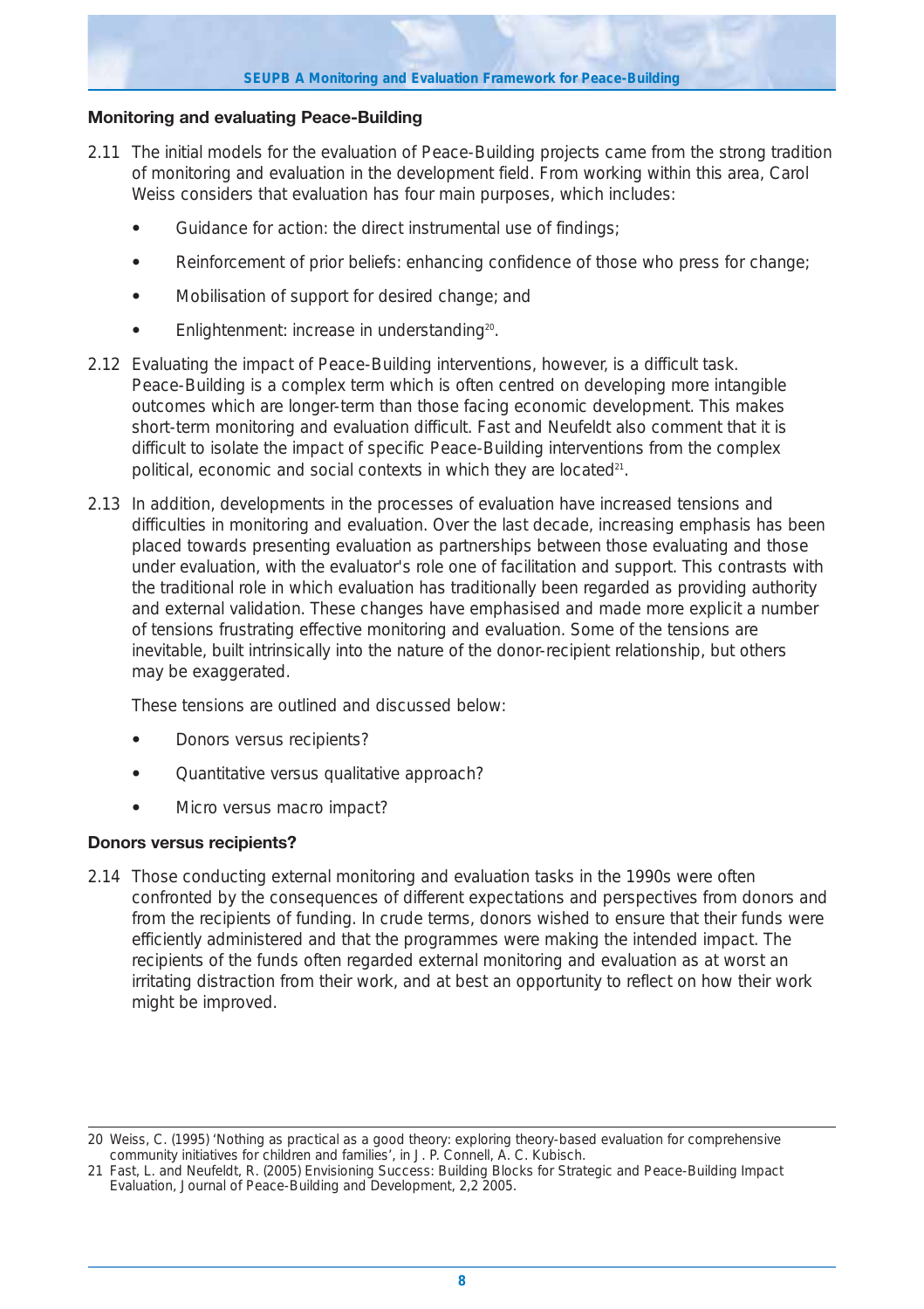## Monitoring and evaluating Peace-Building

2.11 The initial models for the evaluation of Peace-Building projects came from the strong tradition of monitoring and evaluation in the development field. From working within this area, Carol Weiss considers that evaluation has four main purposes, which includes:

- Guidance for action: the direct instrumental use of findings;
- Reinforcement of prior beliefs: enhancing confidence of those who press for change;
- Mobilisation of support for desired change; and
- Enlightenment: increase in understanding[20].

2.12 Evaluating the impact of Peace-Building interventions, however, is a difficult task. Peace-Building is a complex term which is often centred on developing more intangible outcomes which are longer-term than those facing economic development. This makes short-term monitoring and evaluation difficult. Fast and Neufeldt also comment that it is difficult to isolate the impact of specific Peace-Building interventions from the complex political, economic and social contexts in which they are located[21].

2.13 In addition, developments in the processes of evaluation have increased tensions and difficulties in monitoring and evaluation. Over the last decade, increasing emphasis has been placed towards presenting evaluation as partnerships between those evaluating and those under evaluation, with the evaluator's role one of facilitation and support. This contrasts with the traditional role in which evaluation has traditionally been regarded as providing authority and external validation. These changes have emphasised and made more explicit a number of tensions frustrating effective monitoring and evaluation. Some of the tensions are inevitable, built intrinsically into the nature of the donor-recipient relationship, but others may be exaggerated.

These tensions are outlined and discussed below:

- Donors versus recipients?
- Quantitative versus qualitative approach?
- Micro versus macro impact?

### Donors versus recipients?

2.14 Those conducting external monitoring and evaluation tasks in the 1990s were often confronted by the consequences of different expectations and perspectives from donors and from the recipients of funding. In crude terms, donors wished to ensure that their funds were efficiently administered and that the programmes were making the intended impact. The recipients of the funds often regarded external monitoring and evaluation as at worst an irritating distraction from their work, and at best an opportunity to reflect on how their work might be improved.

---

20 Weiss, C. (1995) 'Nothing as practical as a good theory: exploring theory-based evaluation for comprehensive community initiatives for children and families', in J. P. Connell, A. C. Kubisch.

21 Fast, L. and Neufeldt, R. (2005) Envisioning Success: Building Blocks for Strategic and Peace-Building Impact Evaluation, Journal of Peace-Building and Development, 2,2 2005.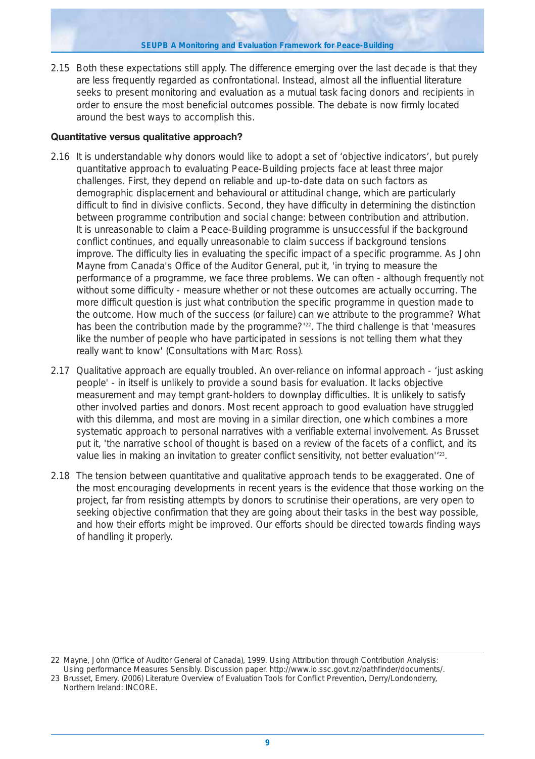2.15 Both these expectations still apply. The difference emerging over the last decade is that they are less frequently regarded as confrontational. Instead, almost all the influential literature seeks to present monitoring and evaluation as a mutual task facing donors and recipients in order to ensure the most beneficial outcomes possible. The debate is now firmly located around the best ways to accomplish this.

**Quantitative versus qualitative approach?**

2.16 It is understandable why donors would like to adopt a set of 'objective indicators', but purely quantitative approach to evaluating Peace-Building projects face at least three major challenges. First, they depend on reliable and up-to-date data on such factors as demographic displacement and behavioural or attitudinal change, which are particularly difficult to find in divisive conflicts. Second, they have difficulty in determining the distinction between programme contribution and social change: between contribution and attribution. It is unreasonable to claim a Peace-Building programme is unsuccessful if the background conflict continues, and equally unreasonable to claim success if background tensions improve. The difficulty lies in evaluating the specific impact of a specific programme. As John Mayne from Canada's Office of the Auditor General, put it, 'in trying to measure the performance of a programme, we face three problems. We can often - although frequently not without some difficulty - measure whether or not these outcomes are actually occurring. The more difficult question is just what contribution the specific programme in question made to the outcome. How much of the success (or failure) can we attribute to the programme? What has been the contribution made by the programme?'[22]. The third challenge is that 'measures like the number of people who have participated in sessions is not telling them what they really want to know' (Consultations with Marc Ross).

2.17 Qualitative approach are equally troubled. An over-reliance on informal approach - 'just asking people' - in itself is unlikely to provide a sound basis for evaluation. It lacks objective measurement and may tempt grant-holders to downplay difficulties. It is unlikely to satisfy other involved parties and donors. Most recent approach to good evaluation have struggled with this dilemma, and most are moving in a similar direction, one which combines a more systematic approach to personal narratives with a verifiable external involvement. As Brusset put it, 'the narrative school of thought is based on a review of the facets of a conflict, and its value lies in making an invitation to greater conflict sensitivity, not better evaluation''[23].

2.18 The tension between quantitative and qualitative approach tends to be exaggerated. One of the most encouraging developments in recent years is the evidence that those working on the project, far from resisting attempts by donors to scrutinise their operations, are very open to seeking objective confirmation that they are going about their tasks in the best way possible, and how their efforts might be improved. Our efforts should be directed towards finding ways of handling it properly.

---

22 Mayne, John (Office of Auditor General of Canada), 1999. Using Attribution through Contribution Analysis: Using performance Measures Sensibly. Discussion paper. http://www.io.ssc.govt.nz/pathfinder/documents/.

23 Brusset, Emery. (2006) Literature Overview of Evaluation Tools for Conflict Prevention, Derry/Londonderry, Northern Ireland: INCORE.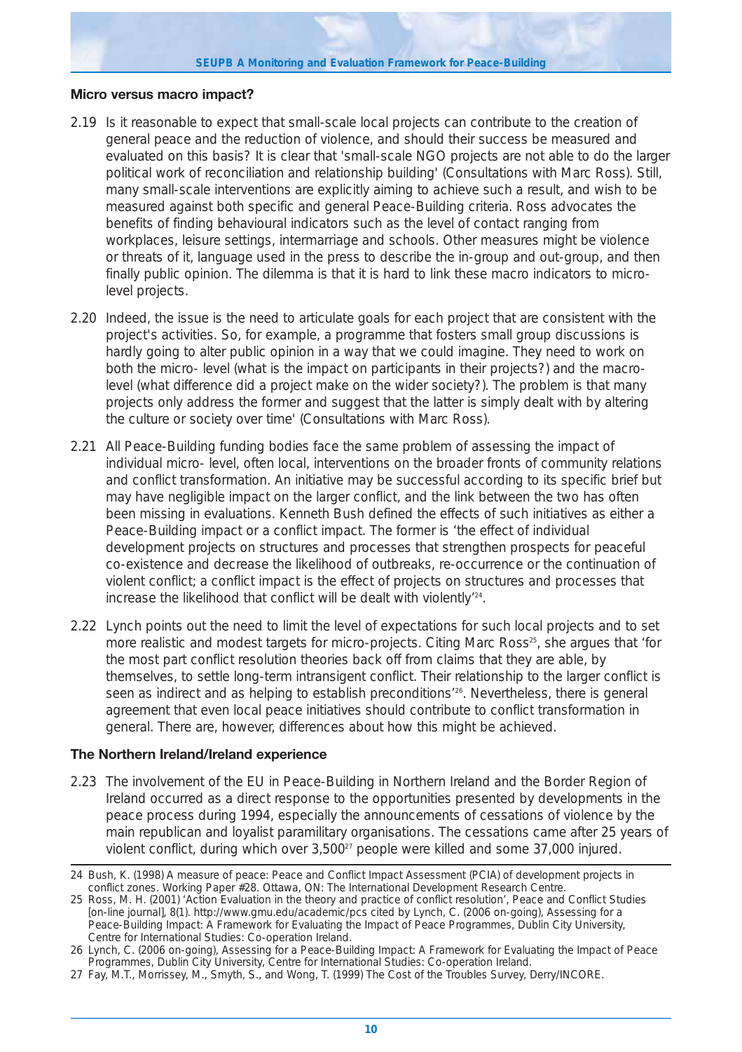### Micro versus macro impact?

2.19 Is it reasonable to expect that small-scale local projects can contribute to the creation of general peace and the reduction of violence, and should their success be measured and evaluated on this basis? It is clear that 'small-scale NGO projects are not able to do the larger political work of reconciliation and relationship building' (Consultations with Marc Ross). Still, many small-scale interventions are explicitly aiming to achieve such a result, and wish to be measured against both specific and general Peace-Building criteria. Ross advocates the benefits of finding behavioural indicators such as the level of contact ranging from workplaces, leisure settings, intermarriage and schools. Other measures might be violence or threats of it, language used in the press to describe the in-group and out-group, and then finally public opinion. The dilemma is that it is hard to link these macro indicators to micro-level projects.

2.20 Indeed, the issue is the need to articulate goals for each project that are consistent with the project's activities. So, for example, a programme that fosters small group discussions is hardly going to alter public opinion in a way that we could imagine. They need to work on both the micro- level (what is the impact on participants in their projects?) and the macro-level (what difference did a project make on the wider society?). The problem is that many projects only address the former and suggest that the latter is simply dealt with by altering the culture or society over time' (Consultations with Marc Ross).

2.21 All Peace-Building funding bodies face the same problem of assessing the impact of individual micro- level, often local, interventions on the broader fronts of community relations and conflict transformation. An initiative may be successful according to its specific brief but may have negligible impact on the larger conflict, and the link between the two has often been missing in evaluations. Kenneth Bush defined the effects of such initiatives as either a Peace-Building impact or a conflict impact. The former is 'the effect of individual development projects on structures and processes that strengthen prospects for peaceful co-existence and decrease the likelihood of outbreaks, re-occurrence or the continuation of violent conflict; a conflict impact is the effect of projects on structures and processes that increase the likelihood that conflict will be dealt with violently'[24].

2.22 Lynch points out the need to limit the level of expectations for such local projects and to set more realistic and modest targets for micro-projects. Citing Marc Ross[25], she argues that 'for the most part conflict resolution theories back off from claims that they are able, by themselves, to settle long-term intransigent conflict. Their relationship to the larger conflict is seen as indirect and as helping to establish preconditions'[26]. Nevertheless, there is general agreement that even local peace initiatives should contribute to conflict transformation in general. There are, however, differences about how this might be achieved.

### The Northern Ireland/Ireland experience

2.23 The involvement of the EU in Peace-Building in Northern Ireland and the Border Region of Ireland occurred as a direct response to the opportunities presented by developments in the peace process during 1994, especially the announcements of cessations of violence by the main republican and loyalist paramilitary organisations. The cessations came after 25 years of violent conflict, during which over 3,500[27] people were killed and some 37,000 injured.

---

24 Bush, K. (1998) A measure of peace: Peace and Conflict Impact Assessment (PCIA) of development projects in conflict zones. Working Paper #28. Ottawa, ON: The International Development Research Centre.

25 Ross, M. H. (2001) 'Action Evaluation in the theory and practice of conflict resolution', Peace and Conflict Studies [on-line journal], 8(1). http://www.gmu.edu/academic/pcs cited by Lynch, C. (2006 on-going), Assessing for a Peace-Building Impact: A Framework for Evaluating the Impact of Peace Programmes, Dublin City University, Centre for International Studies: Co-operation Ireland.

26 Lynch, C. (2006 on-going), Assessing for a Peace-Building Impact: A Framework for Evaluating the Impact of Peace Programmes, Dublin City University, Centre for International Studies: Co-operation Ireland.

27 Fay, M.T., Morrissey, M., Smyth, S., and Wong, T. (1999) The Cost of the Troubles Survey, Derry/INCORE.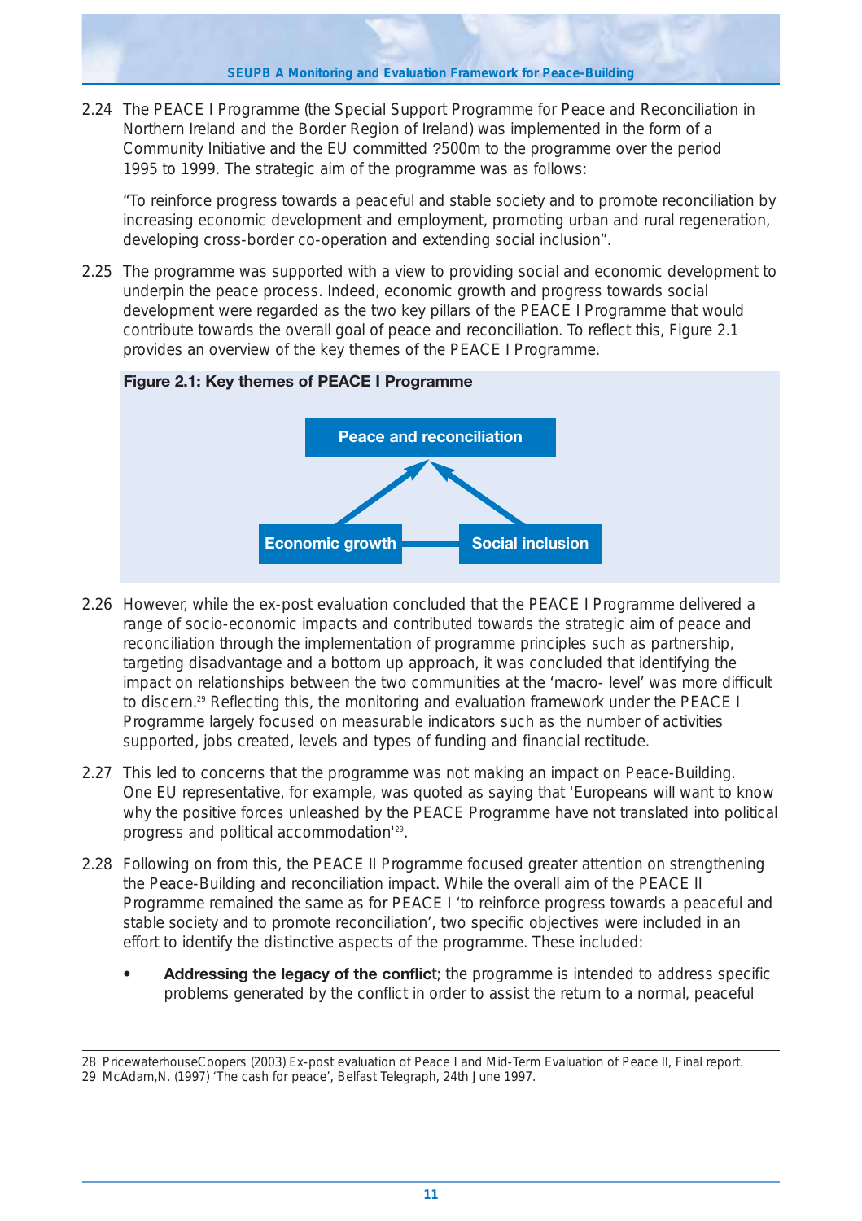2.24 The PEACE I Programme (the Special Support Programme for Peace and Reconciliation in Northern Ireland and the Border Region of Ireland) was implemented in the form of a Community Initiative and the EU committed ?500m to the programme over the period 1995 to 1999. The strategic aim of the programme was as follows:

"To reinforce progress towards a peaceful and stable society and to promote reconciliation by increasing economic development and employment, promoting urban and rural regeneration, developing cross-border co-operation and extending social inclusion".

2.25 The programme was supported with a view to providing social and economic development to underpin the peace process. Indeed, economic growth and progress towards social development were regarded as the two key pillars of the PEACE I Programme that would contribute towards the overall goal of peace and reconciliation. To reflect this, Figure 2.1 provides an overview of the key themes of the PEACE I Programme.

**Figure 2.1: Key themes of PEACE I Programme**

Peace and reconciliation

Economic growth — Social inclusion

2.26 However, while the ex-post evaluation concluded that the PEACE I Programme delivered a range of socio-economic impacts and contributed towards the strategic aim of peace and reconciliation through the implementation of programme principles such as partnership, targeting disadvantage and a bottom up approach, it was concluded that identifying the impact on relationships between the two communities at the 'macro- level' was more difficult to discern.[29] Reflecting this, the monitoring and evaluation framework under the PEACE I Programme largely focused on measurable indicators such as the number of activities supported, jobs created, levels and types of funding and financial rectitude.

2.27 This led to concerns that the programme was not making an impact on Peace-Building. One EU representative, for example, was quoted as saying that 'Europeans will want to know why the positive forces unleashed by the PEACE Programme have not translated into political progress and political accommodation'[29].

2.28 Following on from this, the PEACE II Programme focused greater attention on strengthening the Peace-Building and reconciliation impact. While the overall aim of the PEACE II Programme remained the same as for PEACE I 'to reinforce progress towards a peaceful and stable society and to promote reconciliation', two specific objectives were included in an effort to identify the distinctive aspects of the programme. These included:

- **Addressing the legacy of the conflic**t; the programme is intended to address specific problems generated by the conflict in order to assist the return to a normal, peaceful

28 PricewaterhouseCoopers (2003) Ex-post evaluation of Peace I and Mid-Term Evaluation of Peace II, Final report.
29 McAdam,N. (1997) 'The cash for peace', Belfast Telegraph, 24th June 1997.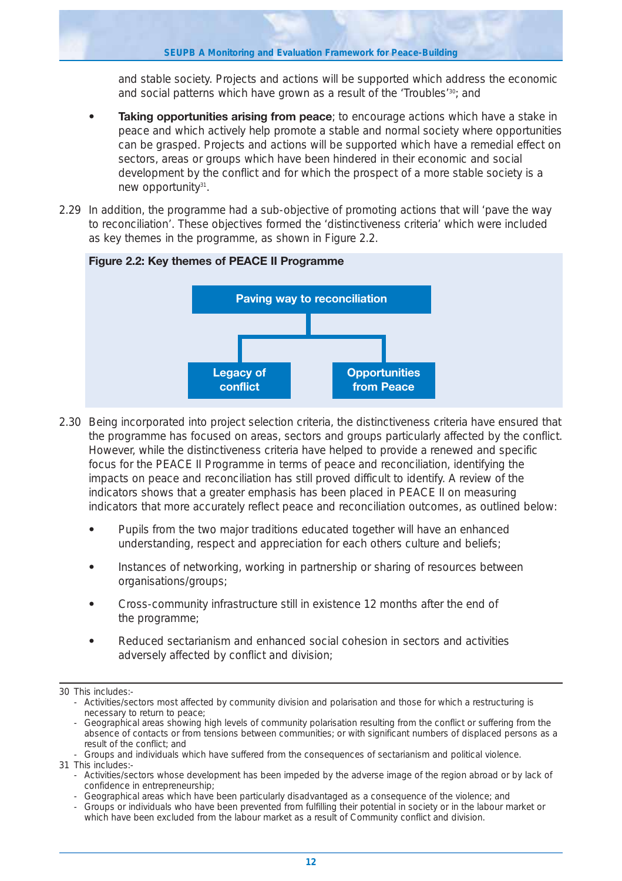and stable society. Projects and actions will be supported which address the economic and social patterns which have grown as a result of the 'Troubles'[30]; and

- **Taking opportunities arising from peace**; to encourage actions which have a stake in peace and which actively help promote a stable and normal society where opportunities can be grasped. Projects and actions will be supported which have a remedial effect on sectors, areas or groups which have been hindered in their economic and social development by the conflict and for which the prospect of a more stable society is a new opportunity[31].

2.29 In addition, the programme had a sub-objective of promoting actions that will 'pave the way to reconciliation'. These objectives formed the 'distinctiveness criteria' which were included as key themes in the programme, as shown in Figure 2.2.

**Figure 2.2: Key themes of PEACE II Programme**

- Paving way to reconciliation
  - Legacy of conflict
  - Opportunities from Peace

2.30 Being incorporated into project selection criteria, the distinctiveness criteria have ensured that the programme has focused on areas, sectors and groups particularly affected by the conflict. However, while the distinctiveness criteria have helped to provide a renewed and specific focus for the PEACE II Programme in terms of peace and reconciliation, identifying the impacts on peace and reconciliation has still proved difficult to identify. A review of the indicators shows that a greater emphasis has been placed in PEACE II on measuring indicators that more accurately reflect peace and reconciliation outcomes, as outlined below:

- Pupils from the two major traditions educated together will have an enhanced understanding, respect and appreciation for each others culture and beliefs;
- Instances of networking, working in partnership or sharing of resources between organisations/groups;
- Cross-community infrastructure still in existence 12 months after the end of the programme;
- Reduced sectarianism and enhanced social cohesion in sectors and activities adversely affected by conflict and division;

---

30 This includes:-
- Activities/sectors most affected by community division and polarisation and those for which a restructuring is necessary to return to peace;
- Geographical areas showing high levels of community polarisation resulting from the conflict or suffering from the absence of contacts or from tensions between communities; or with significant numbers of displaced persons as a result of the conflict; and
- Groups and individuals which have suffered from the consequences of sectarianism and political violence.

31 This includes:-
- Activities/sectors whose development has been impeded by the adverse image of the region abroad or by lack of confidence in entrepreneurship;
- Geographical areas which have been particularly disadvantaged as a consequence of the violence; and
- Groups or individuals who have been prevented from fulfilling their potential in society or in the labour market or which have been excluded from the labour market as a result of Community conflict and division.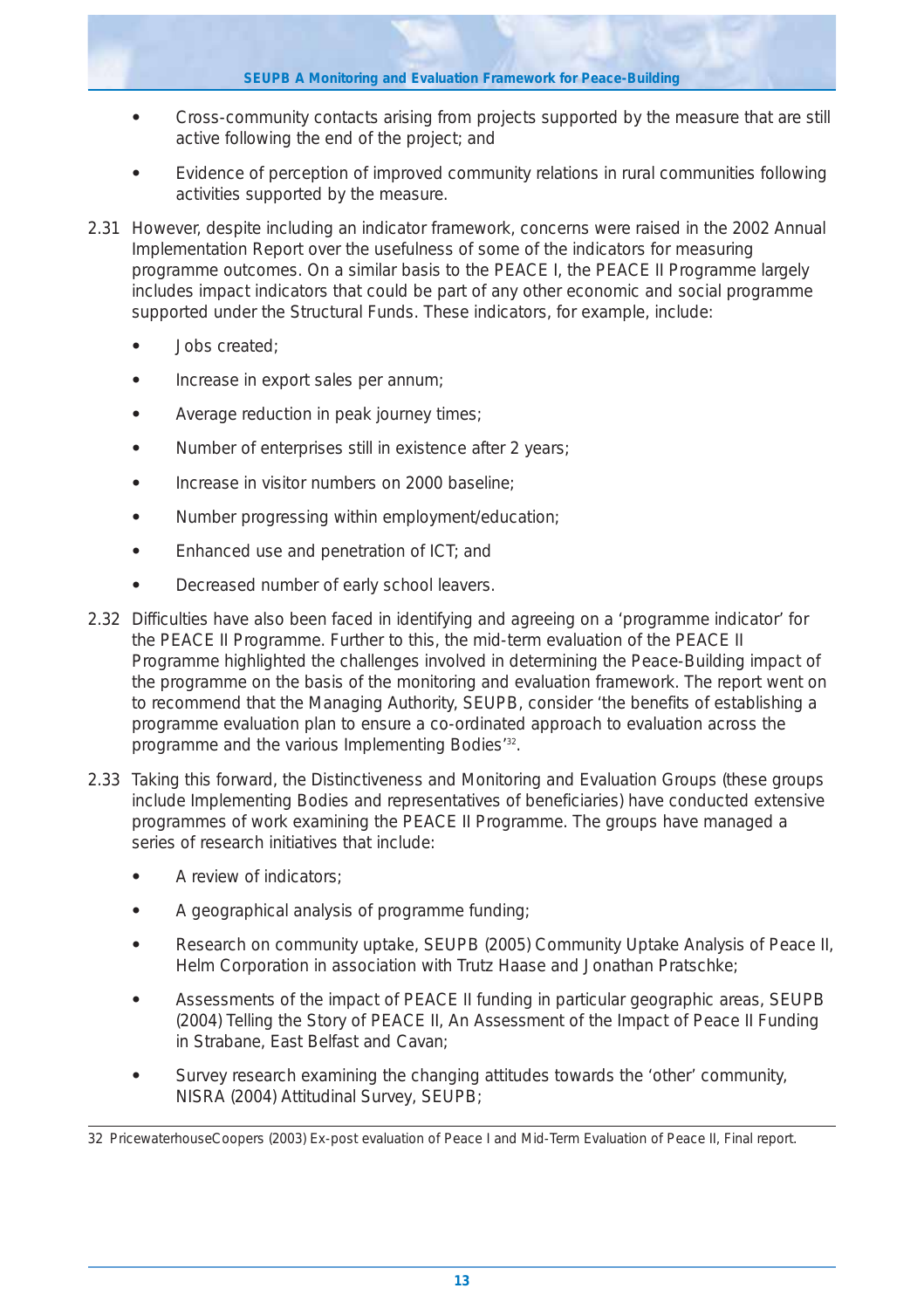- Cross-community contacts arising from projects supported by the measure that are still active following the end of the project; and
- Evidence of perception of improved community relations in rural communities following activities supported by the measure.

2.31 However, despite including an indicator framework, concerns were raised in the 2002 Annual Implementation Report over the usefulness of some of the indicators for measuring programme outcomes. On a similar basis to the PEACE I, the PEACE II Programme largely includes impact indicators that could be part of any other economic and social programme supported under the Structural Funds. These indicators, for example, include:

- Jobs created;
- Increase in export sales per annum;
- Average reduction in peak journey times;
- Number of enterprises still in existence after 2 years;
- Increase in visitor numbers on 2000 baseline;
- Number progressing within employment/education;
- Enhanced use and penetration of ICT; and
- Decreased number of early school leavers.

2.32 Difficulties have also been faced in identifying and agreeing on a 'programme indicator' for the PEACE II Programme. Further to this, the mid-term evaluation of the PEACE II Programme highlighted the challenges involved in determining the Peace-Building impact of the programme on the basis of the monitoring and evaluation framework. The report went on to recommend that the Managing Authority, SEUPB, consider 'the benefits of establishing a programme evaluation plan to ensure a co-ordinated approach to evaluation across the programme and the various Implementing Bodies'[32].

2.33 Taking this forward, the Distinctiveness and Monitoring and Evaluation Groups (these groups include Implementing Bodies and representatives of beneficiaries) have conducted extensive programmes of work examining the PEACE II Programme. The groups have managed a series of research initiatives that include:

- A review of indicators;
- A geographical analysis of programme funding;
- Research on community uptake, SEUPB (2005) Community Uptake Analysis of Peace II, Helm Corporation in association with Trutz Haase and Jonathan Pratschke;
- Assessments of the impact of PEACE II funding in particular geographic areas, SEUPB (2004) Telling the Story of PEACE II, An Assessment of the Impact of Peace II Funding in Strabane, East Belfast and Cavan;
- Survey research examining the changing attitudes towards the 'other' community, NISRA (2004) Attitudinal Survey, SEUPB;

32 PricewaterhouseCoopers (2003) Ex-post evaluation of Peace I and Mid-Term Evaluation of Peace II, Final report.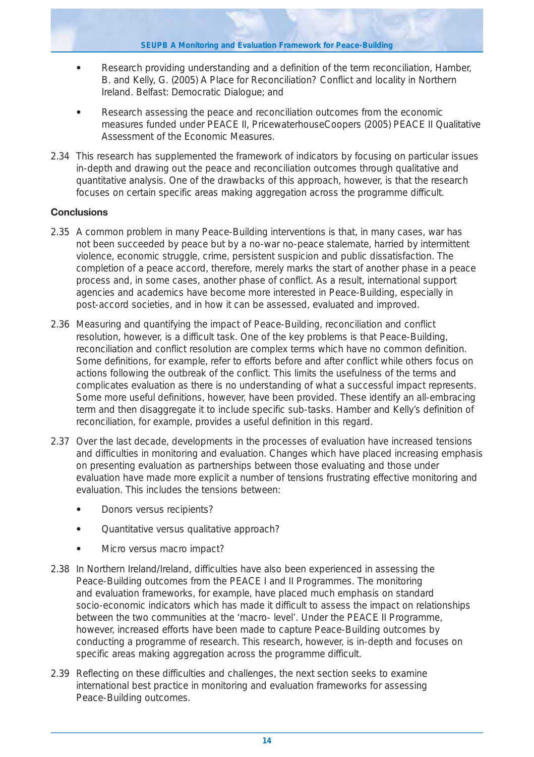- Research providing understanding and a definition of the term reconciliation, Hamber, B. and Kelly, G. (2005) A Place for Reconciliation? Conflict and locality in Northern Ireland. Belfast: Democratic Dialogue; and

- Research assessing the peace and reconciliation outcomes from the economic measures funded under PEACE II, PricewaterhouseCoopers (2005) PEACE II Qualitative Assessment of the Economic Measures.

2.34 This research has supplemented the framework of indicators by focusing on particular issues in-depth and drawing out the peace and reconciliation outcomes through qualitative and quantitative analysis. One of the drawbacks of this approach, however, is that the research focuses on certain specific areas making aggregation across the programme difficult.

**Conclusions**

2.35 A common problem in many Peace-Building interventions is that, in many cases, war has not been succeeded by peace but by a no-war no-peace stalemate, harried by intermittent violence, economic struggle, crime, persistent suspicion and public dissatisfaction. The completion of a peace accord, therefore, merely marks the start of another phase in a peace process and, in some cases, another phase of conflict. As a result, international support agencies and academics have become more interested in Peace-Building, especially in post-accord societies, and in how it can be assessed, evaluated and improved.

2.36 Measuring and quantifying the impact of Peace-Building, reconciliation and conflict resolution, however, is a difficult task. One of the key problems is that Peace-Building, reconciliation and conflict resolution are complex terms which have no common definition. Some definitions, for example, refer to efforts before and after conflict while others focus on actions following the outbreak of the conflict. This limits the usefulness of the terms and complicates evaluation as there is no understanding of what a successful impact represents. Some more useful definitions, however, have been provided. These identify an all-embracing term and then disaggregate it to include specific sub-tasks. Hamber and Kelly's definition of reconciliation, for example, provides a useful definition in this regard.

2.37 Over the last decade, developments in the processes of evaluation have increased tensions and difficulties in monitoring and evaluation. Changes which have placed increasing emphasis on presenting evaluation as partnerships between those evaluating and those under evaluation have made more explicit a number of tensions frustrating effective monitoring and evaluation. This includes the tensions between:

- Donors versus recipients?
- Quantitative versus qualitative approach?
- Micro versus macro impact?

2.38 In Northern Ireland/Ireland, difficulties have also been experienced in assessing the Peace-Building outcomes from the PEACE I and II Programmes. The monitoring and evaluation frameworks, for example, have placed much emphasis on standard socio-economic indicators which has made it difficult to assess the impact on relationships between the two communities at the 'macro- level'. Under the PEACE II Programme, however, increased efforts have been made to capture Peace-Building outcomes by conducting a programme of research. This research, however, is in-depth and focuses on specific areas making aggregation across the programme difficult.

2.39 Reflecting on these difficulties and challenges, the next section seeks to examine international best practice in monitoring and evaluation frameworks for assessing Peace-Building outcomes.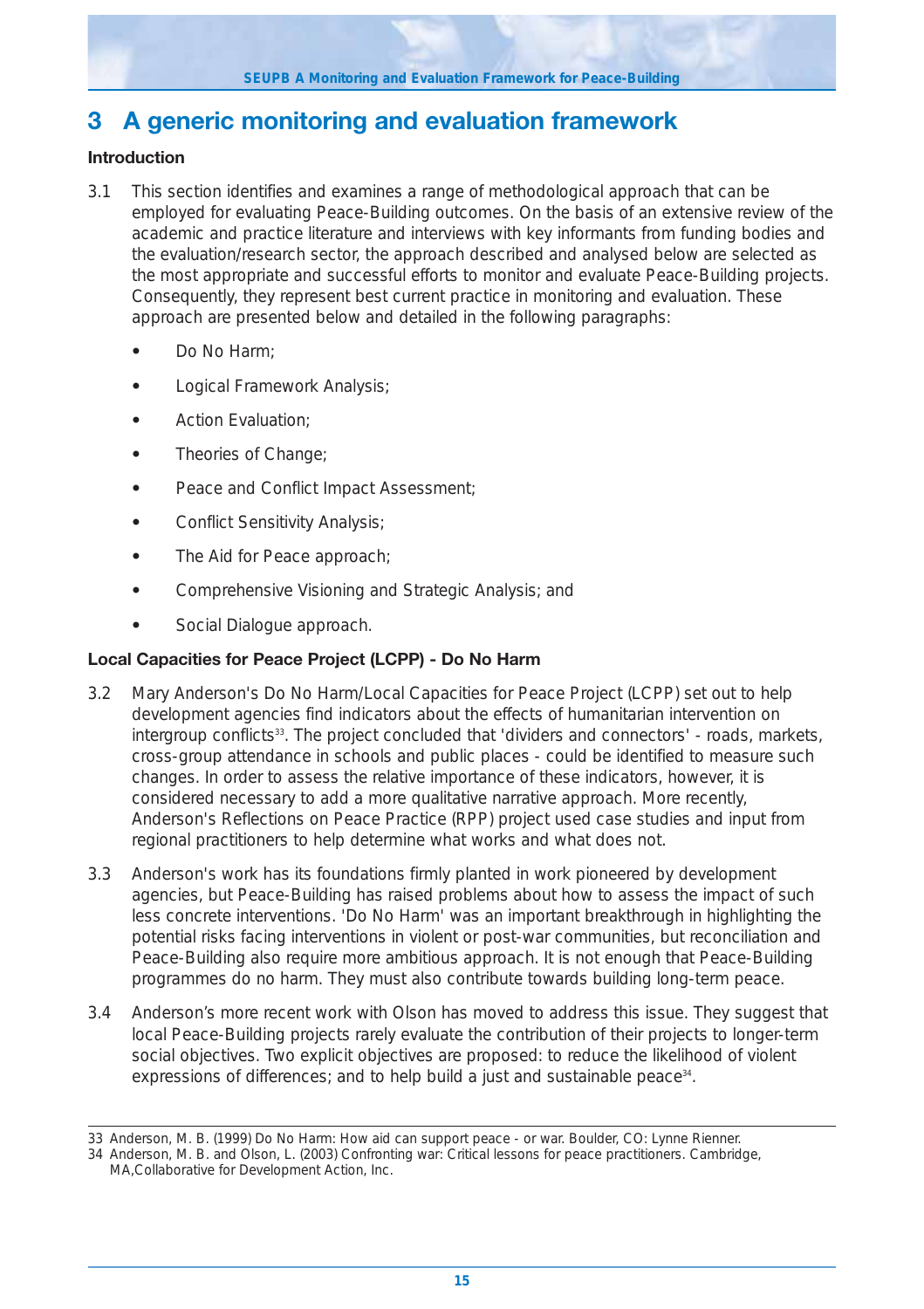# 3 A generic monitoring and evaluation framework

### Introduction

3.1 This section identifies and examines a range of methodological approach that can be employed for evaluating Peace-Building outcomes. On the basis of an extensive review of the academic and practice literature and interviews with key informants from funding bodies and the evaluation/research sector, the approach described and analysed below are selected as the most appropriate and successful efforts to monitor and evaluate Peace-Building projects. Consequently, they represent best current practice in monitoring and evaluation. These approach are presented below and detailed in the following paragraphs:

- Do No Harm;
- Logical Framework Analysis;
- Action Evaluation;
- Theories of Change;
- Peace and Conflict Impact Assessment;
- Conflict Sensitivity Analysis;
- The Aid for Peace approach;
- Comprehensive Visioning and Strategic Analysis; and
- Social Dialogue approach.

### Local Capacities for Peace Project (LCPP) - Do No Harm

3.2 Mary Anderson's Do No Harm/Local Capacities for Peace Project (LCPP) set out to help development agencies find indicators about the effects of humanitarian intervention on intergroup conflicts[33]. The project concluded that 'dividers and connectors' - roads, markets, cross-group attendance in schools and public places - could be identified to measure such changes. In order to assess the relative importance of these indicators, however, it is considered necessary to add a more qualitative narrative approach. More recently, Anderson's Reflections on Peace Practice (RPP) project used case studies and input from regional practitioners to help determine what works and what does not.

3.3 Anderson's work has its foundations firmly planted in work pioneered by development agencies, but Peace-Building has raised problems about how to assess the impact of such less concrete interventions. 'Do No Harm' was an important breakthrough in highlighting the potential risks facing interventions in violent or post-war communities, but reconciliation and Peace-Building also require more ambitious approach. It is not enough that Peace-Building programmes do no harm. They must also contribute towards building long-term peace.

3.4 Anderson's more recent work with Olson has moved to address this issue. They suggest that local Peace-Building projects rarely evaluate the contribution of their projects to longer-term social objectives. Two explicit objectives are proposed: to reduce the likelihood of violent expressions of differences; and to help build a just and sustainable peace[34].

---

33 Anderson, M. B. (1999) Do No Harm: How aid can support peace - or war. Boulder, CO: Lynne Rienner.

34 Anderson, M. B. and Olson, L. (2003) Confronting war: Critical lessons for peace practitioners. Cambridge, MA,Collaborative for Development Action, Inc.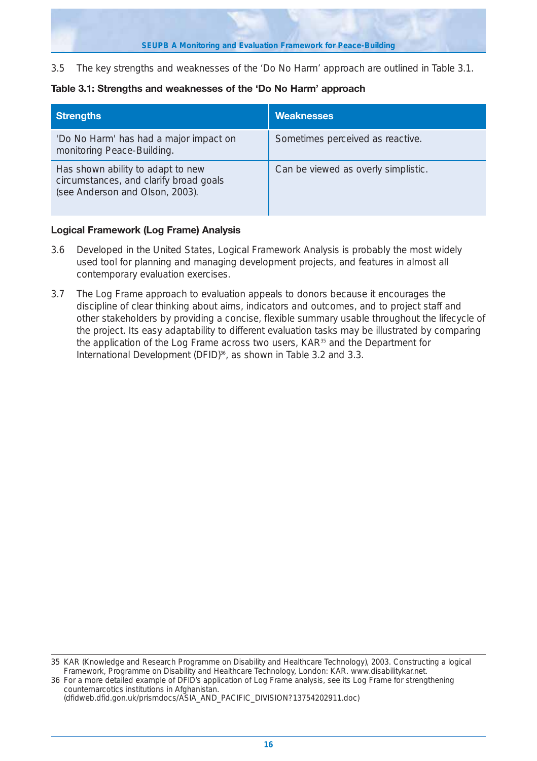3.5 The key strengths and weaknesses of the 'Do No Harm' approach are outlined in Table 3.1.

**Table 3.1: Strengths and weaknesses of the 'Do No Harm' approach**

| Strengths | Weaknesses |
|---|---|
| 'Do No Harm' has had a major impact on monitoring Peace-Building. | Sometimes perceived as reactive. |
| Has shown ability to adapt to new circumstances, and clarify broad goals (see Anderson and Olson, 2003). | Can be viewed as overly simplistic. |

### Logical Framework (Log Frame) Analysis

3.6 Developed in the United States, Logical Framework Analysis is probably the most widely used tool for planning and managing development projects, and features in almost all contemporary evaluation exercises.

3.7 The Log Frame approach to evaluation appeals to donors because it encourages the discipline of clear thinking about aims, indicators and outcomes, and to project staff and other stakeholders by providing a concise, flexible summary usable throughout the lifecycle of the project. Its easy adaptability to different evaluation tasks may be illustrated by comparing the application of the Log Frame across two users, KAR[35] and the Department for International Development (DFID)[36], as shown in Table 3.2 and 3.3.

---

35 KAR (Knowledge and Research Programme on Disability and Healthcare Technology), 2003. Constructing a logical Framework, Programme on Disability and Healthcare Technology, London: KAR. www.disabilitykar.net.

36 For a more detailed example of DFID's application of Log Frame analysis, see its Log Frame for strengthening counternarcotics institutions in Afghanistan. (dfidweb.dfid.gon.uk/prismdocs/ASIA_AND_PACIFIC_DIVISION?13754202911.doc)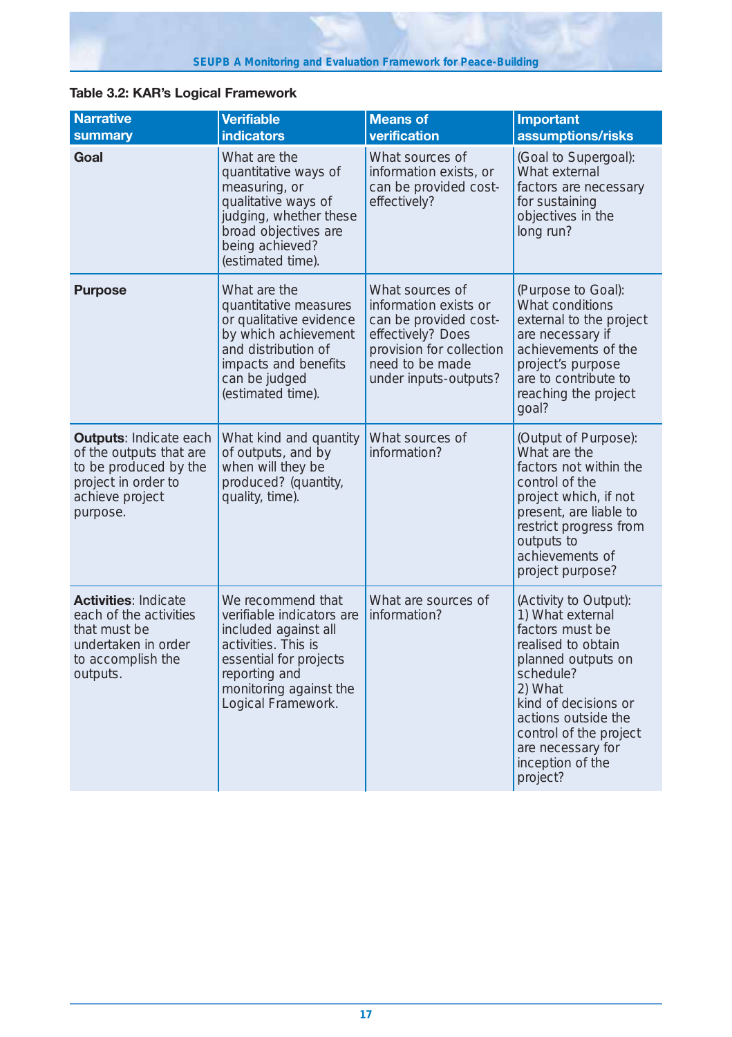**Table 3.2: KAR's Logical Framework**

| Narrative summary | Verifiable indicators | Means of verification | Important assumptions/risks |
|---|---|---|---|
| **Goal** | What are the quantitative ways of measuring, or qualitative ways of judging, whether these broad objectives are being achieved? (estimated time). | What sources of information exists, or can be provided cost-effectively? | (Goal to Supergoal): What external factors are necessary for sustaining objectives in the long run? |
| **Purpose** | What are the quantitative measures or qualitative evidence by which achievement and distribution of impacts and benefits can be judged (estimated time). | What sources of information exists or can be provided cost-effectively? Does provision for collection need to be made under inputs-outputs? | (Purpose to Goal): What conditions external to the project are necessary if achievements of the project's purpose are to contribute to reaching the project goal? |
| **Outputs**: Indicate each of the outputs that are to be produced by the project in order to achieve project purpose. | What kind and quantity of outputs, and by when will they be produced? (quantity, quality, time). | What sources of information? | (Output of Purpose): What are the factors not within the control of the project which, if not present, are liable to restrict progress from outputs to achievements of project purpose? |
| **Activities**: Indicate each of the activities that must be undertaken in order to accomplish the outputs. | We recommend that verifiable indicators are included against all activities. This is essential for projects reporting and monitoring against the Logical Framework. | What are sources of information? | (Activity to Output): 1) What external factors must be realised to obtain planned outputs on schedule? 2) What kind of decisions or actions outside the control of the project are necessary for inception of the project? |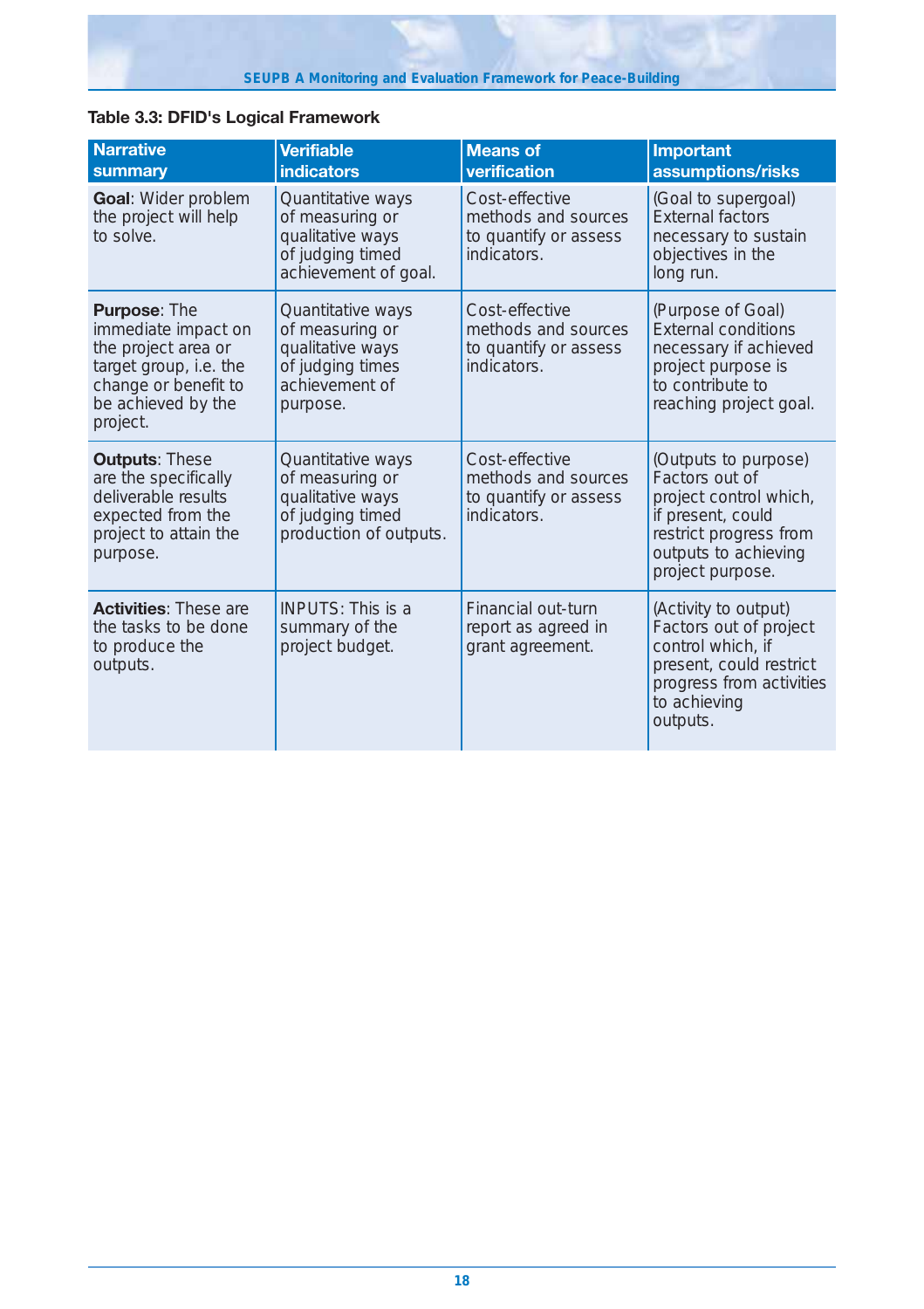**Table 3.3: DFID's Logical Framework**

| Narrative summary | Verifiable indicators | Means of verification | Important assumptions/risks |
|---|---|---|---|
| **Goal**: Wider problem the project will help to solve. | Quantitative ways of measuring or qualitative ways of judging timed achievement of goal. | Cost-effective methods and sources to quantify or assess indicators. | (Goal to supergoal) External factors necessary to sustain objectives in the long run. |
| **Purpose**: The immediate impact on the project area or target group, i.e. the change or benefit to be achieved by the project. | Quantitative ways of measuring or qualitative ways of judging times achievement of purpose. | Cost-effective methods and sources to quantify or assess indicators. | (Purpose of Goal) External conditions necessary if achieved project purpose is to contribute to reaching project goal. |
| **Outputs**: These are the specifically deliverable results expected from the project to attain the purpose. | Quantitative ways of measuring or qualitative ways of judging timed production of outputs. | Cost-effective methods and sources to quantify or assess indicators. | (Outputs to purpose) Factors out of project control which, if present, could restrict progress from outputs to achieving project purpose. |
| **Activities**: These are the tasks to be done to produce the outputs. | INPUTS: This is a summary of the project budget. | Financial out-turn report as agreed in grant agreement. | (Activity to output) Factors out of project control which, if present, could restrict progress from activities to achieving outputs. |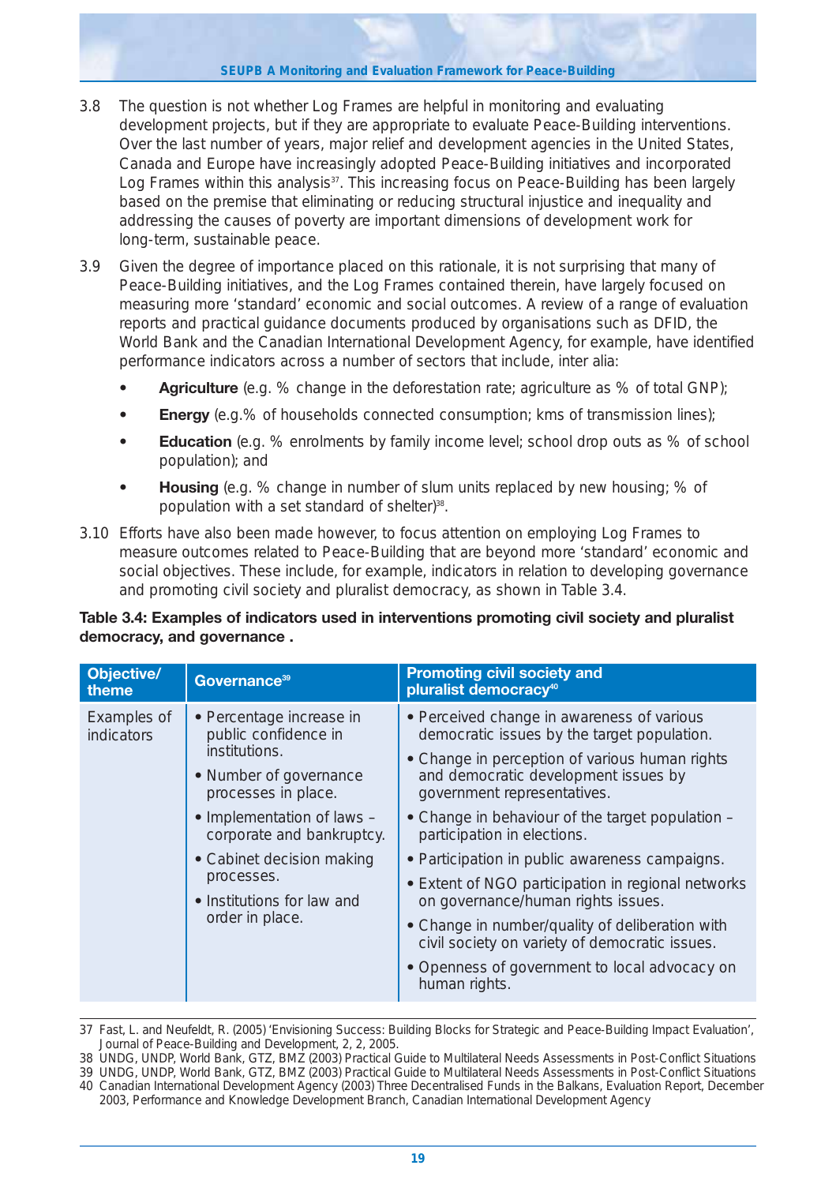3.8 The question is not whether Log Frames are helpful in monitoring and evaluating development projects, but if they are appropriate to evaluate Peace-Building interventions. Over the last number of years, major relief and development agencies in the United States, Canada and Europe have increasingly adopted Peace-Building initiatives and incorporated Log Frames within this analysis[37]. This increasing focus on Peace-Building has been largely based on the premise that eliminating or reducing structural injustice and inequality and addressing the causes of poverty are important dimensions of development work for long-term, sustainable peace.

3.9 Given the degree of importance placed on this rationale, it is not surprising that many of Peace-Building initiatives, and the Log Frames contained therein, have largely focused on measuring more 'standard' economic and social outcomes. A review of a range of evaluation reports and practical guidance documents produced by organisations such as DFID, the World Bank and the Canadian International Development Agency, for example, have identified performance indicators across a number of sectors that include, inter alia:

- **Agriculture** (e.g. % change in the deforestation rate; agriculture as % of total GNP);
- **Energy** (e.g.% of households connected consumption; kms of transmission lines);
- **Education** (e.g. % enrolments by family income level; school drop outs as % of school population); and
- **Housing** (e.g. % change in number of slum units replaced by new housing; % of population with a set standard of shelter)[38].

3.10 Efforts have also been made however, to focus attention on employing Log Frames to measure outcomes related to Peace-Building that are beyond more 'standard' economic and social objectives. These include, for example, indicators in relation to developing governance and promoting civil society and pluralist democracy, as shown in Table 3.4.

**Table 3.4: Examples of indicators used in interventions promoting civil society and pluralist democracy, and governance .**

| Objective/ theme | Governance[39] | Promoting civil society and pluralist democracy[40] |
|---|---|---|
| Examples of indicators | • Percentage increase in public confidence in institutions.<br>• Number of governance processes in place.<br>• Implementation of laws – corporate and bankruptcy.<br>• Cabinet decision making processes.<br>• Institutions for law and order in place. | • Perceived change in awareness of various democratic issues by the target population.<br>• Change in perception of various human rights and democratic development issues by government representatives.<br>• Change in behaviour of the target population – participation in elections.<br>• Participation in public awareness campaigns.<br>• Extent of NGO participation in regional networks on governance/human rights issues.<br>• Change in number/quality of deliberation with civil society on variety of democratic issues.<br>• Openness of government to local advocacy on human rights. |

37 Fast, L. and Neufeldt, R. (2005) 'Envisioning Success: Building Blocks for Strategic and Peace-Building Impact Evaluation', Journal of Peace-Building and Development, 2, 2, 2005.

38 UNDG, UNDP, World Bank, GTZ, BMZ (2003) Practical Guide to Multilateral Needs Assessments in Post-Conflict Situations

39 UNDG, UNDP, World Bank, GTZ, BMZ (2003) Practical Guide to Multilateral Needs Assessments in Post-Conflict Situations

40 Canadian International Development Agency (2003) Three Decentralised Funds in the Balkans, Evaluation Report, December 2003, Performance and Knowledge Development Branch, Canadian International Development Agency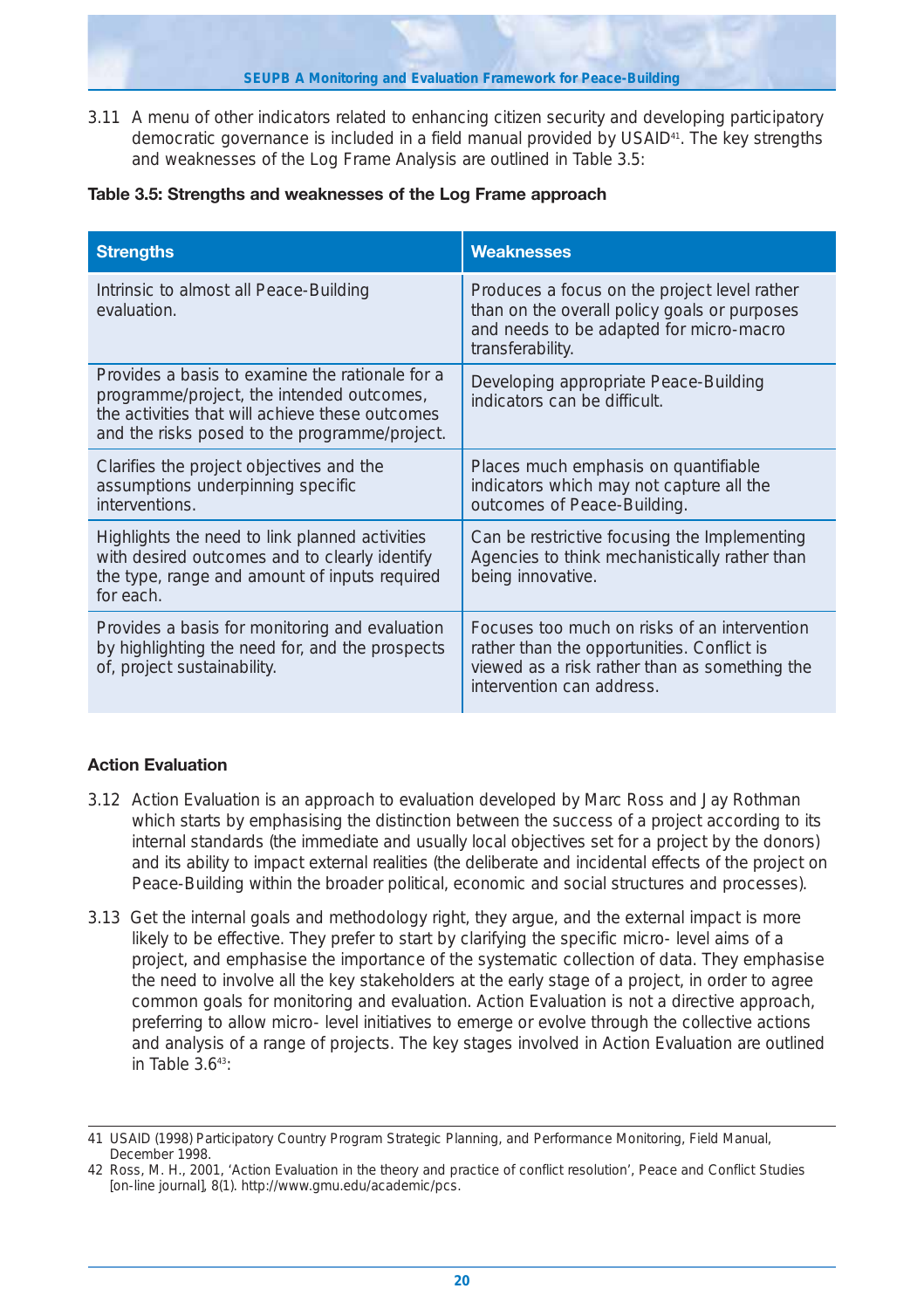3.11 A menu of other indicators related to enhancing citizen security and developing participatory democratic governance is included in a field manual provided by USAID[41]. The key strengths and weaknesses of the Log Frame Analysis are outlined in Table 3.5:

**Table 3.5: Strengths and weaknesses of the Log Frame approach**

| Strengths | Weaknesses |
|---|---|
| Intrinsic to almost all Peace-Building evaluation. | Produces a focus on the project level rather than on the overall policy goals or purposes and needs to be adapted for micro-macro transferability. |
| Provides a basis to examine the rationale for a programme/project, the intended outcomes, the activities that will achieve these outcomes and the risks posed to the programme/project. | Developing appropriate Peace-Building indicators can be difficult. |
| Clarifies the project objectives and the assumptions underpinning specific interventions. | Places much emphasis on quantifiable indicators which may not capture all the outcomes of Peace-Building. |
| Highlights the need to link planned activities with desired outcomes and to clearly identify the type, range and amount of inputs required for each. | Can be restrictive focusing the Implementing Agencies to think mechanistically rather than being innovative. |
| Provides a basis for monitoring and evaluation by highlighting the need for, and the prospects of, project sustainability. | Focuses too much on risks of an intervention rather than the opportunities. Conflict is viewed as a risk rather than as something the intervention can address. |

### Action Evaluation

3.12 Action Evaluation is an approach to evaluation developed by Marc Ross and Jay Rothman which starts by emphasising the distinction between the success of a project according to its internal standards (the immediate and usually local objectives set for a project by the donors) and its ability to impact external realities (the deliberate and incidental effects of the project on Peace-Building within the broader political, economic and social structures and processes).

3.13 Get the internal goals and methodology right, they argue, and the external impact is more likely to be effective. They prefer to start by clarifying the specific micro- level aims of a project, and emphasise the importance of the systematic collection of data. They emphasise the need to involve all the key stakeholders at the early stage of a project, in order to agree common goals for monitoring and evaluation. Action Evaluation is not a directive approach, preferring to allow micro- level initiatives to emerge or evolve through the collective actions and analysis of a range of projects. The key stages involved in Action Evaluation are outlined in Table 3.6[43]:

---

41 USAID (1998) Participatory Country Program Strategic Planning, and Performance Monitoring, Field Manual, December 1998.

42 Ross, M. H., 2001, 'Action Evaluation in the theory and practice of conflict resolution', Peace and Conflict Studies [on-line journal], 8(1). http://www.gmu.edu/academic/pcs.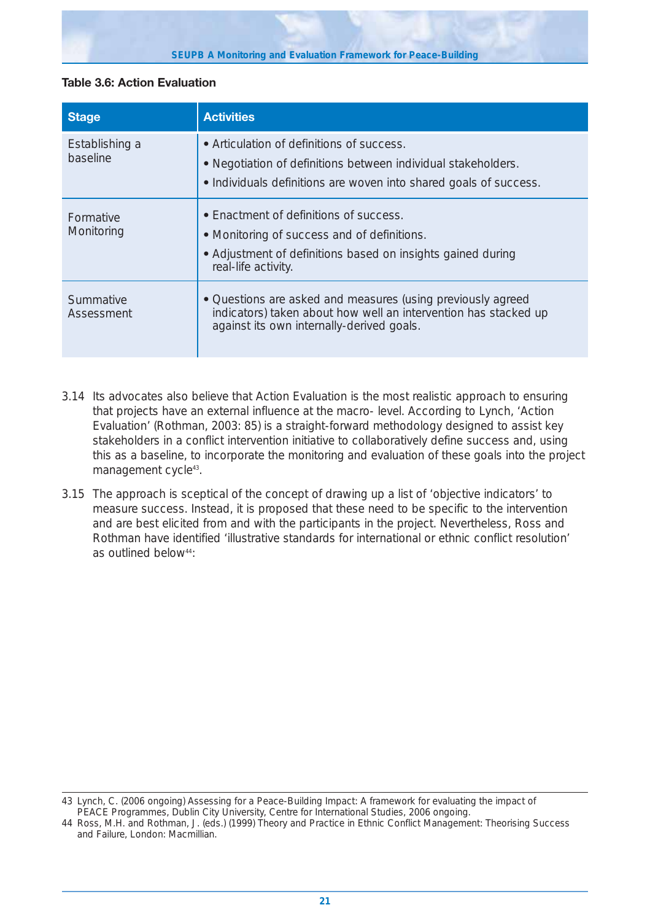**Table 3.6: Action Evaluation**

| Stage | Activities |
|---|---|
| Establishing a baseline | • Articulation of definitions of success.<br>• Negotiation of definitions between individual stakeholders.<br>• Individuals definitions are woven into shared goals of success. |
| Formative Monitoring | • Enactment of definitions of success.<br>• Monitoring of success and of definitions.<br>• Adjustment of definitions based on insights gained during real-life activity. |
| Summative Assessment | • Questions are asked and measures (using previously agreed indicators) taken about how well an intervention has stacked up against its own internally-derived goals. |

3.14 Its advocates also believe that Action Evaluation is the most realistic approach to ensuring that projects have an external influence at the macro- level. According to Lynch, 'Action Evaluation' (Rothman, 2003: 85) is a straight-forward methodology designed to assist key stakeholders in a conflict intervention initiative to collaboratively define success and, using this as a baseline, to incorporate the monitoring and evaluation of these goals into the project management cycle[43].

3.15 The approach is sceptical of the concept of drawing up a list of 'objective indicators' to measure success. Instead, it is proposed that these need to be specific to the intervention and are best elicited from and with the participants in the project. Nevertheless, Ross and Rothman have identified 'illustrative standards for international or ethnic conflict resolution' as outlined below[44]:

43 Lynch, C. (2006 ongoing) Assessing for a Peace-Building Impact: A framework for evaluating the impact of PEACE Programmes, Dublin City University, Centre for International Studies, 2006 ongoing.

44 Ross, M.H. and Rothman, J. (eds.) (1999) Theory and Practice in Ethnic Conflict Management: Theorising Success and Failure, London: Macmillian.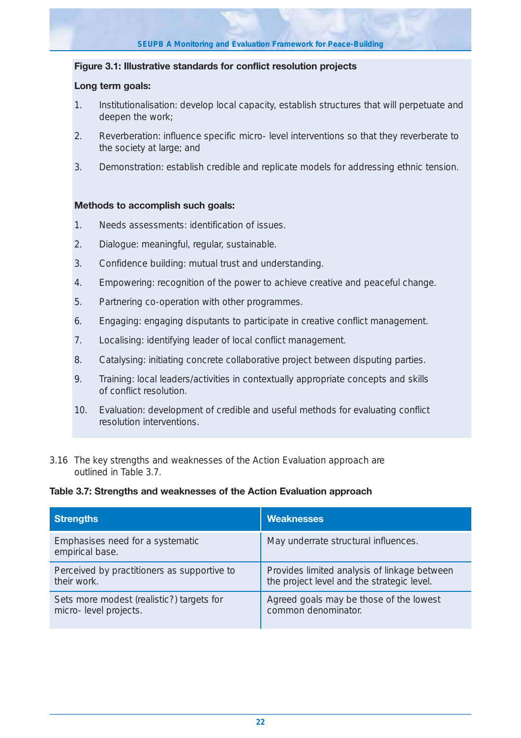**Figure 3.1: Illustrative standards for conflict resolution projects**

**Long term goals:**

1. Institutionalisation: develop local capacity, establish structures that will perpetuate and deepen the work;
2. Reverberation: influence specific micro- level interventions so that they reverberate to the society at large; and
3. Demonstration: establish credible and replicate models for addressing ethnic tension.

**Methods to accomplish such goals:**

1. Needs assessments: identification of issues.
2. Dialogue: meaningful, regular, sustainable.
3. Confidence building: mutual trust and understanding.
4. Empowering: recognition of the power to achieve creative and peaceful change.
5. Partnering co-operation with other programmes.
6. Engaging: engaging disputants to participate in creative conflict management.
7. Localising: identifying leader of local conflict management.
8. Catalysing: initiating concrete collaborative project between disputing parties.
9. Training: local leaders/activities in contextually appropriate concepts and skills of conflict resolution.
10. Evaluation: development of credible and useful methods for evaluating conflict resolution interventions.

3.16 The key strengths and weaknesses of the Action Evaluation approach are outlined in Table 3.7.

**Table 3.7: Strengths and weaknesses of the Action Evaluation approach**

| Strengths | Weaknesses |
|---|---|
| Emphasises need for a systematic empirical base. | May underrate structural influences. |
| Perceived by practitioners as supportive to their work. | Provides limited analysis of linkage between the project level and the strategic level. |
| Sets more modest (realistic?) targets for micro- level projects. | Agreed goals may be those of the lowest common denominator. |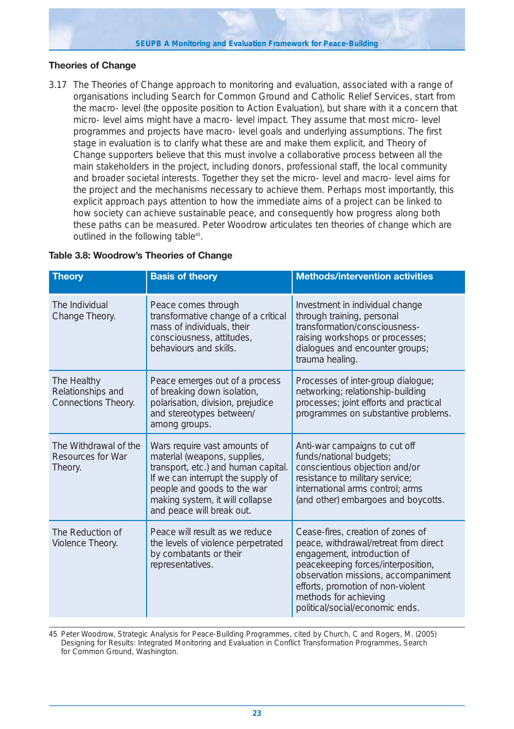### Theories of Change

3.17 The Theories of Change approach to monitoring and evaluation, associated with a range of organisations including Search for Common Ground and Catholic Relief Services, start from the macro- level (the opposite position to Action Evaluation), but share with it a concern that micro- level aims might have a macro- level impact. They assume that most micro- level programmes and projects have macro- level goals and underlying assumptions. The first stage in evaluation is to clarify what these are and make them explicit, and Theory of Change supporters believe that this must involve a collaborative process between all the main stakeholders in the project, including donors, professional staff, the local community and broader societal interests. Together they set the micro- level and macro- level aims for the project and the mechanisms necessary to achieve them. Perhaps most importantly, this explicit approach pays attention to how the immediate aims of a project can be linked to how society can achieve sustainable peace, and consequently how progress along both these paths can be measured. Peter Woodrow articulates ten theories of change which are outlined in the following table[45].

**Table 3.8: Woodrow's Theories of Change**

| Theory | Basis of theory | Methods/intervention activities |
|---|---|---|
| The Individual Change Theory. | Peace comes through transformative change of a critical mass of individuals, their consciousness, attitudes, behaviours and skills. | Investment in individual change through training, personal transformation/consciousness-raising workshops or processes; dialogues and encounter groups; trauma healing. |
| The Healthy Relationships and Connections Theory. | Peace emerges out of a process of breaking down isolation, polarisation, division, prejudice and stereotypes between/ among groups. | Processes of inter-group dialogue; networking; relationship-building processes; joint efforts and practical programmes on substantive problems. |
| The Withdrawal of the Resources for War Theory. | Wars require vast amounts of material (weapons, supplies, transport, etc.) and human capital. If we can interrupt the supply of people and goods to the war making system, it will collapse and peace will break out. | Anti-war campaigns to cut off funds/national budgets; conscientious objection and/or resistance to military service; international arms control; arms (and other) embargoes and boycotts. |
| The Reduction of Violence Theory. | Peace will result as we reduce the levels of violence perpetrated by combatants or their representatives. | Cease-fires, creation of zones of peace, withdrawal/retreat from direct engagement, introduction of peacekeeping forces/interposition, observation missions, accompaniment efforts, promotion of non-violent methods for achieving political/social/economic ends. |

45 Peter Woodrow, Strategic Analysis for Peace-Building Programmes, cited by Church, C and Rogers, M. (2005) Designing for Results: Integrated Monitoring and Evaluation in Conflict Transformation Programmes, Search for Common Ground, Washington.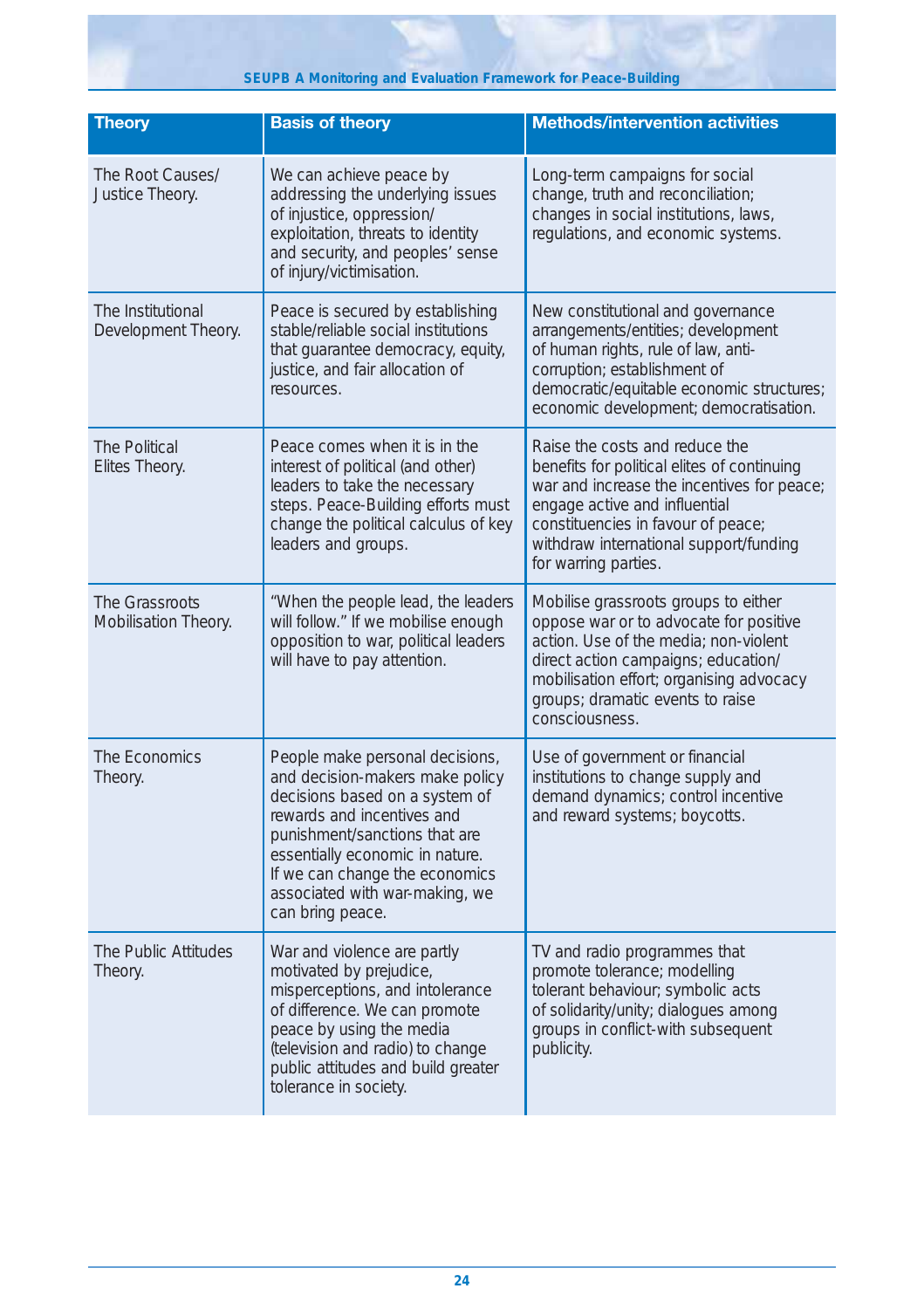| Theory | Basis of theory | Methods/intervention activities |
|---|---|---|
| The Root Causes/ Justice Theory. | We can achieve peace by addressing the underlying issues of injustice, oppression/ exploitation, threats to identity and security, and peoples' sense of injury/victimisation. | Long-term campaigns for social change, truth and reconciliation; changes in social institutions, laws, regulations, and economic systems. |
| The Institutional Development Theory. | Peace is secured by establishing stable/reliable social institutions that guarantee democracy, equity, justice, and fair allocation of resources. | New constitutional and governance arrangements/entities; development of human rights, rule of law, anti-corruption; establishment of democratic/equitable economic structures; economic development; democratisation. |
| The Political Elites Theory. | Peace comes when it is in the interest of political (and other) leaders to take the necessary steps. Peace-Building efforts must change the political calculus of key leaders and groups. | Raise the costs and reduce the benefits for political elites of continuing war and increase the incentives for peace; engage active and influential constituencies in favour of peace; withdraw international support/funding for warring parties. |
| The Grassroots Mobilisation Theory. | "When the people lead, the leaders will follow." If we mobilise enough opposition to war, political leaders will have to pay attention. | Mobilise grassroots groups to either oppose war or to advocate for positive action. Use of the media; non-violent direct action campaigns; education/ mobilisation effort; organising advocacy groups; dramatic events to raise consciousness. |
| The Economics Theory. | People make personal decisions, and decision-makers make policy decisions based on a system of rewards and incentives and punishment/sanctions that are essentially economic in nature. If we can change the economics associated with war-making, we can bring peace. | Use of government or financial institutions to change supply and demand dynamics; control incentive and reward systems; boycotts. |
| The Public Attitudes Theory. | War and violence are partly motivated by prejudice, misperceptions, and intolerance of difference. We can promote peace by using the media (television and radio) to change public attitudes and build greater tolerance in society. | TV and radio programmes that promote tolerance; modelling tolerant behaviour; symbolic acts of solidarity/unity; dialogues among groups in conflict-with subsequent publicity. |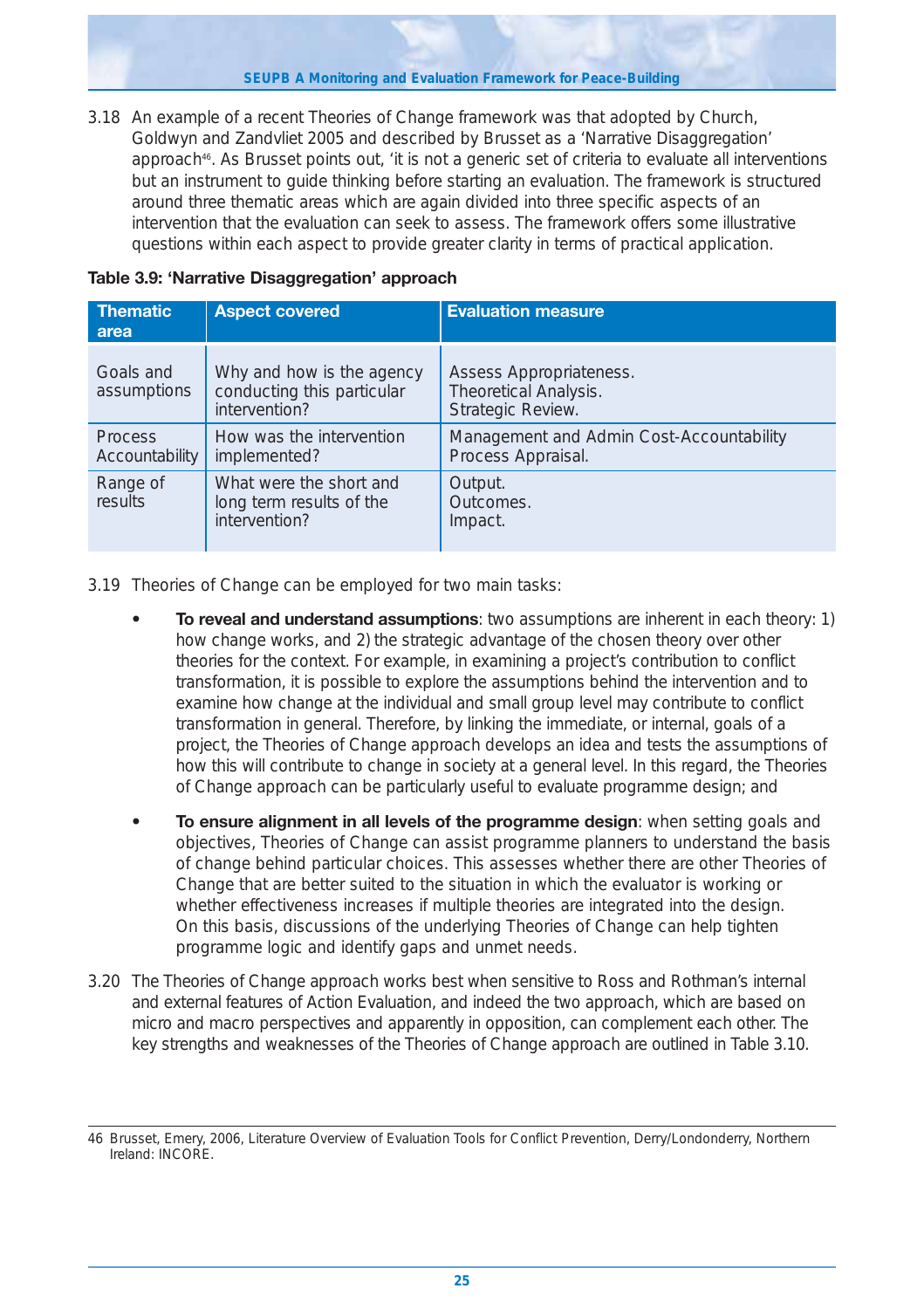3.18 An example of a recent Theories of Change framework was that adopted by Church, Goldwyn and Zandvliet 2005 and described by Brusset as a 'Narrative Disaggregation' approach[46]. As Brusset points out, 'it is not a generic set of criteria to evaluate all interventions but an instrument to guide thinking before starting an evaluation. The framework is structured around three thematic areas which are again divided into three specific aspects of an intervention that the evaluation can seek to assess. The framework offers some illustrative questions within each aspect to provide greater clarity in terms of practical application.

**Table 3.9: 'Narrative Disaggregation' approach**

| Thematic area | Aspect covered | Evaluation measure |
|---|---|---|
| Goals and assumptions | Why and how is the agency conducting this particular intervention? | Assess Appropriateness. Theoretical Analysis. Strategic Review. |
| Process Accountability | How was the intervention implemented? | Management and Admin Cost-Accountability Process Appraisal. |
| Range of results | What were the short and long term results of the intervention? | Output. Outcomes. Impact. |

3.19 Theories of Change can be employed for two main tasks:

- **To reveal and understand assumptions**: two assumptions are inherent in each theory: 1) how change works, and 2) the strategic advantage of the chosen theory over other theories for the context. For example, in examining a project's contribution to conflict transformation, it is possible to explore the assumptions behind the intervention and to examine how change at the individual and small group level may contribute to conflict transformation in general. Therefore, by linking the immediate, or internal, goals of a project, the Theories of Change approach develops an idea and tests the assumptions of how this will contribute to change in society at a general level. In this regard, the Theories of Change approach can be particularly useful to evaluate programme design; and
- **To ensure alignment in all levels of the programme design**: when setting goals and objectives, Theories of Change can assist programme planners to understand the basis of change behind particular choices. This assesses whether there are other Theories of Change that are better suited to the situation in which the evaluator is working or whether effectiveness increases if multiple theories are integrated into the design. On this basis, discussions of the underlying Theories of Change can help tighten programme logic and identify gaps and unmet needs.

3.20 The Theories of Change approach works best when sensitive to Ross and Rothman's internal and external features of Action Evaluation, and indeed the two approach, which are based on micro and macro perspectives and apparently in opposition, can complement each other. The key strengths and weaknesses of the Theories of Change approach are outlined in Table 3.10.

46 Brusset, Emery, 2006, Literature Overview of Evaluation Tools for Conflict Prevention, Derry/Londonderry, Northern Ireland: INCORE.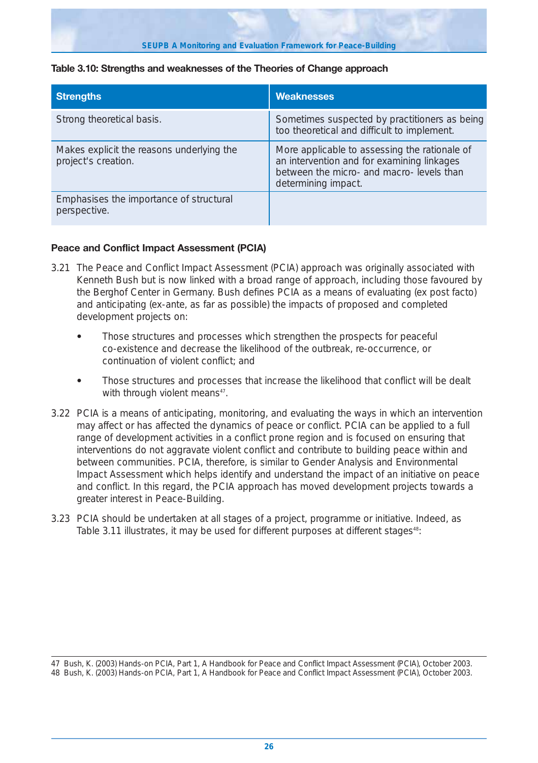**Table 3.10: Strengths and weaknesses of the Theories of Change approach**

| Strengths | Weaknesses |
|---|---|
| Strong theoretical basis. | Sometimes suspected by practitioners as being too theoretical and difficult to implement. |
| Makes explicit the reasons underlying the project's creation. | More applicable to assessing the rationale of an intervention and for examining linkages between the micro- and macro- levels than determining impact. |
| Emphasises the importance of structural perspective. | |

### Peace and Conflict Impact Assessment (PCIA)

3.21 The Peace and Conflict Impact Assessment (PCIA) approach was originally associated with Kenneth Bush but is now linked with a broad range of approach, including those favoured by the Berghof Center in Germany. Bush defines PCIA as a means of evaluating (ex post facto) and anticipating (ex-ante, as far as possible) the impacts of proposed and completed development projects on:

- Those structures and processes which strengthen the prospects for peaceful co-existence and decrease the likelihood of the outbreak, re-occurrence, or continuation of violent conflict; and
- Those structures and processes that increase the likelihood that conflict will be dealt with through violent means[47].

3.22 PCIA is a means of anticipating, monitoring, and evaluating the ways in which an intervention may affect or has affected the dynamics of peace or conflict. PCIA can be applied to a full range of development activities in a conflict prone region and is focused on ensuring that interventions do not aggravate violent conflict and contribute to building peace within and between communities. PCIA, therefore, is similar to Gender Analysis and Environmental Impact Assessment which helps identify and understand the impact of an initiative on peace and conflict. In this regard, the PCIA approach has moved development projects towards a greater interest in Peace-Building.

3.23 PCIA should be undertaken at all stages of a project, programme or initiative. Indeed, as Table 3.11 illustrates, it may be used for different purposes at different stages[48]:

47 Bush, K. (2003) Hands-on PCIA, Part 1, A Handbook for Peace and Conflict Impact Assessment (PCIA), October 2003.

48 Bush, K. (2003) Hands-on PCIA, Part 1, A Handbook for Peace and Conflict Impact Assessment (PCIA), October 2003.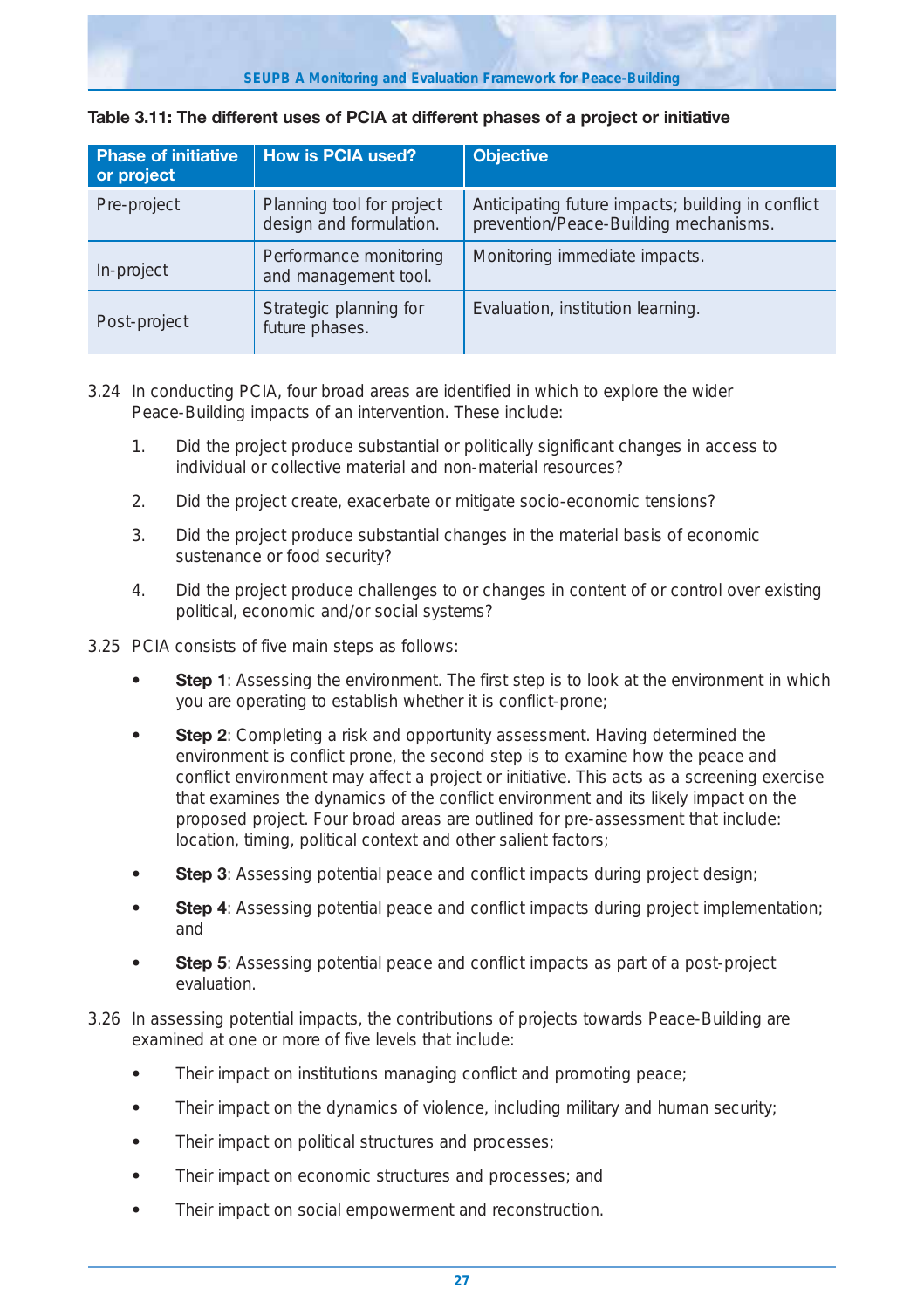**Table 3.11: The different uses of PCIA at different phases of a project or initiative**

| Phase of initiative or project | How is PCIA used? | Objective |
| --- | --- | --- |
| Pre-project | Planning tool for project design and formulation. | Anticipating future impacts; building in conflict prevention/Peace-Building mechanisms. |
| In-project | Performance monitoring and management tool. | Monitoring immediate impacts. |
| Post-project | Strategic planning for future phases. | Evaluation, institution learning. |

3.24 In conducting PCIA, four broad areas are identified in which to explore the wider Peace-Building impacts of an intervention. These include:

1. Did the project produce substantial or politically significant changes in access to individual or collective material and non-material resources?

2. Did the project create, exacerbate or mitigate socio-economic tensions?

3. Did the project produce substantial changes in the material basis of economic sustenance or food security?

4. Did the project produce challenges to or changes in content of or control over existing political, economic and/or social systems?

3.25 PCIA consists of five main steps as follows:

- **Step 1**: Assessing the environment. The first step is to look at the environment in which you are operating to establish whether it is conflict-prone;

- **Step 2**: Completing a risk and opportunity assessment. Having determined the environment is conflict prone, the second step is to examine how the peace and conflict environment may affect a project or initiative. This acts as a screening exercise that examines the dynamics of the conflict environment and its likely impact on the proposed project. Four broad areas are outlined for pre-assessment that include: location, timing, political context and other salient factors;

- **Step 3**: Assessing potential peace and conflict impacts during project design;

- **Step 4**: Assessing potential peace and conflict impacts during project implementation; and

- **Step 5**: Assessing potential peace and conflict impacts as part of a post-project evaluation.

3.26 In assessing potential impacts, the contributions of projects towards Peace-Building are examined at one or more of five levels that include:

- Their impact on institutions managing conflict and promoting peace;

- Their impact on the dynamics of violence, including military and human security;

- Their impact on political structures and processes;

- Their impact on economic structures and processes; and

- Their impact on social empowerment and reconstruction.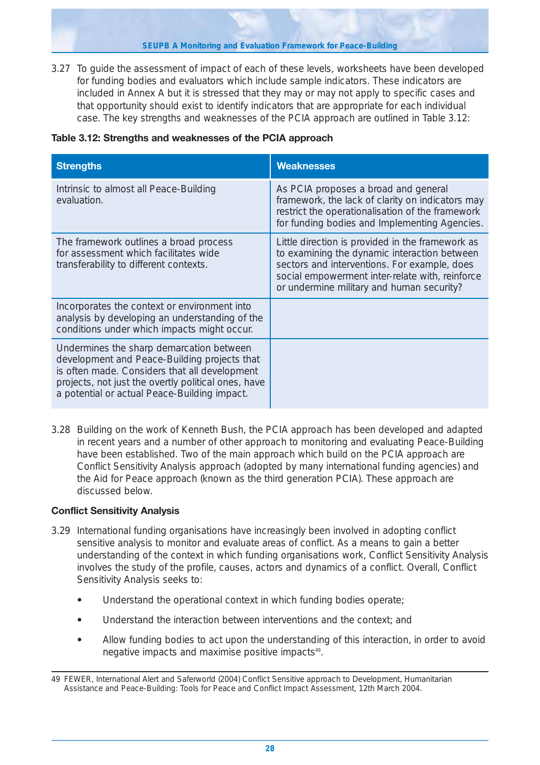3.27 To guide the assessment of impact of each of these levels, worksheets have been developed for funding bodies and evaluators which include sample indicators. These indicators are included in Annex A but it is stressed that they may or may not apply to specific cases and that opportunity should exist to identify indicators that are appropriate for each individual case. The key strengths and weaknesses of the PCIA approach are outlined in Table 3.12:

**Table 3.12: Strengths and weaknesses of the PCIA approach**

| Strengths | Weaknesses |
| --- | --- |
| Intrinsic to almost all Peace-Building evaluation. | As PCIA proposes a broad and general framework, the lack of clarity on indicators may restrict the operationalisation of the framework for funding bodies and Implementing Agencies. |
| The framework outlines a broad process for assessment which facilitates wide transferability to different contexts. | Little direction is provided in the framework as to examining the dynamic interaction between sectors and interventions. For example, does social empowerment inter-relate with, reinforce or undermine military and human security? |
| Incorporates the context or environment into analysis by developing an understanding of the conditions under which impacts might occur. | |
| Undermines the sharp demarcation between development and Peace-Building projects that is often made. Considers that all development projects, not just the overtly political ones, have a potential or actual Peace-Building impact. | |

3.28 Building on the work of Kenneth Bush, the PCIA approach has been developed and adapted in recent years and a number of other approach to monitoring and evaluating Peace-Building have been established. Two of the main approach which build on the PCIA approach are Conflict Sensitivity Analysis approach (adopted by many international funding agencies) and the Aid for Peace approach (known as the third generation PCIA). These approach are discussed below.

### Conflict Sensitivity Analysis

3.29 International funding organisations have increasingly been involved in adopting conflict sensitive analysis to monitor and evaluate areas of conflict. As a means to gain a better understanding of the context in which funding organisations work, Conflict Sensitivity Analysis involves the study of the profile, causes, actors and dynamics of a conflict. Overall, Conflict Sensitivity Analysis seeks to:

- Understand the operational context in which funding bodies operate;
- Understand the interaction between interventions and the context; and
- Allow funding bodies to act upon the understanding of this interaction, in order to avoid negative impacts and maximise positive impacts[49].

49 FEWER, International Alert and Saferworld (2004) Conflict Sensitive approach to Development, Humanitarian Assistance and Peace-Building: Tools for Peace and Conflict Impact Assessment, 12th March 2004.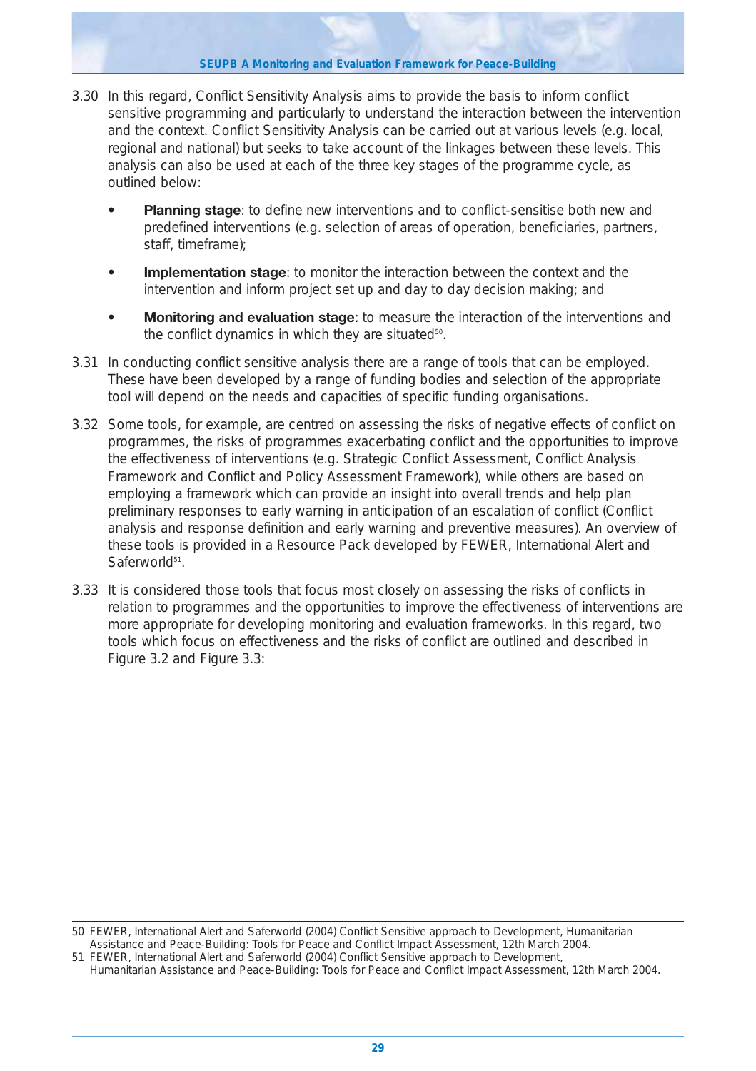3.30 In this regard, Conflict Sensitivity Analysis aims to provide the basis to inform conflict sensitive programming and particularly to understand the interaction between the intervention and the context. Conflict Sensitivity Analysis can be carried out at various levels (e.g. local, regional and national) but seeks to take account of the linkages between these levels. This analysis can also be used at each of the three key stages of the programme cycle, as outlined below:

- **Planning stage**: to define new interventions and to conflict-sensitise both new and predefined interventions (e.g. selection of areas of operation, beneficiaries, partners, staff, timeframe);
- **Implementation stage**: to monitor the interaction between the context and the intervention and inform project set up and day to day decision making; and
- **Monitoring and evaluation stage**: to measure the interaction of the interventions and the conflict dynamics in which they are situated[50].

3.31 In conducting conflict sensitive analysis there are a range of tools that can be employed. These have been developed by a range of funding bodies and selection of the appropriate tool will depend on the needs and capacities of specific funding organisations.

3.32 Some tools, for example, are centred on assessing the risks of negative effects of conflict on programmes, the risks of programmes exacerbating conflict and the opportunities to improve the effectiveness of interventions (e.g. Strategic Conflict Assessment, Conflict Analysis Framework and Conflict and Policy Assessment Framework), while others are based on employing a framework which can provide an insight into overall trends and help plan preliminary responses to early warning in anticipation of an escalation of conflict (Conflict analysis and response definition and early warning and preventive measures). An overview of these tools is provided in a Resource Pack developed by FEWER, International Alert and Saferworld[51].

3.33 It is considered those tools that focus most closely on assessing the risks of conflicts in relation to programmes and the opportunities to improve the effectiveness of interventions are more appropriate for developing monitoring and evaluation frameworks. In this regard, two tools which focus on effectiveness and the risks of conflict are outlined and described in Figure 3.2 and Figure 3.3:

---

50 FEWER, International Alert and Saferworld (2004) Conflict Sensitive approach to Development, Humanitarian Assistance and Peace-Building: Tools for Peace and Conflict Impact Assessment, 12th March 2004.

51 FEWER, International Alert and Saferworld (2004) Conflict Sensitive approach to Development, Humanitarian Assistance and Peace-Building: Tools for Peace and Conflict Impact Assessment, 12th March 2004.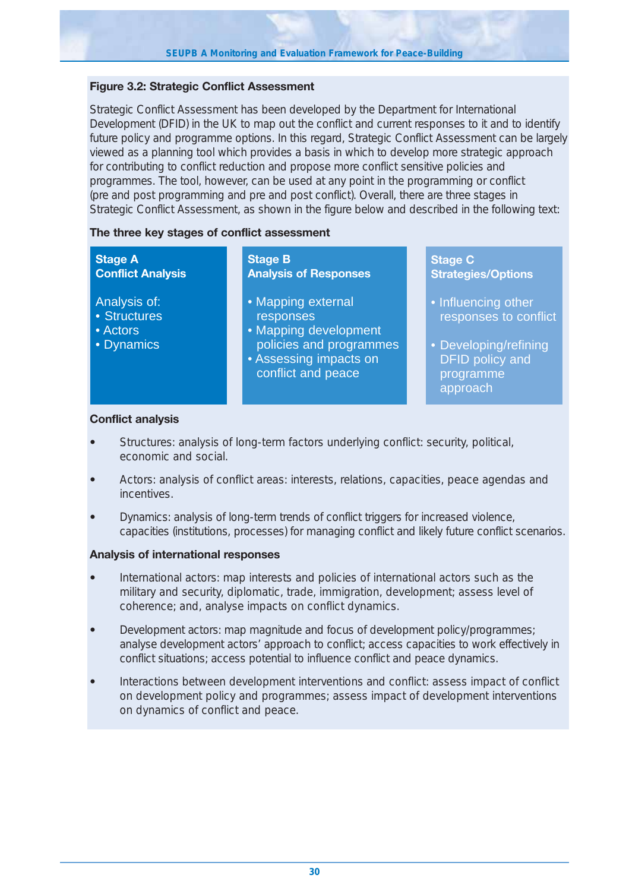### Figure 3.2: Strategic Conflict Assessment

Strategic Conflict Assessment has been developed by the Department for International Development (DFID) in the UK to map out the conflict and current responses to it and to identify future policy and programme options. In this regard, Strategic Conflict Assessment can be largely viewed as a planning tool which provides a basis in which to develop more strategic approach for contributing to conflict reduction and propose more conflict sensitive policies and programmes. The tool, however, can be used at any point in the programming or conflict (pre and post programming and pre and post conflict). Overall, there are three stages in Strategic Conflict Assessment, as shown in the figure below and described in the following text:

**The three key stages of conflict assessment**

| Stage A<br>Conflict Analysis | Stage B<br>Analysis of Responses | Stage C<br>Strategies/Options |
|---|---|---|
| Analysis of:<br>• Structures<br>• Actors<br>• Dynamics | • Mapping external responses<br>• Mapping development policies and programmes<br>• Assessing impacts on conflict and peace | • Influencing other responses to conflict<br>• Developing/refining DFID policy and programme approach |

**Conflict analysis**

- Structures: analysis of long-term factors underlying conflict: security, political, economic and social.
- Actors: analysis of conflict areas: interests, relations, capacities, peace agendas and incentives.
- Dynamics: analysis of long-term trends of conflict triggers for increased violence, capacities (institutions, processes) for managing conflict and likely future conflict scenarios.

**Analysis of international responses**

- International actors: map interests and policies of international actors such as the military and security, diplomatic, trade, immigration, development; assess level of coherence; and, analyse impacts on conflict dynamics.
- Development actors: map magnitude and focus of development policy/programmes; analyse development actors' approach to conflict; access capacities to work effectively in conflict situations; access potential to influence conflict and peace dynamics.
- Interactions between development interventions and conflict: assess impact of conflict on development policy and programmes; assess impact of development interventions on dynamics of conflict and peace.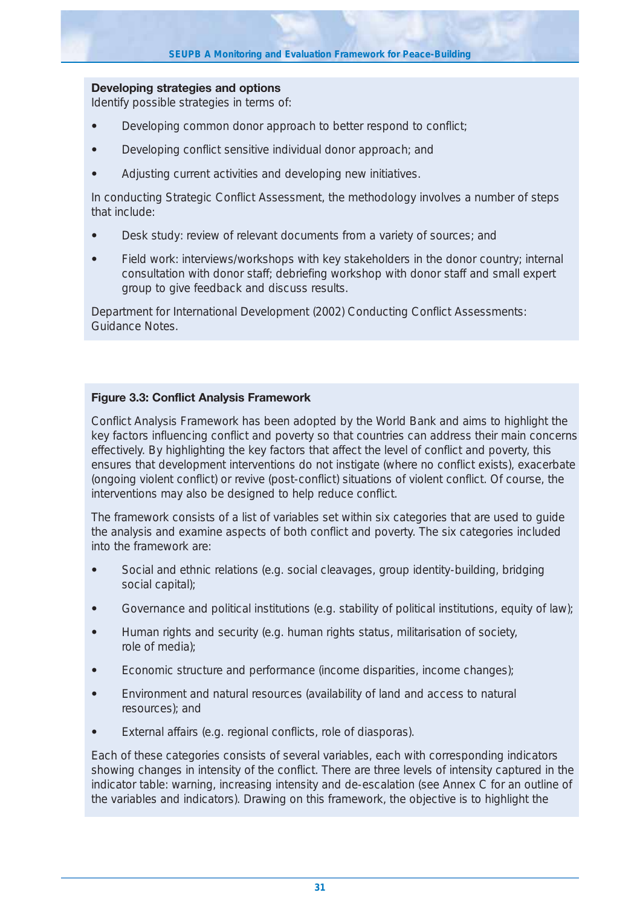**Developing strategies and options**
Identify possible strategies in terms of:

- Developing common donor approach to better respond to conflict;
- Developing conflict sensitive individual donor approach; and
- Adjusting current activities and developing new initiatives.

In conducting Strategic Conflict Assessment, the methodology involves a number of steps that include:

- Desk study: review of relevant documents from a variety of sources; and
- Field work: interviews/workshops with key stakeholders in the donor country; internal consultation with donor staff; debriefing workshop with donor staff and small expert group to give feedback and discuss results.

Department for International Development (2002) Conducting Conflict Assessments: Guidance Notes.

**Figure 3.3: Conflict Analysis Framework**

Conflict Analysis Framework has been adopted by the World Bank and aims to highlight the key factors influencing conflict and poverty so that countries can address their main concerns effectively. By highlighting the key factors that affect the level of conflict and poverty, this ensures that development interventions do not instigate (where no conflict exists), exacerbate (ongoing violent conflict) or revive (post-conflict) situations of violent conflict. Of course, the interventions may also be designed to help reduce conflict.

The framework consists of a list of variables set within six categories that are used to guide the analysis and examine aspects of both conflict and poverty. The six categories included into the framework are:

- Social and ethnic relations (e.g. social cleavages, group identity-building, bridging social capital);
- Governance and political institutions (e.g. stability of political institutions, equity of law);
- Human rights and security (e.g. human rights status, militarisation of society, role of media);
- Economic structure and performance (income disparities, income changes);
- Environment and natural resources (availability of land and access to natural resources); and
- External affairs (e.g. regional conflicts, role of diasporas).

Each of these categories consists of several variables, each with corresponding indicators showing changes in intensity of the conflict. There are three levels of intensity captured in the indicator table: warning, increasing intensity and de-escalation (see Annex C for an outline of the variables and indicators). Drawing on this framework, the objective is to highlight the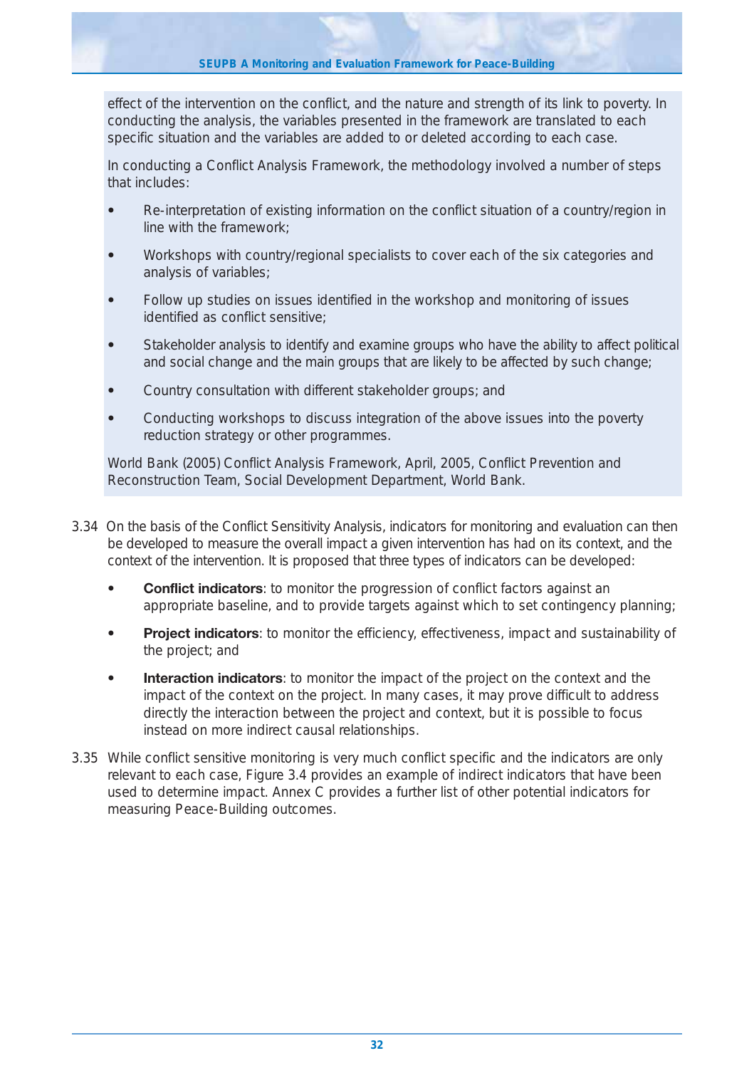effect of the intervention on the conflict, and the nature and strength of its link to poverty. In conducting the analysis, the variables presented in the framework are translated to each specific situation and the variables are added to or deleted according to each case.

In conducting a Conflict Analysis Framework, the methodology involved a number of steps that includes:

- Re-interpretation of existing information on the conflict situation of a country/region in line with the framework;
- Workshops with country/regional specialists to cover each of the six categories and analysis of variables;
- Follow up studies on issues identified in the workshop and monitoring of issues identified as conflict sensitive;
- Stakeholder analysis to identify and examine groups who have the ability to affect political and social change and the main groups that are likely to be affected by such change;
- Country consultation with different stakeholder groups; and
- Conducting workshops to discuss integration of the above issues into the poverty reduction strategy or other programmes.

World Bank (2005) Conflict Analysis Framework, April, 2005, Conflict Prevention and Reconstruction Team, Social Development Department, World Bank.

3.34 On the basis of the Conflict Sensitivity Analysis, indicators for monitoring and evaluation can then be developed to measure the overall impact a given intervention has had on its context, and the context of the intervention. It is proposed that three types of indicators can be developed:

- **Conflict indicators**: to monitor the progression of conflict factors against an appropriate baseline, and to provide targets against which to set contingency planning;
- **Project indicators**: to monitor the efficiency, effectiveness, impact and sustainability of the project; and
- **Interaction indicators**: to monitor the impact of the project on the context and the impact of the context on the project. In many cases, it may prove difficult to address directly the interaction between the project and context, but it is possible to focus instead on more indirect causal relationships.

3.35 While conflict sensitive monitoring is very much conflict specific and the indicators are only relevant to each case, Figure 3.4 provides an example of indirect indicators that have been used to determine impact. Annex C provides a further list of other potential indicators for measuring Peace-Building outcomes.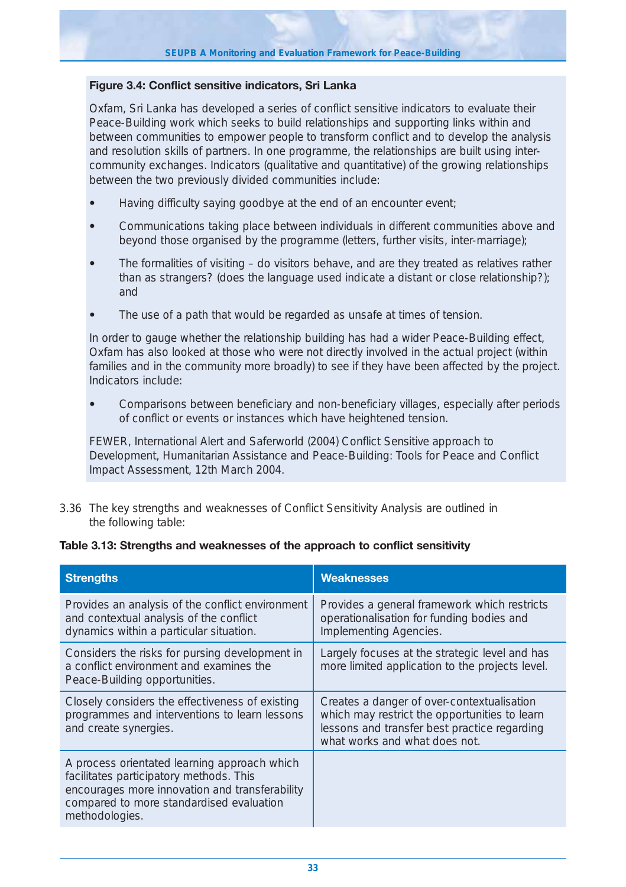**Figure 3.4: Conflict sensitive indicators, Sri Lanka**

Oxfam, Sri Lanka has developed a series of conflict sensitive indicators to evaluate their Peace-Building work which seeks to build relationships and supporting links within and between communities to empower people to transform conflict and to develop the analysis and resolution skills of partners. In one programme, the relationships are built using inter-community exchanges. Indicators (qualitative and quantitative) of the growing relationships between the two previously divided communities include:

- Having difficulty saying goodbye at the end of an encounter event;
- Communications taking place between individuals in different communities above and beyond those organised by the programme (letters, further visits, inter-marriage);
- The formalities of visiting – do visitors behave, and are they treated as relatives rather than as strangers? (does the language used indicate a distant or close relationship?); and
- The use of a path that would be regarded as unsafe at times of tension.

In order to gauge whether the relationship building has had a wider Peace-Building effect, Oxfam has also looked at those who were not directly involved in the actual project (within families and in the community more broadly) to see if they have been affected by the project. Indicators include:

- Comparisons between beneficiary and non-beneficiary villages, especially after periods of conflict or events or instances which have heightened tension.

FEWER, International Alert and Saferworld (2004) Conflict Sensitive approach to Development, Humanitarian Assistance and Peace-Building: Tools for Peace and Conflict Impact Assessment, 12th March 2004.

3.36 The key strengths and weaknesses of Conflict Sensitivity Analysis are outlined in the following table:

**Table 3.13: Strengths and weaknesses of the approach to conflict sensitivity**

| Strengths | Weaknesses |
|---|---|
| Provides an analysis of the conflict environment and contextual analysis of the conflict dynamics within a particular situation. | Provides a general framework which restricts operationalisation for funding bodies and Implementing Agencies. |
| Considers the risks for pursing development in a conflict environment and examines the Peace-Building opportunities. | Largely focuses at the strategic level and has more limited application to the projects level. |
| Closely considers the effectiveness of existing programmes and interventions to learn lessons and create synergies. | Creates a danger of over-contextualisation which may restrict the opportunities to learn lessons and transfer best practice regarding what works and what does not. |
| A process orientated learning approach which facilitates participatory methods. This encourages more innovation and transferability compared to more standardised evaluation methodologies. | |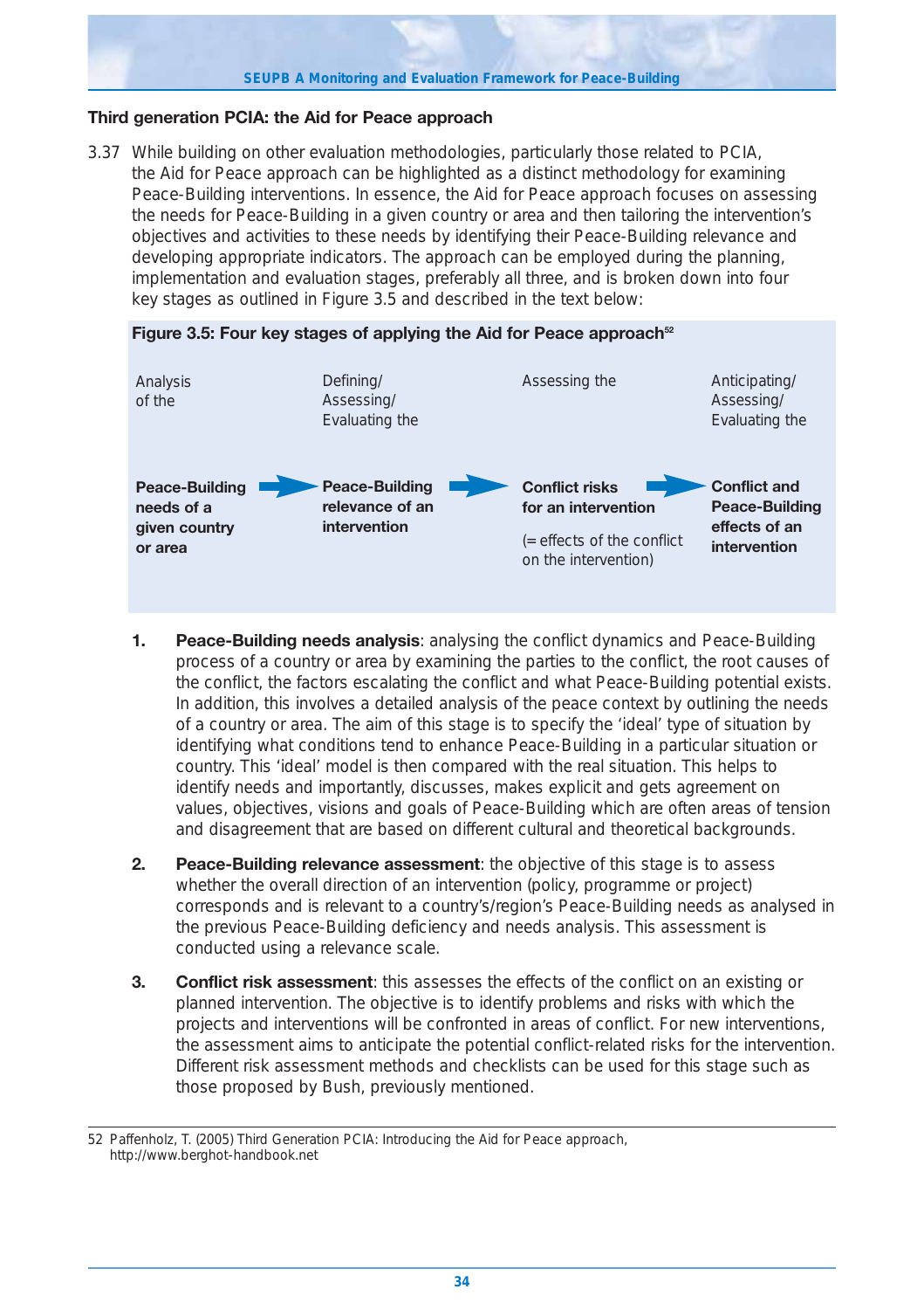### Third generation PCIA: the Aid for Peace approach

3.37 While building on other evaluation methodologies, particularly those related to PCIA, the Aid for Peace approach can be highlighted as a distinct methodology for examining Peace-Building interventions. In essence, the Aid for Peace approach focuses on assessing the needs for Peace-Building in a given country or area and then tailoring the intervention's objectives and activities to these needs by identifying their Peace-Building relevance and developing appropriate indicators. The approach can be employed during the planning, implementation and evaluation stages, preferably all three, and is broken down into four key stages as outlined in Figure 3.5 and described in the text below:

**Figure 3.5: Four key stages of applying the Aid for Peace approach**[52]

| Analysis of the | | Defining/ Assessing/ Evaluating the | | Assessing the | | Anticipating/ Assessing/ Evaluating the |
|---|---|---|---|---|---|---|
| **Peace-Building needs of a given country or area** | → | **Peace-Building relevance of an intervention** | → | **Conflict risks for an intervention** (= effects of the conflict on the intervention) | → | **Conflict and Peace-Building effects of an intervention** |

1. **Peace-Building needs analysis**: analysing the conflict dynamics and Peace-Building process of a country or area by examining the parties to the conflict, the root causes of the conflict, the factors escalating the conflict and what Peace-Building potential exists. In addition, this involves a detailed analysis of the peace context by outlining the needs of a country or area. The aim of this stage is to specify the 'ideal' type of situation by identifying what conditions tend to enhance Peace-Building in a particular situation or country. This 'ideal' model is then compared with the real situation. This helps to identify needs and importantly, discusses, makes explicit and gets agreement on values, objectives, visions and goals of Peace-Building which are often areas of tension and disagreement that are based on different cultural and theoretical backgrounds.

2. **Peace-Building relevance assessment**: the objective of this stage is to assess whether the overall direction of an intervention (policy, programme or project) corresponds and is relevant to a country's/region's Peace-Building needs as analysed in the previous Peace-Building deficiency and needs analysis. This assessment is conducted using a relevance scale.

3. **Conflict risk assessment**: this assesses the effects of the conflict on an existing or planned intervention. The objective is to identify problems and risks with which the projects and interventions will be confronted in areas of conflict. For new interventions, the assessment aims to anticipate the potential conflict-related risks for the intervention. Different risk assessment methods and checklists can be used for this stage such as those proposed by Bush, previously mentioned.

---

52 Paffenholz, T. (2005) Third Generation PCIA: Introducing the Aid for Peace approach, http://www.berghot-handbook.net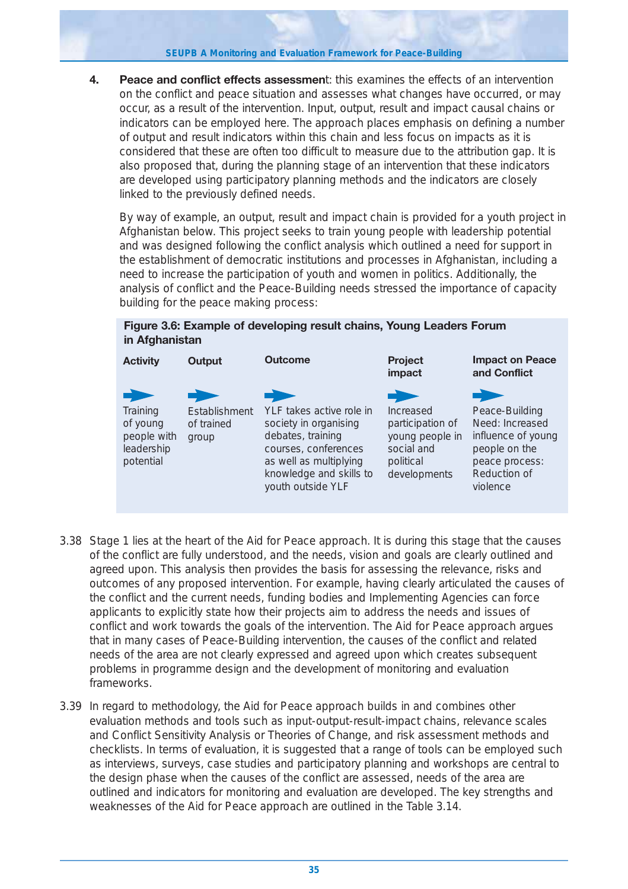4. **Peace and conflict effects assessment**: this examines the effects of an intervention on the conflict and peace situation and assesses what changes have occurred, or may occur, as a result of the intervention. Input, output, result and impact causal chains or indicators can be employed here. The approach places emphasis on defining a number of output and result indicators within this chain and less focus on impacts as it is considered that these are often too difficult to measure due to the attribution gap. It is also proposed that, during the planning stage of an intervention that these indicators are developed using participatory planning methods and the indicators are closely linked to the previously defined needs.

   By way of example, an output, result and impact chain is provided for a youth project in Afghanistan below. This project seeks to train young people with leadership potential and was designed following the conflict analysis which outlined a need for support in the establishment of democratic institutions and processes in Afghanistan, including a need to increase the participation of youth and women in politics. Additionally, the analysis of conflict and the Peace-Building needs stressed the importance of capacity building for the peace making process:

**Figure 3.6: Example of developing result chains, Young Leaders Forum in Afghanistan**

| Activity | Output | Outcome | Project impact | Impact on Peace and Conflict |
|---|---|---|---|---|
| Training of young people with leadership potential | Establishment of trained group | YLF takes active role in society in organising debates, training courses, conferences as well as multiplying knowledge and skills to youth outside YLF | Increased participation of young people in social and political developments | Peace-Building Need: Increased influence of young people on the peace process: Reduction of violence |

3.38 Stage 1 lies at the heart of the Aid for Peace approach. It is during this stage that the causes of the conflict are fully understood, and the needs, vision and goals are clearly outlined and agreed upon. This analysis then provides the basis for assessing the relevance, risks and outcomes of any proposed intervention. For example, having clearly articulated the causes of the conflict and the current needs, funding bodies and Implementing Agencies can force applicants to explicitly state how their projects aim to address the needs and issues of conflict and work towards the goals of the intervention. The Aid for Peace approach argues that in many cases of Peace-Building intervention, the causes of the conflict and related needs of the area are not clearly expressed and agreed upon which creates subsequent problems in programme design and the development of monitoring and evaluation frameworks.

3.39 In regard to methodology, the Aid for Peace approach builds in and combines other evaluation methods and tools such as input-output-result-impact chains, relevance scales and Conflict Sensitivity Analysis or Theories of Change, and risk assessment methods and checklists. In terms of evaluation, it is suggested that a range of tools can be employed such as interviews, surveys, case studies and participatory planning and workshops are central to the design phase when the causes of the conflict are assessed, needs of the area are outlined and indicators for monitoring and evaluation are developed. The key strengths and weaknesses of the Aid for Peace approach are outlined in the Table 3.14.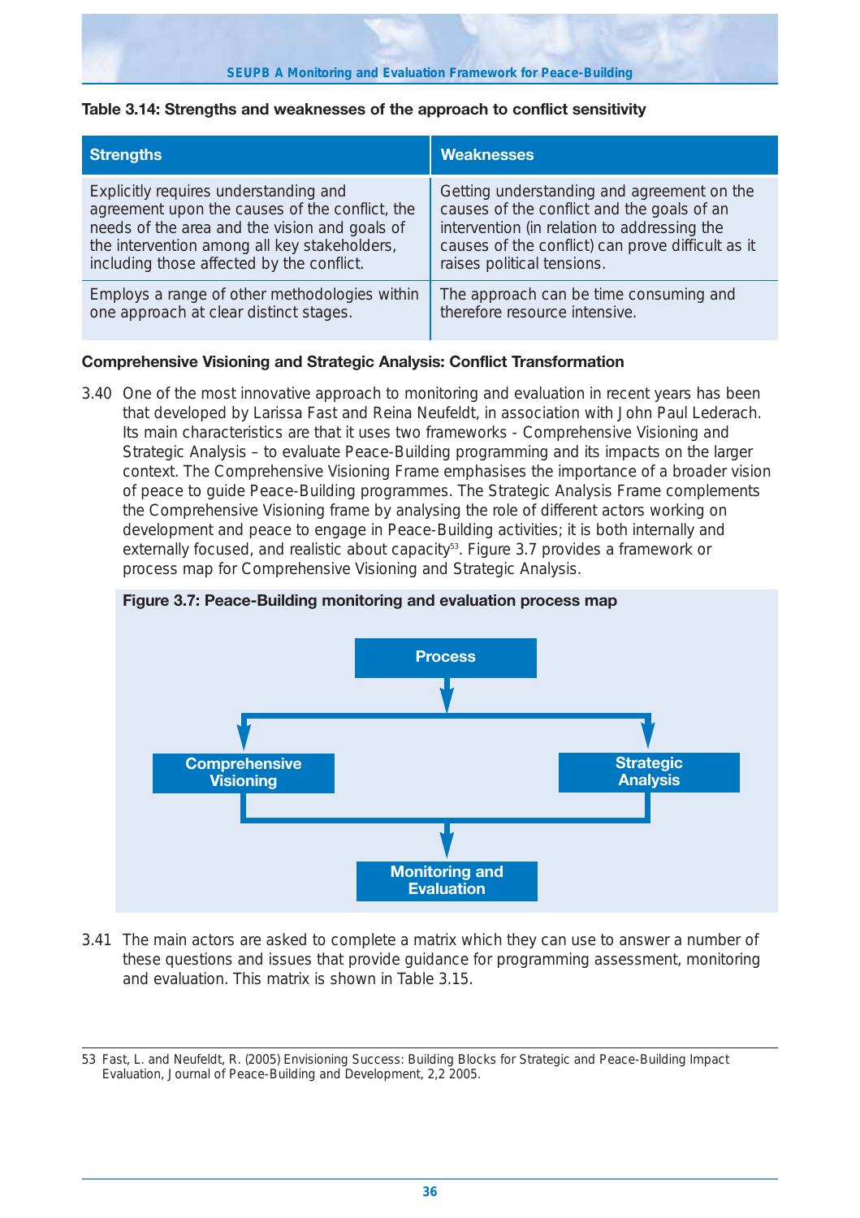**Table 3.14: Strengths and weaknesses of the approach to conflict sensitivity**

| Strengths | Weaknesses |
|---|---|
| Explicitly requires understanding and agreement upon the causes of the conflict, the needs of the area and the vision and goals of the intervention among all key stakeholders, including those affected by the conflict. | Getting understanding and agreement on the causes of the conflict and the goals of an intervention (in relation to addressing the causes of the conflict) can prove difficult as it raises political tensions. |
| Employs a range of other methodologies within one approach at clear distinct stages. | The approach can be time consuming and therefore resource intensive. |

### Comprehensive Visioning and Strategic Analysis: Conflict Transformation

3.40 One of the most innovative approach to monitoring and evaluation in recent years has been that developed by Larissa Fast and Reina Neufeldt, in association with John Paul Lederach. Its main characteristics are that it uses two frameworks - Comprehensive Visioning and Strategic Analysis – to evaluate Peace-Building programming and its impacts on the larger context. The Comprehensive Visioning Frame emphasises the importance of a broader vision of peace to guide Peace-Building programmes. The Strategic Analysis Frame complements the Comprehensive Visioning frame by analysing the role of different actors working on development and peace to engage in Peace-Building activities; it is both internally and externally focused, and realistic about capacity[53]. Figure 3.7 provides a framework or process map for Comprehensive Visioning and Strategic Analysis.

**Figure 3.7: Peace-Building monitoring and evaluation process map**

Process → Comprehensive Visioning / Strategic Analysis → Monitoring and Evaluation

3.41 The main actors are asked to complete a matrix which they can use to answer a number of these questions and issues that provide guidance for programming assessment, monitoring and evaluation. This matrix is shown in Table 3.15.

53 Fast, L. and Neufeldt, R. (2005) Envisioning Success: Building Blocks for Strategic and Peace-Building Impact Evaluation, Journal of Peace-Building and Development, 2,2 2005.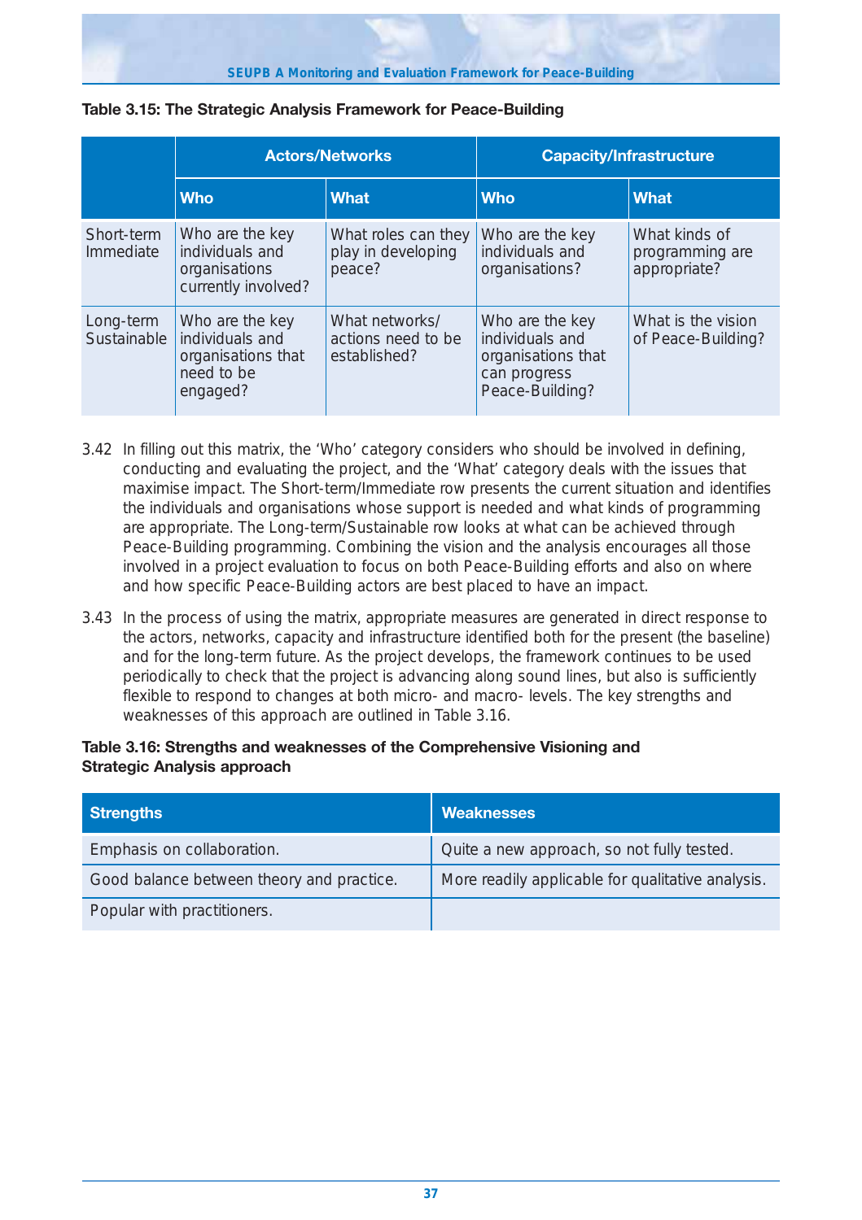**Table 3.15: The Strategic Analysis Framework for Peace-Building**

| | Actors/Networks | | Capacity/Infrastructure | |
|---|---|---|---|---|
| | **Who** | **What** | **Who** | **What** |
| Short-term Immediate | Who are the key individuals and organisations currently involved? | What roles can they play in developing peace? | Who are the key individuals and organisations? | What kinds of programming are appropriate? |
| Long-term Sustainable | Who are the key individuals and organisations that need to be engaged? | What networks/ actions need to be established? | Who are the key individuals and organisations that can progress Peace-Building? | What is the vision of Peace-Building? |

3.42 In filling out this matrix, the 'Who' category considers who should be involved in defining, conducting and evaluating the project, and the 'What' category deals with the issues that maximise impact. The Short-term/Immediate row presents the current situation and identifies the individuals and organisations whose support is needed and what kinds of programming are appropriate. The Long-term/Sustainable row looks at what can be achieved through Peace-Building programming. Combining the vision and the analysis encourages all those involved in a project evaluation to focus on both Peace-Building efforts and also on where and how specific Peace-Building actors are best placed to have an impact.

3.43 In the process of using the matrix, appropriate measures are generated in direct response to the actors, networks, capacity and infrastructure identified both for the present (the baseline) and for the long-term future. As the project develops, the framework continues to be used periodically to check that the project is advancing along sound lines, but also is sufficiently flexible to respond to changes at both micro- and macro- levels. The key strengths and weaknesses of this approach are outlined in Table 3.16.

**Table 3.16: Strengths and weaknesses of the Comprehensive Visioning and Strategic Analysis approach**

| Strengths | Weaknesses |
|---|---|
| Emphasis on collaboration. | Quite a new approach, so not fully tested. |
| Good balance between theory and practice. | More readily applicable for qualitative analysis. |
| Popular with practitioners. | |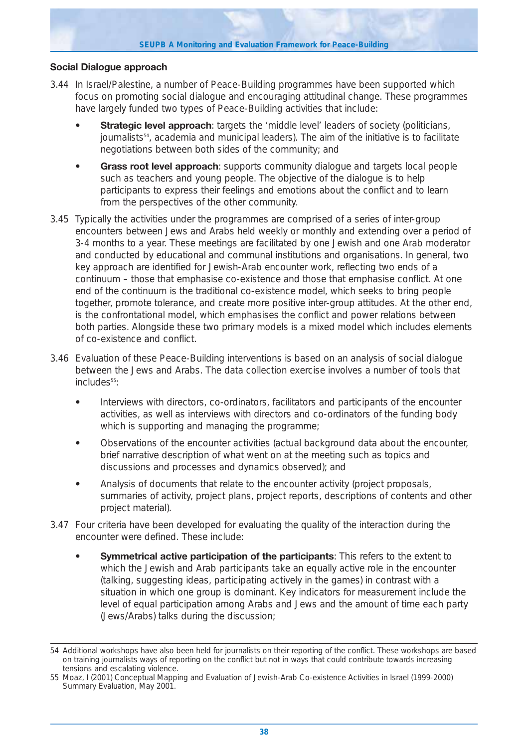## Social Dialogue approach

3.44 In Israel/Palestine, a number of Peace-Building programmes have been supported which focus on promoting social dialogue and encouraging attitudinal change. These programmes have largely funded two types of Peace-Building activities that include:

- **Strategic level approach**: targets the 'middle level' leaders of society (politicians, journalists[54], academia and municipal leaders). The aim of the initiative is to facilitate negotiations between both sides of the community; and
- **Grass root level approach**: supports community dialogue and targets local people such as teachers and young people. The objective of the dialogue is to help participants to express their feelings and emotions about the conflict and to learn from the perspectives of the other community.

3.45 Typically the activities under the programmes are comprised of a series of inter-group encounters between Jews and Arabs held weekly or monthly and extending over a period of 3-4 months to a year. These meetings are facilitated by one Jewish and one Arab moderator and conducted by educational and communal institutions and organisations. In general, two key approach are identified for Jewish-Arab encounter work, reflecting two ends of a continuum – those that emphasise co-existence and those that emphasise conflict. At one end of the continuum is the traditional co-existence model, which seeks to bring people together, promote tolerance, and create more positive inter-group attitudes. At the other end, is the confrontational model, which emphasises the conflict and power relations between both parties. Alongside these two primary models is a mixed model which includes elements of co-existence and conflict.

3.46 Evaluation of these Peace-Building interventions is based on an analysis of social dialogue between the Jews and Arabs. The data collection exercise involves a number of tools that includes[55]:

- Interviews with directors, co-ordinators, facilitators and participants of the encounter activities, as well as interviews with directors and co-ordinators of the funding body which is supporting and managing the programme;
- Observations of the encounter activities (actual background data about the encounter, brief narrative description of what went on at the meeting such as topics and discussions and processes and dynamics observed); and
- Analysis of documents that relate to the encounter activity (project proposals, summaries of activity, project plans, project reports, descriptions of contents and other project material).

3.47 Four criteria have been developed for evaluating the quality of the interaction during the encounter were defined. These include:

- **Symmetrical active participation of the participants**: This refers to the extent to which the Jewish and Arab participants take an equally active role in the encounter (talking, suggesting ideas, participating actively in the games) in contrast with a situation in which one group is dominant. Key indicators for measurement include the level of equal participation among Arabs and Jews and the amount of time each party (Jews/Arabs) talks during the discussion;

---

54 Additional workshops have also been held for journalists on their reporting of the conflict. These workshops are based on training journalists ways of reporting on the conflict but not in ways that could contribute towards increasing tensions and escalating violence.

55 Moaz, I (2001) Conceptual Mapping and Evaluation of Jewish-Arab Co-existence Activities in Israel (1999-2000) Summary Evaluation, May 2001.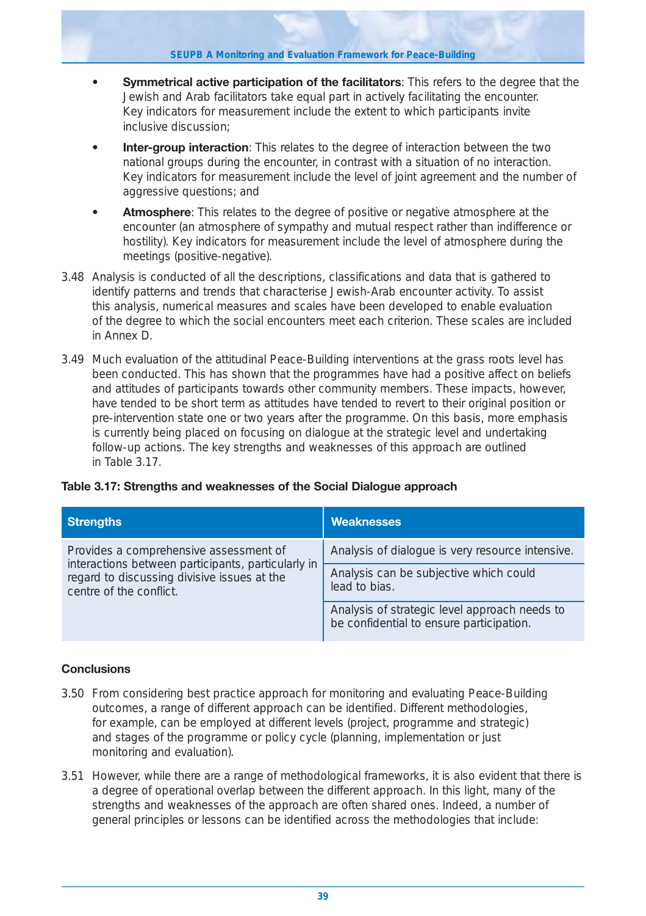- **Symmetrical active participation of the facilitators**: This refers to the degree that the Jewish and Arab facilitators take equal part in actively facilitating the encounter. Key indicators for measurement include the extent to which participants invite inclusive discussion;
- **Inter-group interaction**: This relates to the degree of interaction between the two national groups during the encounter, in contrast with a situation of no interaction. Key indicators for measurement include the level of joint agreement and the number of aggressive questions; and
- **Atmosphere**: This relates to the degree of positive or negative atmosphere at the encounter (an atmosphere of sympathy and mutual respect rather than indifference or hostility). Key indicators for measurement include the level of atmosphere during the meetings (positive-negative).

3.48 Analysis is conducted of all the descriptions, classifications and data that is gathered to identify patterns and trends that characterise Jewish-Arab encounter activity. To assist this analysis, numerical measures and scales have been developed to enable evaluation of the degree to which the social encounters meet each criterion. These scales are included in Annex D.

3.49 Much evaluation of the attitudinal Peace-Building interventions at the grass roots level has been conducted. This has shown that the programmes have had a positive affect on beliefs and attitudes of participants towards other community members. These impacts, however, have tended to be short term as attitudes have tended to revert to their original position or pre-intervention state one or two years after the programme. On this basis, more emphasis is currently being placed on focusing on dialogue at the strategic level and undertaking follow-up actions. The key strengths and weaknesses of this approach are outlined in Table 3.17.

**Table 3.17: Strengths and weaknesses of the Social Dialogue approach**

| Strengths | Weaknesses |
|---|---|
| Provides a comprehensive assessment of interactions between participants, particularly in regard to discussing divisive issues at the centre of the conflict. | Analysis of dialogue is very resource intensive. |
| | Analysis can be subjective which could lead to bias. |
| | Analysis of strategic level approach needs to be confidential to ensure participation. |

**Conclusions**

3.50 From considering best practice approach for monitoring and evaluating Peace-Building outcomes, a range of different approach can be identified. Different methodologies, for example, can be employed at different levels (project, programme and strategic) and stages of the programme or policy cycle (planning, implementation or just monitoring and evaluation).

3.51 However, while there are a range of methodological frameworks, it is also evident that there is a degree of operational overlap between the different approach. In this light, many of the strengths and weaknesses of the approach are often shared ones. Indeed, a number of general principles or lessons can be identified across the methodologies that include: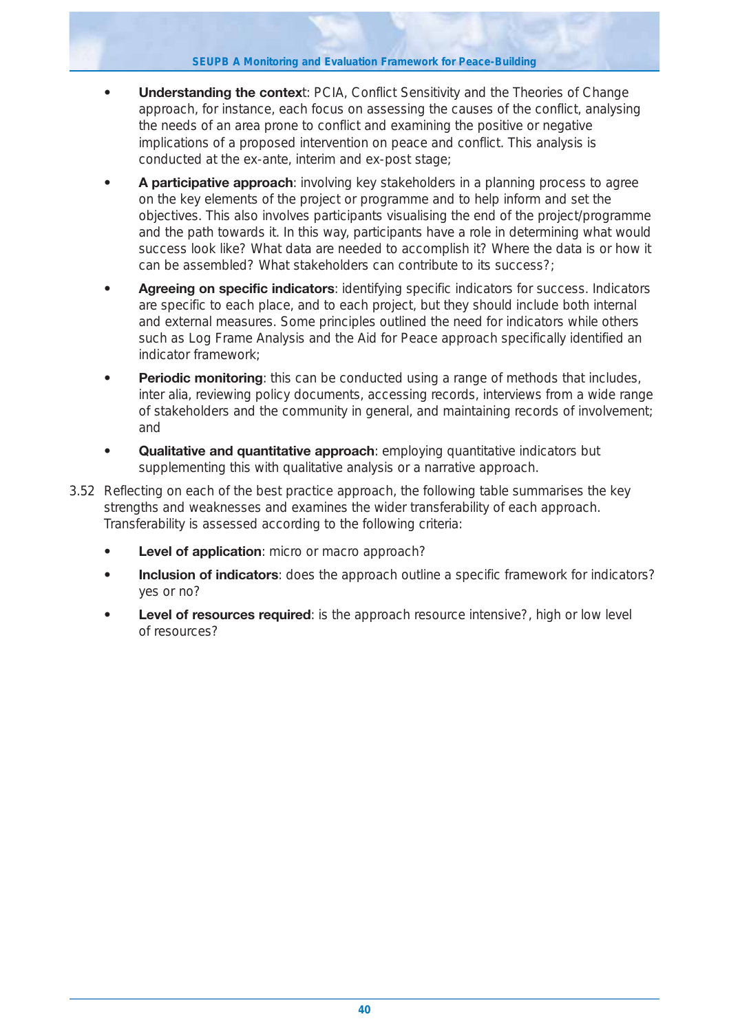- **Understanding the context**: PCIA, Conflict Sensitivity and the Theories of Change approach, for instance, each focus on assessing the causes of the conflict, analysing the needs of an area prone to conflict and examining the positive or negative implications of a proposed intervention on peace and conflict. This analysis is conducted at the ex-ante, interim and ex-post stage;

- **A participative approach**: involving key stakeholders in a planning process to agree on the key elements of the project or programme and to help inform and set the objectives. This also involves participants visualising the end of the project/programme and the path towards it. In this way, participants have a role in determining what would success look like? What data are needed to accomplish it? Where the data is or how it can be assembled? What stakeholders can contribute to its success?;

- **Agreeing on specific indicators**: identifying specific indicators for success. Indicators are specific to each place, and to each project, but they should include both internal and external measures. Some principles outlined the need for indicators while others such as Log Frame Analysis and the Aid for Peace approach specifically identified an indicator framework;

- **Periodic monitoring**: this can be conducted using a range of methods that includes, inter alia, reviewing policy documents, accessing records, interviews from a wide range of stakeholders and the community in general, and maintaining records of involvement; and

- **Qualitative and quantitative approach**: employing quantitative indicators but supplementing this with qualitative analysis or a narrative approach.

3.52 Reflecting on each of the best practice approach, the following table summarises the key strengths and weaknesses and examines the wider transferability of each approach. Transferability is assessed according to the following criteria:

- **Level of application**: micro or macro approach?

- **Inclusion of indicators**: does the approach outline a specific framework for indicators? yes or no?

- **Level of resources required**: is the approach resource intensive?, high or low level of resources?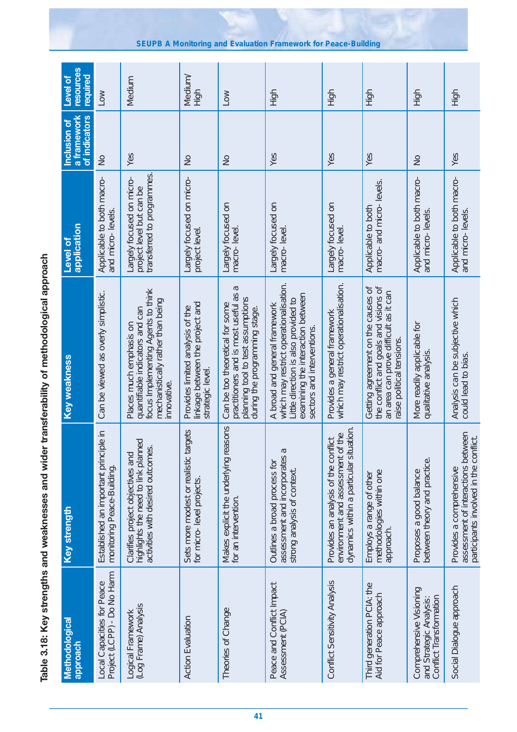**Table 3.18: Key strengths and weaknesses and wider transferability of methodological approach**

| Methodological approach | Key strength | Key weakness | Level of application | Inclusion of a framework of indicators | Level of resources required |
|---|---|---|---|---|---|
| Local Capacities for Peace Project (LCPP) - Do No Harm | Established an important principle in monitoring Peace-Building. | Can be viewed as overly simplistic. | Applicable to both macro- and micro- levels. | No | Low |
| Logical Framework (Log Frame) Analysis | Clarifies project objectives and highlights the need to link planned activities with desired outcomes. | Places much emphasis on quantifiable indicators and can focus Implementing Agents to think mechanistically rather than being innovative. | Largely focused on micro- project level but can be transferred to programmes. | Yes | Medium |
| Action Evaluation | Sets more modest or realistic targets for micro- level projects. | Provides limited analysis of the linkage between the project and strategic level. | Largely focused on micro- project level. | No | Medium/ High |
| Theories of Change | Makes explicit the underlying reasons for an intervention. | Can be too theoretical for some practitioners and is most useful as a planning tool to test assumptions during the programming stage. | Largely focused on macro- level. | No | Low |
| Peace and Conflict Impact Assessment (PCIA) | Outlines a broad process for assessment and incorporates a strong analysis of context. | A broad and general framework which may restrict operationalisation. Little direction is also provided to examining the interaction between sectors and interventions. | Largely focused on macro- level. | Yes | High |
| Conflict Sensitivity Analysis | Provides an analysis of the conflict environment and assessment of the dynamics within a particular situation. | Provides a general framework which may restrict operationalisation. | Largely focused on macro- level. | Yes | High |
| Third generation PCIA: the Aid for Peace approach | Employs a range of other methodologies within one approach. | Getting agreement on the causes of the conflict and goals and visions of an area can prove difficult as it can raise political tensions. | Applicable to both macro- and micro- levels. | Yes | High |
| Comprehensive Visioning and Strategic Analysis: Conflict Transformation | Proposes a good balance between theory and practice. | More readily applicable for qualitative analysis. | Applicable to both macro- and micro- levels. | No | High |
| Social Dialogue approach | Provides a comprehensive assessment of interactions between participants involved in the conflict. | Analysis can be subjective which could lead to bias. | Applicable to both macro- and micro- levels. | Yes | High |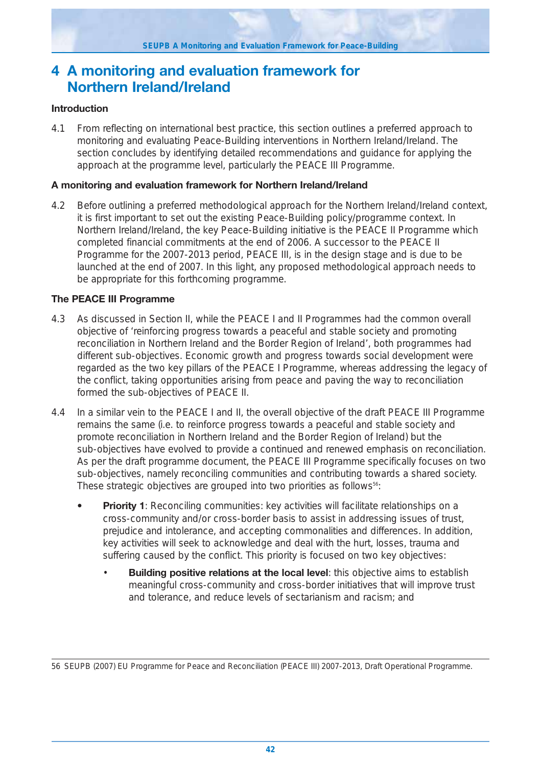# 4 A monitoring and evaluation framework for Northern Ireland/Ireland

### Introduction

4.1 From reflecting on international best practice, this section outlines a preferred approach to monitoring and evaluating Peace-Building interventions in Northern Ireland/Ireland. The section concludes by identifying detailed recommendations and guidance for applying the approach at the programme level, particularly the PEACE III Programme.

### A monitoring and evaluation framework for Northern Ireland/Ireland

4.2 Before outlining a preferred methodological approach for the Northern Ireland/Ireland context, it is first important to set out the existing Peace-Building policy/programme context. In Northern Ireland/Ireland, the key Peace-Building initiative is the PEACE II Programme which completed financial commitments at the end of 2006. A successor to the PEACE II Programme for the 2007-2013 period, PEACE III, is in the design stage and is due to be launched at the end of 2007. In this light, any proposed methodological approach needs to be appropriate for this forthcoming programme.

### The PEACE III Programme

4.3 As discussed in Section II, while the PEACE I and II Programmes had the common overall objective of 'reinforcing progress towards a peaceful and stable society and promoting reconciliation in Northern Ireland and the Border Region of Ireland', both programmes had different sub-objectives. Economic growth and progress towards social development were regarded as the two key pillars of the PEACE I Programme, whereas addressing the legacy of the conflict, taking opportunities arising from peace and paving the way to reconciliation formed the sub-objectives of PEACE II.

4.4 In a similar vein to the PEACE I and II, the overall objective of the draft PEACE III Programme remains the same (i.e. to reinforce progress towards a peaceful and stable society and promote reconciliation in Northern Ireland and the Border Region of Ireland) but the sub-objectives have evolved to provide a continued and renewed emphasis on reconciliation. As per the draft programme document, the PEACE III Programme specifically focuses on two sub-objectives, namely reconciling communities and contributing towards a shared society. These strategic objectives are grouped into two priorities as follows[56]:

- **Priority 1**: Reconciling communities: key activities will facilitate relationships on a cross-community and/or cross-border basis to assist in addressing issues of trust, prejudice and intolerance, and accepting commonalities and differences. In addition, key activities will seek to acknowledge and deal with the hurt, losses, trauma and suffering caused by the conflict. This priority is focused on two key objectives:
  - **Building positive relations at the local level**: this objective aims to establish meaningful cross-community and cross-border initiatives that will improve trust and tolerance, and reduce levels of sectarianism and racism; and

56 SEUPB (2007) EU Programme for Peace and Reconciliation (PEACE III) 2007-2013, Draft Operational Programme.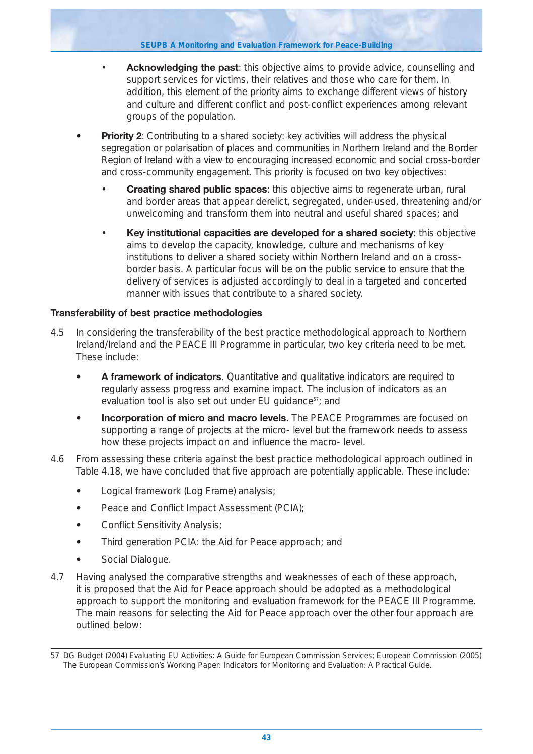- **Acknowledging the past**: this objective aims to provide advice, counselling and support services for victims, their relatives and those who care for them. In addition, this element of the priority aims to exchange different views of history and culture and different conflict and post-conflict experiences among relevant groups of the population.

- **Priority 2**: Contributing to a shared society: key activities will address the physical segregation or polarisation of places and communities in Northern Ireland and the Border Region of Ireland with a view to encouraging increased economic and social cross-border and cross-community engagement. This priority is focused on two key objectives:
  - **Creating shared public spaces**: this objective aims to regenerate urban, rural and border areas that appear derelict, segregated, under-used, threatening and/or unwelcoming and transform them into neutral and useful shared spaces; and
  - **Key institutional capacities are developed for a shared society**: this objective aims to develop the capacity, knowledge, culture and mechanisms of key institutions to deliver a shared society within Northern Ireland and on a cross-border basis. A particular focus will be on the public service to ensure that the delivery of services is adjusted accordingly to deal in a targeted and concerted manner with issues that contribute to a shared society.

### Transferability of best practice methodologies

4.5 In considering the transferability of the best practice methodological approach to Northern Ireland/Ireland and the PEACE III Programme in particular, two key criteria need to be met. These include:

- **A framework of indicators**. Quantitative and qualitative indicators are required to regularly assess progress and examine impact. The inclusion of indicators as an evaluation tool is also set out under EU guidance[57]; and
- **Incorporation of micro and macro levels**. The PEACE Programmes are focused on supporting a range of projects at the micro- level but the framework needs to assess how these projects impact on and influence the macro- level.

4.6 From assessing these criteria against the best practice methodological approach outlined in Table 4.18, we have concluded that five approach are potentially applicable. These include:

- Logical framework (Log Frame) analysis;
- Peace and Conflict Impact Assessment (PCIA);
- Conflict Sensitivity Analysis;
- Third generation PCIA: the Aid for Peace approach; and
- Social Dialogue.

4.7 Having analysed the comparative strengths and weaknesses of each of these approach, it is proposed that the Aid for Peace approach should be adopted as a methodological approach to support the monitoring and evaluation framework for the PEACE III Programme. The main reasons for selecting the Aid for Peace approach over the other four approach are outlined below:

---

57 DG Budget (2004) Evaluating EU Activities: A Guide for European Commission Services; European Commission (2005) The European Commission's Working Paper: Indicators for Monitoring and Evaluation: A Practical Guide.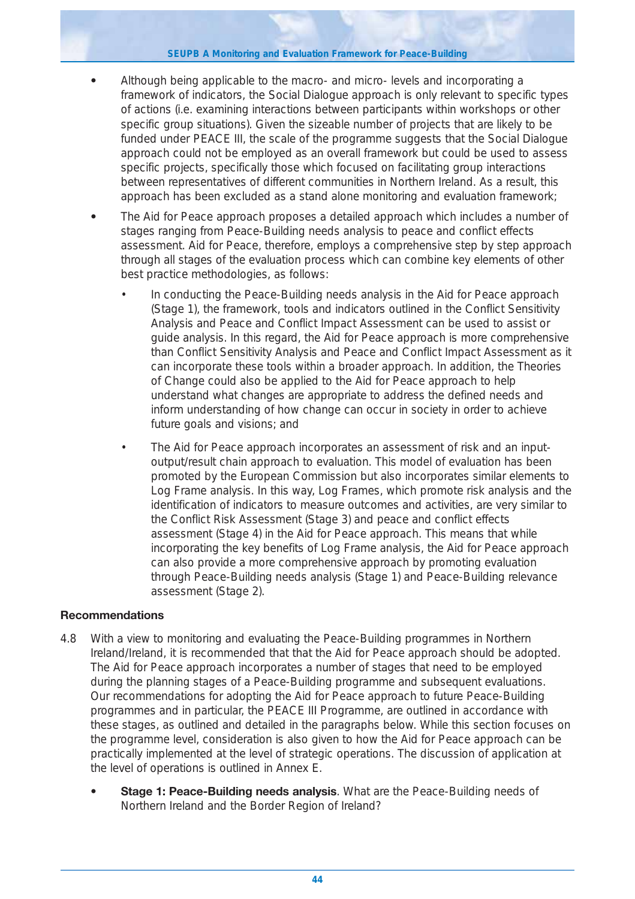- Although being applicable to the macro- and micro- levels and incorporating a framework of indicators, the Social Dialogue approach is only relevant to specific types of actions (i.e. examining interactions between participants within workshops or other specific group situations). Given the sizeable number of projects that are likely to be funded under PEACE III, the scale of the programme suggests that the Social Dialogue approach could not be employed as an overall framework but could be used to assess specific projects, specifically those which focused on facilitating group interactions between representatives of different communities in Northern Ireland. As a result, this approach has been excluded as a stand alone monitoring and evaluation framework;
- The Aid for Peace approach proposes a detailed approach which includes a number of stages ranging from Peace-Building needs analysis to peace and conflict effects assessment. Aid for Peace, therefore, employs a comprehensive step by step approach through all stages of the evaluation process which can combine key elements of other best practice methodologies, as follows:
  - In conducting the Peace-Building needs analysis in the Aid for Peace approach (Stage 1), the framework, tools and indicators outlined in the Conflict Sensitivity Analysis and Peace and Conflict Impact Assessment can be used to assist or guide analysis. In this regard, the Aid for Peace approach is more comprehensive than Conflict Sensitivity Analysis and Peace and Conflict Impact Assessment as it can incorporate these tools within a broader approach. In addition, the Theories of Change could also be applied to the Aid for Peace approach to help understand what changes are appropriate to address the defined needs and inform understanding of how change can occur in society in order to achieve future goals and visions; and
  - The Aid for Peace approach incorporates an assessment of risk and an input-output/result chain approach to evaluation. This model of evaluation has been promoted by the European Commission but also incorporates similar elements to Log Frame analysis. In this way, Log Frames, which promote risk analysis and the identification of indicators to measure outcomes and activities, are very similar to the Conflict Risk Assessment (Stage 3) and peace and conflict effects assessment (Stage 4) in the Aid for Peace approach. This means that while incorporating the key benefits of Log Frame analysis, the Aid for Peace approach can also provide a more comprehensive approach by promoting evaluation through Peace-Building needs analysis (Stage 1) and Peace-Building relevance assessment (Stage 2).

**Recommendations**

4.8 With a view to monitoring and evaluating the Peace-Building programmes in Northern Ireland/Ireland, it is recommended that that the Aid for Peace approach should be adopted. The Aid for Peace approach incorporates a number of stages that need to be employed during the planning stages of a Peace-Building programme and subsequent evaluations. Our recommendations for adopting the Aid for Peace approach to future Peace-Building programmes and in particular, the PEACE III Programme, are outlined in accordance with these stages, as outlined and detailed in the paragraphs below. While this section focuses on the programme level, consideration is also given to how the Aid for Peace approach can be practically implemented at the level of strategic operations. The discussion of application at the level of operations is outlined in Annex E.

- **Stage 1: Peace-Building needs analysis**. What are the Peace-Building needs of Northern Ireland and the Border Region of Ireland?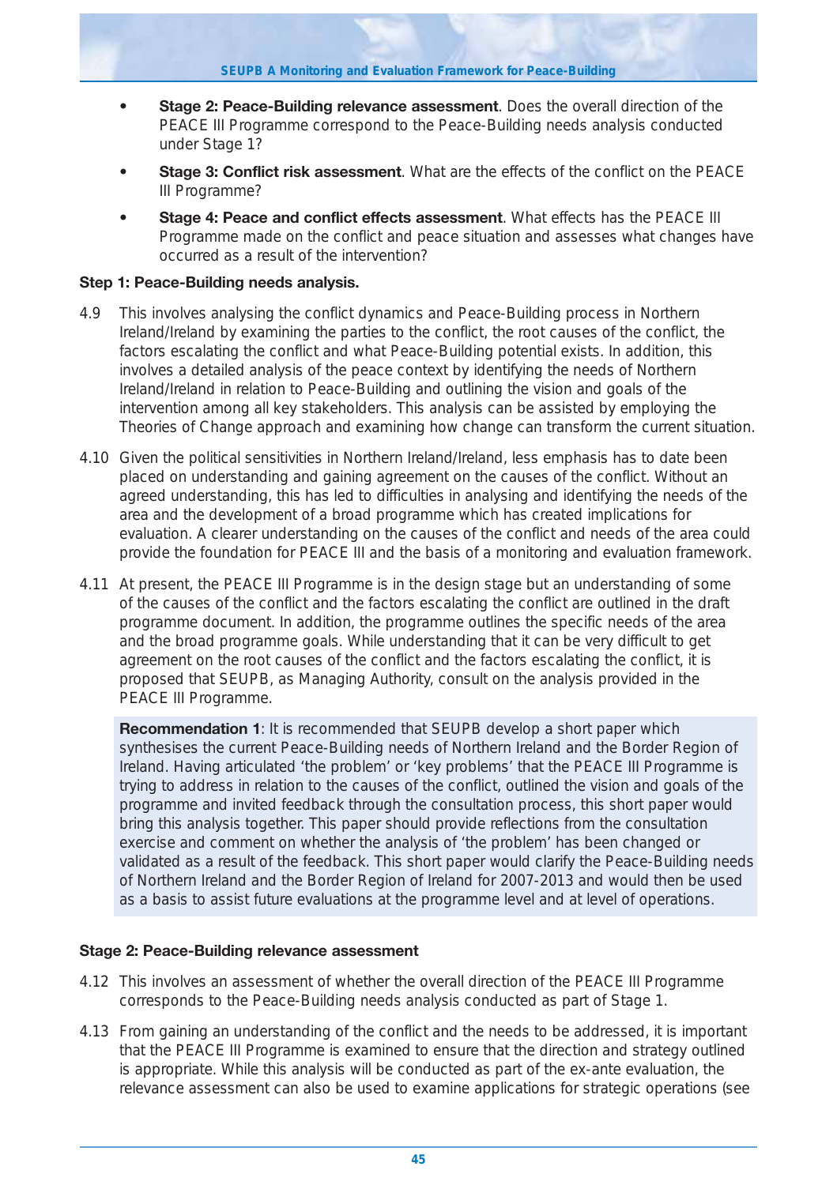- **Stage 2: Peace-Building relevance assessment**. Does the overall direction of the PEACE III Programme correspond to the Peace-Building needs analysis conducted under Stage 1?
- **Stage 3: Conflict risk assessment**. What are the effects of the conflict on the PEACE III Programme?
- **Stage 4: Peace and conflict effects assessment**. What effects has the PEACE III Programme made on the conflict and peace situation and assesses what changes have occurred as a result of the intervention?

**Step 1: Peace-Building needs analysis.**

4.9 This involves analysing the conflict dynamics and Peace-Building process in Northern Ireland/Ireland by examining the parties to the conflict, the root causes of the conflict, the factors escalating the conflict and what Peace-Building potential exists. In addition, this involves a detailed analysis of the peace context by identifying the needs of Northern Ireland/Ireland in relation to Peace-Building and outlining the vision and goals of the intervention among all key stakeholders. This analysis can be assisted by employing the Theories of Change approach and examining how change can transform the current situation.

4.10 Given the political sensitivities in Northern Ireland/Ireland, less emphasis has to date been placed on understanding and gaining agreement on the causes of the conflict. Without an agreed understanding, this has led to difficulties in analysing and identifying the needs of the area and the development of a broad programme which has created implications for evaluation. A clearer understanding on the causes of the conflict and needs of the area could provide the foundation for PEACE III and the basis of a monitoring and evaluation framework.

4.11 At present, the PEACE III Programme is in the design stage but an understanding of some of the causes of the conflict and the factors escalating the conflict are outlined in the draft programme document. In addition, the programme outlines the specific needs of the area and the broad programme goals. While understanding that it can be very difficult to get agreement on the root causes of the conflict and the factors escalating the conflict, it is proposed that SEUPB, as Managing Authority, consult on the analysis provided in the PEACE III Programme.

> **Recommendation 1**: It is recommended that SEUPB develop a short paper which synthesises the current Peace-Building needs of Northern Ireland and the Border Region of Ireland. Having articulated 'the problem' or 'key problems' that the PEACE III Programme is trying to address in relation to the causes of the conflict, outlined the vision and goals of the programme and invited feedback through the consultation process, this short paper would bring this analysis together. This paper should provide reflections from the consultation exercise and comment on whether the analysis of 'the problem' has been changed or validated as a result of the feedback. This short paper would clarify the Peace-Building needs of Northern Ireland and the Border Region of Ireland for 2007-2013 and would then be used as a basis to assist future evaluations at the programme level and at level of operations.

**Stage 2: Peace-Building relevance assessment**

4.12 This involves an assessment of whether the overall direction of the PEACE III Programme corresponds to the Peace-Building needs analysis conducted as part of Stage 1.

4.13 From gaining an understanding of the conflict and the needs to be addressed, it is important that the PEACE III Programme is examined to ensure that the direction and strategy outlined is appropriate. While this analysis will be conducted as part of the ex-ante evaluation, the relevance assessment can also be used to examine applications for strategic operations (see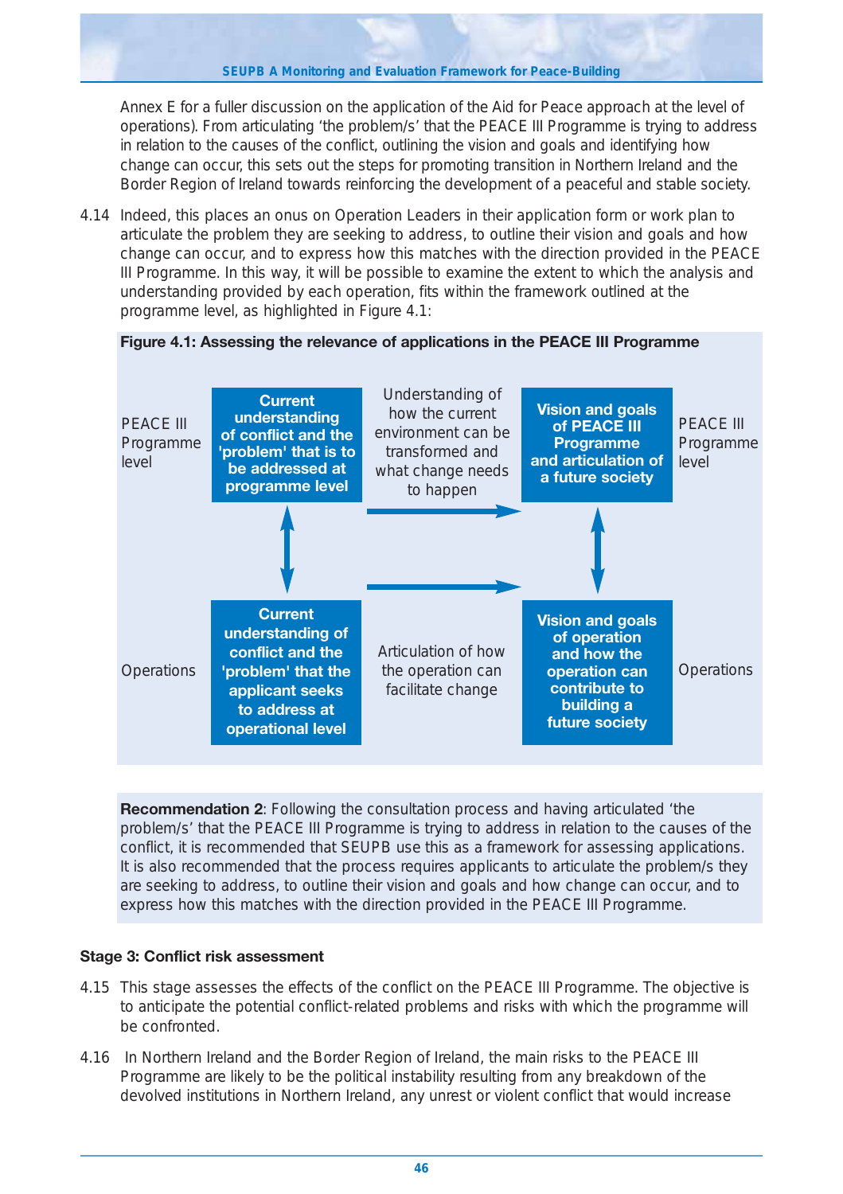Annex E for a fuller discussion on the application of the Aid for Peace approach at the level of operations). From articulating 'the problem/s' that the PEACE III Programme is trying to address in relation to the causes of the conflict, outlining the vision and goals and identifying how change can occur, this sets out the steps for promoting transition in Northern Ireland and the Border Region of Ireland towards reinforcing the development of a peaceful and stable society.

4.14 Indeed, this places an onus on Operation Leaders in their application form or work plan to articulate the problem they are seeking to address, to outline their vision and goals and how change can occur, and to express how this matches with the direction provided in the PEACE III Programme. In this way, it will be possible to examine the extent to which the analysis and understanding provided by each operation, fits within the framework outlined at the programme level, as highlighted in Figure 4.1:

**Figure 4.1: Assessing the relevance of applications in the PEACE III Programme**

| | | | | |
|---|---|---|---|---|
| PEACE III Programme level | **Current understanding of conflict and the 'problem' that is to be addressed at programme level** | Understanding of how the current environment can be transformed and what change needs to happen → | **Vision and goals of PEACE III Programme and articulation of a future society** | PEACE III Programme level |
| | ↕ | → | ↕ | |
| Operations | **Current understanding of conflict and the 'problem' that the applicant seeks to address at operational level** | Articulation of how the operation can facilitate change | **Vision and goals of operation and how the operation can contribute to building a future society** | Operations |

**Recommendation 2**: Following the consultation process and having articulated 'the problem/s' that the PEACE III Programme is trying to address in relation to the causes of the conflict, it is recommended that SEUPB use this as a framework for assessing applications. It is also recommended that the process requires applicants to articulate the problem/s they are seeking to address, to outline their vision and goals and how change can occur, and to express how this matches with the direction provided in the PEACE III Programme.

### Stage 3: Conflict risk assessment

4.15 This stage assesses the effects of the conflict on the PEACE III Programme. The objective is to anticipate the potential conflict-related problems and risks with which the programme will be confronted.

4.16 In Northern Ireland and the Border Region of Ireland, the main risks to the PEACE III Programme are likely to be the political instability resulting from any breakdown of the devolved institutions in Northern Ireland, any unrest or violent conflict that would increase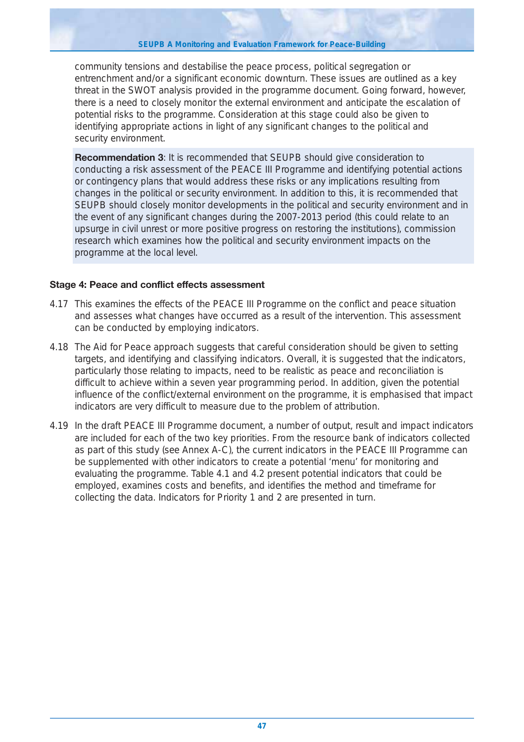community tensions and destabilise the peace process, political segregation or entrenchment and/or a significant economic downturn. These issues are outlined as a key threat in the SWOT analysis provided in the programme document. Going forward, however, there is a need to closely monitor the external environment and anticipate the escalation of potential risks to the programme. Consideration at this stage could also be given to identifying appropriate actions in light of any significant changes to the political and security environment.

> **Recommendation 3**: It is recommended that SEUPB should give consideration to conducting a risk assessment of the PEACE III Programme and identifying potential actions or contingency plans that would address these risks or any implications resulting from changes in the political or security environment. In addition to this, it is recommended that SEUPB should closely monitor developments in the political and security environment and in the event of any significant changes during the 2007-2013 period (this could relate to an upsurge in civil unrest or more positive progress on restoring the institutions), commission research which examines how the political and security environment impacts on the programme at the local level.

### Stage 4: Peace and conflict effects assessment

4.17 This examines the effects of the PEACE III Programme on the conflict and peace situation and assesses what changes have occurred as a result of the intervention. This assessment can be conducted by employing indicators.

4.18 The Aid for Peace approach suggests that careful consideration should be given to setting targets, and identifying and classifying indicators. Overall, it is suggested that the indicators, particularly those relating to impacts, need to be realistic as peace and reconciliation is difficult to achieve within a seven year programming period. In addition, given the potential influence of the conflict/external environment on the programme, it is emphasised that impact indicators are very difficult to measure due to the problem of attribution.

4.19 In the draft PEACE III Programme document, a number of output, result and impact indicators are included for each of the two key priorities. From the resource bank of indicators collected as part of this study (see Annex A-C), the current indicators in the PEACE III Programme can be supplemented with other indicators to create a potential 'menu' for monitoring and evaluating the programme. Table 4.1 and 4.2 present potential indicators that could be employed, examines costs and benefits, and identifies the method and timeframe for collecting the data. Indicators for Priority 1 and 2 are presented in turn.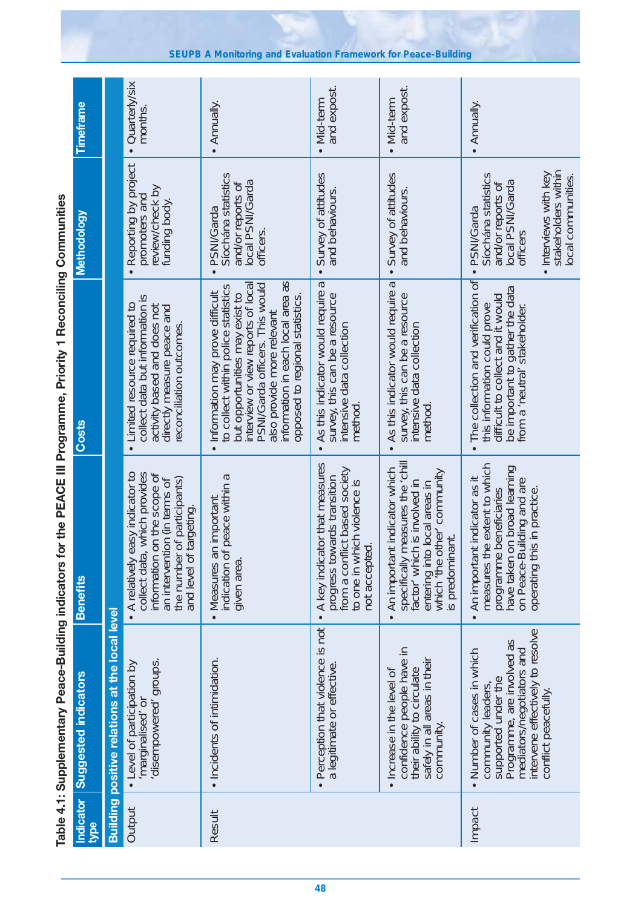**Table 4.1: Supplementary Peace-Building indicators for the PEACE III Programme, Priority 1 Reconciling Communities**

| Indicator type | Suggested indicators | Benefits | Costs | Methodology | Timeframe |
|---|---|---|---|---|---|
| **Building positive relations at the local level** | | | | | |
| Output | • Level of participation by 'marginalised' or 'disempowered' groups. | • A relatively easy indicator to collect data, which provides information on the scope of an intervention (in terms of the number of participants) and level of targeting. | • Limited resource required to collect data but information is activity based and does not directly measure peace and reconciliation outcomes. | • Reporting by project promoters and review/check by funding body. | • Quarterly/six months. |
| Result | • Incidents of intimidation. | • Measures an important indication of peace within a given area. | • Information may prove difficult to collect within police statistics but opportunities may exist to interview or view reports of local PSNI/Garda officers. This would also provide more relevant information in each local area as opposed to regional statistics. | • PSNI/Garda Síochána statistics and/or reports of local PSNI/Garda officers. | • Annually. |
| | • Perception that violence is not a legitimate or effective. | • A key indicator that measures progress towards transition from a conflict based society to one in which violence is not accepted. | • As this indicator would require a survey, this can be a resource intensive data collection method. | • Survey of attitudes and behaviours. | • Mid-term and expost. |
| | • Increase in the level of confidence people have in their ability to circulate safely in all areas in their community. | • An important indicator which specifically measures the 'chill factor' which is involved in entering into local areas in which 'the other' community is predominant. | • As this indicator would require a survey, this can be a resource intensive data collection method. | • Survey of attitudes and behaviours. | • Mid-term and expost. |
| Impact | • Number of cases in which community leaders, supported under the Programme, are involved as mediators/negotiators and intervene effectively to resolve conflict peacefully. | • An important indicator as it measures the extent to which programme beneficiaries have taken on broad learning on Peace-Building and are operating this in practice. | • The collection and verification of this information could prove difficult to collect and it would be important to gather the data from a 'neutral' stakeholder. | • PSNI/Garda Síochána statistics and/or reports of local PSNI/Garda officers<br>• Interviews with key stakeholders within local communities. | • Annually. |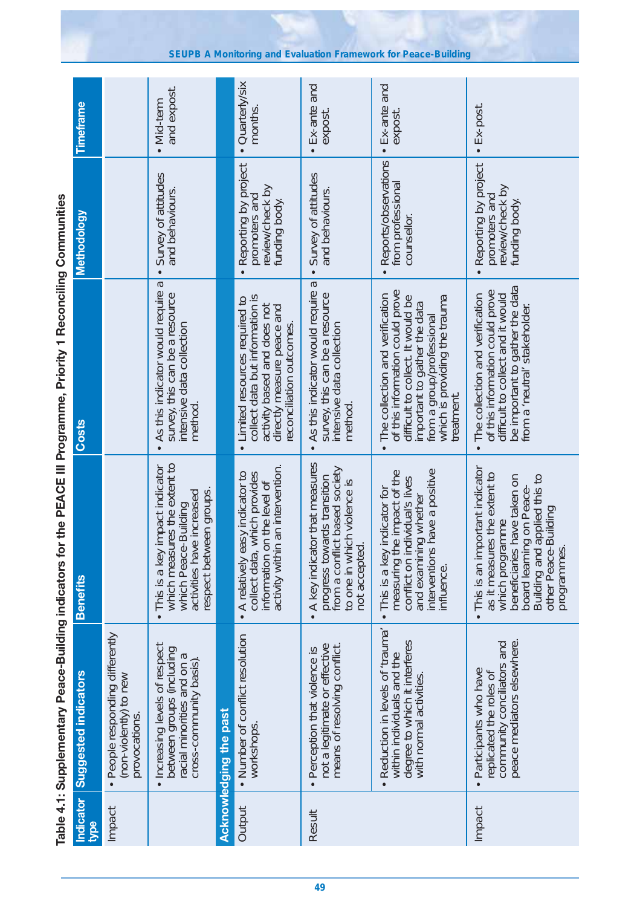**Table 4.1: Supplementary Peace-Building indicators for the PEACE III Programme, Priority 1 Reconciling Communities**

| Indicator type | Suggested indicators | Benefits | Costs | Methodology | Timeframe |
|---|---|---|---|---|---|
| Impact | • People responding differently (non-violently) to new provocations. | | | | |
| | • Increasing levels of respect between groups (including racial minorities and on a cross-community basis). | • This is a key impact indicator which measures the extent to which Peace-Building activities have increased respect between groups. | • As this indicator would require a survey, this can be a resource intensive data collection method. | • Survey of attitudes and behaviours. | • Mid-term and expost. |
| **Acknowledging the past** | | | | | |
| Output | • Number of conflict resolution workshops. | • A relatively easy indicator to collect data, which provides information on the level of activity within an intervention. | • Limited resources required to collect data but information is activity based and does not directly measure peace and reconciliation outcomes. | • Reporting by project promoters and review/check by funding body. | • Quarterly/six months. |
| Result | • Perception that violence is not a legitimate or effective means of resolving conflict. | • A key indicator that measures progress towards transition from a conflict based society to one in which violence is not accepted. | • As this indicator would require a survey, this can be a resource intensive data collection method. | • Survey of attitudes and behaviours. | • Ex-ante and expost. |
| | • Reduction in levels of 'trauma' within individuals and the degree to which it interferes with normal activities. | • This is a key indicator for measuring the impact of the conflict on individual's lives and examining whether interventions have a positive influence. | • The collection and verification of this information could prove difficult to collect. It would be important to gather the data from a group/professional which is providing the trauma treatment. | • Reports/observations from professional counsellor. | • Ex-ante and expost. |
| Impact | • Participants who have replicated the roles of community conciliators and peace mediators elsewhere. | • This is an important indicator as it measures the extent to which programme beneficiaries have taken on board learning on Peace-Building and applied this to other Peace-Building programmes. | • The collection and verification of this information could prove difficult to collect and it would be important to gather the data from a 'neutral' stakeholder. | • Reporting by project promoters and review/check by funding body. | • Ex-post. |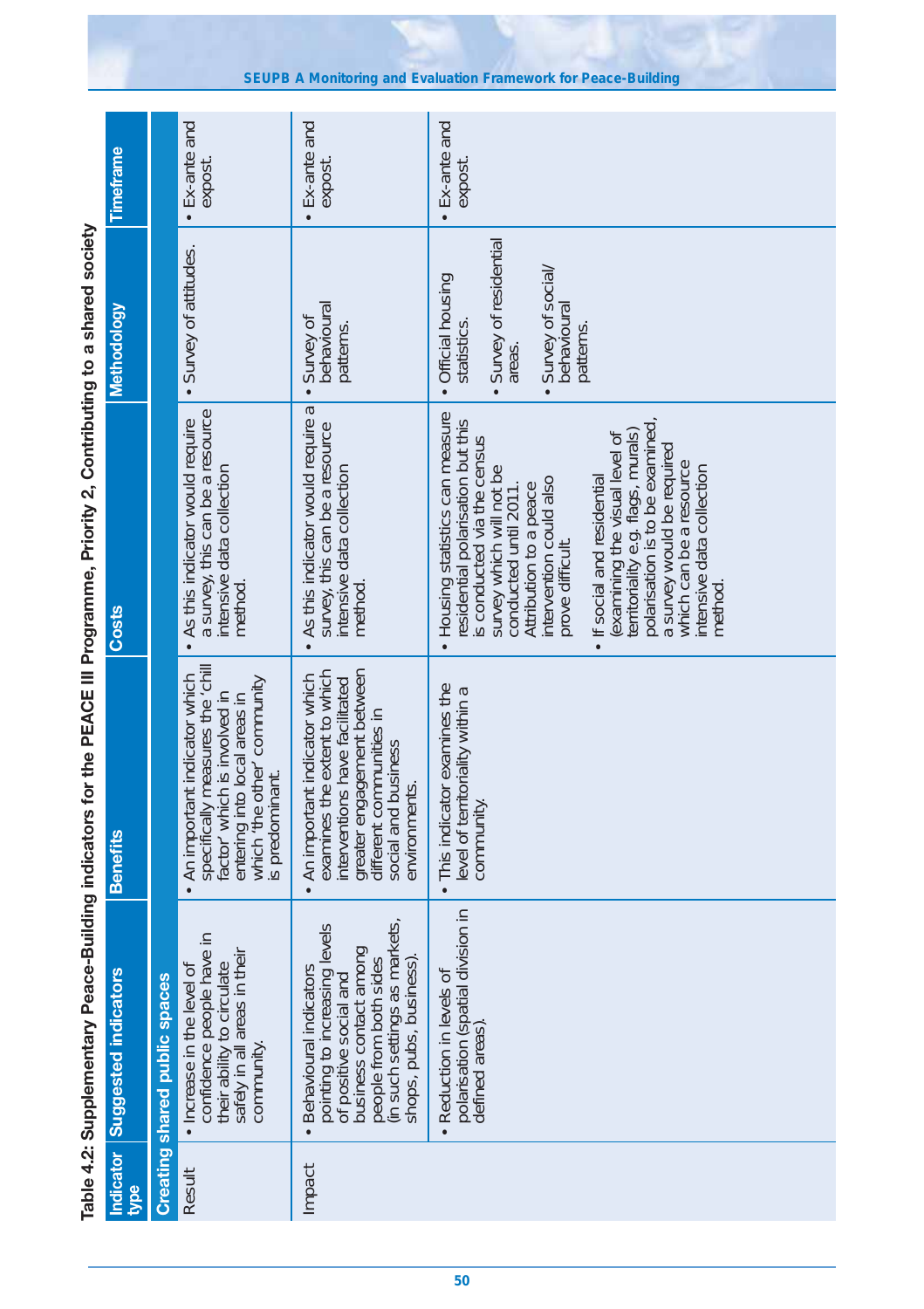Table 4.2: Supplementary Peace-Building indicators for the PEACE III Programme, Priority 2, Contributing to a shared society

| Indicator type | Suggested indicators | Benefits | Costs | Methodology | Timeframe |
|---|---|---|---|---|---|
| **Creating shared public spaces** | | | | | |
| Result | • Increase in the level of confidence people have in their ability to circulate safely in all areas in their community. | • An important indicator which specifically measures the 'chill factor' which is involved in entering into local areas in which 'the other' community is predominant. | • As this indicator would require a survey, this can be a resource intensive data collection method. | • Survey of attitudes. | • Ex-ante and expost. |
| Impact | • Behavioural indicators pointing to increasing levels of positive social and business contact among people from both sides (in such settings as markets, shops, pubs, business). | • An important indicator which examines the extent to which interventions have facilitated greater engagement between different communities in social and business environments. | • As this indicator would require a survey, this can be a resource intensive data collection method. | • Survey of behavioural patterns. | • Ex-ante and expost. |
| | • Reduction in levels of polarisation (spatial division in defined areas). | • This indicator examines the level of territoriality within a community. | • Housing statistics can measure residential polarisation but this is conducted via the census survey which will not be conducted until 2011. Attribution to a peace intervention could also prove difficult.<br>• If social and residential (examining the visual level of territoriality e.g. flags, murals) polarisation is to be examined, a survey would be required which can be a resource intensive data collection method. | • Official housing statistics.<br>• Survey of residential areas.<br>• Survey of social/ behavioural patterns. | • Ex-ante and expost. |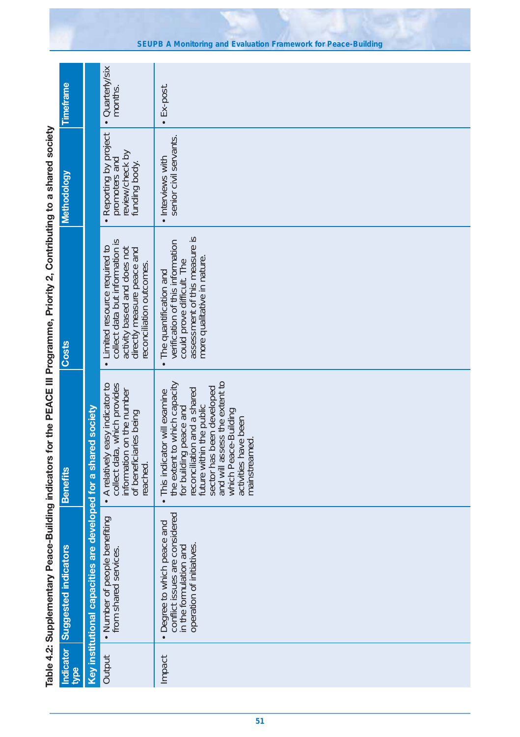**Table 4.2: Supplementary Peace-Building indicators for the PEACE III Programme, Priority 2, Contributing to a shared society**

| Indicator type | Suggested indicators | Benefits | Costs | Methodology | Timeframe |
|---|---|---|---|---|---|
| **Key institutional capacities are developed for a shared society** | | | | | |
| Output | • Number of people benefiting from shared services. | • A relatively easy indicator to collect data, which provides information on the number of beneficiaries being reached. | • Limited resource required to collect data but information is activity based and does not directly measure peace and reconciliation outcomes. | • Reporting by project promoters and review/check by funding body. | • Quarterly/six months. |
| Impact | • Degree to which peace and conflict issues are considered in the formulation and operation of initiatives. | • This indicator will examine the extent to which capacity for building peace and reconciliation and a shared future within the public sector has been developed and will assess the extent to which Peace-Building activities have been mainstreamed. | • The quantification and verification of this information could prove difficult. The assessment of this measure is more qualitative in nature. | • Interviews with senior civil servants. | • Ex-post |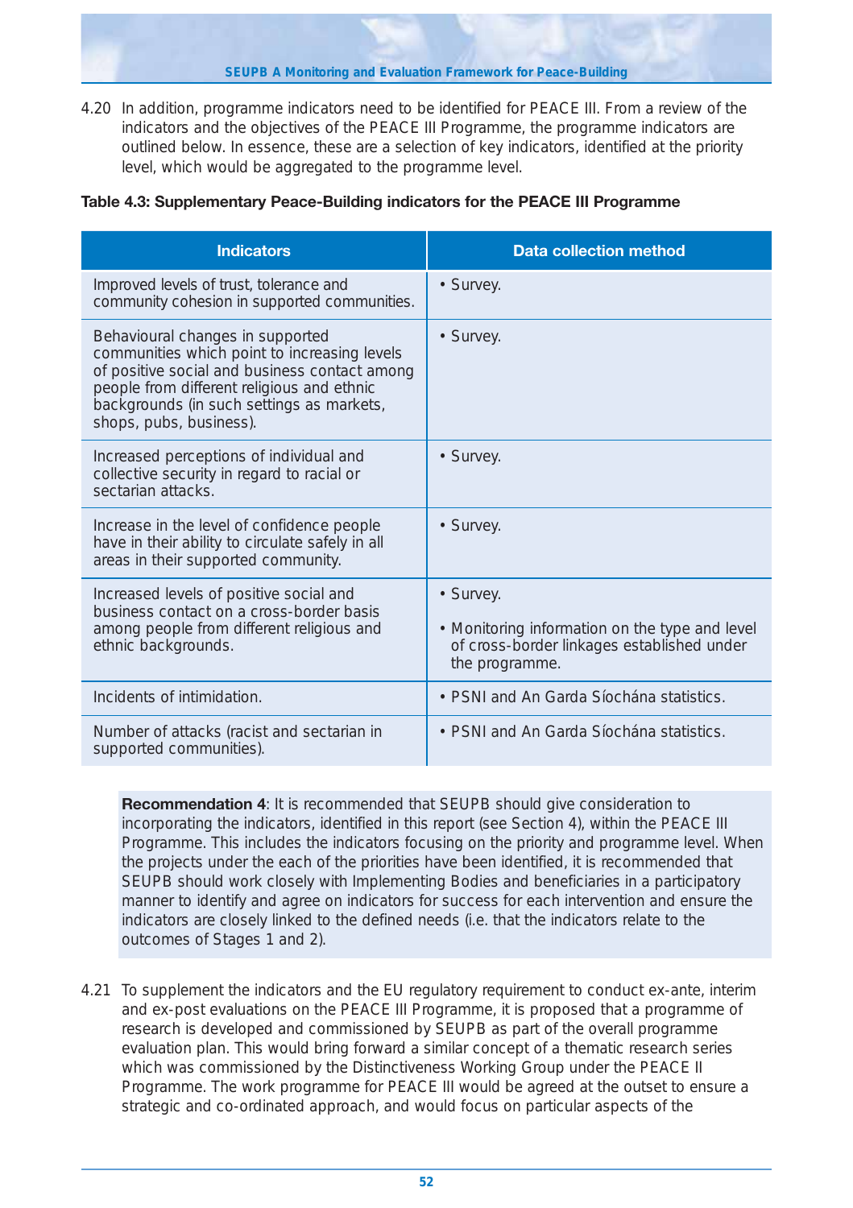4.20 In addition, programme indicators need to be identified for PEACE III. From a review of the indicators and the objectives of the PEACE III Programme, the programme indicators are outlined below. In essence, these are a selection of key indicators, identified at the priority level, which would be aggregated to the programme level.

**Table 4.3: Supplementary Peace-Building indicators for the PEACE III Programme**

| Indicators | Data collection method |
|---|---|
| Improved levels of trust, tolerance and community cohesion in supported communities. | • Survey. |
| Behavioural changes in supported communities which point to increasing levels of positive social and business contact among people from different religious and ethnic backgrounds (in such settings as markets, shops, pubs, business). | • Survey. |
| Increased perceptions of individual and collective security in regard to racial or sectarian attacks. | • Survey. |
| Increase in the level of confidence people have in their ability to circulate safely in all areas in their supported community. | • Survey. |
| Increased levels of positive social and business contact on a cross-border basis among people from different religious and ethnic backgrounds. | • Survey.<br>• Monitoring information on the type and level of cross-border linkages established under the programme. |
| Incidents of intimidation. | • PSNI and An Garda Síochána statistics. |
| Number of attacks (racist and sectarian in supported communities). | • PSNI and An Garda Síochána statistics. |

**Recommendation 4**: It is recommended that SEUPB should give consideration to incorporating the indicators, identified in this report (see Section 4), within the PEACE III Programme. This includes the indicators focusing on the priority and programme level. When the projects under the each of the priorities have been identified, it is recommended that SEUPB should work closely with Implementing Bodies and beneficiaries in a participatory manner to identify and agree on indicators for success for each intervention and ensure the indicators are closely linked to the defined needs (i.e. that the indicators relate to the outcomes of Stages 1 and 2).

4.21 To supplement the indicators and the EU regulatory requirement to conduct ex-ante, interim and ex-post evaluations on the PEACE III Programme, it is proposed that a programme of research is developed and commissioned by SEUPB as part of the overall programme evaluation plan. This would bring forward a similar concept of a thematic research series which was commissioned by the Distinctiveness Working Group under the PEACE II Programme. The work programme for PEACE III would be agreed at the outset to ensure a strategic and co-ordinated approach, and would focus on particular aspects of the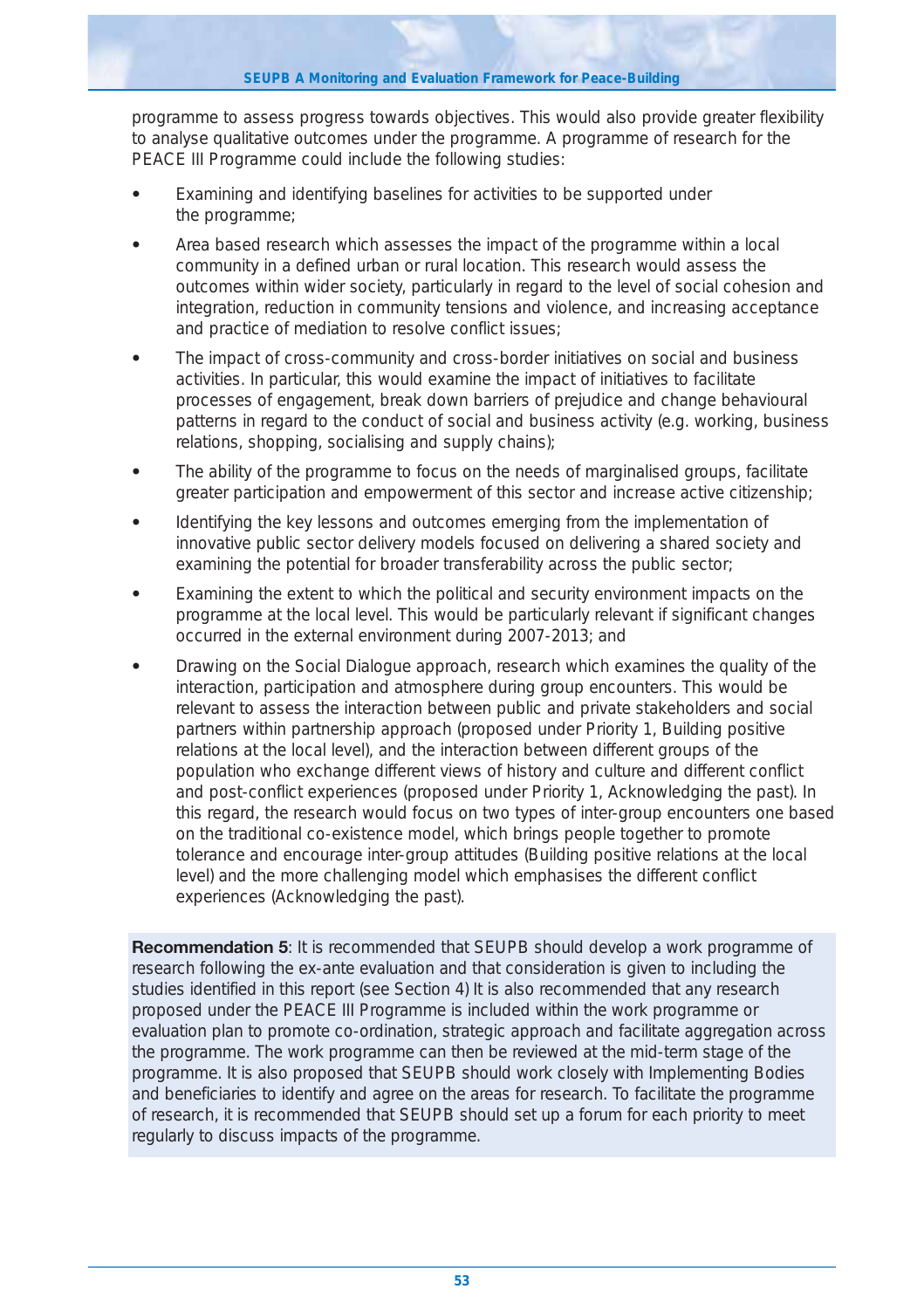programme to assess progress towards objectives. This would also provide greater flexibility to analyse qualitative outcomes under the programme. A programme of research for the PEACE III Programme could include the following studies:

- Examining and identifying baselines for activities to be supported under the programme;
- Area based research which assesses the impact of the programme within a local community in a defined urban or rural location. This research would assess the outcomes within wider society, particularly in regard to the level of social cohesion and integration, reduction in community tensions and violence, and increasing acceptance and practice of mediation to resolve conflict issues;
- The impact of cross-community and cross-border initiatives on social and business activities. In particular, this would examine the impact of initiatives to facilitate processes of engagement, break down barriers of prejudice and change behavioural patterns in regard to the conduct of social and business activity (e.g. working, business relations, shopping, socialising and supply chains);
- The ability of the programme to focus on the needs of marginalised groups, facilitate greater participation and empowerment of this sector and increase active citizenship;
- Identifying the key lessons and outcomes emerging from the implementation of innovative public sector delivery models focused on delivering a shared society and examining the potential for broader transferability across the public sector;
- Examining the extent to which the political and security environment impacts on the programme at the local level. This would be particularly relevant if significant changes occurred in the external environment during 2007-2013; and
- Drawing on the Social Dialogue approach, research which examines the quality of the interaction, participation and atmosphere during group encounters. This would be relevant to assess the interaction between public and private stakeholders and social partners within partnership approach (proposed under Priority 1, Building positive relations at the local level), and the interaction between different groups of the population who exchange different views of history and culture and different conflict and post-conflict experiences (proposed under Priority 1, Acknowledging the past). In this regard, the research would focus on two types of inter-group encounters one based on the traditional co-existence model, which brings people together to promote tolerance and encourage inter-group attitudes (Building positive relations at the local level) and the more challenging model which emphasises the different conflict experiences (Acknowledging the past).

**Recommendation 5**: It is recommended that SEUPB should develop a work programme of research following the ex-ante evaluation and that consideration is given to including the studies identified in this report (see Section 4) It is also recommended that any research proposed under the PEACE III Programme is included within the work programme or evaluation plan to promote co-ordination, strategic approach and facilitate aggregation across the programme. The work programme can then be reviewed at the mid-term stage of the programme. It is also proposed that SEUPB should work closely with Implementing Bodies and beneficiaries to identify and agree on the areas for research. To facilitate the programme of research, it is recommended that SEUPB should set up a forum for each priority to meet regularly to discuss impacts of the programme.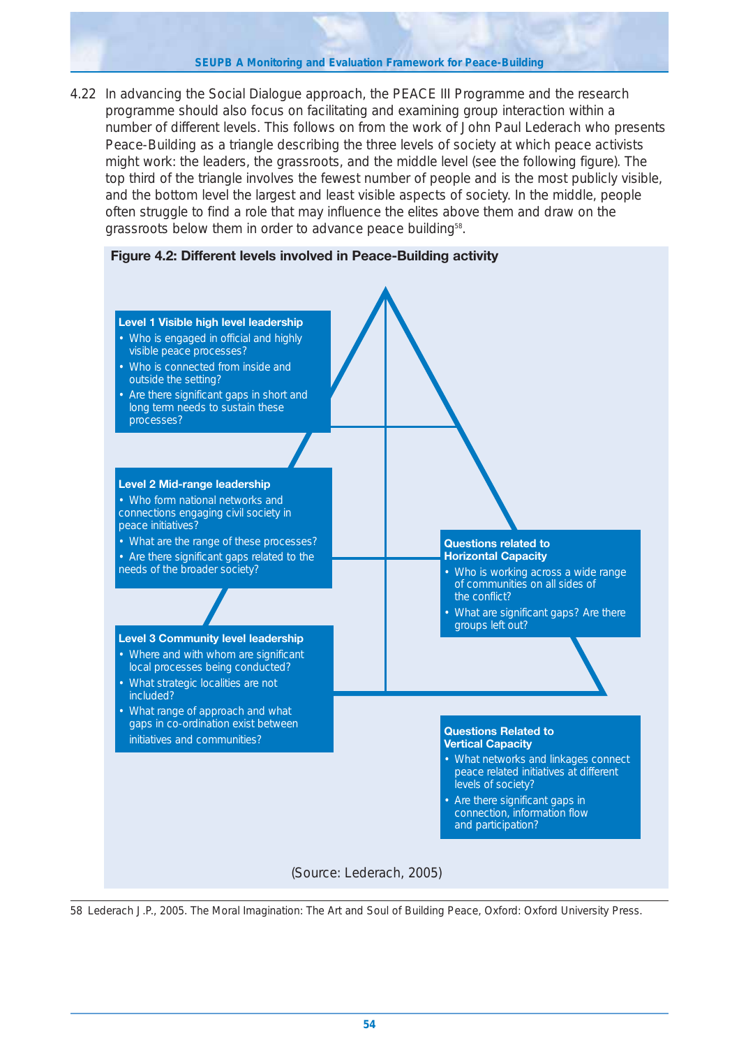4.22 In advancing the Social Dialogue approach, the PEACE III Programme and the research programme should also focus on facilitating and examining group interaction within a number of different levels. This follows on from the work of John Paul Lederach who presents Peace-Building as a triangle describing the three levels of society at which peace activists might work: the leaders, the grassroots, and the middle level (see the following figure). The top third of the triangle involves the fewest number of people and is the most publicly visible, and the bottom level the largest and least visible aspects of society. In the middle, people often struggle to find a role that may influence the elites above them and draw on the grassroots below them in order to advance peace building[58].

**Figure 4.2: Different levels involved in Peace-Building activity**

**Level 1 Visible high level leadership**
- Who is engaged in official and highly visible peace processes?
- Who is connected from inside and outside the setting?
- Are there significant gaps in short and long term needs to sustain these processes?

**Level 2 Mid-range leadership**
- Who form national networks and connections engaging civil society in peace initiatives?
- What are the range of these processes?
- Are there significant gaps related to the needs of the broader society?

**Level 3 Community level leadership**
- Where and with whom are significant local processes being conducted?
- What strategic localities are not included?
- What range of approach and what gaps in co-ordination exist between initiatives and communities?

**Questions related to Horizontal Capacity**
- Who is working across a wide range of communities on all sides of the conflict?
- What are significant gaps? Are there groups left out?

**Questions Related to Vertical Capacity**
- What networks and linkages connect peace related initiatives at different levels of society?
- Are there significant gaps in connection, information flow and participation?

(Source: Lederach, 2005)

58 Lederach J.P., 2005. The Moral Imagination: The Art and Soul of Building Peace, Oxford: Oxford University Press.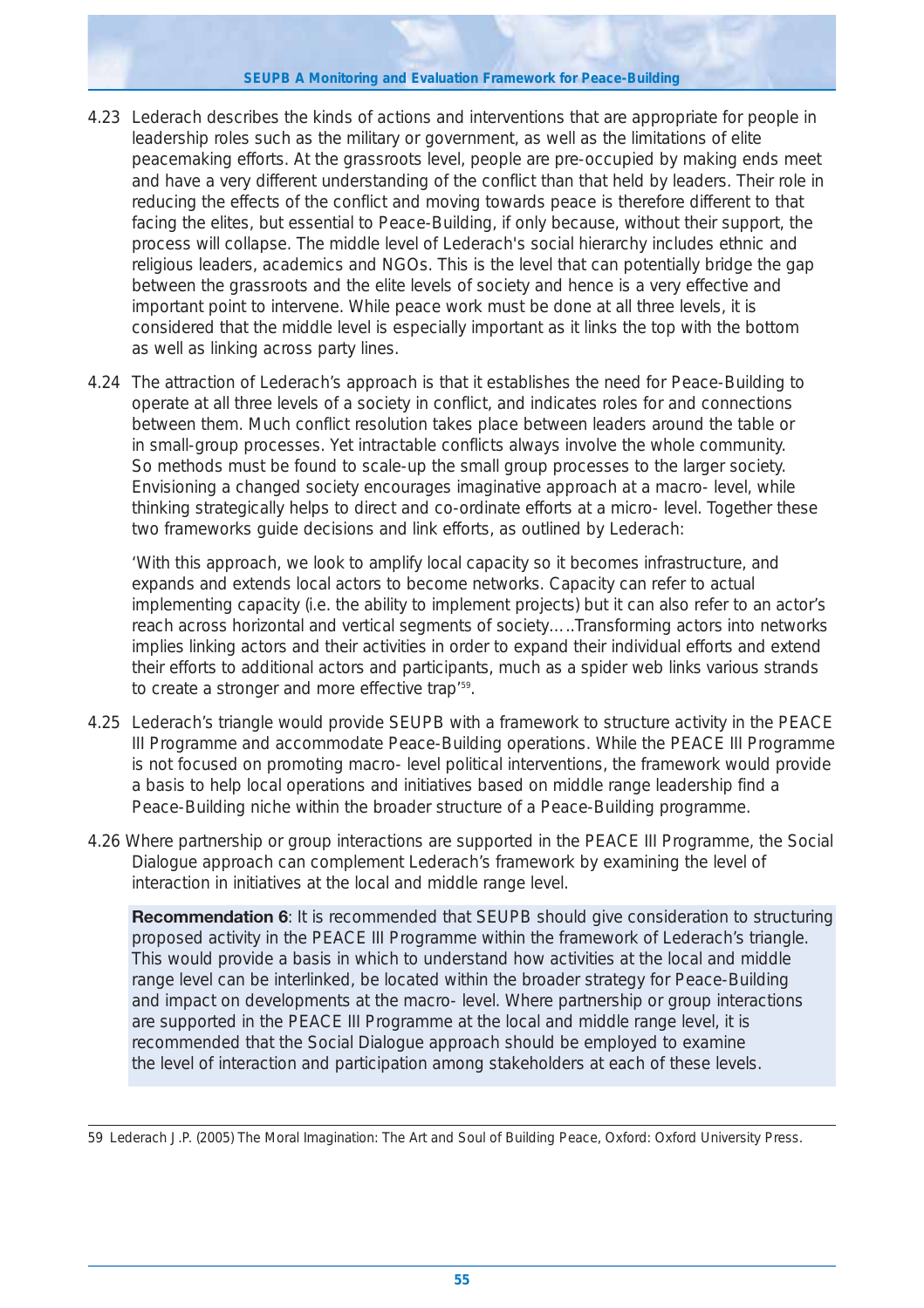4.23 Lederach describes the kinds of actions and interventions that are appropriate for people in leadership roles such as the military or government, as well as the limitations of elite peacemaking efforts. At the grassroots level, people are pre-occupied by making ends meet and have a very different understanding of the conflict than that held by leaders. Their role in reducing the effects of the conflict and moving towards peace is therefore different to that facing the elites, but essential to Peace-Building, if only because, without their support, the process will collapse. The middle level of Lederach's social hierarchy includes ethnic and religious leaders, academics and NGOs. This is the level that can potentially bridge the gap between the grassroots and the elite levels of society and hence is a very effective and important point to intervene. While peace work must be done at all three levels, it is considered that the middle level is especially important as it links the top with the bottom as well as linking across party lines.

4.24 The attraction of Lederach's approach is that it establishes the need for Peace-Building to operate at all three levels of a society in conflict, and indicates roles for and connections between them. Much conflict resolution takes place between leaders around the table or in small-group processes. Yet intractable conflicts always involve the whole community. So methods must be found to scale-up the small group processes to the larger society. Envisioning a changed society encourages imaginative approach at a macro- level, while thinking strategically helps to direct and co-ordinate efforts at a micro- level. Together these two frameworks guide decisions and link efforts, as outlined by Lederach:

'With this approach, we look to amplify local capacity so it becomes infrastructure, and expands and extends local actors to become networks. Capacity can refer to actual implementing capacity (i.e. the ability to implement projects) but it can also refer to an actor's reach across horizontal and vertical segments of society…..Transforming actors into networks implies linking actors and their activities in order to expand their individual efforts and extend their efforts to additional actors and participants, much as a spider web links various strands to create a stronger and more effective trap'[59].

4.25 Lederach's triangle would provide SEUPB with a framework to structure activity in the PEACE III Programme and accommodate Peace-Building operations. While the PEACE III Programme is not focused on promoting macro- level political interventions, the framework would provide a basis to help local operations and initiatives based on middle range leadership find a Peace-Building niche within the broader structure of a Peace-Building programme.

4.26 Where partnership or group interactions are supported in the PEACE III Programme, the Social Dialogue approach can complement Lederach's framework by examining the level of interaction in initiatives at the local and middle range level.

**Recommendation 6**: It is recommended that SEUPB should give consideration to structuring proposed activity in the PEACE III Programme within the framework of Lederach's triangle. This would provide a basis in which to understand how activities at the local and middle range level can be interlinked, be located within the broader strategy for Peace-Building and impact on developments at the macro- level. Where partnership or group interactions are supported in the PEACE III Programme at the local and middle range level, it is recommended that the Social Dialogue approach should be employed to examine the level of interaction and participation among stakeholders at each of these levels.

---

59 Lederach J.P. (2005) The Moral Imagination: The Art and Soul of Building Peace, Oxford: Oxford University Press.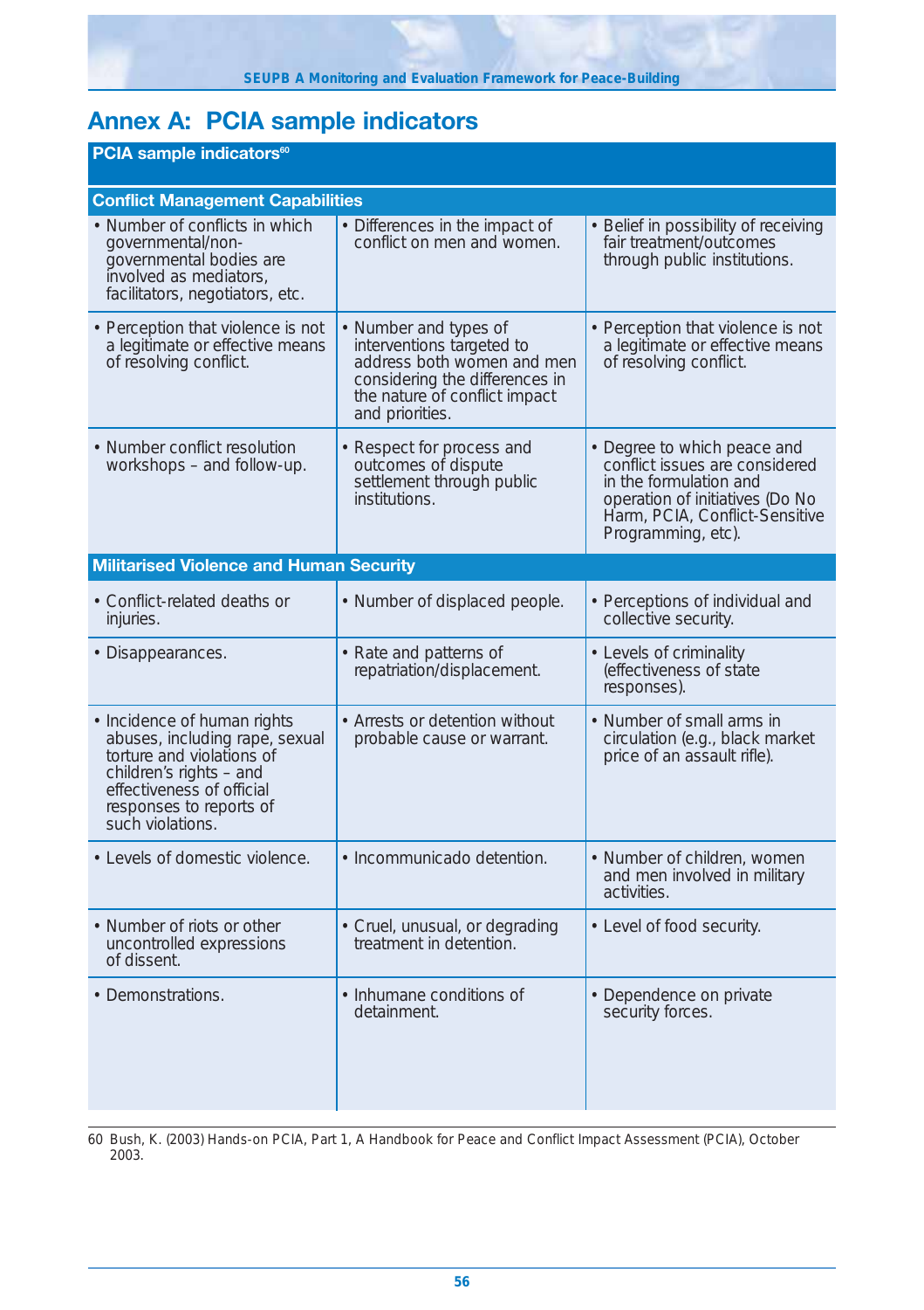# Annex A: PCIA sample indicators

| PCIA sample indicators[60] | | |
|---|---|---|
| **Conflict Management Capabilities** | | |
| • Number of conflicts in which governmental/non-governmental bodies are involved as mediators, facilitators, negotiators, etc. | • Differences in the impact of conflict on men and women. | • Belief in possibility of receiving fair treatment/outcomes through public institutions. |
| • Perception that violence is not a legitimate or effective means of resolving conflict. | • Number and types of interventions targeted to address both women and men considering the differences in the nature of conflict impact and priorities. | • Perception that violence is not a legitimate or effective means of resolving conflict. |
| • Number conflict resolution workshops – and follow-up. | • Respect for process and outcomes of dispute settlement through public institutions. | • Degree to which peace and conflict issues are considered in the formulation and operation of initiatives (Do No Harm, PCIA, Conflict-Sensitive Programming, etc). |
| **Militarised Violence and Human Security** | | |
| • Conflict-related deaths or injuries. | • Number of displaced people. | • Perceptions of individual and collective security. |
| • Disappearances. | • Rate and patterns of repatriation/displacement. | • Levels of criminality (effectiveness of state responses). |
| • Incidence of human rights abuses, including rape, sexual torture and violations of children's rights – and effectiveness of official responses to reports of such violations. | • Arrests or detention without probable cause or warrant. | • Number of small arms in circulation (e.g., black market price of an assault rifle). |
| • Levels of domestic violence. | • Incommunicado detention. | • Number of children, women and men involved in military activities. |
| • Number of riots or other uncontrolled expressions of dissent. | • Cruel, unusual, or degrading treatment in detention. | • Level of food security. |
| • Demonstrations. | • Inhumane conditions of detainment. | • Dependence on private security forces. |

60 Bush, K. (2003) Hands-on PCIA, Part 1, A Handbook for Peace and Conflict Impact Assessment (PCIA), October 2003.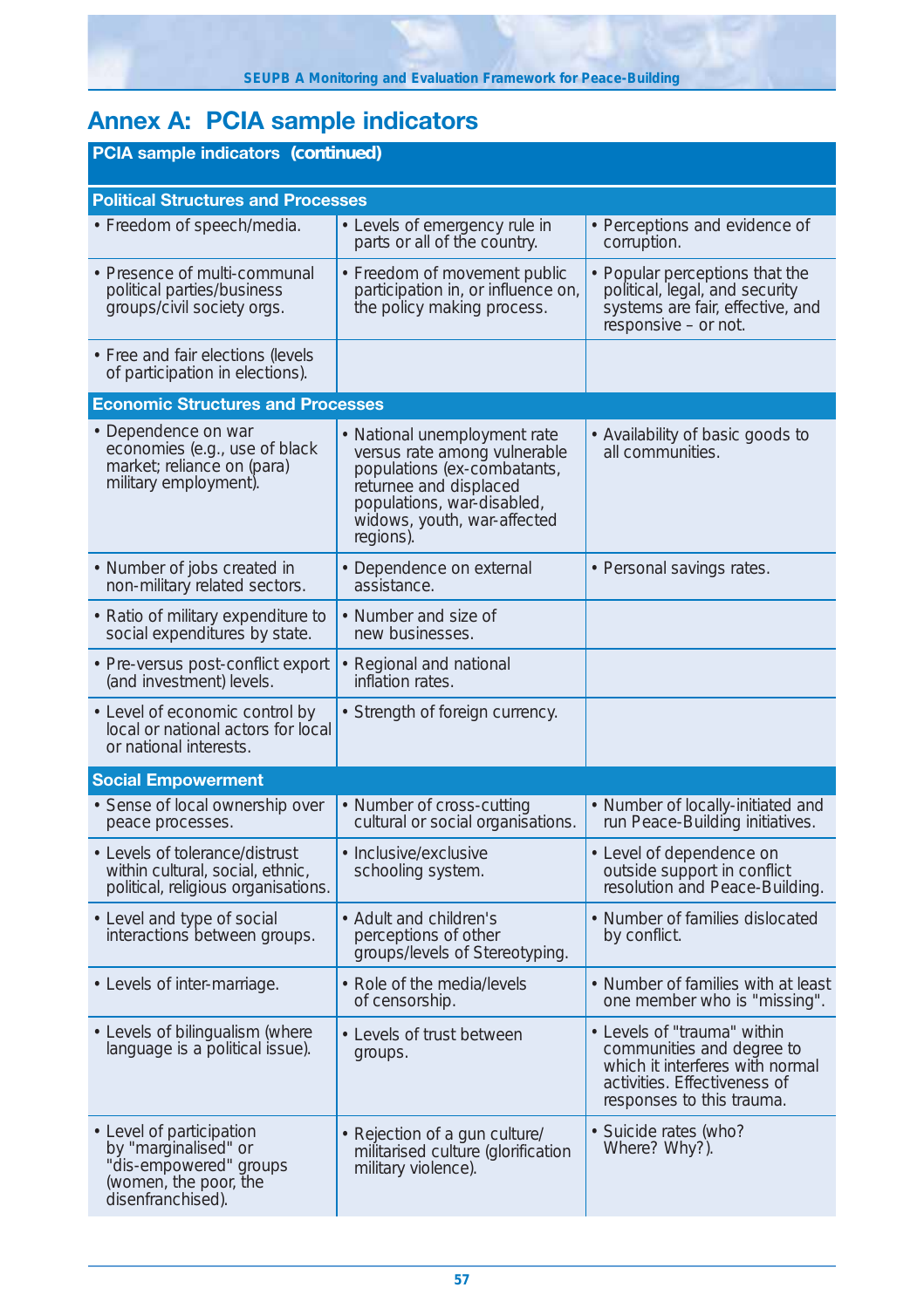## Annex A: PCIA sample indicators

| PCIA sample indicators (continued) | | |
|---|---|---|
| **Political Structures and Processes** | | |
| • Freedom of speech/media. | • Levels of emergency rule in parts or all of the country. | • Perceptions and evidence of corruption. |
| • Presence of multi-communal political parties/business groups/civil society orgs. | • Freedom of movement public participation in, or influence on, the policy making process. | • Popular perceptions that the political, legal, and security systems are fair, effective, and responsive – or not. |
| • Free and fair elections (levels of participation in elections). | | |
| **Economic Structures and Processes** | | |
| • Dependence on war economies (e.g., use of black market; reliance on (para) military employment). | • National unemployment rate versus rate among vulnerable populations (ex-combatants, returnee and displaced populations, war-disabled, widows, youth, war-affected regions). | • Availability of basic goods to all communities. |
| • Number of jobs created in non-military related sectors. | • Dependence on external assistance. | • Personal savings rates. |
| • Ratio of military expenditure to social expenditures by state. | • Number and size of new businesses. | |
| • Pre-versus post-conflict export (and investment) levels. | • Regional and national inflation rates. | |
| • Level of economic control by local or national actors for local or national interests. | • Strength of foreign currency. | |
| **Social Empowerment** | | |
| • Sense of local ownership over peace processes. | • Number of cross-cutting cultural or social organisations. | • Number of locally-initiated and run Peace-Building initiatives. |
| • Levels of tolerance/distrust within cultural, social, ethnic, political, religious organisations. | • Inclusive/exclusive schooling system. | • Level of dependence on outside support in conflict resolution and Peace-Building. |
| • Level and type of social interactions between groups. | • Adult and children's perceptions of other groups/levels of Stereotyping. | • Number of families dislocated by conflict. |
| • Levels of inter-marriage. | • Role of the media/levels of censorship. | • Number of families with at least one member who is "missing". |
| • Levels of bilingualism (where language is a political issue). | • Levels of trust between groups. | • Levels of "trauma" within communities and degree to which it interferes with normal activities. Effectiveness of responses to this trauma. |
| • Level of participation by "marginalised" or "dis-empowered" groups (women, the poor, the disenfranchised). | • Rejection of a gun culture/ militarised culture (glorification military violence). | • Suicide rates (who? Where? Why?). |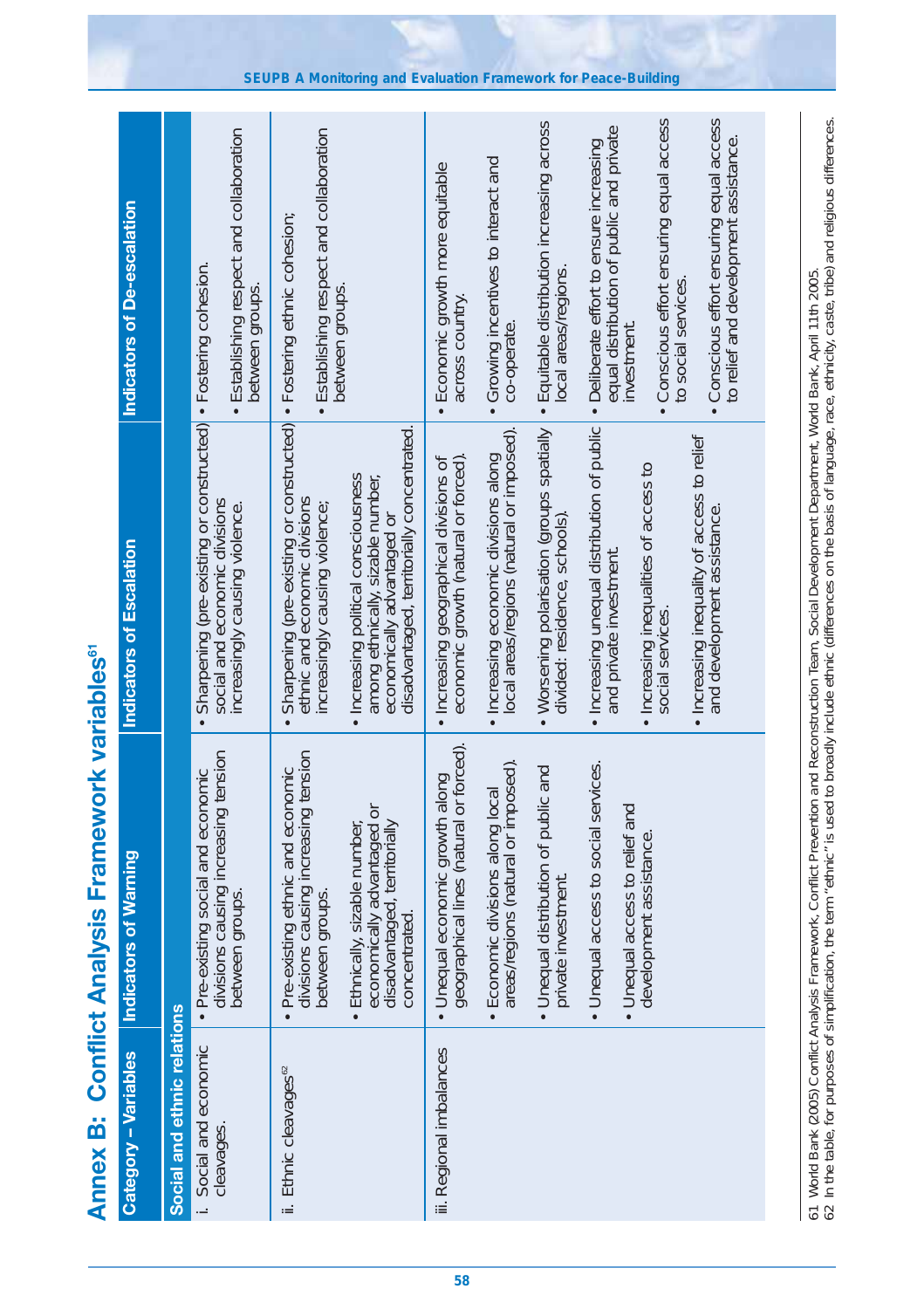# Annex B: Conflict Analysis Framework variables[61]

| Category – Variables | Indicators of Warning | Indicators of Escalation | Indicators of De-escalation |
|---|---|---|---|
| **Social and ethnic relations** | | | |
| i. Social and economic cleavages. | • Pre-existing social and economic divisions causing increasing tension between groups. | • Sharpening (pre-existing or constructed) social and economic divisions increasingly causing violence. | • Fostering cohesion.<br>• Establishing respect and collaboration between groups. |
| ii. Ethnic cleavages[62] | • Pre-existing ethnic and economic divisions causing increasing tension between groups.<br>• Ethnically, sizable number, economically advantaged or disadvantaged, territorially concentrated. | • Sharpening (pre-existing or constructed) ethnic and economic divisions increasingly causing violence;<br>• Increasing political consciousness among ethnically, sizable number, economically advantaged or disadvantaged, territorially concentrated. | • Fostering ethnic cohesion;<br>• Establishing respect and collaboration between groups. |
| iii. Regional imbalances | • Unequal economic growth along geographical lines (natural or forced).<br>• Economic divisions along local areas/regions (natural or imposed).<br>• Unequal distribution of public and private investment.<br>• Unequal access to social services.<br>• Unequal access to relief and development assistance. | • Increasing geographical divisions of economic growth (natural or forced).<br>• Increasing economic divisions along local areas/regions (natural or imposed).<br>• Worsening polarisation (groups spatially divided: residence, schools).<br>• Increasing unequal distribution of public and private investment.<br>• Increasing inequalities of access to social services.<br>• Increasing inequality of access to relief and development assistance. | • Economic growth more equitable across country.<br>• Growing incentives to interact and co-operate.<br>• Equitable distribution increasing across local areas/regions.<br>• Deliberate effort to ensure increasing equal distribution of public and private investment.<br>• Conscious effort ensuring equal access to social services.<br>• Conscious effort ensuring equal access to relief and development assistance. |

61 World Bank (2005) Conflict Analysis Framework, Conflict Prevention and Reconstruction Team, Social Development Department, World Bank, April 11th 2005.
62 In the table, for purposes of simplification, the term "ethnic" is used to broadly include ethnic (differences on the basis of language, race, ethnicity, caste, tribe) and religious differences.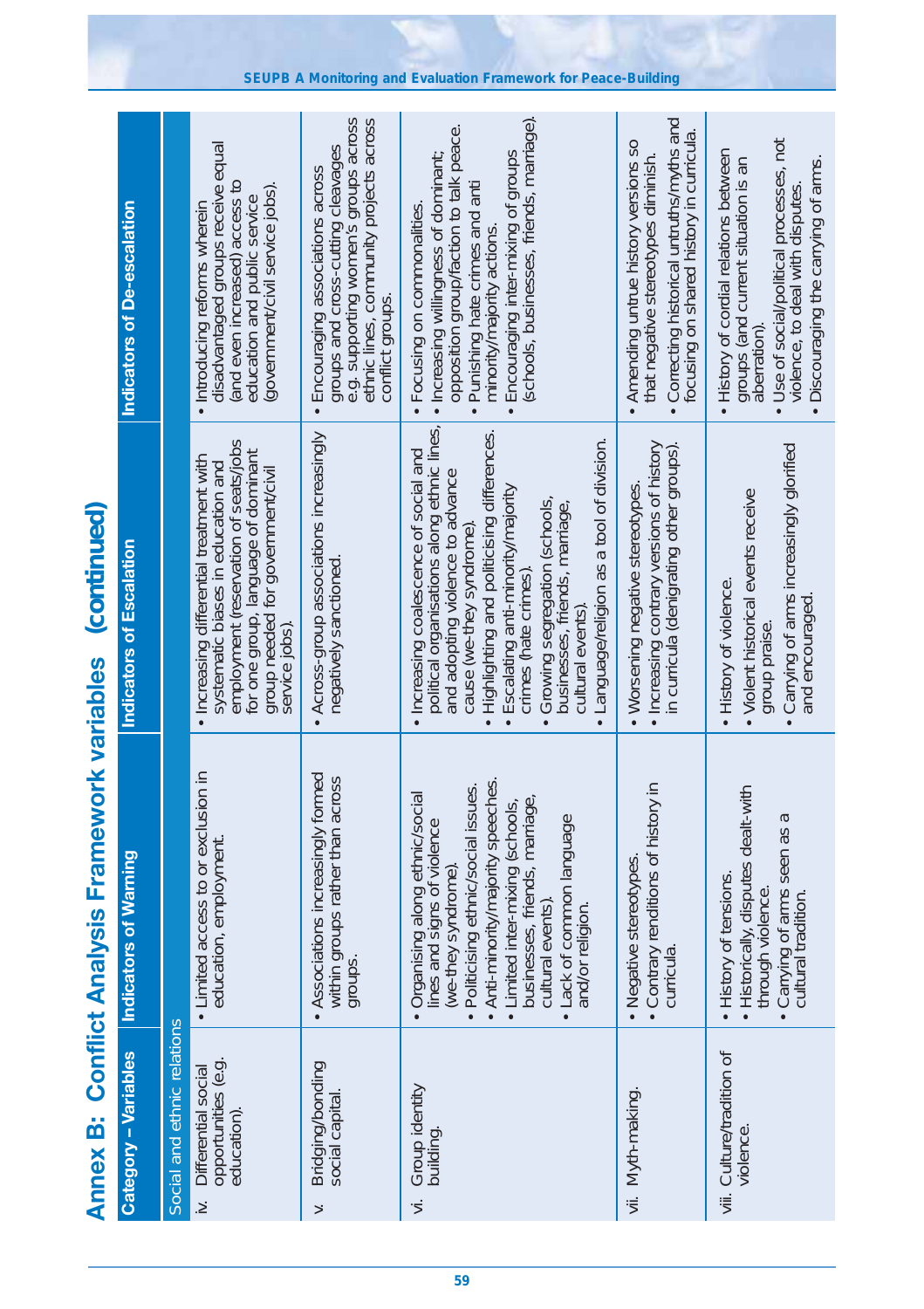# Annex B: Conflict Analysis Framework variables (continued)

| Category – Variables | Indicators of Warning | Indicators of Escalation | Indicators of De-escalation |
|---|---|---|---|
| **Social and ethnic relations** | | | |
| iv. Differential social opportunities (e.g. education). | • Limited access to or exclusion in education, employment. | • Increasing differential treatment with systematic biases in education and employment (reservation of seats/jobs for one group, language of dominant group needed for government/civil service jobs). | • Introducing reforms wherein disadvantaged groups receive equal (and even increased) access to education and public service (government/civil service jobs). |
| v. Bridging/bonding social capital. | • Associations increasingly formed within groups rather than across groups. | • Across-group associations increasingly negatively sanctioned. | • Encouraging associations across groups and cross-cutting cleavages e.g. supporting women's groups across ethnic lines, community projects across conflict groups. |
| vi. Group identity building. | • Organising along ethnic/social lines and signs of violence (we-they syndrome).<br>• Politicising ethnic/social issues.<br>• Anti-minority/majority speeches.<br>• Limited inter-mixing (schools, businesses, friends, marriage, cultural events).<br>• Lack of common language and/or religion. | • Increasing coalescence of social and political organisations along ethnic lines, and adopting violence to advance cause (we-they syndrome).<br>• Highlighting and politicising differences.<br>• Escalating anti-minority/majority crimes (hate crimes).<br>• Growing segregation (schools, businesses, friends, marriage, cultural events).<br>• Language/religion as a tool of division. | • Focusing on commonalities.<br>• Increasing willingness of dominant; opposition group/faction to talk peace.<br>• Punishing hate crimes and anti minority/majority actions.<br>• Encouraging inter-mixing of groups (schools, businesses, friends, marriage). |
| vii. Myth-making. | • Negative stereotypes.<br>• Contrary renditions of history in curricula. | • Worsening negative stereotypes.<br>• Increasing contrary versions of history in curricula (denigrating other groups). | • Amending untrue history versions so that negative stereotypes diminish.<br>• Correcting historical untruths/myths and focusing on shared history in curricula. |
| viii. Culture/tradition of violence. | • History of tensions.<br>• Historically, disputes dealt-with through violence.<br>• Carrying of arms seen as a cultural tradition. | • History of violence.<br>• Violent historical events receive group praise.<br>• Carrying of arms increasingly glorified and encouraged. | • History of cordial relations between groups (and current situation is an aberration).<br>• Use of social/political processes, not violence, to deal with disputes.<br>• Discouraging the carrying of arms. |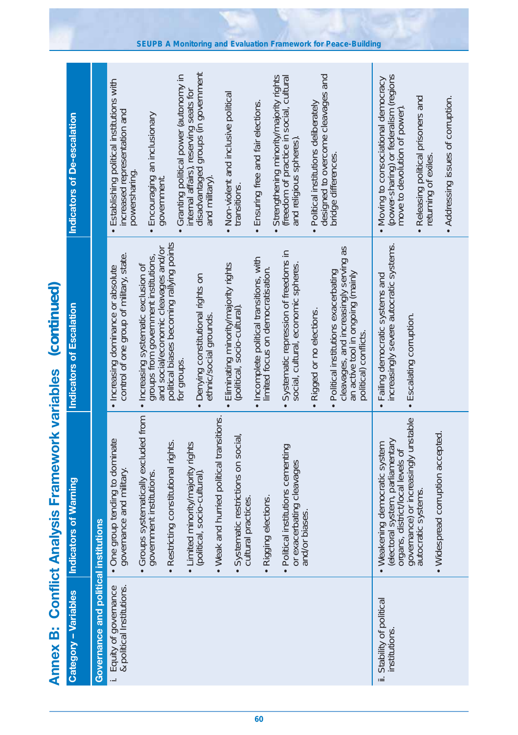# Annex B: Conflict Analysis Framework variables (continued)

| Category – Variables | Indicators of Warning | Indicators of Escalation | Indicators of De-escalation |
|---|---|---|---|
| **Governance and political institutions** | | | |
| i. Equity of governance & political Institutions. | • One group tending to dominate governance and military.<br>• Groups systematically excluded from government institutions.<br>• Restricting constitutional rights.<br>• Limited minority/majority rights (political, socio-cultural).<br>• Weak and hurried political transitions.<br>• Systematic restrictions on social, cultural practices.<br>• Rigging elections.<br>• Political institutions cementing or exacerbating cleavages and/or biases. | • Increasing dominance or absolute control of one group of military, state.<br>• Increasing systematic exclusion of groups from government institutions, and social/economic cleavages and/or political biases becoming rallying points for groups.<br>• Denying constitutional rights on ethnic/social grounds.<br>• Eliminating minority/majority rights (political, socio-cultural).<br>• Incomplete political transitions, with limited focus on democratisation.<br>• Systematic repression of freedoms in social, cultural, economic spheres.<br>• Rigged or no elections.<br>• Political institutions exacerbating cleavages, and increasingly serving as an active tool in ongoing (mainly political) conflicts. | • Establishing political institutions with increased representation and powersharing.<br>• Encouraging an inclusionary government.<br>• Granting political power (autonomy in internal affairs), reserving seats for disadvantaged groups (in government and military).<br>• Non-violent and inclusive political transitions.<br>• Ensuring free and fair elections.<br>• Strengthening minority/majority rights (freedom of practice in social, cultural and religious spheres).<br>• Political institutions deliberately designed to overcome cleavages and bridge differences. |
| ii. Stability of political institutions. | • Weakening democratic system (electoral system, parliamentary organs, district/local levels of governance) or increasingly unstable autocratic systems.<br>• Widespread corruption accepted. | • Failing democratic systems and increasingly severe autocratic systems.<br>• Escalating corruption. | • Moving to consociational democracy (power-sharing) or federalism (regions move to devolution of power).<br>• Releasing political prisoners and returning of exiles.<br>• Addressing issues of corruption. |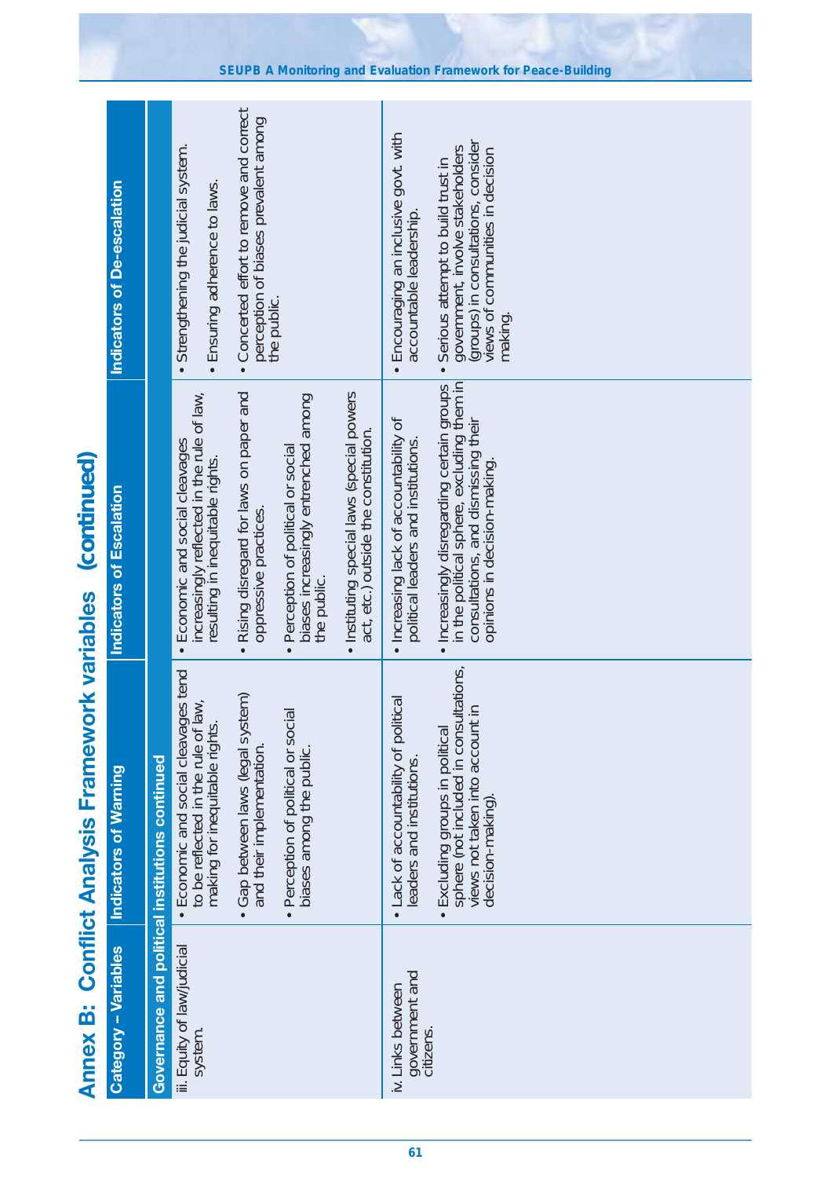# Annex B: Conflict Analysis Framework variables (continued)

| Category – Variables | Indicators of Warning | Indicators of Escalation | Indicators of De-escalation |
|---|---|---|---|
| **Governance and political institutions continued** | | | |
| iii. Equity of law/judicial system. | • Economic and social cleavages tend to be reflected in the rule of law, making for inequitable rights.<br>• Gap between laws (legal system) and their implementation.<br>• Perception of political or social biases among the public. | • Economic and social cleavages increasingly reflected in the rule of law, resulting in inequitable rights.<br>• Rising disregard for laws on paper and oppressive practices.<br>• Perception of political or social biases increasingly entrenched among the public.<br>• Instituting special laws (special powers act, etc.) outside the constitution. | • Strengthening the judicial system.<br>• Ensuring adherence to laws.<br>• Concerted effort to remove and correct perception of biases prevalent among the public. |
| iv. Links between government and citizens. | • Lack of accountability of political leaders and institutions.<br>• Excluding groups in political sphere (not included in consultations, views not taken into account in decision-making). | • Increasing lack of accountability of political leaders and institutions.<br>• Increasingly disregarding certain groups in the political sphere, excluding them in consultations, and dismissing their opinions in decision-making. | • Encouraging an inclusive govt. with accountable leadership.<br>• Serious attempt to build trust in government, involve stakeholders (groups) in consultations, consider views of communities in decision making. |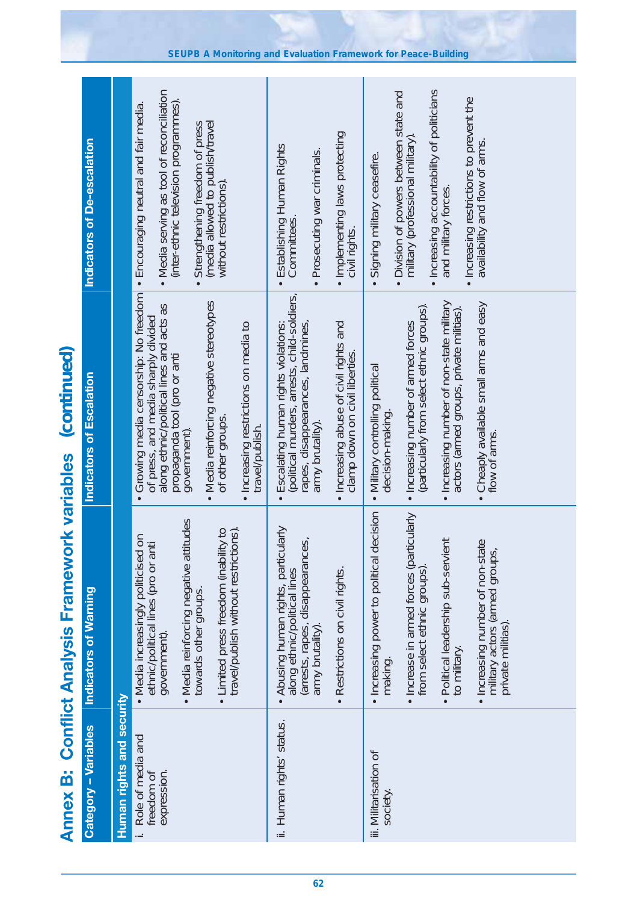# Annex B: Conflict Analysis Framework variables (continued)

| Category – Variables | Indicators of Warning | Indicators of Escalation | Indicators of De-escalation |
|---|---|---|---|
| **Human rights and security** | | | |
| i. Role of media and freedom of expression. | • Media increasingly politicised on ethnic/political lines (pro or anti government).<br>• Media reinforcing negative attitudes towards other groups.<br>• Limited press freedom (inability to travel/publish without restrictions). | • Growing media censorship: No freedom of press, and media sharply divided along ethnic/political lines and acts as propaganda tool (pro or anti government).<br>• Media reinforcing negative stereotypes of other groups.<br>• Increasing restrictions on media to travel/publish. | • Encouraging neutral and fair media.<br>• Media serving as tool of reconciliation (inter-ethnic television programmes).<br>• Strengthening freedom of press (media allowed to publish/travel without restrictions). |
| ii. Human rights' status. | • Abusing human rights, particularly along ethnic/political lines (arrests, rapes, disappearances, army brutality).<br>• Restrictions on civil rights. | • Escalating human rights violations: (political murders, arrests, child-soldiers, rapes, disappearances, landmines, army brutality).<br>• Increasing abuse of civil rights and clamp down on civil liberties. | • Establishing Human Rights Committees.<br>• Prosecuting war criminals.<br>• Implementing laws protecting civil rights. |
| iii. Militarisation of society. | • Increasing power to political decision making.<br>• Increase in armed forces (particularly from select ethnic groups).<br>• Political leadership sub-servient to military.<br>• Increasing number of non-state military actors (armed groups, private militias). | • Military controlling political decision-making.<br>• Increasing number of armed forces (particularly from select ethnic groups).<br>• Increasing number of non-state military actors (armed groups, private militias).<br>• Cheaply available small arms and easy flow of arms. | • Signing military ceasefire.<br>• Division of powers between state and military (professional military).<br>• Increasing accountability of politicians and military forces.<br>• Increasing restrictions to prevent the availability and flow of arms. |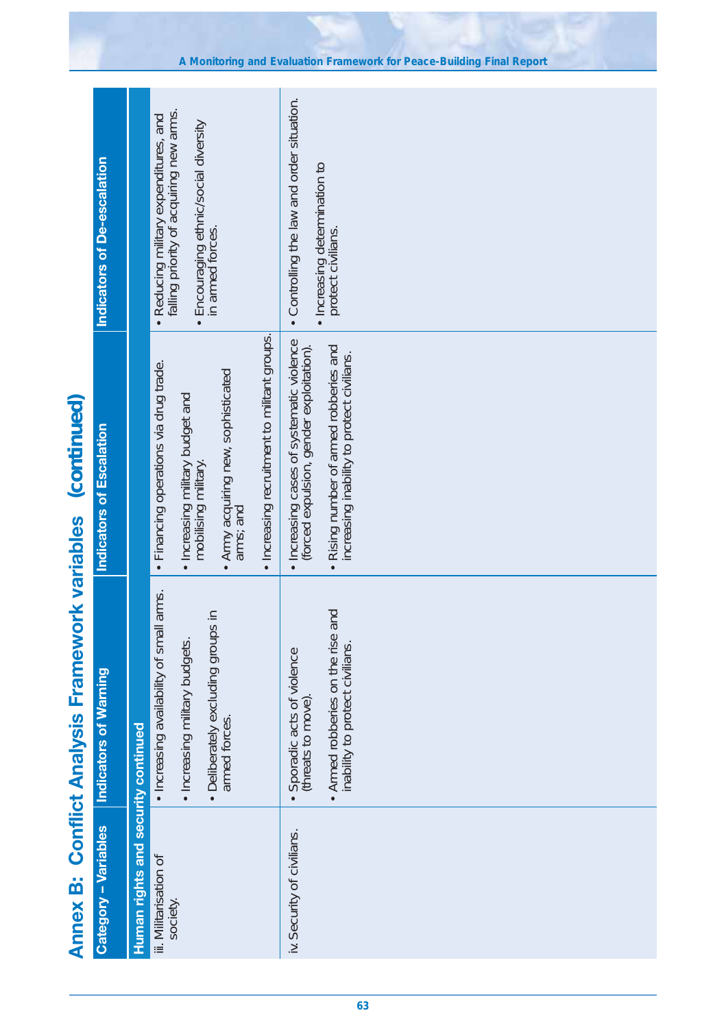# Annex B: Conflict Analysis Framework variables (continued)

| Category – Variables | Indicators of Warning | Indicators of Escalation | Indicators of De-escalation |
|---|---|---|---|
| **Human rights and security continued** | | | |
| iii. Militarisation of society. | • Increasing availability of small arms.<br>• Increasing military budgets.<br>• Deliberately excluding groups in armed forces. | • Financing operations via drug trade.<br>• Increasing military budget and mobilising military.<br>• Army acquiring new, sophisticated arms; and<br>• Increasing recruitment to militant groups. | • Reducing military expenditures, and falling priority of acquiring new arms.<br>• Encouraging ethnic/social diversity in armed forces. |
| iv. Security of civilians. | • Sporadic acts of violence (threats to move).<br>• Armed robberies on the rise and inability to protect civilians. | • Increasing cases of systematic violence (forced expulsion, gender exploitation).<br>• Rising number of armed robberies and increasing inability to protect civilians. | • Controlling the law and order situation.<br>• Increasing determination to protect civilians. |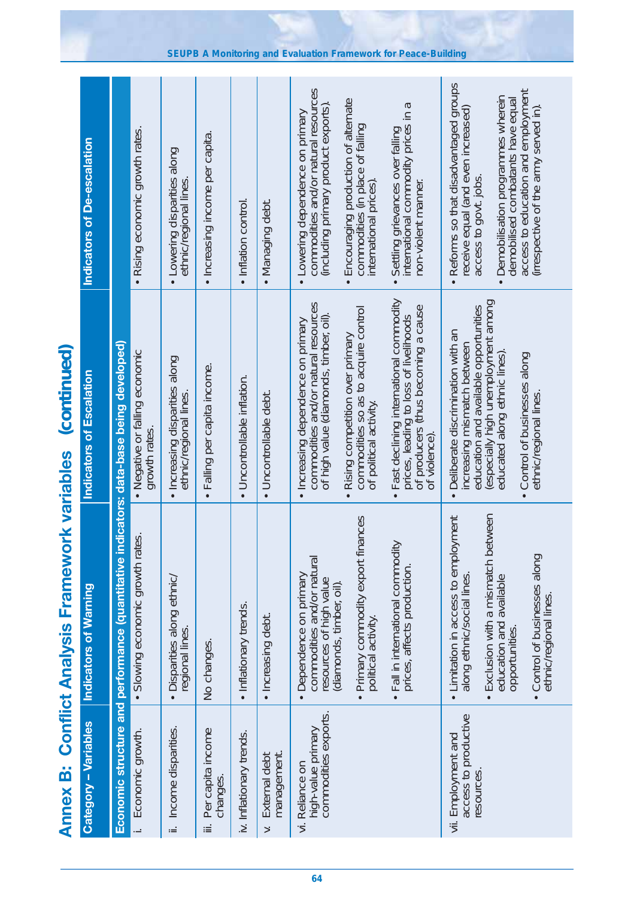# Annex B: Conflict Analysis Framework variables (continued)

| Category – Variables | Indicators of Warning | Indicators of Escalation | Indicators of De-escalation |
|---|---|---|---|
| **Economic structure and performance (quantitative indicators: data-base being developed)** | | | |
| i. Economic growth. | • Slowing economic growth rates. | • Negative or falling economic growth rates. | • Rising economic growth rates. |
| ii. Income disparities. | • Disparities along ethnic/ regional lines. | • Increasing disparities along ethnic/regional lines. | • Lowering disparities along ethnic/regional lines. |
| iii. Per capita income changes. | No changes. | • Falling per capita income. | • Increasing income per capita. |
| iv. Inflationary trends. | • Inflationary trends. | • Uncontrollable inflation. | • Inflation control. |
| v. External debt management. | • Increasing debt. | • Uncontrollable debt. | • Managing debt. |
| vi. Reliance on high-value primary commodities exports. | • Dependence on primary commodities and/or natural resources of high value (diamonds, timber, oil).<br>• Primary commodity export finances political activity.<br>• Fall in international commodity prices, affects production. | • Increasing dependence on primary commodities and/or natural resources of high value (diamonds, timber, oil).<br>• Rising competition over primary commodities so as to acquire control of political activity.<br>• Fast declining international commodity prices, leading to loss of livelihoods of producers (thus becoming a cause of violence). | • Lowering dependence on primary commodities and/or natural resources (including primary product exports).<br>• Encouraging production of alternate commodities (in place of falling international prices).<br>• Settling grievances over falling international commodity prices in a non-violent manner. |
| vii. Employment and access to productive resources. | • Limitation in access to employment along ethnic/social lines.<br>• Exclusion with a mismatch between education and available opportunities.<br>• Control of businesses along ethnic/regional lines. | • Deliberate discrimination with an increasing mismatch between education and available opportunities (especially high unemployment among educated along ethnic lines).<br>• Control of businesses along ethnic/regional lines. | • Reforms so that disadvantaged groups receive equal (and even increased) access to govt. jobs.<br>• Demobilisation programmes wherein demobilised combatants have equal access to education and employment (irrespective of the army served in). |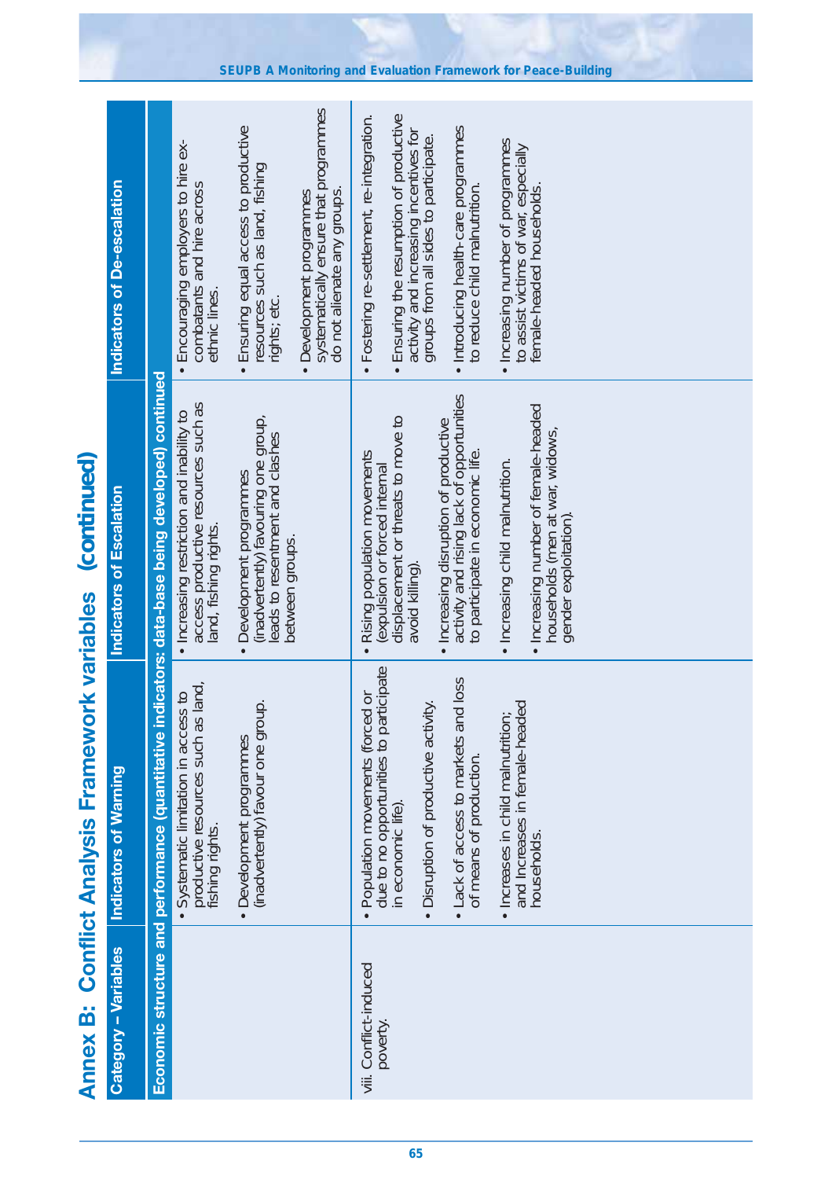# Annex B: Conflict Analysis Framework variables (continued)

| Category – Variables | Indicators of Warning | Indicators of Escalation | Indicators of De-escalation |
|---|---|---|---|
| **Economic structure and performance (quantitative indicators: data-base being developed) continued** | | | |
| | • Systematic limitation in access to productive resources such as land, fishing rights.<br>• Development programmes (inadvertently) favour one group. | • Increasing restriction and inability to access productive resources such as land, fishing rights.<br>• Development programmes (inadvertently) favouring one group, leads to resentment and clashes between groups. | • Encouraging employers to hire ex-combatants and hire across ethnic lines.<br>• Ensuring equal access to productive resources such as land, fishing rights; etc.<br>• Development programmes systematically ensure that programmes do not alienate any groups. |
| viii. Conflict-induced poverty. | • Population movements (forced or due to no opportunities to participate in economic life).<br>• Disruption of productive activity.<br>• Lack of access to markets and loss of means of production.<br>• Increases in child malnutrition; and Increases in female-headed households. | • Rising population movements (expulsion or forced internal displacement or threats to move to avoid killing).<br>• Increasing disruption of productive activity and rising lack of opportunities to participate in economic life.<br>• Increasing child malnutrition.<br>• Increasing number of female-headed households (men at war, widows, gender exploitation). | • Fostering re-settlement, re-integration.<br>• Ensuring the resumption of productive activity and increasing incentives for groups from all sides to participate.<br>• Introducing health-care programmes to reduce child malnutrition.<br>• Increasing number of programmes to assist victims of war, especially female-headed households. |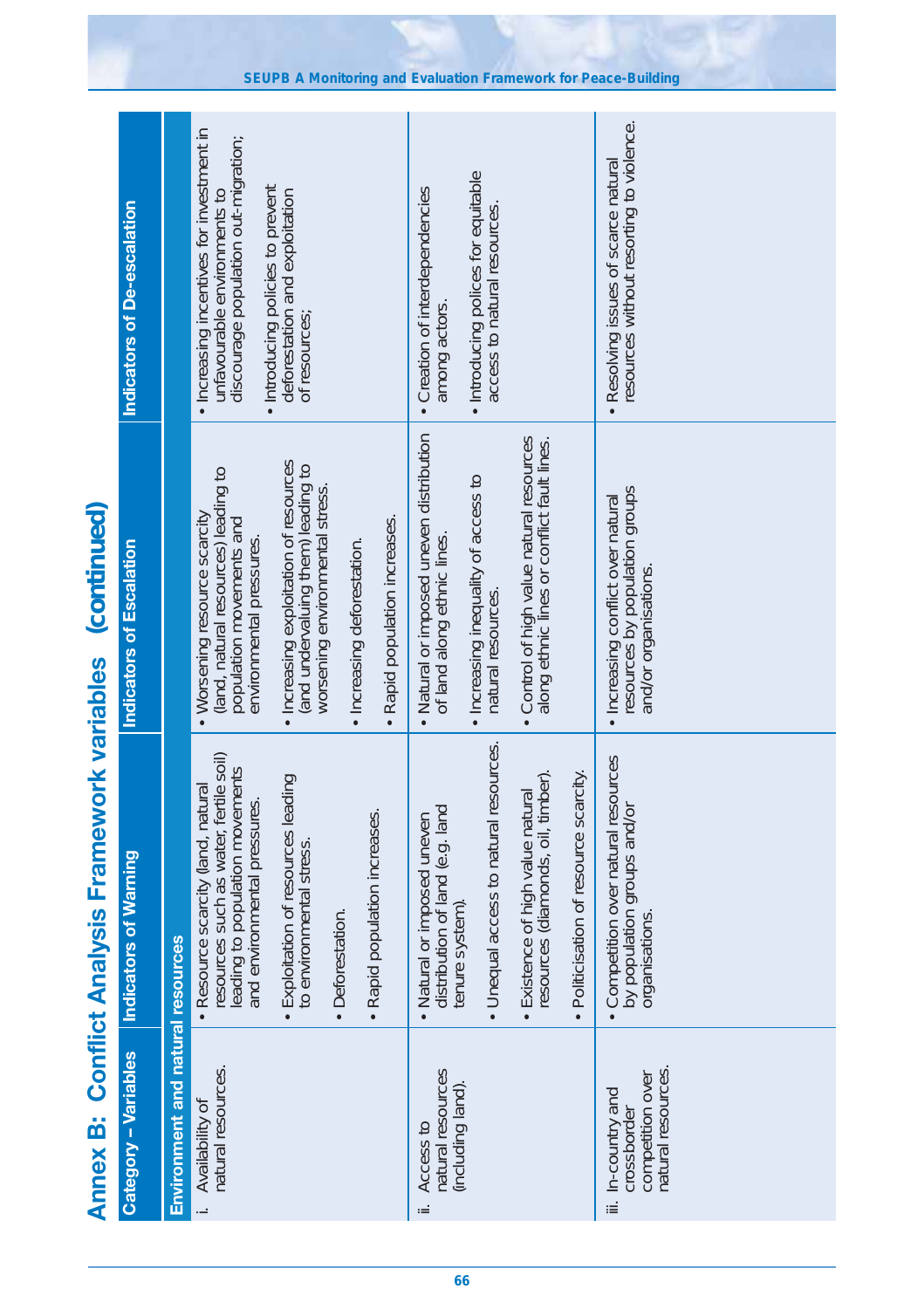# Annex B: Conflict Analysis Framework variables (continued)

| Category – Variables | Indicators of Warning | Indicators of Escalation | Indicators of De-escalation |
|---|---|---|---|
| **Environment and natural resources** | | | |
| i. Availability of natural resources. | • Resource scarcity (land, natural resources such as water, fertile soil) leading to population movements and environmental pressures.<br>• Exploitation of resources leading to environmental stress.<br>• Deforestation.<br>• Rapid population increases. | • Worsening resource scarcity (land, natural resources) leading to population movements and environmental pressures.<br>• Increasing exploitation of resources (and undervaluing them) leading to worsening environmental stress.<br>• Increasing deforestation.<br>• Rapid population increases. | • Increasing incentives for investment in unfavourable environments to discourage population out-migration;<br>• Introducing policies to prevent deforestation and exploitation of resources; |
| ii. Access to natural resources (including land). | • Natural or imposed uneven distribution of land (e.g. land tenure system).<br>• Unequal access to natural resources.<br>• Existence of high value natural resources (diamonds, oil, timber).<br>• Politicisation of resource scarcity. | • Natural or imposed uneven distribution of land along ethnic lines.<br>• Increasing inequality of access to natural resources.<br>• Control of high value natural resources along ethnic lines or conflict fault lines. | • Creation of interdependencies among actors.<br>• Introducing polices for equitable access to natural resources. |
| iii. In-country and crossborder competition over natural resources. | • Competition over natural resources by population groups and/or organisations. | • Increasing conflict over natural resources by population groups and/or organisations. | • Resolving issues of scarce natural resources without resorting to violence. |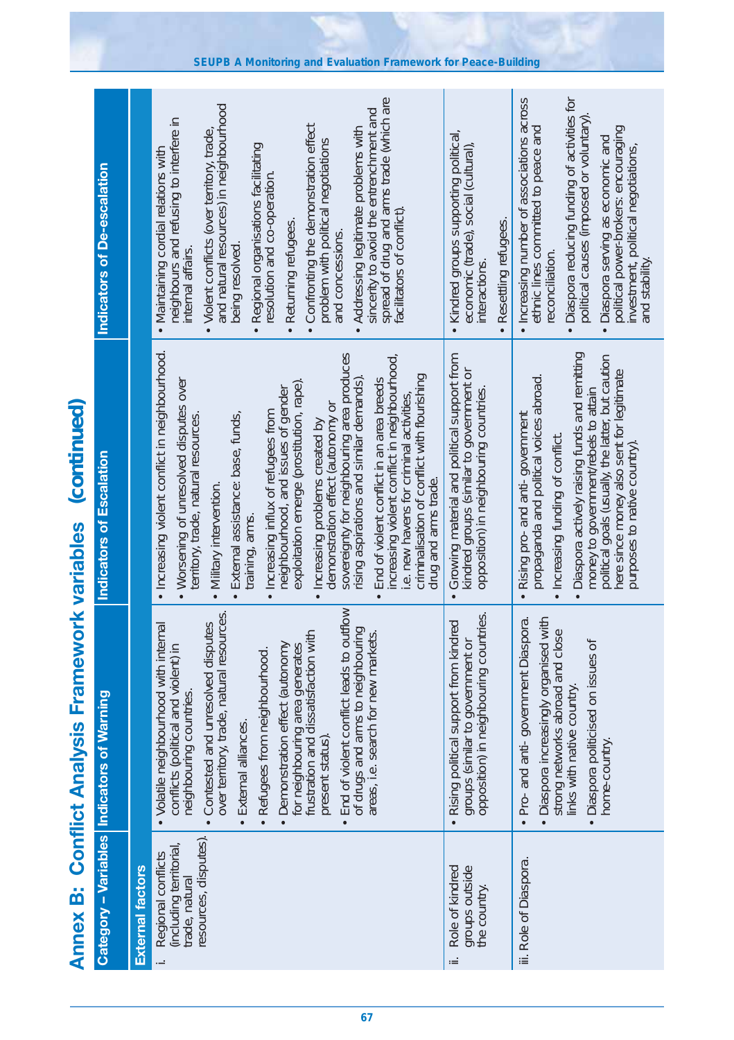# Annex B: Conflict Analysis Framework variables (continued)

| Category – Variables | Indicators of Warning | Indicators of Escalation | Indicators of De-escalation |
|---|---|---|---|
| **External factors** | | | |
| i. Regional conflicts (including territorial, trade, natural resources, disputes). | • Volatile neighbourhood with internal conflicts (political and violent) in neighbouring countries.<br>• Contested and unresolved disputes over territory, trade, natural resources.<br>• External alliances.<br>• Refugees from neighbourhood.<br>• Demonstration effect (autonomy for neighbouring area generates frustration and dissatisfaction with present status).<br>• End of violent conflict leads to outflow of drugs and arms to neighbouring areas, i.e. search for new markets. | • Increasing violent conflict in neighbourhood.<br>• Worsening of unresolved disputes over territory, trade, natural resources.<br>• Military intervention.<br>• External assistance: base, funds, training, arms.<br>• Increasing influx of refugees from neighbourhood, and issues of gender exploitation emerge (prostitution, rape).<br>• Increasing problems created by demonstration effect (autonomy or sovereignty for neighbouring area produces rising aspirations and similar demands).<br>• End of violent conflict in an area breeds increasing violent conflict in neighbourhood, i.e. new havens for criminal activities, criminalisation of conflict with flourishing drug and arms trade. | • Maintaining cordial relations with neighbours and refusing to interfere in internal affairs.<br>• Violent conflicts (over territory, trade, and natural resources) in neighbourhood being resolved.<br>• Regional organisations facilitating resolution and co-operation.<br>• Returning refugees.<br>• Confronting the demonstration effect problem with political negotiations and concessions.<br>• Addressing legitimate problems with sincerity to avoid the entrenchment and spread of drug and arms trade (which are facilitators of conflict). |
| ii. Role of kindred groups outside the country. | • Rising political support from kindred groups (similar to government or opposition) in neighbouring countries. | • Growing material and political support from kindred groups (similar to government or opposition) in neighbouring countries. | • Kindred groups supporting political, economic (trade), social (cultural), interactions.<br>• Resettling refugees. |
| iii. Role of Diaspora. | • Pro- and anti- government Diaspora.<br>• Diaspora increasingly organised with strong networks abroad and close links with native country.<br>• Diaspora politicised on issues of home-country. | • Rising pro- and anti- government propaganda and political voices abroad.<br>• Increasing funding of conflict.<br>• Diaspora actively raising funds and remitting money to government/rebels to attain political goals (usually, the latter, but caution here since money also sent for legitimate purposes to native country). | • Increasing number of associations across ethnic lines committed to peace and reconciliation.<br>• Diaspora reducing funding of activities for political causes (imposed or voluntary).<br>• Diaspora serving as economic and political power-brokers: encouraging investment, political negotiations, and stability. |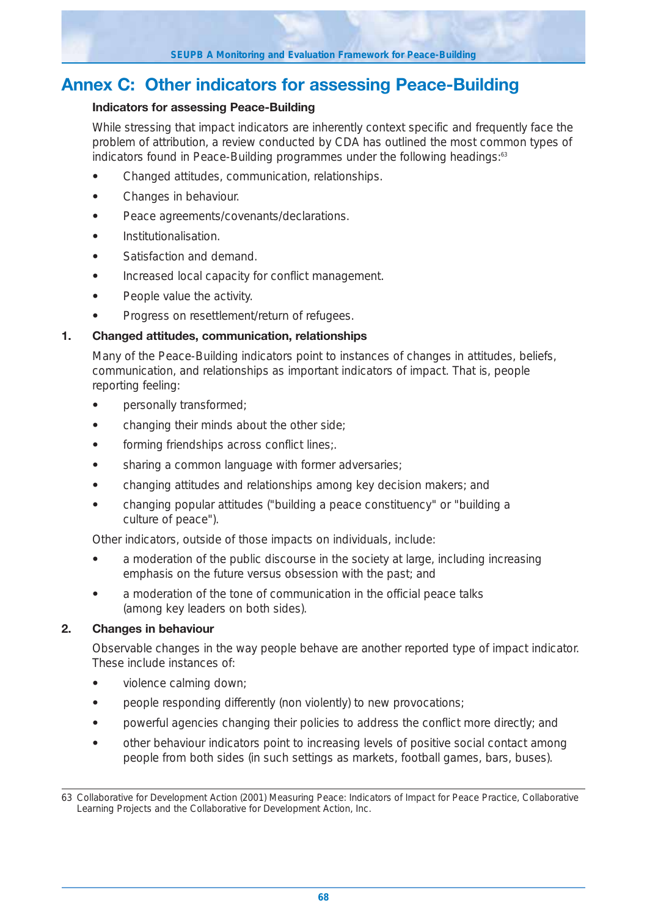# Annex C: Other indicators for assessing Peace-Building

### Indicators for assessing Peace-Building

While stressing that impact indicators are inherently context specific and frequently face the problem of attribution, a review conducted by CDA has outlined the most common types of indicators found in Peace-Building programmes under the following headings:[63]

- Changed attitudes, communication, relationships.
- Changes in behaviour.
- Peace agreements/covenants/declarations.
- Institutionalisation.
- Satisfaction and demand.
- Increased local capacity for conflict management.
- People value the activity.
- Progress on resettlement/return of refugees.

### 1. Changed attitudes, communication, relationships

Many of the Peace-Building indicators point to instances of changes in attitudes, beliefs, communication, and relationships as important indicators of impact. That is, people reporting feeling:

- personally transformed;
- changing their minds about the other side;
- forming friendships across conflict lines;.
- sharing a common language with former adversaries;
- changing attitudes and relationships among key decision makers; and
- changing popular attitudes ("building a peace constituency" or "building a culture of peace").

Other indicators, outside of those impacts on individuals, include:

- a moderation of the public discourse in the society at large, including increasing emphasis on the future versus obsession with the past; and
- a moderation of the tone of communication in the official peace talks (among key leaders on both sides).

### 2. Changes in behaviour

Observable changes in the way people behave are another reported type of impact indicator. These include instances of:

- violence calming down;
- people responding differently (non violently) to new provocations;
- powerful agencies changing their policies to address the conflict more directly; and
- other behaviour indicators point to increasing levels of positive social contact among people from both sides (in such settings as markets, football games, bars, buses).

---

63 Collaborative for Development Action (2001) Measuring Peace: Indicators of Impact for Peace Practice, Collaborative Learning Projects and the Collaborative for Development Action, Inc.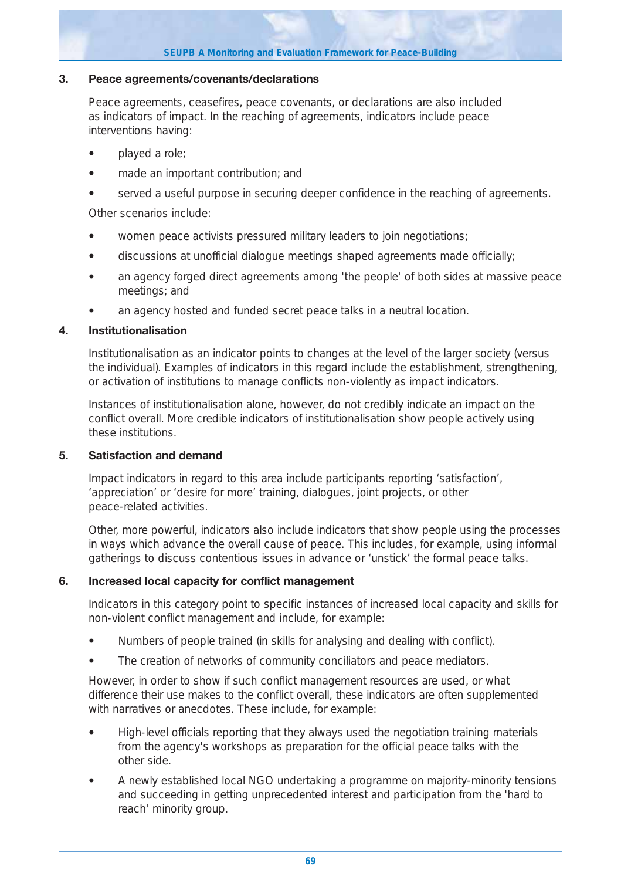### 3. Peace agreements/covenants/declarations

Peace agreements, ceasefires, peace covenants, or declarations are also included as indicators of impact. In the reaching of agreements, indicators include peace interventions having:

- played a role;
- made an important contribution; and
- served a useful purpose in securing deeper confidence in the reaching of agreements.

Other scenarios include:

- women peace activists pressured military leaders to join negotiations;
- discussions at unofficial dialogue meetings shaped agreements made officially;
- an agency forged direct agreements among 'the people' of both sides at massive peace meetings; and
- an agency hosted and funded secret peace talks in a neutral location.

### 4. Institutionalisation

Institutionalisation as an indicator points to changes at the level of the larger society (versus the individual). Examples of indicators in this regard include the establishment, strengthening, or activation of institutions to manage conflicts non-violently as impact indicators.

Instances of institutionalisation alone, however, do not credibly indicate an impact on the conflict overall. More credible indicators of institutionalisation show people actively using these institutions.

### 5. Satisfaction and demand

Impact indicators in regard to this area include participants reporting 'satisfaction', 'appreciation' or 'desire for more' training, dialogues, joint projects, or other peace-related activities.

Other, more powerful, indicators also include indicators that show people using the processes in ways which advance the overall cause of peace. This includes, for example, using informal gatherings to discuss contentious issues in advance or 'unstick' the formal peace talks.

### 6. Increased local capacity for conflict management

Indicators in this category point to specific instances of increased local capacity and skills for non-violent conflict management and include, for example:

- Numbers of people trained (in skills for analysing and dealing with conflict).
- The creation of networks of community conciliators and peace mediators.

However, in order to show if such conflict management resources are used, or what difference their use makes to the conflict overall, these indicators are often supplemented with narratives or anecdotes. These include, for example:

- High-level officials reporting that they always used the negotiation training materials from the agency's workshops as preparation for the official peace talks with the other side.
- A newly established local NGO undertaking a programme on majority-minority tensions and succeeding in getting unprecedented interest and participation from the 'hard to reach' minority group.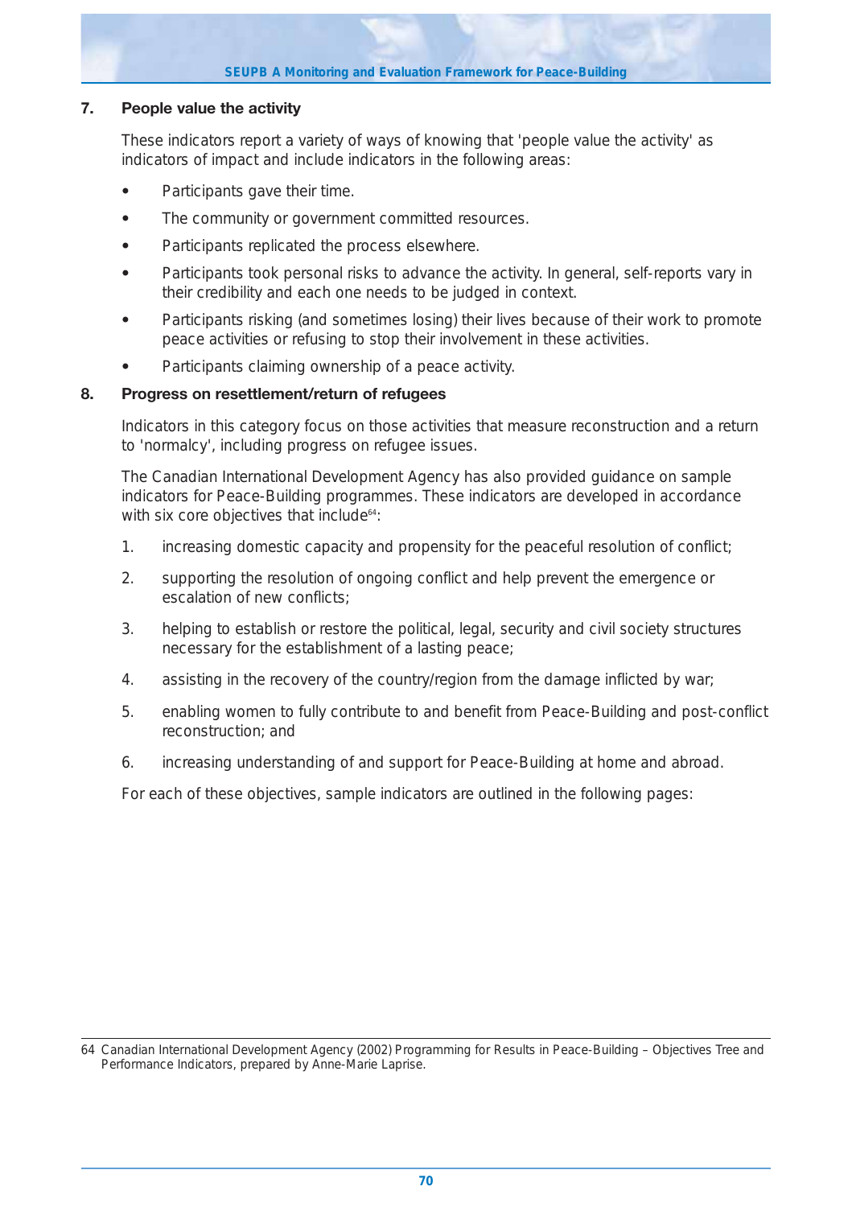## 7. People value the activity

These indicators report a variety of ways of knowing that 'people value the activity' as indicators of impact and include indicators in the following areas:

- Participants gave their time.
- The community or government committed resources.
- Participants replicated the process elsewhere.
- Participants took personal risks to advance the activity. In general, self-reports vary in their credibility and each one needs to be judged in context.
- Participants risking (and sometimes losing) their lives because of their work to promote peace activities or refusing to stop their involvement in these activities.
- Participants claiming ownership of a peace activity.

## 8. Progress on resettlement/return of refugees

Indicators in this category focus on those activities that measure reconstruction and a return to 'normalcy', including progress on refugee issues.

The Canadian International Development Agency has also provided guidance on sample indicators for Peace-Building programmes. These indicators are developed in accordance with six core objectives that include[64]:

1. increasing domestic capacity and propensity for the peaceful resolution of conflict;
2. supporting the resolution of ongoing conflict and help prevent the emergence or escalation of new conflicts;
3. helping to establish or restore the political, legal, security and civil society structures necessary for the establishment of a lasting peace;
4. assisting in the recovery of the country/region from the damage inflicted by war;
5. enabling women to fully contribute to and benefit from Peace-Building and post-conflict reconstruction; and
6. increasing understanding of and support for Peace-Building at home and abroad.

For each of these objectives, sample indicators are outlined in the following pages:

---

64 Canadian International Development Agency (2002) Programming for Results in Peace-Building – Objectives Tree and Performance Indicators, prepared by Anne-Marie Laprise.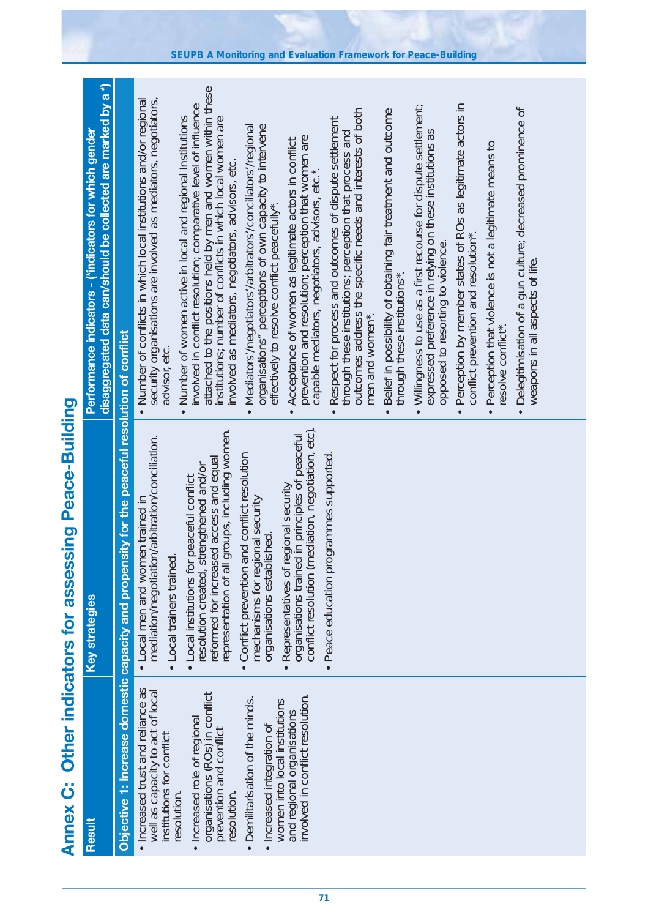# Annex C: Other indicators for assessing Peace-Building

| Result | Key strategies | Performance indicators - (*indicators for which gender disaggregated data can/should be collected are marked by a *) |
|---|---|---|
| **Objective 1: Increase domestic capacity and propensity for the peaceful resolution of conflict** | | |
| • Increased trust and reliance as well as capacity to act of local institutions for conflict resolution.<br>• Increased role of regional organisations (ROs) in conflict prevention and conflict resolution.<br>• Demilitarisation of the minds.<br>• Increased integration of women into local institutions and regional organisations involved in conflict resolution. | • Local men and women trained in mediation/negotiation/arbitration/conciliation.<br>• Local trainers trained.<br>• Local institutions for peaceful conflict resolution created, strengthened and/or reformed for increased access and equal representation of all groups, including women.<br>• Conflict prevention and conflict resolution mechanisms for regional security organisations established.<br>• Representatives of regional security organisations trained in principles of peaceful conflict resolution (mediation, negotiation, etc).<br>• Peace education programmes supported. | • Number of conflicts in which local institutions and/or regional security organisations are involved as mediators, negotiators, advisor, etc.<br>• Number of women active in local and regional Institutions involved in conflict resolution; comparative level of influence attached to the positions held by men and women within these institutions; number of conflicts in which local women are involved as mediators, negotiators, advisors, etc.<br>• Mediators'/negotiators'/arbitrators'/conciliators'/regional organisations" perceptions of own capacity to intervene effectively to resolve conflict peacefully*.<br>• Acceptance of women as legitimate actors in conflict prevention and resolution; perception that women are capable mediators, negotiators, advisors, etc.*.<br>• Respect for process and outcomes of dispute settlement through these institutions; perception that process and outcomes address the specific needs and interests of both men and women*.<br>• Belief in possibility of obtaining fair treatment and outcome through these institutions*.<br>• Willingness to use as a first recourse for dispute settlement; expressed preference in relying on these institutions as opposed to resorting to violence.<br>• Perception by member states of ROs as legitimate actors in conflict prevention and resolution*.<br>• Perception that violence is not a legitimate means to resolve conflict*.<br>• Delegitimisation of a gun culture; decreased prominence of weapons in all aspects of life. |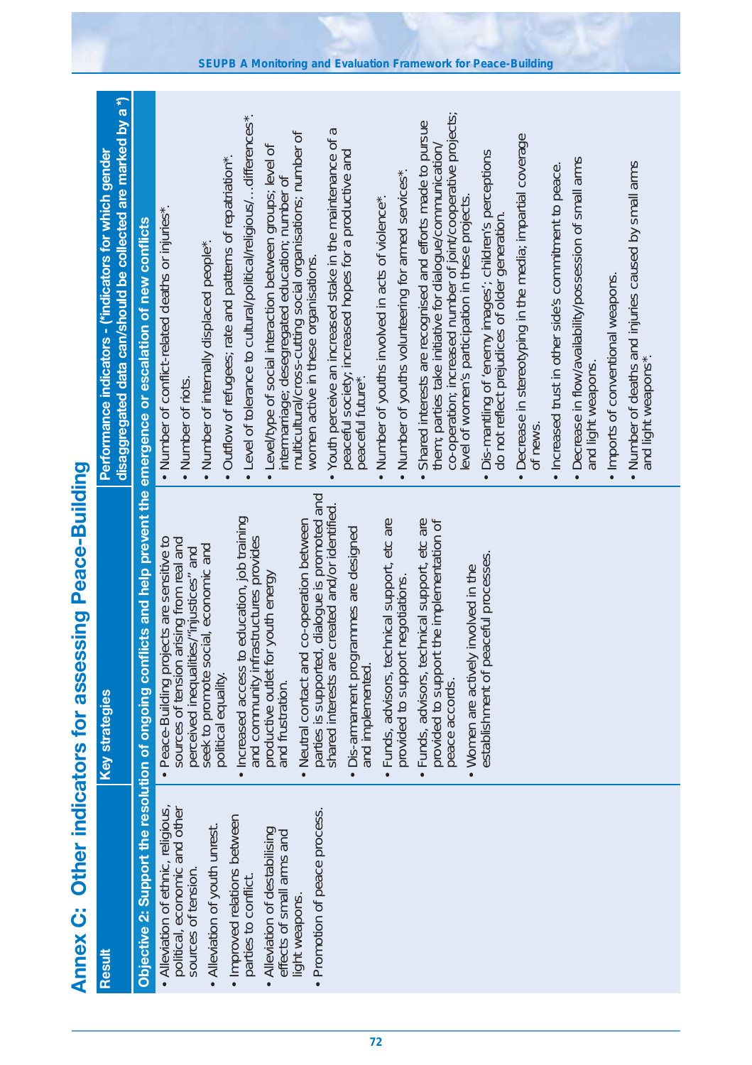# Annex C: Other indicators for assessing Peace-Building

| Result | Key strategies | Performance indicators - (*indicators for which gender disaggregated data can/should be collected are marked by a *) |
|---|---|---|
| **Objective 2: Support the resolution of ongoing conflicts and help prevent the emergence or escalation of new conflicts** | | |
| • Alleviation of ethnic, religious, political, economic and other sources of tension.<br>• Alleviation of youth unrest.<br>• Improved relations between parties to conflict.<br>• Alleviation of destabilising effects of small arms and light weapons.<br>• Promotion of peace process. | • Peace-Building projects are sensitive to sources of tension arising from real and perceived inequalities/"injustices" and seek to promote social, economic and political equality.<br>• Increased access to education, job training and community infrastructures provides productive outlet for youth energy and frustration.<br>• Neutral contact and co-operation between parties is supported, dialogue is promoted and shared interests are created and/or identified.<br>• Dis-armament programmes are designed and implemented.<br>• Funds, advisors, technical support, etc are provided to support negotiations.<br>• Funds, advisors, technical support, etc are provided to support the implementation of peace accords.<br>• Women are actively involved in the establishment of peaceful processes. | • Number of conflict-related deaths or injuries*.<br>• Number of riots.<br>• Number of internally displaced people*.<br>• Outflow of refugees; rate and patterns of repatriation*.<br>• Level of tolerance to cultural/political/religious/…differences*.<br>• Level/type of social interaction between groups; level of intermarriage; desegregated education; number of multicultural/cross-cutting social organisations; number of women active in these organisations.<br>• Youth perceive an increased stake in the maintenance of a peaceful society; increased hopes for a productive and peaceful future*.<br>• Number of youths involved in acts of violence*.<br>• Number of youths volunteering for armed services*.<br>• Shared interests are recognised and efforts made to pursue them; parties take initiative for dialogue/communication/co-operation; increased number of joint/cooperative projects; level of women's participation in these projects.<br>• Dis-mantling of 'enemy images'; children's perceptions do not reflect prejudices of older generation.<br>• Decrease in stereotyping in the media; impartial coverage of news.<br>• Increased trust in other side's commitment to peace.<br>• Decrease in flow/availability/possession of small arms and light weapons.<br>• Imports of conventional weapons.<br>• Number of deaths and injuries caused by small arms and light weapons*. |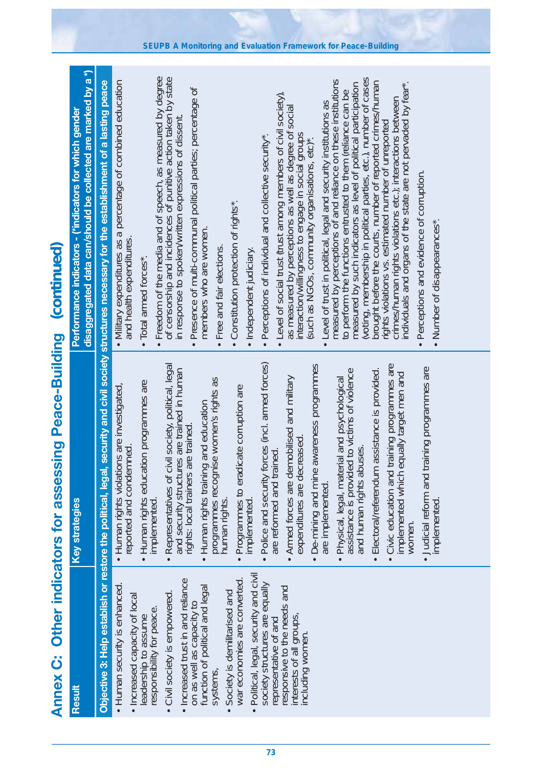# Annex C: Other indicators for assessing Peace-Building (continued)

| Result | Key strategies | Performance indicators - (*indicators for which gender disaggregated data can/should be collected are marked by a *) |
|---|---|---|
| **Objective 3: Help establish or restore the political, legal, security and civil society structures necessary for the establishment of a lasting peace** | | |
| • Human security is enhanced.<br>• Increased capacity of local leadership to assume responsibility for peace.<br>• Civil society is empowered.<br>• Increased trust in and reliance on as well as capacity to function of political and legal systems,<br>• Society is demilitarised and war economies are converted.<br>• Political, legal, security and civil society structures are equally representative of and responsive to the needs and interests of all groups, including women. | • Human rights violations are investigated, reported and condemned.<br>• Human rights education programmes are implemented.<br>• Representatives of civil society, political, legal and security structures are trained in human rights: local trainers are trained.<br>• Human rights training and education programmes recognise women's rights as human rights.<br>• Programmes to eradicate corruption are implemented.<br>• Police and security forces (incl. armed forces) are reformed and trained.<br>• Armed forces are demobilised and military expenditures are decreased.<br>• De-mining and mine awareness programmes are implemented.<br>• Physical, legal, material and psychological assistance is provided to victims of violence and human rights abuses.<br>• Electoral/referendum assistance is provided.<br>• Civic education and training programmes are implemented which equally target men and women.<br>• Judicial reform and training programmes are implemented. | • Military expenditures as a percentage of combined education and health expenditures.<br>• Total armed forces*.<br>• Freedom of the media and of speech, as measured by degree of censorship and incidences of punitive action taken by state in response to spoken/written expressions of dissent.<br>• Presence of multi-communal political parties; percentage of members who are women.<br>• Free and fair elections.<br>• Constitution protection of rights*.<br>• Independent judiciary.<br>• Perceptions of individual and collective security*.<br>• Level of social trust (trust among members of civil society), as measured by perceptions as well as degree of social interaction/willingness to engage in social groups (such as NGOs, community organisations, etc)*.<br>• Level of trust in political, legal and security institutions as measured by perceptions of and reliance on these institutions to perform the functions entrusted to them (reliance can be measured by such indicators as level of political participation (voting, membership in political parties, etc.), number of cases brought before the courts, number of reported crimes/human rights violations vs. estimated number of unreported crimes/human rights violations etc.); interactions between individuals and organs of the state are not pervaded by fear*.<br>• Perceptions and evidence of corruption.<br>• Number of disappearances*. |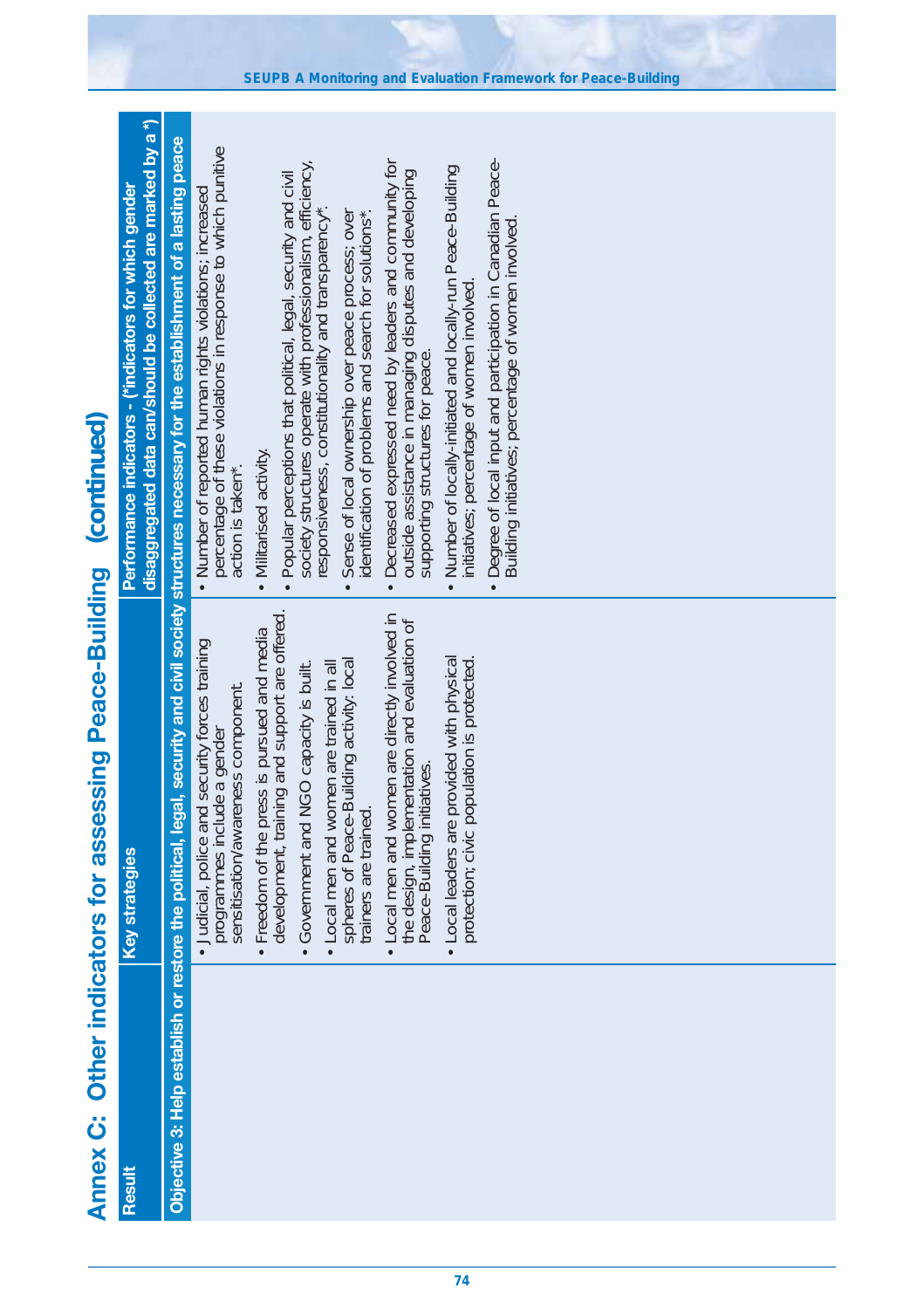# Annex C: Other indicators for assessing Peace-Building (continued)

| Result | Key strategies | Performance indicators - (*indicators for which gender disaggregated data can/should be collected are marked by a *) |
|---|---|---|
| **Objective 3: Help establish or restore the political, legal, security and civil society structures necessary for the establishment of a lasting peace** | | |
| | • Judicial, police and security forces training programmes include a gender sensitisation/awareness component.<br>• Freedom of the press is pursued and media development, training and support are offered.<br>• Government and NGO capacity is built.<br>• Local men and women are trained in all spheres of Peace-Building activity; local trainers are trained.<br>• Local men and women are directly involved in the design, implementation and evaluation of Peace-Building initiatives.<br>• Local leaders are provided with physical protection; civic population is protected. | • Number of reported human rights violations; increased percentage of these violations in response to which punitive action is taken*.<br>• Militarised activity.<br>• Popular perceptions that political, legal, security and civil society structures operate with professionalism, efficiency, responsiveness, constitutionality and transparency*.<br>• Sense of local ownership over peace process; over identification of problems and search for solutions*.<br>• Decreased expressed need by leaders and community for outside assistance in managing disputes and developing supporting structures for peace.<br>• Number of locally-initiated and locally-run Peace-Building initiatives; percentage of women involved.<br>• Degree of local input and participation in Canadian Peace-Building initiatives; percentage of women involved. |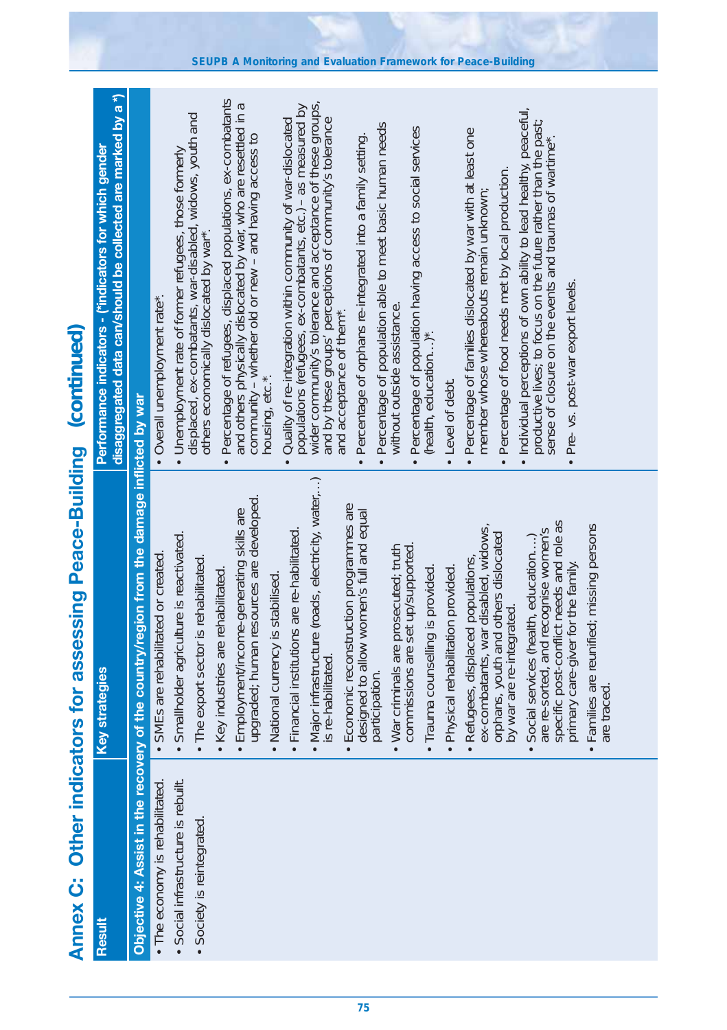# Annex C: Other indicators for assessing Peace-Building (continued)

| Result | Key strategies | Performance indicators - (*indicators for which gender disaggregated data can/should be collected are marked by a *) |
|---|---|---|
| **Objective 4: Assist in the recovery of the country/region from the damage inflicted by war** | | |
| • The economy is rehabilitated.<br>• Social infrastructure is rebuilt.<br>• Society is reintegrated. | • SMEs are rehabilitated or created.<br>• Smallholder agriculture is reactivated.<br>• The export sector is rehabilitated.<br>• Key industries are rehabilitated.<br>• Employment/income-generating skills are upgraded; human resources are developed.<br>• National currency is stabilised.<br>• Financial institutions are re-habilitated.<br>• Major infrastructure (roads, electricity, water,…) is re-habilitated.<br>• Economic reconstruction programmes are designed to allow women's full and equal participation.<br>• War criminals are prosecuted; truth commissions are set up/supported.<br>• Trauma counselling is provided.<br>• Physical rehabilitation provided.<br>• Refugees, displaced populations, ex-combatants, war disabled, widows, orphans, youth and others dislocated by war are re-integrated.<br>• Social services (health, education…) are re-sorted, and recognise women's specific post-conflict needs and role as primary care-giver for the family.<br>• Families are reunified; missing persons are traced. | • Overall unemployment rate*.<br>• Unemployment rate of former refugees, those formerly displaced, ex-combatants, war-disabled, widows, youth and others economically dislocated by war*.<br>• Percentage of refugees, displaced populations, ex-combatants and others physically dislocated by war, who are resettled in a community – whether old or new – and having access to housing, etc.*.<br>• Quality of re-integration within community of war-dislocated populations (refugees, ex-combatants, etc.) – as measured by wider community's tolerance and acceptance of these groups, and by these groups' perceptions of community's tolerance and acceptance of them*.<br>• Percentage of orphans re-integrated into a family setting.<br>• Percentage of population able to meet basic human needs without outside assistance.<br>• Percentage of population having access to social services (health, education…)*.<br>• Level of debt.<br>• Percentage of families dislocated by war with at least one member whose whereabouts remain unknown;<br>• Percentage of food needs met by local production.<br>• Individual perceptions of own ability to lead healthy, peaceful, productive lives; to focus on the future rather than the past; sense of closure on the events and traumas of wartime*.<br>• Pre- vs. post-war export levels. |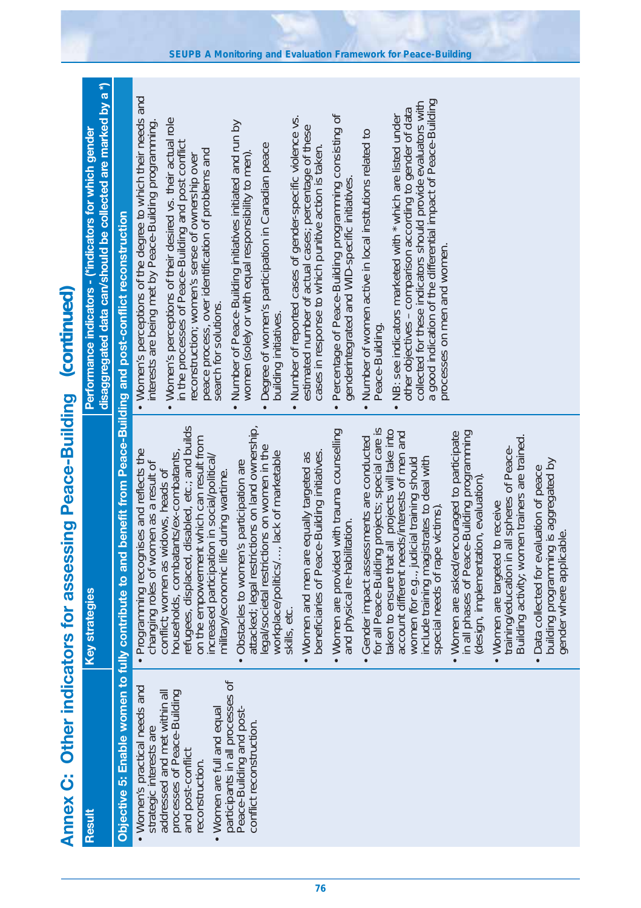# Annex C: Other indicators for assessing Peace-Building (continued)

| Result | Key strategies | Performance indicators - (*indicators for which gender disaggregated data can/should be collected are marked by a *) |
|---|---|---|
| **Objective 5: Enable women to fully contribute to and benefit from Peace-Building and post-conflict reconstruction** | | |
| • Women's practical needs and strategic interests are addressed and met within all processes of Peace-Building and post-conflict reconstruction.<br>• Women are full and equal participants in all processes of Peace-Building and post-conflict reconstruction. | • Programming recognises and reflects the changing roles of women as a result of conflict; women as widows, heads of households, combatants/ex-combatants, refugees, displaced, disabled, etc.; and builds on the empowerment which can result from increased participation in social/political/military/economic life during wartime.<br>• Obstacles to women's participation are attacked; legal restrictions on land ownership, legal/societal restrictions on women in the workplace/politics/…, lack of marketable skills, etc.<br>• Women and men are equally targeted as beneficiaries of Peace-Building initiatives.<br>• Women are provided with trauma counselling and physical re-habilitation.<br>• Gender impact assessments are conducted for all Peace-Building projects; special care is taken to ensure that all projects will take into account different needs/interests of men and women (for e.g.., judicial training should include training magistrates to deal with special needs of rape victims).<br>• Women are asked/encouraged to participate in all phases of Peace-Building programming (design, implementation, evaluation).<br>• Women are targeted to receive training/education in all spheres of Peace-Building activity; women trainers are trained.<br>• Data collected for evaluation of peace building programming is aggregated by gender where applicable. | • Women's perceptions of the degree to which their needs and interests are being met by Peace-Building programming.<br>• Women's perceptions of their desired vs. their actual role in the processes of Peace-Building and post conflict reconstruction; women's sense of ownership over peace process, over identification of problems and search for solutions.<br>• Number of Peace-Building initiatives initiated and run by women (solely or with equal responsibility to men).<br>• Degree of women's participation in Canadian peace building initiatives.<br>• Number of reported cases of gender-specific violence vs. estimated number of actual cases; percentage of these cases in response to which punitive action is taken.<br>• Percentage of Peace-Building programming consisting of genderintegrated and WID-specific initiatives.<br>• Number of women active in local institutions related to Peace-Building.<br>• NB: see indicators marketed with * which are listed under other objectives – comparison according to gender of data collected for these indicators should provide evaluators with a good indication of the differential impact of Peace-Building processes on men and women. |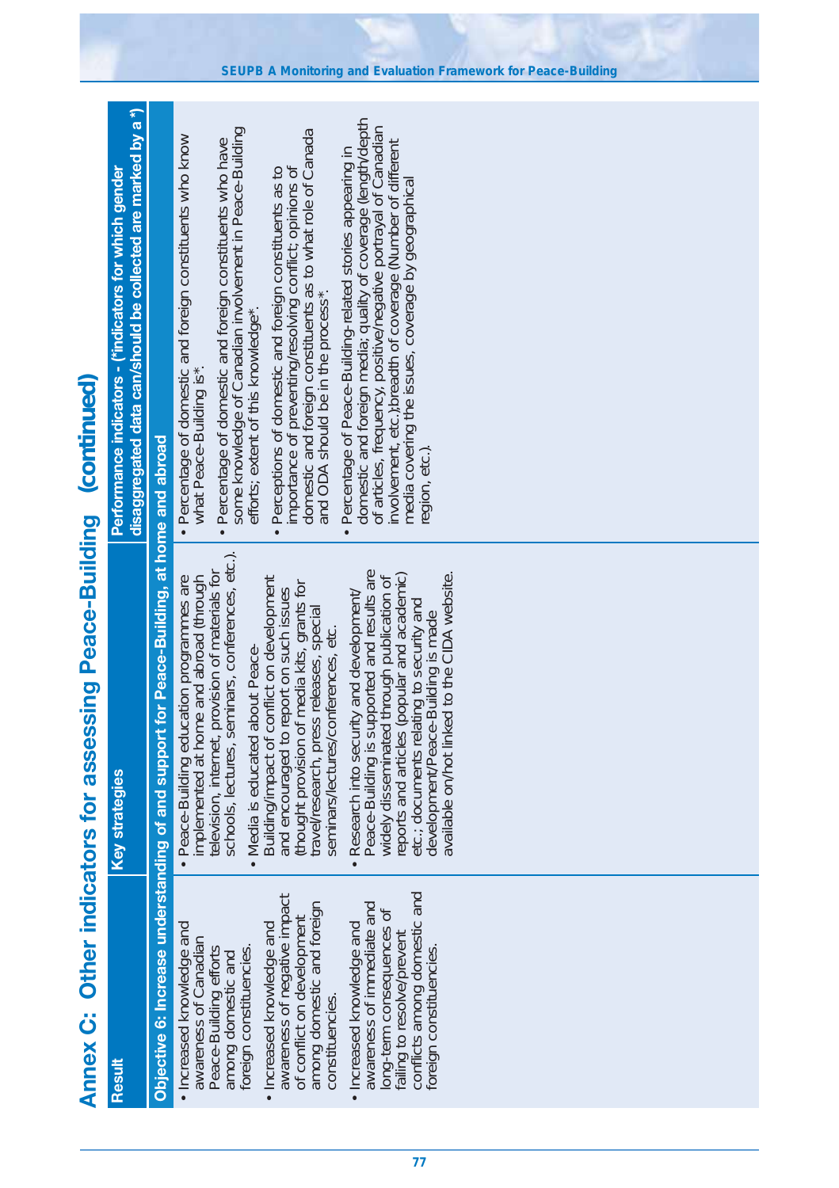# Annex C: Other indicators for assessing Peace-Building (continued)

| Result | Key strategies | Performance indicators - (*indicators for which gender disaggregated data can/should be collected are marked by a *) |
|---|---|---|
| **Objective 6: Increase understanding of and support for Peace-Building, at home and abroad** | | |
| • Increased knowledge and awareness of Canadian Peace-Building efforts among domestic and foreign constituencies.<br>• Increased knowledge and awareness of negative impact of conflict on development among domestic and foreign constituencies.<br>• Increased knowledge and awareness of immediate and long-term consequences of failing to resolve/prevent conflicts among domestic and foreign constituencies. | • Peace-Building education programmes are implemented at home and abroad (through television, internet, provision of materials for schools, lectures, seminars, conferences, etc.).<br>• Media is educated about Peace-Building/impact of conflict on development and encouraged to report on such issues (thought provision of media kits, grants for travel/research, press releases, special seminars/lectures/conferences, etc.<br>• Research into security and development/ Peace-Building is supported and results are widely disseminated through publication of reports and articles (popular and academic) etc.; documents relating to security and development/Peace-Building is made available on/hot linked to the CIDA website. | • Percentage of domestic and foreign constituents who know what Peace-Building is*.<br>• Percentage of domestic and foreign constituents who have some knowledge of Canadian involvement in Peace-Building efforts; extent of this knowledge*.<br>• Perceptions of domestic and foreign constituents as to importance of preventing/resolving conflict; opinions of domestic and foreign constituents as to what role of Canada and ODA should be in the process*.<br>• Percentage of Peace-Building-related stories appearing in domestic and foreign media; quality of coverage (length/depth of articles, frequency, positive/negative portrayal of Canadian involvement, etc.);breadth of coverage (Number of different media covering the issues, coverage by geographical region, etc.). |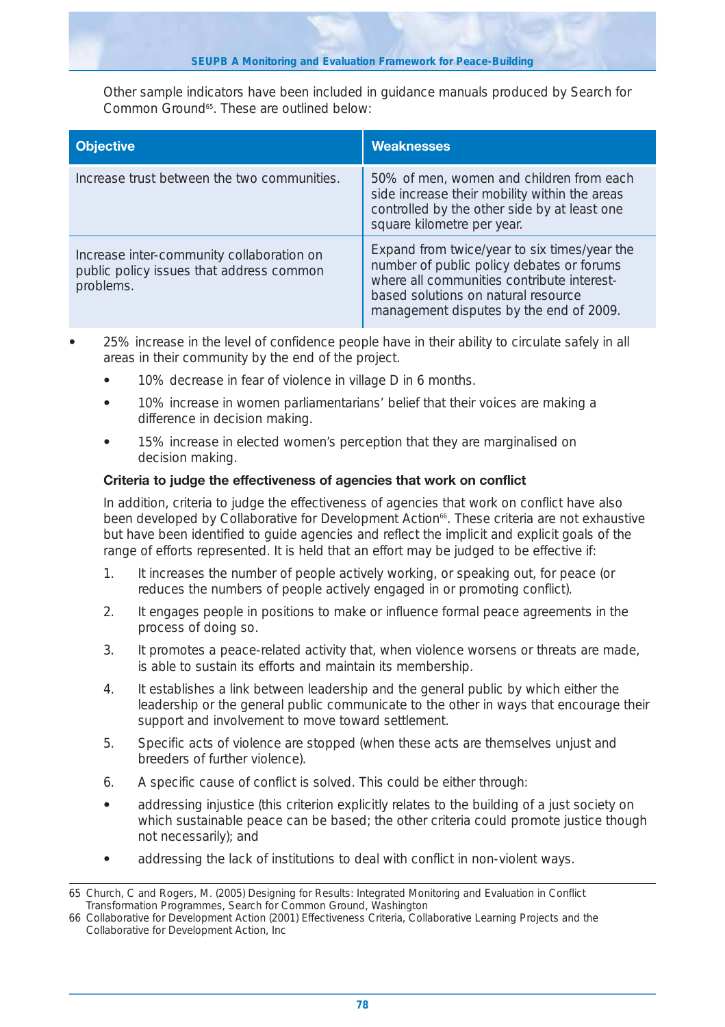Other sample indicators have been included in guidance manuals produced by Search for Common Ground[65]. These are outlined below:

| Objective | Weaknesses |
|---|---|
| Increase trust between the two communities. | 50% of men, women and children from each side increase their mobility within the areas controlled by the other side by at least one square kilometre per year. |
| Increase inter-community collaboration on public policy issues that address common problems. | Expand from twice/year to six times/year the number of public policy debates or forums where all communities contribute interest-based solutions on natural resource management disputes by the end of 2009. |

- 25% increase in the level of confidence people have in their ability to circulate safely in all areas in their community by the end of the project.
  - 10% decrease in fear of violence in village D in 6 months.
  - 10% increase in women parliamentarians' belief that their voices are making a difference in decision making.
  - 15% increase in elected women's perception that they are marginalised on decision making.

**Criteria to judge the effectiveness of agencies that work on conflict**

In addition, criteria to judge the effectiveness of agencies that work on conflict have also been developed by Collaborative for Development Action[66]. These criteria are not exhaustive but have been identified to guide agencies and reflect the implicit and explicit goals of the range of efforts represented. It is held that an effort may be judged to be effective if:

1. It increases the number of people actively working, or speaking out, for peace (or reduces the numbers of people actively engaged in or promoting conflict).
2. It engages people in positions to make or influence formal peace agreements in the process of doing so.
3. It promotes a peace-related activity that, when violence worsens or threats are made, is able to sustain its efforts and maintain its membership.
4. It establishes a link between leadership and the general public by which either the leadership or the general public communicate to the other in ways that encourage their support and involvement to move toward settlement.
5. Specific acts of violence are stopped (when these acts are themselves unjust and breeders of further violence).
6. A specific cause of conflict is solved. This could be either through:

- addressing injustice (this criterion explicitly relates to the building of a just society on which sustainable peace can be based; the other criteria could promote justice though not necessarily); and
- addressing the lack of institutions to deal with conflict in non-violent ways.

65 Church, C and Rogers, M. (2005) Designing for Results: Integrated Monitoring and Evaluation in Conflict Transformation Programmes, Search for Common Ground, Washington

66 Collaborative for Development Action (2001) Effectiveness Criteria, Collaborative Learning Projects and the Collaborative for Development Action, Inc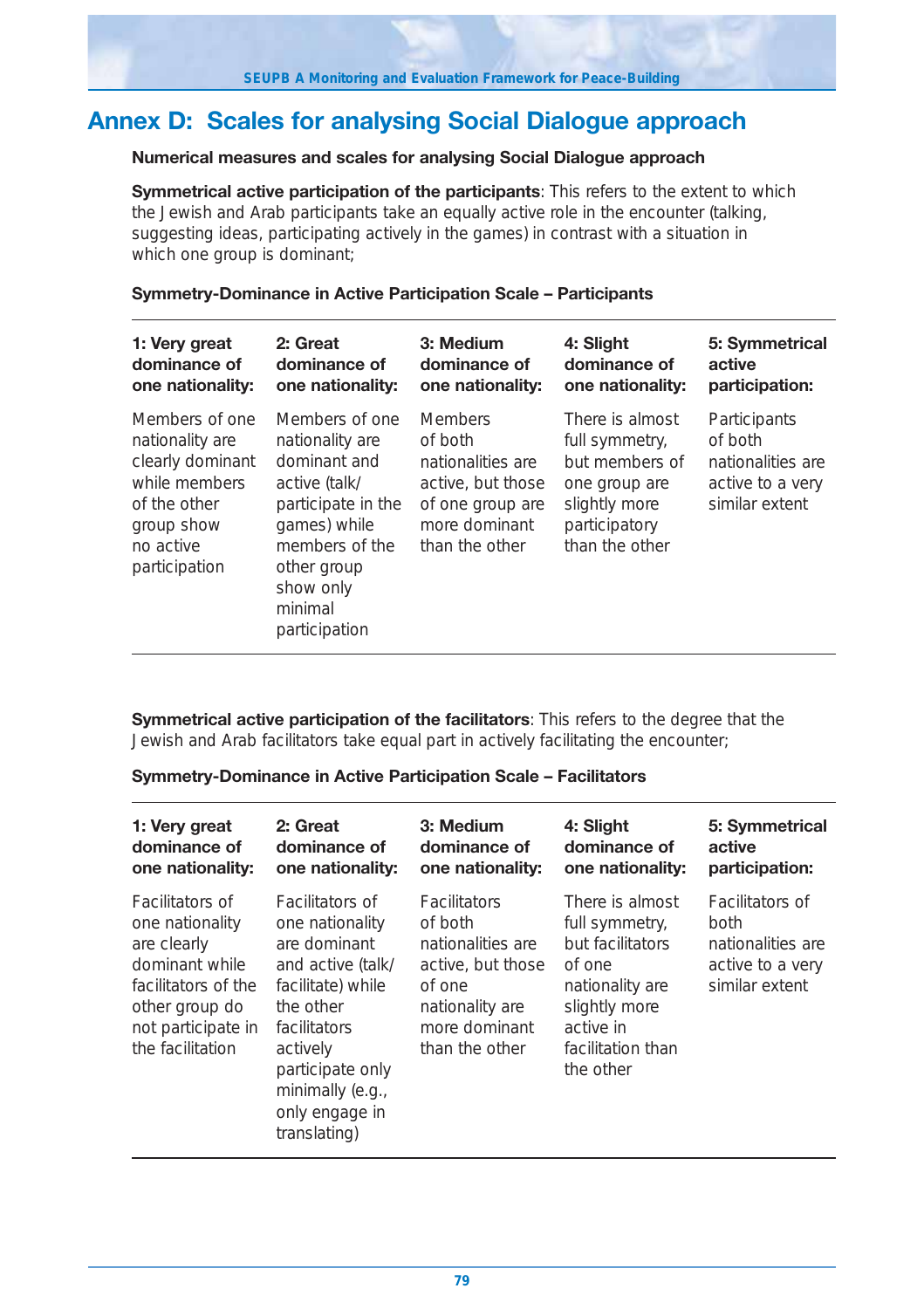# Annex D: Scales for analysing Social Dialogue approach

**Numerical measures and scales for analysing Social Dialogue approach**

**Symmetrical active participation of the participants**: This refers to the extent to which the Jewish and Arab participants take an equally active role in the encounter (talking, suggesting ideas, participating actively in the games) in contrast with a situation in which one group is dominant;

**Symmetry-Dominance in Active Participation Scale – Participants**

| 1: Very great dominance of one nationality: | 2: Great dominance of one nationality: | 3: Medium dominance of one nationality: | 4: Slight dominance of one nationality: | 5: Symmetrical active participation: |
|---|---|---|---|---|
| Members of one nationality are clearly dominant while members of the other group show no active participation | Members of one nationality are dominant and active (talk/ participate in the games) while members of the other group show only minimal participation | Members of both nationalities are active, but those of one group are more dominant than the other | There is almost full symmetry, but members of one group are slightly more participatory than the other | Participants of both nationalities are active to a very similar extent |

**Symmetrical active participation of the facilitators**: This refers to the degree that the Jewish and Arab facilitators take equal part in actively facilitating the encounter;

**Symmetry-Dominance in Active Participation Scale – Facilitators**

| 1: Very great dominance of one nationality: | 2: Great dominance of one nationality: | 3: Medium dominance of one nationality: | 4: Slight dominance of one nationality: | 5: Symmetrical active participation: |
|---|---|---|---|---|
| Facilitators of one nationality are clearly dominant while facilitators of the other group do not participate in the facilitation | Facilitators of one nationality are dominant and active (talk/ facilitate) while the other facilitators actively participate only minimally (e.g., only engage in translating) | Facilitators of both nationalities are active, but those of one nationality are more dominant than the other | There is almost full symmetry, but facilitators of one nationality are slightly more active in facilitation than the other | Facilitators of both nationalities are active to a very similar extent |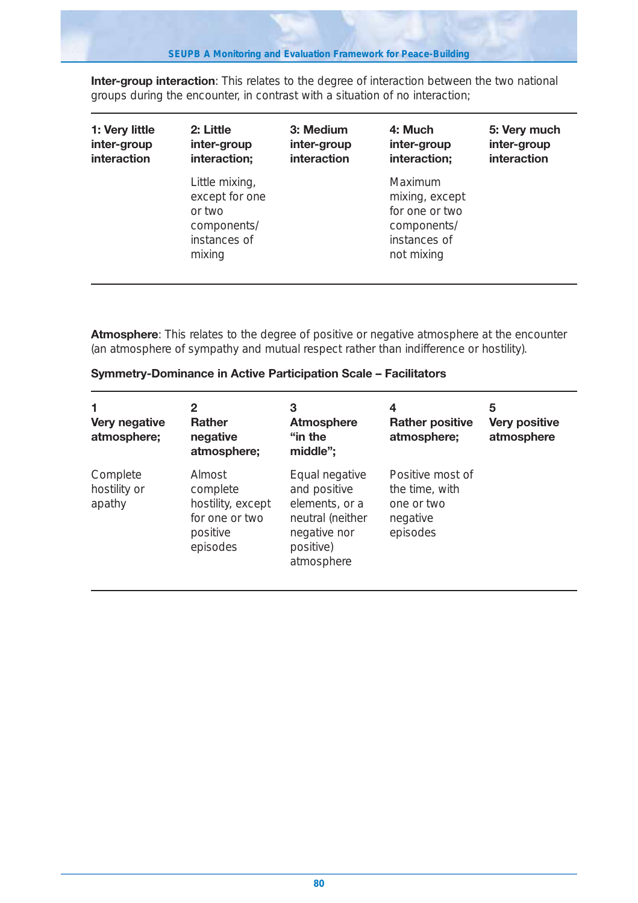**Inter-group interaction**: This relates to the degree of interaction between the two national groups during the encounter, in contrast with a situation of no interaction;

| 1: Very little inter-group interaction | 2: Little inter-group interaction; | 3: Medium inter-group interaction | 4: Much inter-group interaction; | 5: Very much inter-group interaction |
|---|---|---|---|---|
| | Little mixing, except for one or two components/ instances of mixing | | Maximum mixing, except for one or two components/ instances of not mixing | |

**Atmosphere**: This relates to the degree of positive or negative atmosphere at the encounter (an atmosphere of sympathy and mutual respect rather than indifference or hostility).

**Symmetry-Dominance in Active Participation Scale – Facilitators**

| 1 Very negative atmosphere; | 2 Rather negative atmosphere; | 3 Atmosphere "in the middle"; | 4 Rather positive atmosphere; | 5 Very positive atmosphere |
|---|---|---|---|---|
| Complete hostility or apathy | Almost complete hostility, except for one or two positive episodes | Equal negative and positive elements, or a neutral (neither negative nor positive) atmosphere | Positive most of the time, with one or two negative episodes | |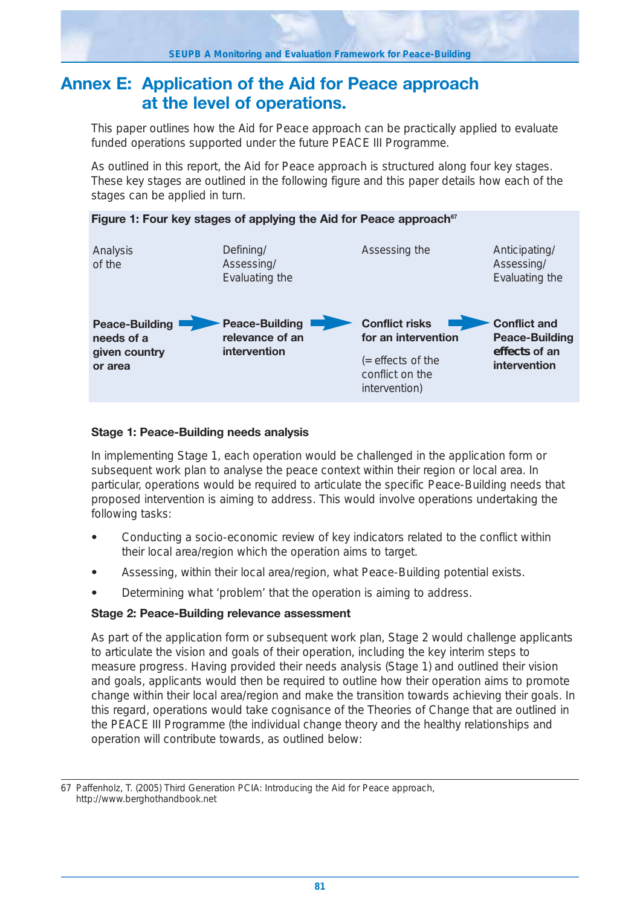# Annex E: Application of the Aid for Peace approach at the level of operations.

This paper outlines how the Aid for Peace approach can be practically applied to evaluate funded operations supported under the future PEACE III Programme.

As outlined in this report, the Aid for Peace approach is structured along four key stages. These key stages are outlined in the following figure and this paper details how each of the stages can be applied in turn.

**Figure 1: Four key stages of applying the Aid for Peace approach**[67]

| Analysis of the | Defining/ Assessing/ Evaluating the | Assessing the | Anticipating/ Assessing/ Evaluating the |
|---|---|---|---|
| **Peace-Building needs of a given country or area** → | **Peace-Building relevance of an intervention** → | **Conflict risks for an intervention** (= effects of the conflict on the intervention) → | **Conflict and Peace-Building effects of an intervention** |

**Stage 1: Peace-Building needs analysis**

In implementing Stage 1, each operation would be challenged in the application form or subsequent work plan to analyse the peace context within their region or local area. In particular, operations would be required to articulate the specific Peace-Building needs that proposed intervention is aiming to address. This would involve operations undertaking the following tasks:

- Conducting a socio-economic review of key indicators related to the conflict within their local area/region which the operation aims to target.
- Assessing, within their local area/region, what Peace-Building potential exists.
- Determining what 'problem' that the operation is aiming to address.

**Stage 2: Peace-Building relevance assessment**

As part of the application form or subsequent work plan, Stage 2 would challenge applicants to articulate the vision and goals of their operation, including the key interim steps to measure progress. Having provided their needs analysis (Stage 1) and outlined their vision and goals, applicants would then be required to outline how their operation aims to promote change within their local area/region and make the transition towards achieving their goals. In this regard, operations would take cognisance of the Theories of Change that are outlined in the PEACE III Programme (the individual change theory and the healthy relationships and operation will contribute towards, as outlined below:

67 Paffenholz, T. (2005) Third Generation PCIA: Introducing the Aid for Peace approach, http://www.berghothandbook.net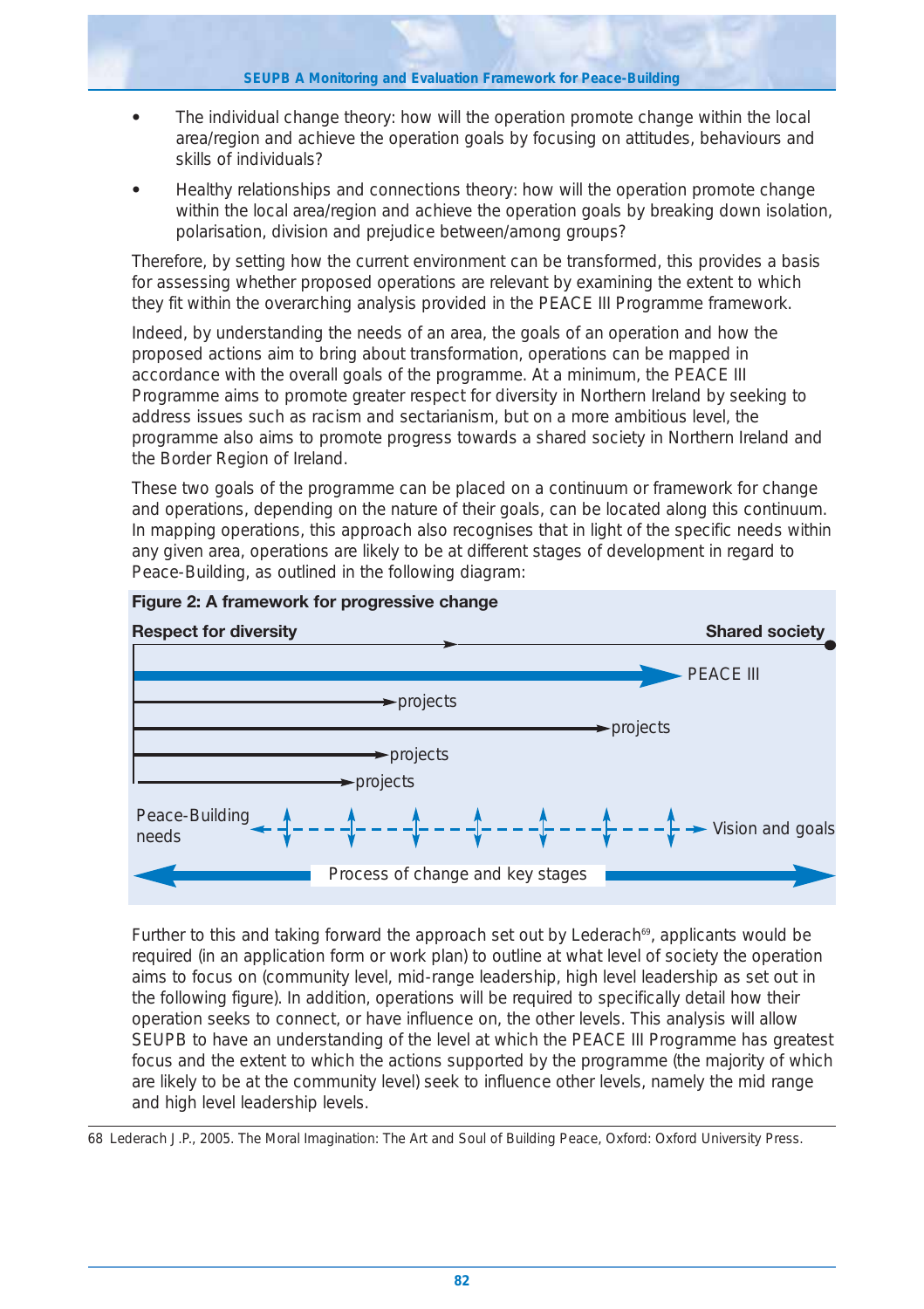- The individual change theory: how will the operation promote change within the local area/region and achieve the operation goals by focusing on attitudes, behaviours and skills of individuals?
- Healthy relationships and connections theory: how will the operation promote change within the local area/region and achieve the operation goals by breaking down isolation, polarisation, division and prejudice between/among groups?

Therefore, by setting how the current environment can be transformed, this provides a basis for assessing whether proposed operations are relevant by examining the extent to which they fit within the overarching analysis provided in the PEACE III Programme framework.

Indeed, by understanding the needs of an area, the goals of an operation and how the proposed actions aim to bring about transformation, operations can be mapped in accordance with the overall goals of the programme. At a minimum, the PEACE III Programme aims to promote greater respect for diversity in Northern Ireland by seeking to address issues such as racism and sectarianism, but on a more ambitious level, the programme also aims to promote progress towards a shared society in Northern Ireland and the Border Region of Ireland.

These two goals of the programme can be placed on a continuum or framework for change and operations, depending on the nature of their goals, can be located along this continuum. In mapping operations, this approach also recognises that in light of the specific needs within any given area, operations are likely to be at different stages of development in regard to Peace-Building, as outlined in the following diagram:

**Figure 2: A framework for progressive change**

**Respect for diversity** → **Shared society**

PEACE III

projects

projects

projects

projects

Peace-Building needs ← - - - - - - - - → Vision and goals

← Process of change and key stages →

Further to this and taking forward the approach set out by Lederach[69], applicants would be required (in an application form or work plan) to outline at what level of society the operation aims to focus on (community level, mid-range leadership, high level leadership as set out in the following figure). In addition, operations will be required to specifically detail how their operation seeks to connect, or have influence on, the other levels. This analysis will allow SEUPB to have an understanding of the level at which the PEACE III Programme has greatest focus and the extent to which the actions supported by the programme (the majority of which are likely to be at the community level) seek to influence other levels, namely the mid range and high level leadership levels.

68 Lederach J.P., 2005. The Moral Imagination: The Art and Soul of Building Peace, Oxford: Oxford University Press.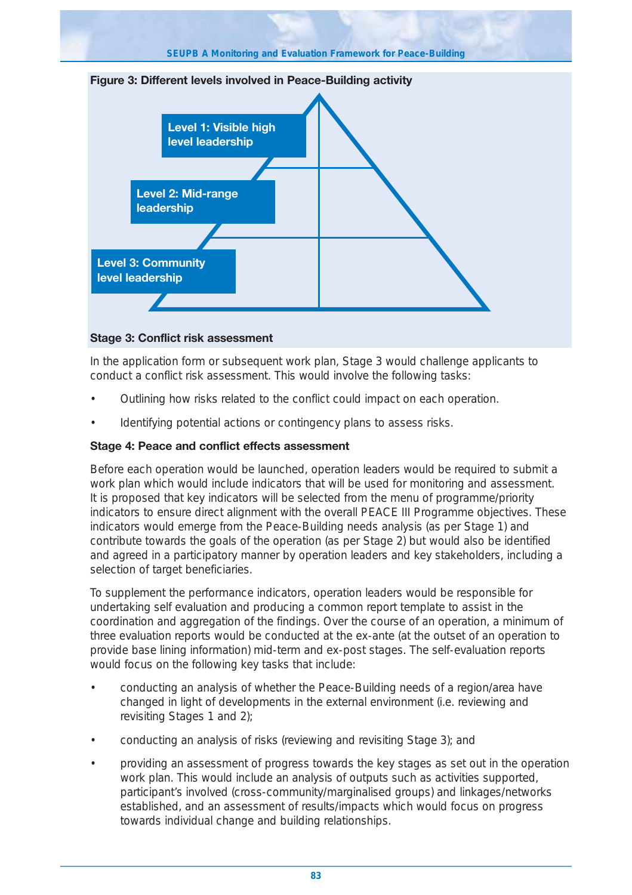**Figure 3: Different levels involved in Peace-Building activity**

Level 1: Visible high level leadership

Level 2: Mid-range leadership

Level 3: Community level leadership

**Stage 3: Conflict risk assessment**

In the application form or subsequent work plan, Stage 3 would challenge applicants to conduct a conflict risk assessment. This would involve the following tasks:

- Outlining how risks related to the conflict could impact on each operation.
- Identifying potential actions or contingency plans to assess risks.

**Stage 4: Peace and conflict effects assessment**

Before each operation would be launched, operation leaders would be required to submit a work plan which would include indicators that will be used for monitoring and assessment. It is proposed that key indicators will be selected from the menu of programme/priority indicators to ensure direct alignment with the overall PEACE III Programme objectives. These indicators would emerge from the Peace-Building needs analysis (as per Stage 1) and contribute towards the goals of the operation (as per Stage 2) but would also be identified and agreed in a participatory manner by operation leaders and key stakeholders, including a selection of target beneficiaries.

To supplement the performance indicators, operation leaders would be responsible for undertaking self evaluation and producing a common report template to assist in the coordination and aggregation of the findings. Over the course of an operation, a minimum of three evaluation reports would be conducted at the ex-ante (at the outset of an operation to provide base lining information) mid-term and ex-post stages. The self-evaluation reports would focus on the following key tasks that include:

- conducting an analysis of whether the Peace-Building needs of a region/area have changed in light of developments in the external environment (i.e. reviewing and revisiting Stages 1 and 2);
- conducting an analysis of risks (reviewing and revisiting Stage 3); and
- providing an assessment of progress towards the key stages as set out in the operation work plan. This would include an analysis of outputs such as activities supported, participant's involved (cross-community/marginalised groups) and linkages/networks established, and an assessment of results/impacts which would focus on progress towards individual change and building relationships.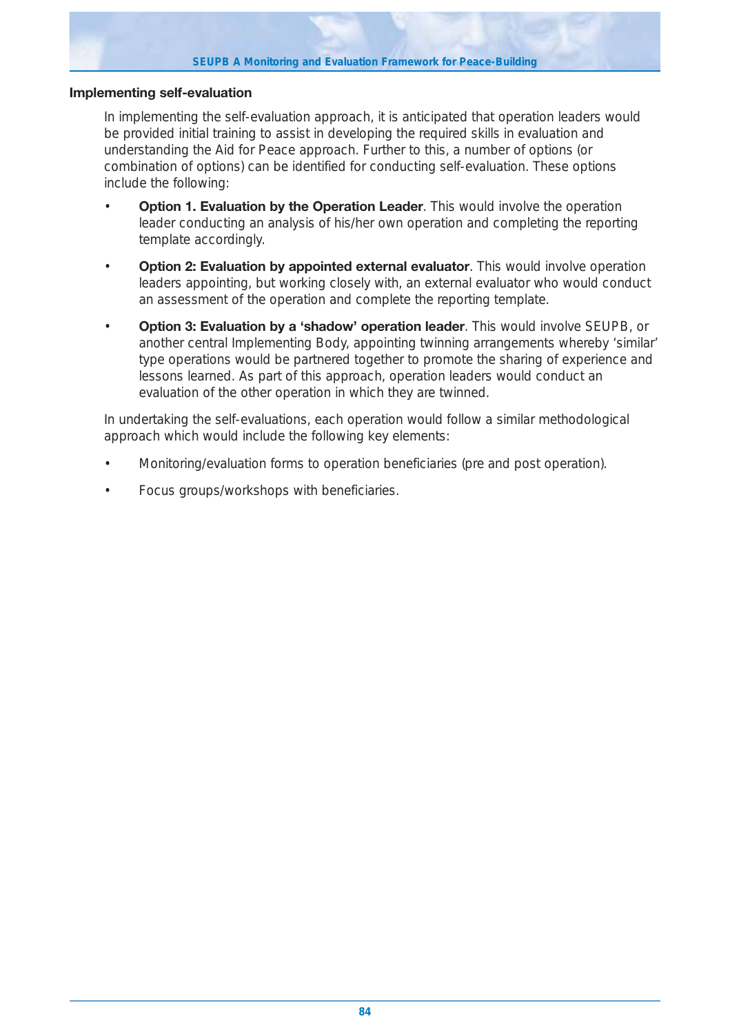### Implementing self-evaluation

In implementing the self-evaluation approach, it is anticipated that operation leaders would be provided initial training to assist in developing the required skills in evaluation and understanding the Aid for Peace approach. Further to this, a number of options (or combination of options) can be identified for conducting self-evaluation. These options include the following:

- **Option 1. Evaluation by the Operation Leader**. This would involve the operation leader conducting an analysis of his/her own operation and completing the reporting template accordingly.
- **Option 2: Evaluation by appointed external evaluator**. This would involve operation leaders appointing, but working closely with, an external evaluator who would conduct an assessment of the operation and complete the reporting template.
- **Option 3: Evaluation by a 'shadow' operation leader**. This would involve SEUPB, or another central Implementing Body, appointing twinning arrangements whereby 'similar' type operations would be partnered together to promote the sharing of experience and lessons learned. As part of this approach, operation leaders would conduct an evaluation of the other operation in which they are twinned.

In undertaking the self-evaluations, each operation would follow a similar methodological approach which would include the following key elements:

- Monitoring/evaluation forms to operation beneficiaries (pre and post operation).
- Focus groups/workshops with beneficiaries.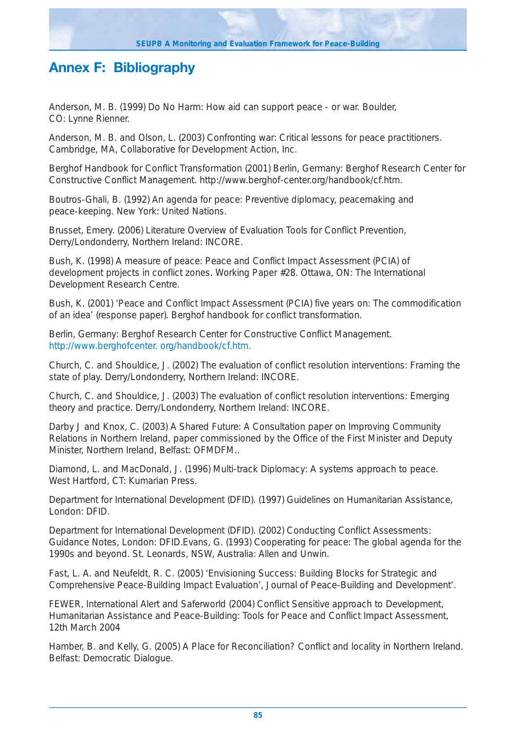# Annex F: Bibliography

Anderson, M. B. (1999) Do No Harm: How aid can support peace - or war. Boulder, CO: Lynne Rienner.

Anderson, M. B. and Olson, L. (2003) Confronting war: Critical lessons for peace practitioners. Cambridge, MA, Collaborative for Development Action, Inc.

Berghof Handbook for Conflict Transformation (2001) Berlin, Germany: Berghof Research Center for Constructive Conflict Management. http://www.berghof-center.org/handbook/cf.htm.

Boutros-Ghali, B. (1992) An agenda for peace: Preventive diplomacy, peacemaking and peace-keeping. New York: United Nations.

Brusset, Emery. (2006) Literature Overview of Evaluation Tools for Conflict Prevention, Derry/Londonderry, Northern Ireland: INCORE.

Bush, K. (1998) A measure of peace: Peace and Conflict Impact Assessment (PCIA) of development projects in conflict zones. Working Paper #28. Ottawa, ON: The International Development Research Centre.

Bush, K. (2001) 'Peace and Conflict Impact Assessment (PCIA) five years on: The commodification of an idea' (response paper). Berghof handbook for conflict transformation.

Berlin, Germany: Berghof Research Center for Constructive Conflict Management. http://www.berghofcenter. org/handbook/cf.htm.

Church, C. and Shouldice, J. (2002) The evaluation of conflict resolution interventions: Framing the state of play. Derry/Londonderry, Northern Ireland: INCORE.

Church, C. and Shouldice, J. (2003) The evaluation of conflict resolution interventions: Emerging theory and practice. Derry/Londonderry, Northern Ireland: INCORE.

Darby J and Knox, C. (2003) A Shared Future: A Consultation paper on Improving Community Relations in Northern Ireland, paper commissioned by the Office of the First Minister and Deputy Minister, Northern Ireland, Belfast: OFMDFM..

Diamond, L. and MacDonald, J. (1996) Multi-track Diplomacy: A systems approach to peace. West Hartford, CT: Kumarian Press.

Department for International Development (DFID). (1997) Guidelines on Humanitarian Assistance, London: DFID.

Department for International Development (DFID). (2002) Conducting Conflict Assessments: Guidance Notes, London: DFID.Evans, G. (1993) Cooperating for peace: The global agenda for the 1990s and beyond. St. Leonards, NSW, Australia: Allen and Unwin.

Fast, L. A. and Neufeldt, R. C. (2005) 'Envisioning Success: Building Blocks for Strategic and Comprehensive Peace-Building Impact Evaluation', Journal of Peace-Building and Development'.

FEWER, International Alert and Saferworld (2004) Conflict Sensitive approach to Development, Humanitarian Assistance and Peace-Building: Tools for Peace and Conflict Impact Assessment, 12th March 2004

Hamber, B. and Kelly, G. (2005) A Place for Reconciliation? Conflict and locality in Northern Ireland. Belfast: Democratic Dialogue.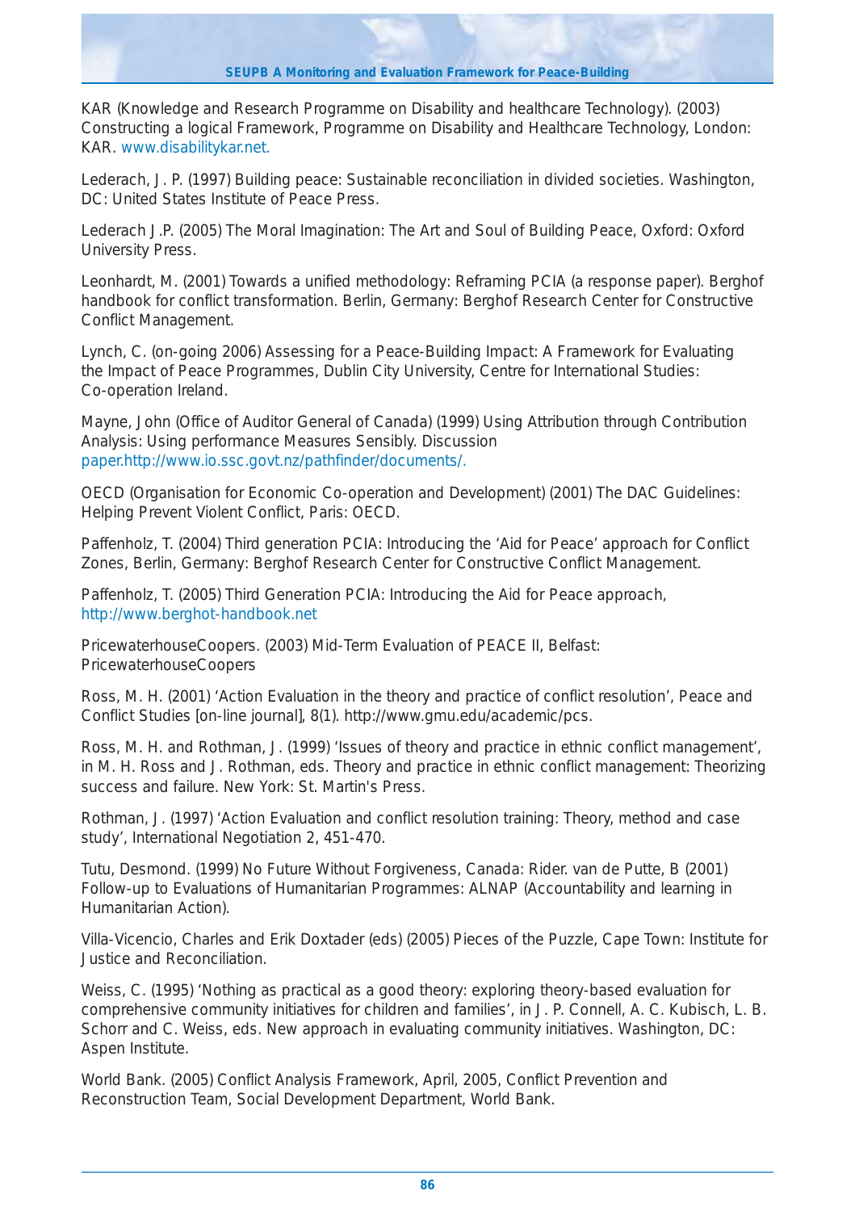KAR (Knowledge and Research Programme on Disability and healthcare Technology). (2003) Constructing a logical Framework, Programme on Disability and Healthcare Technology, London: KAR. www.disabilitykar.net.

Lederach, J. P. (1997) Building peace: Sustainable reconciliation in divided societies. Washington, DC: United States Institute of Peace Press.

Lederach J.P. (2005) The Moral Imagination: The Art and Soul of Building Peace, Oxford: Oxford University Press.

Leonhardt, M. (2001) Towards a unified methodology: Reframing PCIA (a response paper). Berghof handbook for conflict transformation. Berlin, Germany: Berghof Research Center for Constructive Conflict Management.

Lynch, C. (on-going 2006) Assessing for a Peace-Building Impact: A Framework for Evaluating the Impact of Peace Programmes, Dublin City University, Centre for International Studies: Co-operation Ireland.

Mayne, John (Office of Auditor General of Canada) (1999) Using Attribution through Contribution Analysis: Using performance Measures Sensibly. Discussion paper.http://www.io.ssc.govt.nz/pathfinder/documents/.

OECD (Organisation for Economic Co-operation and Development) (2001) The DAC Guidelines: Helping Prevent Violent Conflict, Paris: OECD.

Paffenholz, T. (2004) Third generation PCIA: Introducing the 'Aid for Peace' approach for Conflict Zones, Berlin, Germany: Berghof Research Center for Constructive Conflict Management.

Paffenholz, T. (2005) Third Generation PCIA: Introducing the Aid for Peace approach, http://www.berghot-handbook.net

PricewaterhouseCoopers. (2003) Mid-Term Evaluation of PEACE II, Belfast: PricewaterhouseCoopers

Ross, M. H. (2001) 'Action Evaluation in the theory and practice of conflict resolution', Peace and Conflict Studies [on-line journal], 8(1). http://www.gmu.edu/academic/pcs.

Ross, M. H. and Rothman, J. (1999) 'Issues of theory and practice in ethnic conflict management', in M. H. Ross and J. Rothman, eds. Theory and practice in ethnic conflict management: Theorizing success and failure. New York: St. Martin's Press.

Rothman, J. (1997) 'Action Evaluation and conflict resolution training: Theory, method and case study', International Negotiation 2, 451-470.

Tutu, Desmond. (1999) No Future Without Forgiveness, Canada: Rider. van de Putte, B (2001) Follow-up to Evaluations of Humanitarian Programmes: ALNAP (Accountability and learning in Humanitarian Action).

Villa-Vicencio, Charles and Erik Doxtader (eds) (2005) Pieces of the Puzzle, Cape Town: Institute for Justice and Reconciliation.

Weiss, C. (1995) 'Nothing as practical as a good theory: exploring theory-based evaluation for comprehensive community initiatives for children and families', in J. P. Connell, A. C. Kubisch, L. B. Schorr and C. Weiss, eds. New approach in evaluating community initiatives. Washington, DC: Aspen Institute.

World Bank. (2005) Conflict Analysis Framework, April, 2005, Conflict Prevention and Reconstruction Team, Social Development Department, World Bank.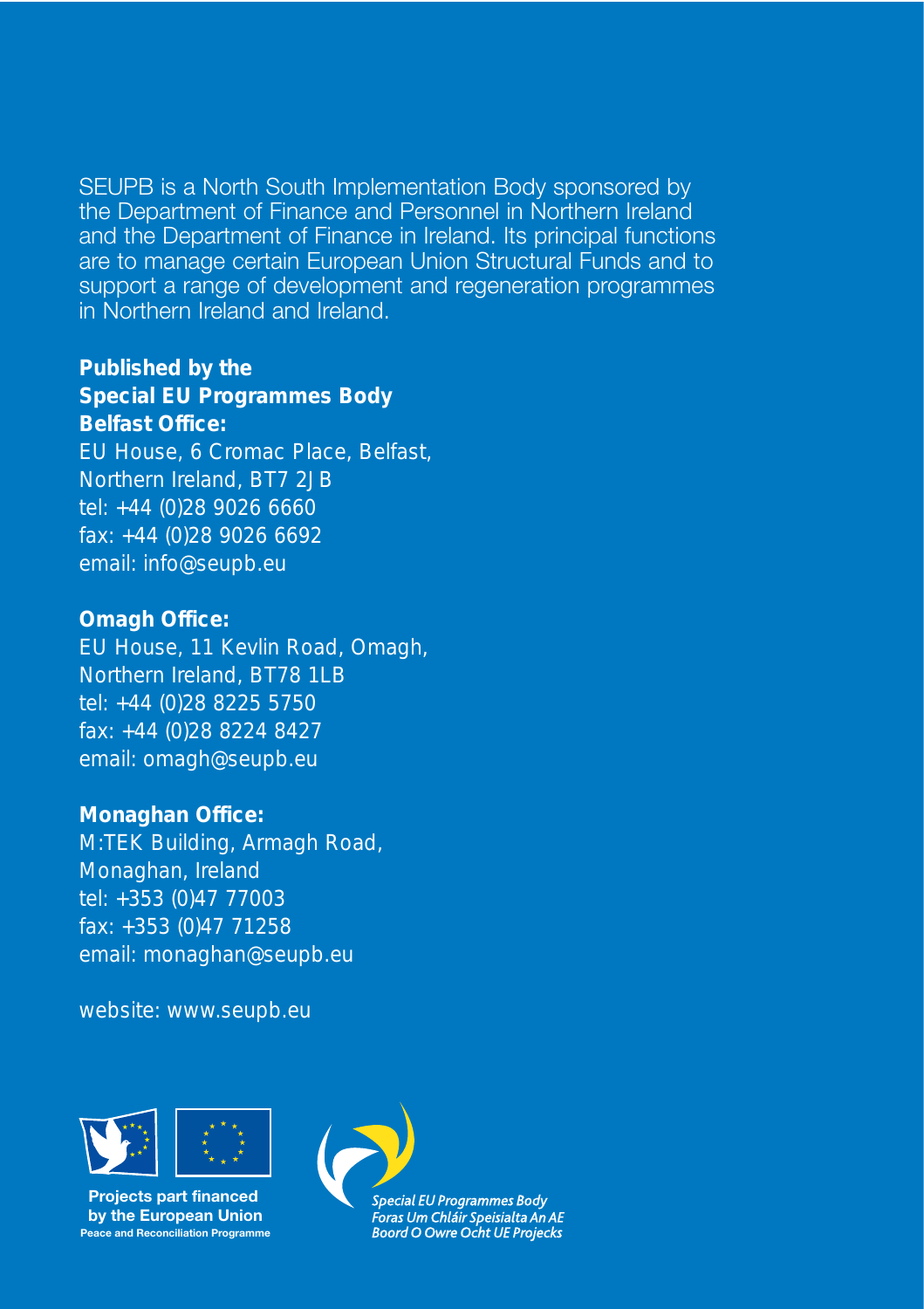SEUPB is a North South Implementation Body sponsored by the Department of Finance and Personnel in Northern Ireland and the Department of Finance in Ireland. Its principal functions are to manage certain European Union Structural Funds and to support a range of development and regeneration programmes in Northern Ireland and Ireland.

**Published by the**
**Special EU Programmes Body**
**Belfast Office:**
EU House, 6 Cromac Place, Belfast,
Northern Ireland, BT7 2JB
tel: +44 (0)28 9026 6660
fax: +44 (0)28 9026 6692
email: info@seupb.eu

**Omagh Office:**
EU House, 11 Kevlin Road, Omagh,
Northern Ireland, BT78 1LB
tel: +44 (0)28 8225 5750
fax: +44 (0)28 8224 8427
email: omagh@seupb.eu

**Monaghan Office:**
M:TEK Building, Armagh Road,
Monaghan, Ireland
tel: +353 (0)47 77003
fax: +353 (0)47 71258
email: monaghan@seupb.eu

website: www.seupb.eu

**Projects part financed by the European Union**
**Peace and Reconciliation Programme**

*Special EU Programmes Body*
*Foras Um Chláir Speisialta An AE*
*Boord O Owre Ocht UE Projecks*